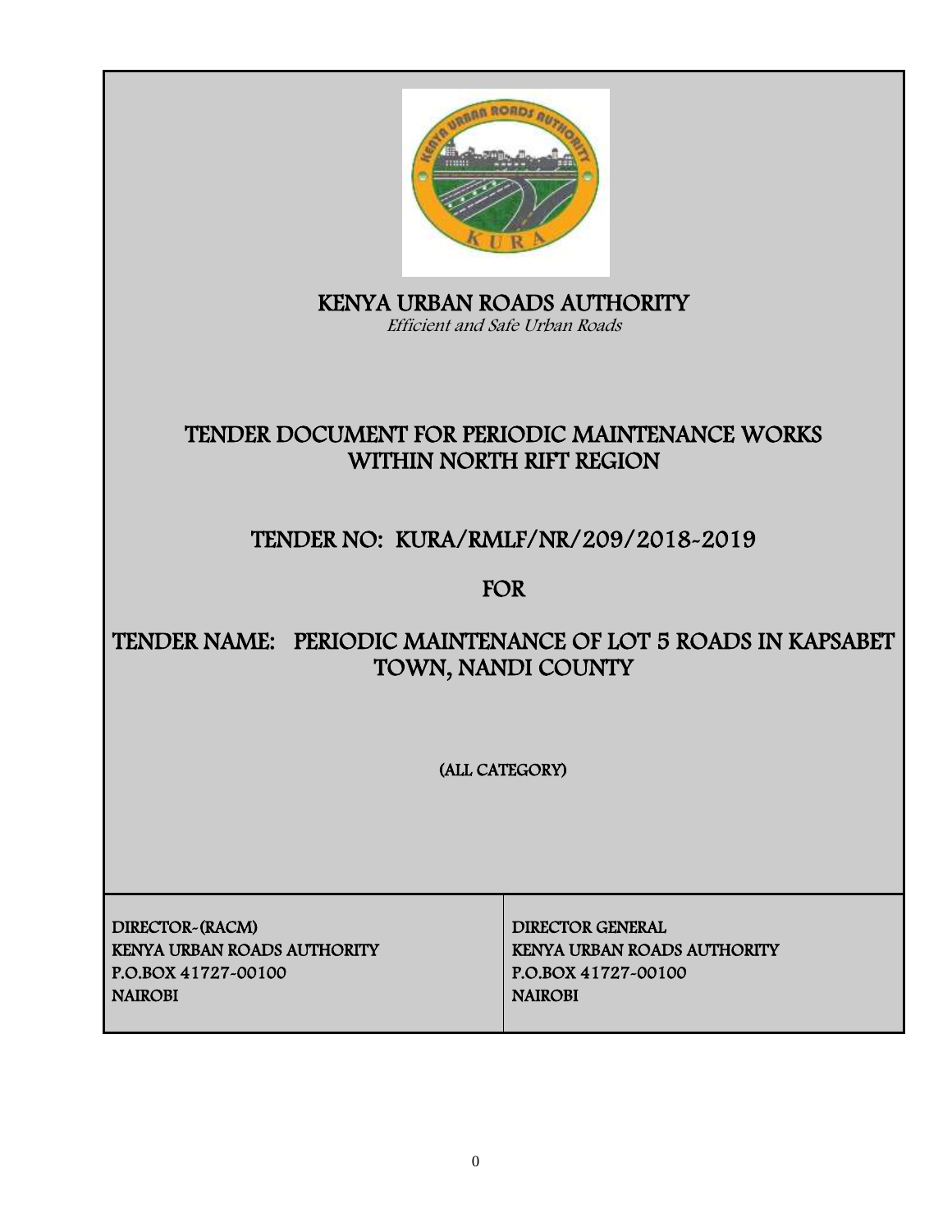# KENYA URBAN ROADS AUTHORITY

*Efficient and Safe Urban Roads*

## TENDER DOCUMENT FOR PERIODIC MAINTENANCE WORKS WITHIN NORTH RIFT REGION

## TENDER NO: KURA/RMLF/NR/209/2018-2019

## FOR

## TENDER NAME: PERIODIC MAINTENANCE OF LOT 5 ROADS IN KAPSABET TOWN, NANDI COUNTY

(ALL CATEGORY)

| DIRECTOR-(RACM)<br>KENYA URBAN ROADS AUTHORITY<br>P.O.BOX 41727-00100<br>NAIROBI | DIRECTOR GENERAL<br>KENYA URBAN ROADS AUTHORITY<br>P.O.BOX 41727-00100<br>NAIROBI |
| --- | --- |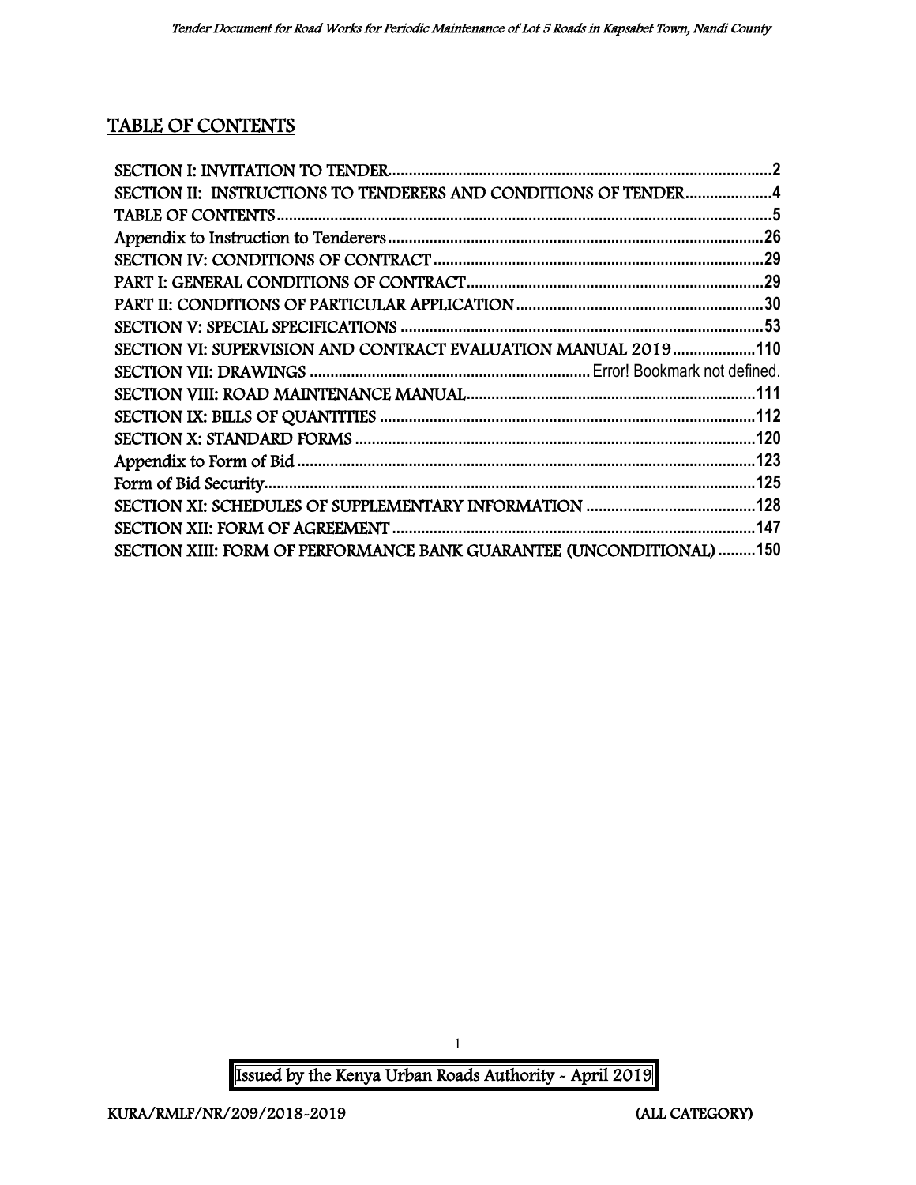# TABLE OF CONTENTS

SECTION I: INVITATION TO TENDER............................................................................................2
SECTION II: INSTRUCTIONS TO TENDERERS AND CONDITIONS OF TENDER.....................4
TABLE OF CONTENTS........................................................................................................................5
Appendix to Instruction to Tenderers..........................................................................................26
SECTION IV: CONDITIONS OF CONTRACT...............................................................................29
PART I: GENERAL CONDITIONS OF CONTRACT.......................................................................29
PART II: CONDITIONS OF PARTICULAR APPLICATION............................................................30
SECTION V: SPECIAL SPECIFICATIONS.......................................................................................53
SECTION VI: SUPERVISION AND CONTRACT EVALUATION MANUAL 2019....................110
SECTION VII: DRAWINGS ................................................................... Error! Bookmark not defined.
SECTION VIII: ROAD MAINTENANCE MANUAL.....................................................................111
SECTION IX: BILLS OF QUANTITIES ..........................................................................................112
SECTION X: STANDARD FORMS ................................................................................................120
Appendix to Form of Bid .............................................................................................................123
Form of Bid Security......................................................................................................................125
SECTION XI: SCHEDULES OF SUPPLEMENTARY INFORMATION .........................................128
SECTION XII: FORM OF AGREEMENT.......................................................................................147
SECTION XIII: FORM OF PERFORMANCE BANK GUARANTEE (UNCONDITIONAL).........150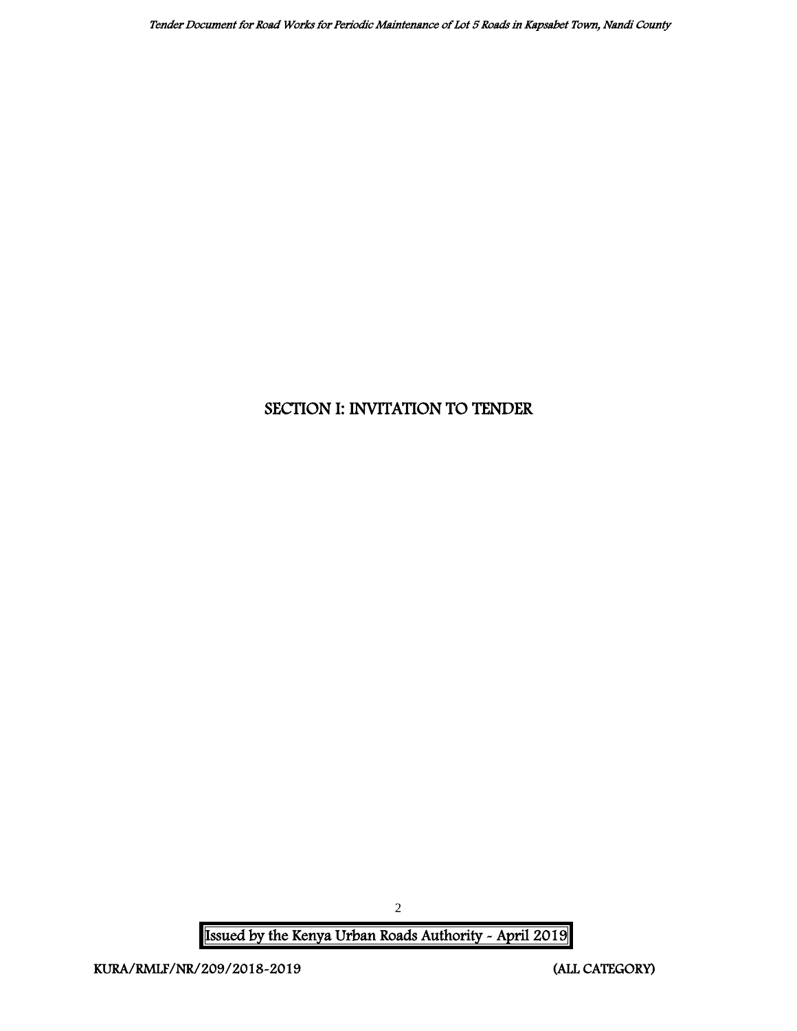# SECTION I: INVITATION TO TENDER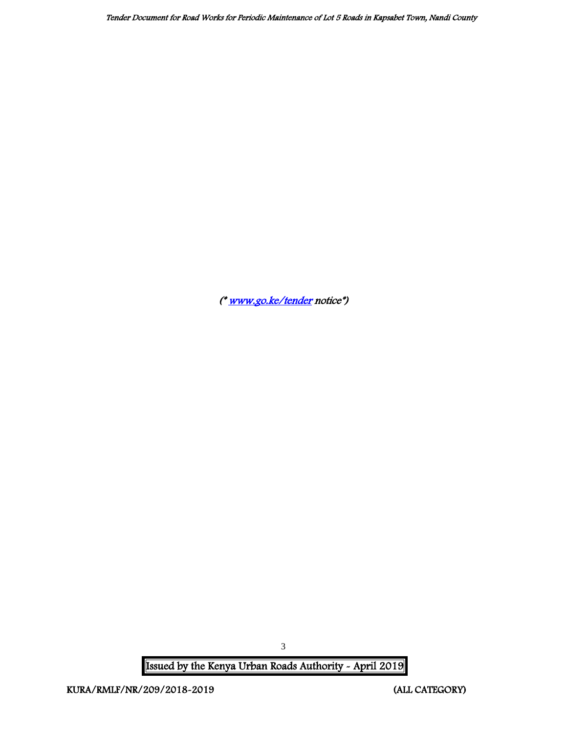*(* [www.go.ke/tender](www.go.ke/tender) notice*)*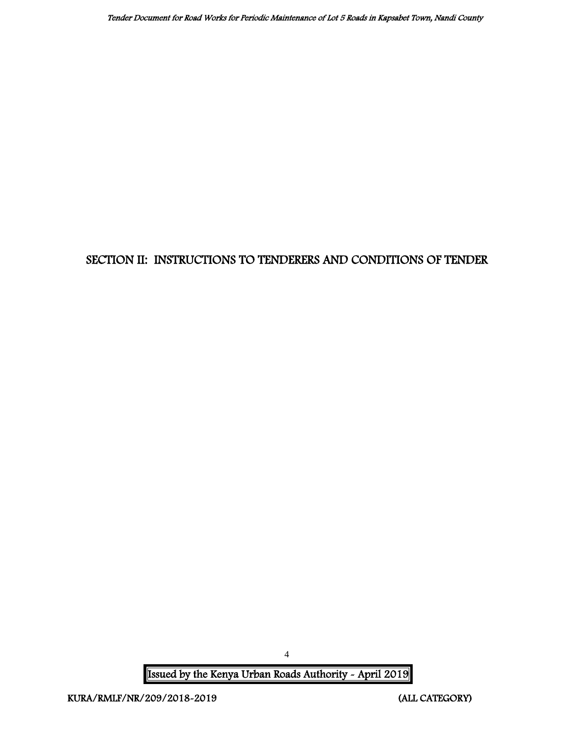# SECTION II: INSTRUCTIONS TO TENDERERS AND CONDITIONS OF TENDER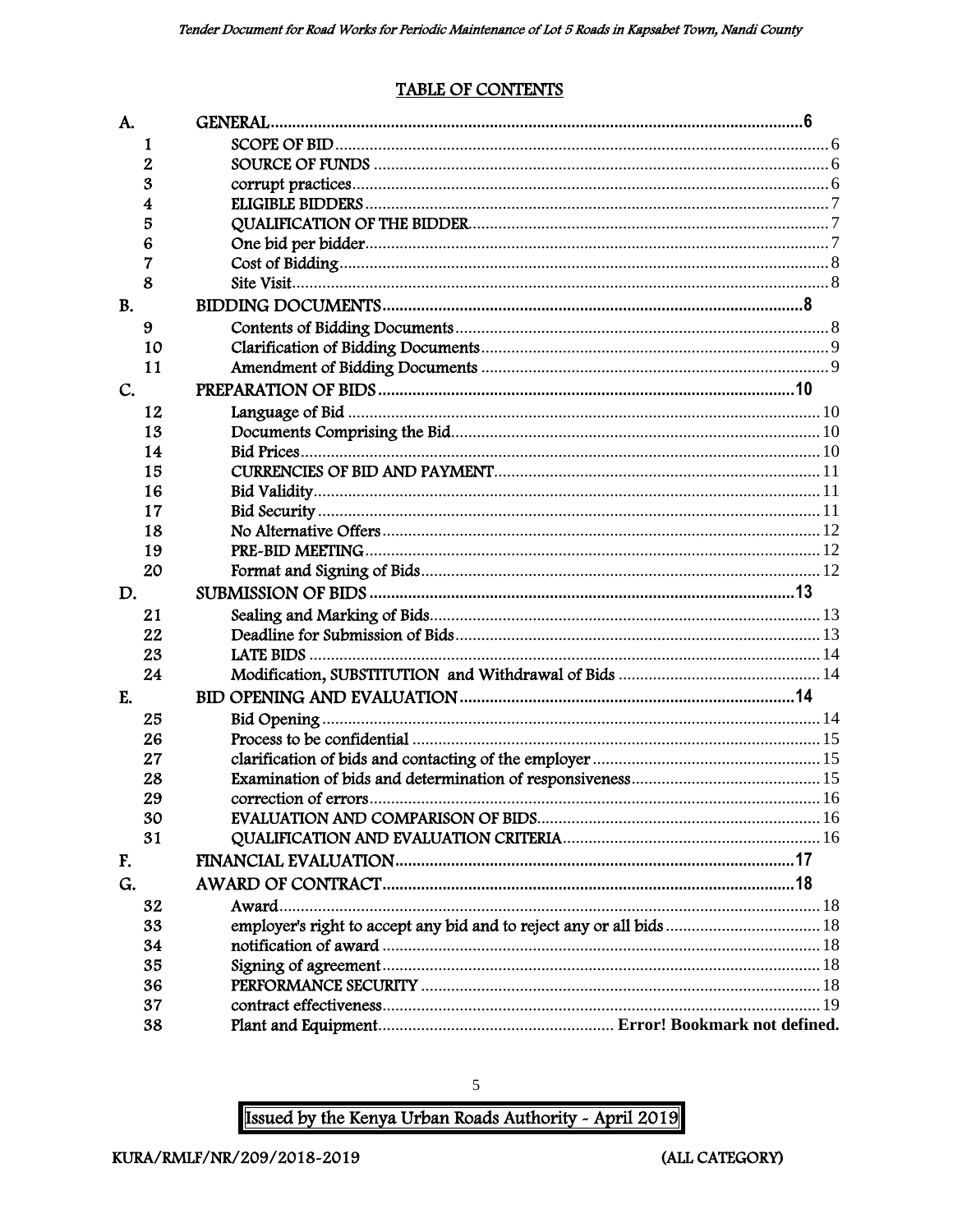## TABLE OF CONTENTS

| | | |
|---|---|---|
| **A.** | **GENERAL** | **6** |
| 1 | SCOPE OF BID | 6 |
| 2 | SOURCE OF FUNDS | 6 |
| 3 | corrupt practices | 6 |
| 4 | ELIGIBLE BIDDERS | 7 |
| 5 | QUALIFICATION OF THE BIDDER | 7 |
| 6 | One bid per bidder | 7 |
| 7 | Cost of Bidding | 8 |
| 8 | Site Visit | 8 |
| **B.** | **BIDDING DOCUMENTS** | **8** |
| 9 | Contents of Bidding Documents | 8 |
| 10 | Clarification of Bidding Documents | 9 |
| 11 | Amendment of Bidding Documents | 9 |
| **C.** | **PREPARATION OF BIDS** | **10** |
| 12 | Language of Bid | 10 |
| 13 | Documents Comprising the Bid | 10 |
| 14 | Bid Prices | 10 |
| 15 | CURRENCIES OF BID AND PAYMENT | 11 |
| 16 | Bid Validity | 11 |
| 17 | Bid Security | 11 |
| 18 | No Alternative Offers | 12 |
| 19 | PRE-BID MEETING | 12 |
| 20 | Format and Signing of Bids | 12 |
| **D.** | **SUBMISSION OF BIDS** | **13** |
| 21 | Sealing and Marking of Bids | 13 |
| 22 | Deadline for Submission of Bids | 13 |
| 23 | LATE BIDS | 14 |
| 24 | Modification, SUBSTITUTION and Withdrawal of Bids | 14 |
| **E.** | **BID OPENING AND EVALUATION** | **14** |
| 25 | Bid Opening | 14 |
| 26 | Process to be confidential | 15 |
| 27 | clarification of bids and contacting of the employer | 15 |
| 28 | Examination of bids and determination of responsiveness | 15 |
| 29 | correction of errors | 16 |
| 30 | EVALUATION AND COMPARISON OF BIDS | 16 |
| 31 | QUALIFICATION AND EVALUATION CRITERIA | 16 |
| **F.** | **FINANCIAL EVALUATION** | **17** |
| **G.** | **AWARD OF CONTRACT** | **18** |
| 32 | Award | 18 |
| 33 | employer's right to accept any bid and to reject any or all bids | 18 |
| 34 | notification of award | 18 |
| 35 | Signing of agreement | 18 |
| 36 | PERFORMANCE SECURITY | 18 |
| 37 | contract effectiveness | 19 |
| 38 | Plant and Equipment | **Error! Bookmark not defined.** |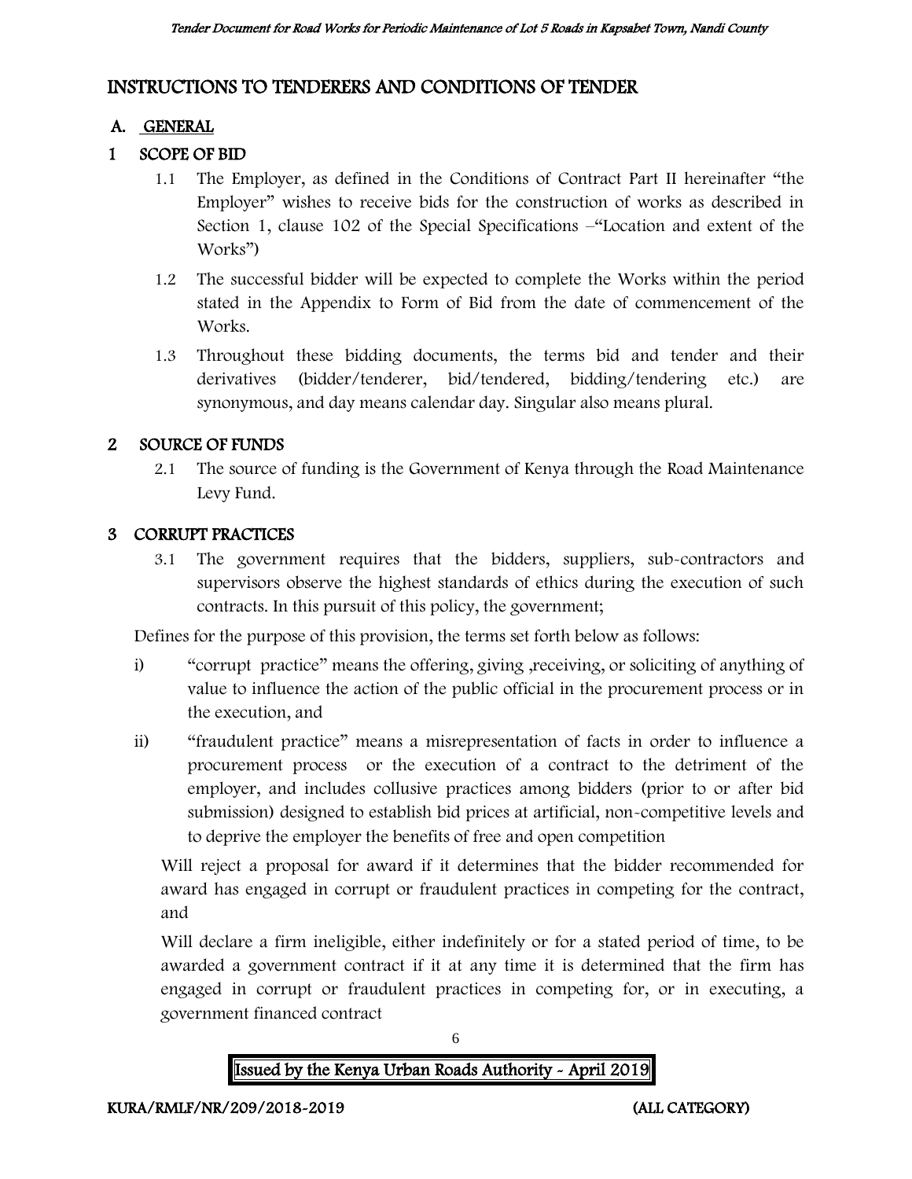# INSTRUCTIONS TO TENDERERS AND CONDITIONS OF TENDER

## A. GENERAL

### 1 SCOPE OF BID

1.1 The Employer, as defined in the Conditions of Contract Part II hereinafter "the Employer" wishes to receive bids for the construction of works as described in Section 1, clause 102 of the Special Specifications –"Location and extent of the Works")

1.2 The successful bidder will be expected to complete the Works within the period stated in the Appendix to Form of Bid from the date of commencement of the Works.

1.3 Throughout these bidding documents, the terms bid and tender and their derivatives (bidder/tenderer, bid/tendered, bidding/tendering etc.) are synonymous, and day means calendar day. Singular also means plural.

### 2 SOURCE OF FUNDS

2.1 The source of funding is the Government of Kenya through the Road Maintenance Levy Fund.

### 3 CORRUPT PRACTICES

3.1 The government requires that the bidders, suppliers, sub-contractors and supervisors observe the highest standards of ethics during the execution of such contracts. In this pursuit of this policy, the government;

Defines for the purpose of this provision, the terms set forth below as follows:

i) "corrupt practice" means the offering, giving ,receiving, or soliciting of anything of value to influence the action of the public official in the procurement process or in the execution, and

ii) "fraudulent practice" means a misrepresentation of facts in order to influence a procurement process or the execution of a contract to the detriment of the employer, and includes collusive practices among bidders (prior to or after bid submission) designed to establish bid prices at artificial, non-competitive levels and to deprive the employer the benefits of free and open competition

Will reject a proposal for award if it determines that the bidder recommended for award has engaged in corrupt or fraudulent practices in competing for the contract, and

Will declare a firm ineligible, either indefinitely or for a stated period of time, to be awarded a government contract if it at any time it is determined that the firm has engaged in corrupt or fraudulent practices in competing for, or in executing, a government financed contract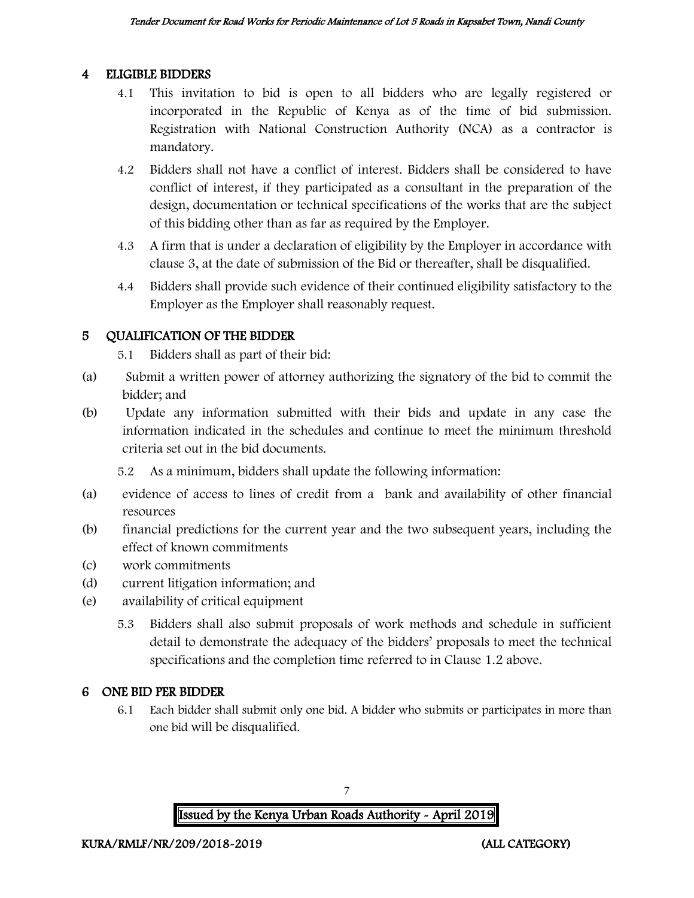## 4 ELIGIBLE BIDDERS

4.1 This invitation to bid is open to all bidders who are legally registered or incorporated in the Republic of Kenya as of the time of bid submission. Registration with National Construction Authority (NCA) as a contractor is mandatory.

4.2 Bidders shall not have a conflict of interest. Bidders shall be considered to have conflict of interest, if they participated as a consultant in the preparation of the design, documentation or technical specifications of the works that are the subject of this bidding other than as far as required by the Employer.

4.3 A firm that is under a declaration of eligibility by the Employer in accordance with clause 3, at the date of submission of the Bid or thereafter, shall be disqualified.

4.4 Bidders shall provide such evidence of their continued eligibility satisfactory to the Employer as the Employer shall reasonably request.

## 5 QUALIFICATION OF THE BIDDER

5.1 Bidders shall as part of their bid:

(a) Submit a written power of attorney authorizing the signatory of the bid to commit the bidder; and

(b) Update any information submitted with their bids and update in any case the information indicated in the schedules and continue to meet the minimum threshold criteria set out in the bid documents.

5.2 As a minimum, bidders shall update the following information:

(a) evidence of access to lines of credit from a bank and availability of other financial resources

(b) financial predictions for the current year and the two subsequent years, including the effect of known commitments

(c) work commitments

(d) current litigation information; and

(e) availability of critical equipment

5.3 Bidders shall also submit proposals of work methods and schedule in sufficient detail to demonstrate the adequacy of the bidders' proposals to meet the technical specifications and the completion time referred to in Clause 1.2 above.

## 6 ONE BID PER BIDDER

6.1 Each bidder shall submit only one bid. A bidder who submits or participates in more than one bid will be disqualified.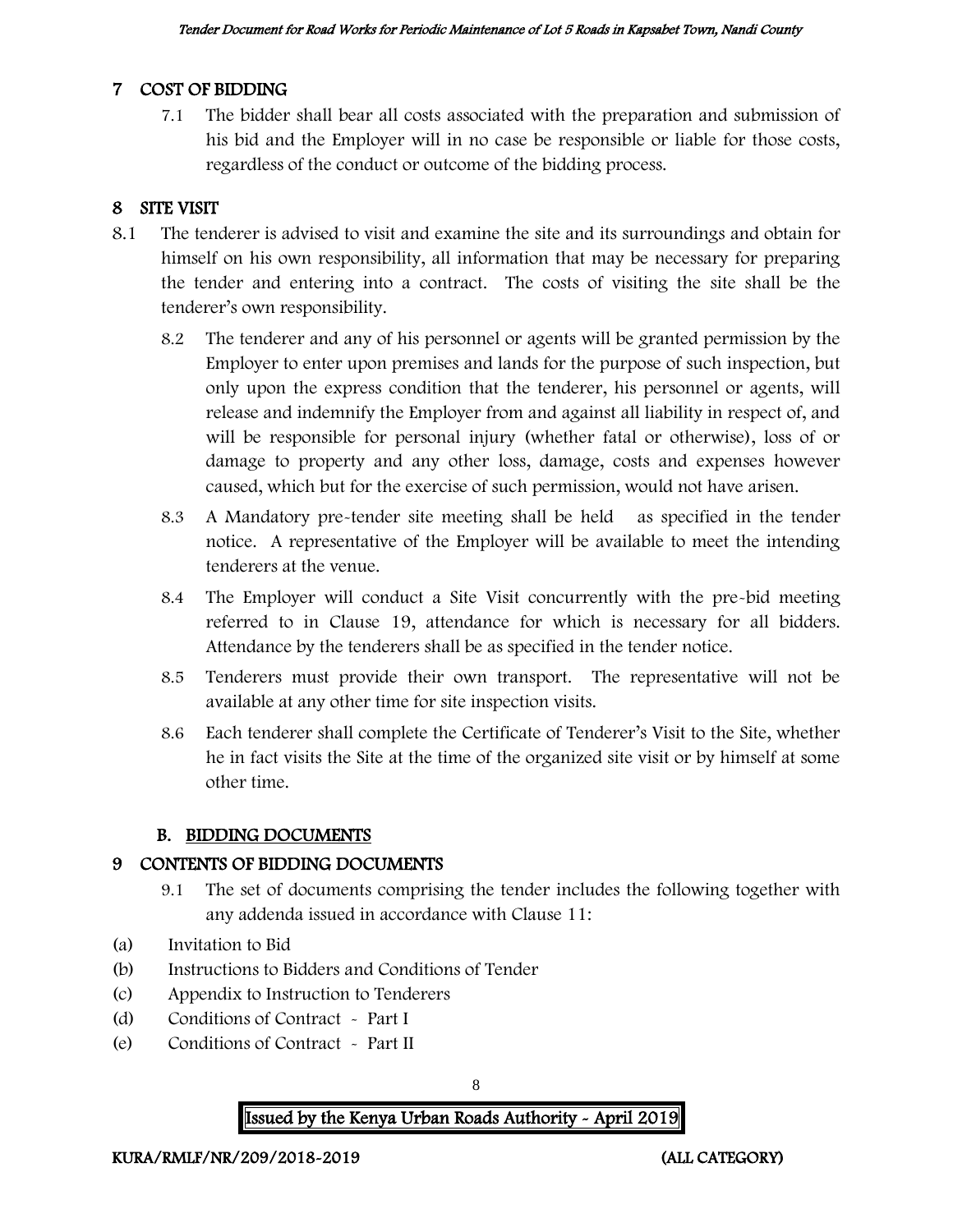## 7 COST OF BIDDING

7.1 The bidder shall bear all costs associated with the preparation and submission of his bid and the Employer will in no case be responsible or liable for those costs, regardless of the conduct or outcome of the bidding process.

## 8 SITE VISIT

8.1 The tenderer is advised to visit and examine the site and its surroundings and obtain for himself on his own responsibility, all information that may be necessary for preparing the tender and entering into a contract. The costs of visiting the site shall be the tenderer's own responsibility.

8.2 The tenderer and any of his personnel or agents will be granted permission by the Employer to enter upon premises and lands for the purpose of such inspection, but only upon the express condition that the tenderer, his personnel or agents, will release and indemnify the Employer from and against all liability in respect of, and will be responsible for personal injury (whether fatal or otherwise), loss of or damage to property and any other loss, damage, costs and expenses however caused, which but for the exercise of such permission, would not have arisen.

8.3 A Mandatory pre-tender site meeting shall be held as specified in the tender notice. A representative of the Employer will be available to meet the intending tenderers at the venue.

8.4 The Employer will conduct a Site Visit concurrently with the pre-bid meeting referred to in Clause 19, attendance for which is necessary for all bidders. Attendance by the tenderers shall be as specified in the tender notice.

8.5 Tenderers must provide their own transport. The representative will not be available at any other time for site inspection visits.

8.6 Each tenderer shall complete the Certificate of Tenderer's Visit to the Site, whether he in fact visits the Site at the time of the organized site visit or by himself at some other time.

## B. BIDDING DOCUMENTS

## 9 CONTENTS OF BIDDING DOCUMENTS

9.1 The set of documents comprising the tender includes the following together with any addenda issued in accordance with Clause 11:

(a) Invitation to Bid
(b) Instructions to Bidders and Conditions of Tender
(c) Appendix to Instruction to Tenderers
(d) Conditions of Contract - Part I
(e) Conditions of Contract - Part II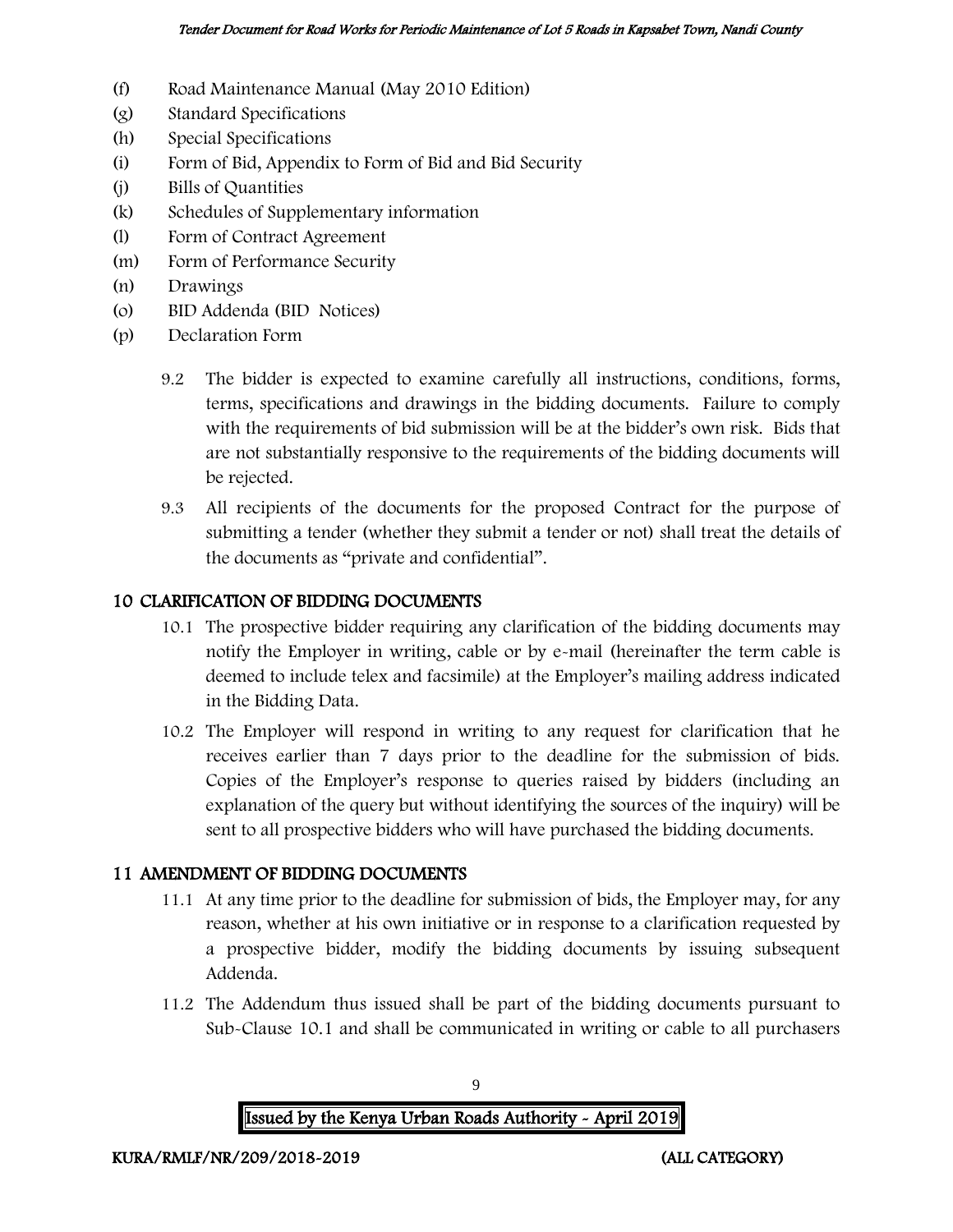(f) Road Maintenance Manual (May 2010 Edition)
(g) Standard Specifications
(h) Special Specifications
(i) Form of Bid, Appendix to Form of Bid and Bid Security
(j) Bills of Quantities
(k) Schedules of Supplementary information
(l) Form of Contract Agreement
(m) Form of Performance Security
(n) Drawings
(o) BID Addenda (BID Notices)
(p) Declaration Form

9.2 The bidder is expected to examine carefully all instructions, conditions, forms, terms, specifications and drawings in the bidding documents. Failure to comply with the requirements of bid submission will be at the bidder's own risk. Bids that are not substantially responsive to the requirements of the bidding documents will be rejected.

9.3 All recipients of the documents for the proposed Contract for the purpose of submitting a tender (whether they submit a tender or not) shall treat the details of the documents as "private and confidential".

## 10 CLARIFICATION OF BIDDING DOCUMENTS

10.1 The prospective bidder requiring any clarification of the bidding documents may notify the Employer in writing, cable or by e-mail (hereinafter the term cable is deemed to include telex and facsimile) at the Employer's mailing address indicated in the Bidding Data.

10.2 The Employer will respond in writing to any request for clarification that he receives earlier than 7 days prior to the deadline for the submission of bids. Copies of the Employer's response to queries raised by bidders (including an explanation of the query but without identifying the sources of the inquiry) will be sent to all prospective bidders who will have purchased the bidding documents.

## 11 AMENDMENT OF BIDDING DOCUMENTS

11.1 At any time prior to the deadline for submission of bids, the Employer may, for any reason, whether at his own initiative or in response to a clarification requested by a prospective bidder, modify the bidding documents by issuing subsequent Addenda.

11.2 The Addendum thus issued shall be part of the bidding documents pursuant to Sub-Clause 10.1 and shall be communicated in writing or cable to all purchasers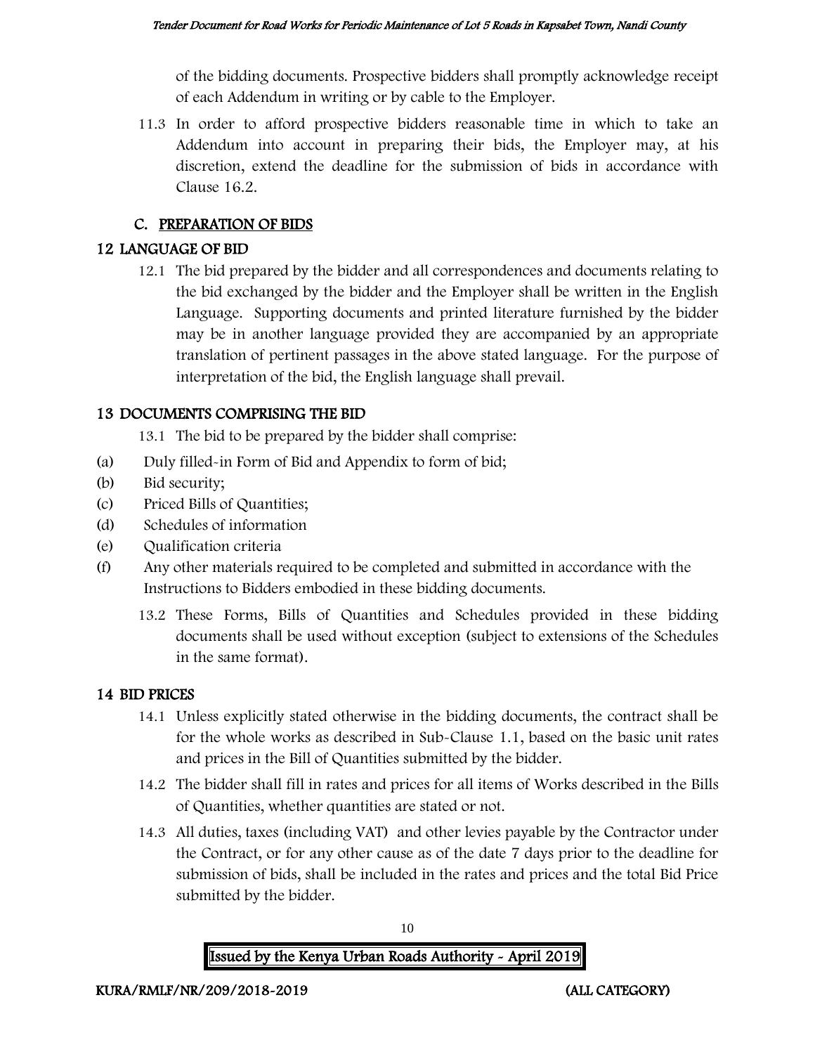of the bidding documents. Prospective bidders shall promptly acknowledge receipt of each Addendum in writing or by cable to the Employer.

11.3 In order to afford prospective bidders reasonable time in which to take an Addendum into account in preparing their bids, the Employer may, at his discretion, extend the deadline for the submission of bids in accordance with Clause 16.2.

## C. PREPARATION OF BIDS

## 12 LANGUAGE OF BID

12.1 The bid prepared by the bidder and all correspondences and documents relating to the bid exchanged by the bidder and the Employer shall be written in the English Language. Supporting documents and printed literature furnished by the bidder may be in another language provided they are accompanied by an appropriate translation of pertinent passages in the above stated language. For the purpose of interpretation of the bid, the English language shall prevail.

## 13 DOCUMENTS COMPRISING THE BID

13.1 The bid to be prepared by the bidder shall comprise:

(a) Duly filled-in Form of Bid and Appendix to form of bid;
(b) Bid security;
(c) Priced Bills of Quantities;
(d) Schedules of information
(e) Qualification criteria
(f) Any other materials required to be completed and submitted in accordance with the Instructions to Bidders embodied in these bidding documents.

13.2 These Forms, Bills of Quantities and Schedules provided in these bidding documents shall be used without exception (subject to extensions of the Schedules in the same format).

## 14 BID PRICES

14.1 Unless explicitly stated otherwise in the bidding documents, the contract shall be for the whole works as described in Sub-Clause 1.1, based on the basic unit rates and prices in the Bill of Quantities submitted by the bidder.

14.2 The bidder shall fill in rates and prices for all items of Works described in the Bills of Quantities, whether quantities are stated or not.

14.3 All duties, taxes (including VAT) and other levies payable by the Contractor under the Contract, or for any other cause as of the date 7 days prior to the deadline for submission of bids, shall be included in the rates and prices and the total Bid Price submitted by the bidder.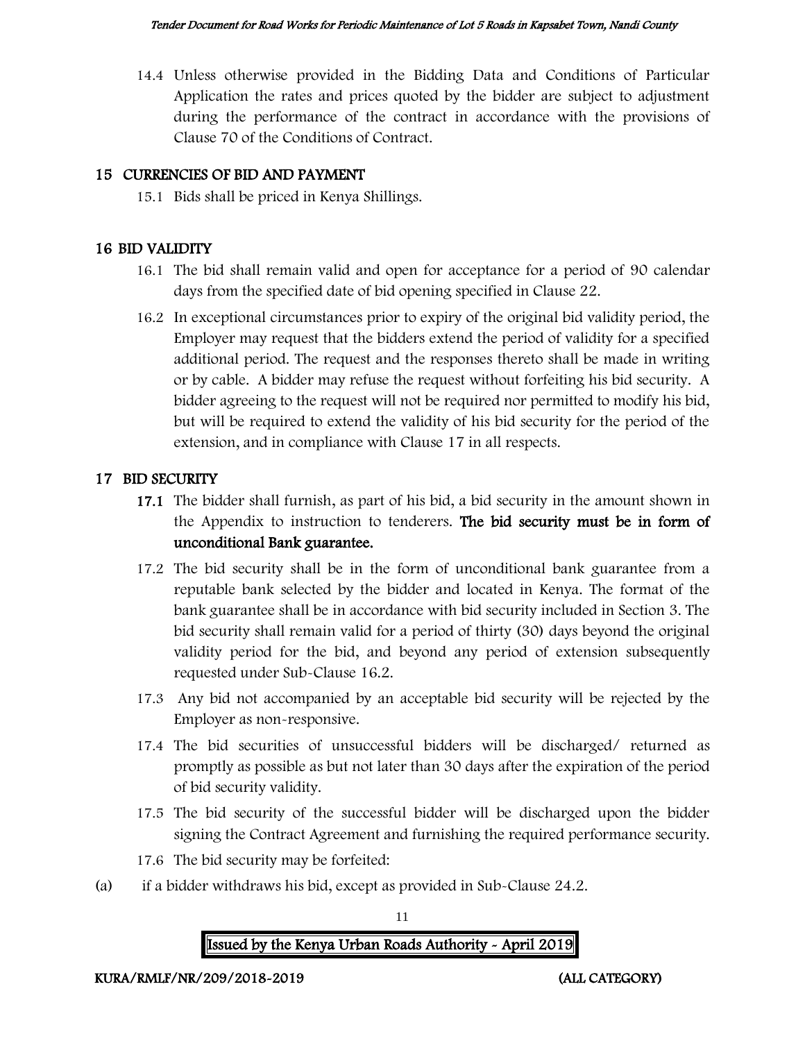14.4 Unless otherwise provided in the Bidding Data and Conditions of Particular Application the rates and prices quoted by the bidder are subject to adjustment during the performance of the contract in accordance with the provisions of Clause 70 of the Conditions of Contract.

## 15 CURRENCIES OF BID AND PAYMENT

15.1 Bids shall be priced in Kenya Shillings.

## 16 BID VALIDITY

16.1 The bid shall remain valid and open for acceptance for a period of 90 calendar days from the specified date of bid opening specified in Clause 22.

16.2 In exceptional circumstances prior to expiry of the original bid validity period, the Employer may request that the bidders extend the period of validity for a specified additional period. The request and the responses thereto shall be made in writing or by cable. A bidder may refuse the request without forfeiting his bid security. A bidder agreeing to the request will not be required nor permitted to modify his bid, but will be required to extend the validity of his bid security for the period of the extension, and in compliance with Clause 17 in all respects.

## 17 BID SECURITY

**17.1** The bidder shall furnish, as part of his bid, a bid security in the amount shown in the Appendix to instruction to tenderers. **The bid security must be in form of unconditional Bank guarantee.**

17.2 The bid security shall be in the form of unconditional bank guarantee from a reputable bank selected by the bidder and located in Kenya. The format of the bank guarantee shall be in accordance with bid security included in Section 3. The bid security shall remain valid for a period of thirty (30) days beyond the original validity period for the bid, and beyond any period of extension subsequently requested under Sub-Clause 16.2.

17.3 Any bid not accompanied by an acceptable bid security will be rejected by the Employer as non-responsive.

17.4 The bid securities of unsuccessful bidders will be discharged/ returned as promptly as possible as but not later than 30 days after the expiration of the period of bid security validity.

17.5 The bid security of the successful bidder will be discharged upon the bidder signing the Contract Agreement and furnishing the required performance security.

17.6 The bid security may be forfeited:

(a) if a bidder withdraws his bid, except as provided in Sub-Clause 24.2.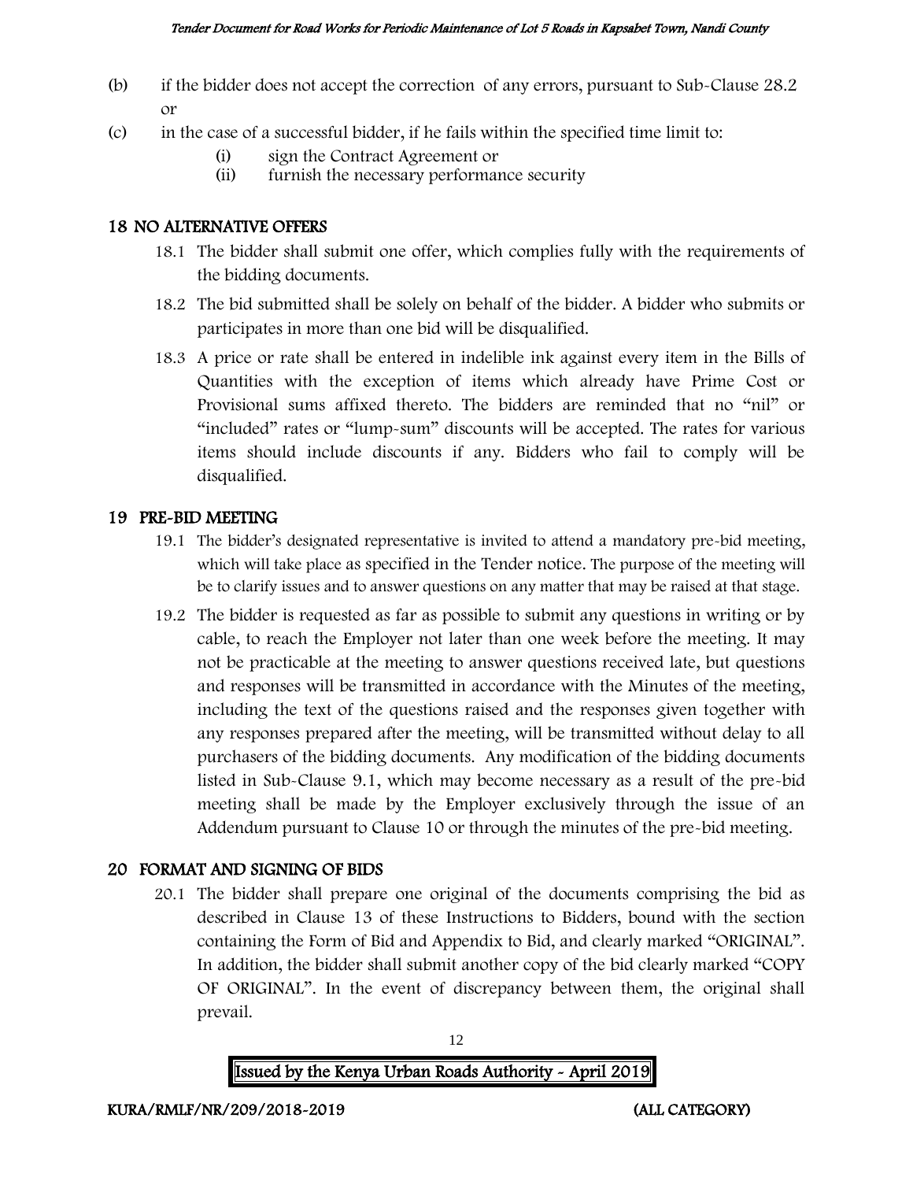(b) if the bidder does not accept the correction of any errors, pursuant to Sub-Clause 28.2 or

(c) in the case of a successful bidder, if he fails within the specified time limit to:

   (i) sign the Contract Agreement or
   (ii) furnish the necessary performance security

## 18 NO ALTERNATIVE OFFERS

18.1 The bidder shall submit one offer, which complies fully with the requirements of the bidding documents.

18.2 The bid submitted shall be solely on behalf of the bidder. A bidder who submits or participates in more than one bid will be disqualified.

18.3 A price or rate shall be entered in indelible ink against every item in the Bills of Quantities with the exception of items which already have Prime Cost or Provisional sums affixed thereto. The bidders are reminded that no "nil" or "included" rates or "lump-sum" discounts will be accepted. The rates for various items should include discounts if any. Bidders who fail to comply will be disqualified.

## 19 PRE-BID MEETING

19.1 The bidder's designated representative is invited to attend a mandatory pre-bid meeting, which will take place as specified in the Tender notice. The purpose of the meeting will be to clarify issues and to answer questions on any matter that may be raised at that stage.

19.2 The bidder is requested as far as possible to submit any questions in writing or by cable, to reach the Employer not later than one week before the meeting. It may not be practicable at the meeting to answer questions received late, but questions and responses will be transmitted in accordance with the Minutes of the meeting, including the text of the questions raised and the responses given together with any responses prepared after the meeting, will be transmitted without delay to all purchasers of the bidding documents. Any modification of the bidding documents listed in Sub-Clause 9.1, which may become necessary as a result of the pre-bid meeting shall be made by the Employer exclusively through the issue of an Addendum pursuant to Clause 10 or through the minutes of the pre-bid meeting.

## 20 FORMAT AND SIGNING OF BIDS

20.1 The bidder shall prepare one original of the documents comprising the bid as described in Clause 13 of these Instructions to Bidders, bound with the section containing the Form of Bid and Appendix to Bid, and clearly marked "ORIGINAL". In addition, the bidder shall submit another copy of the bid clearly marked "COPY OF ORIGINAL". In the event of discrepancy between them, the original shall prevail.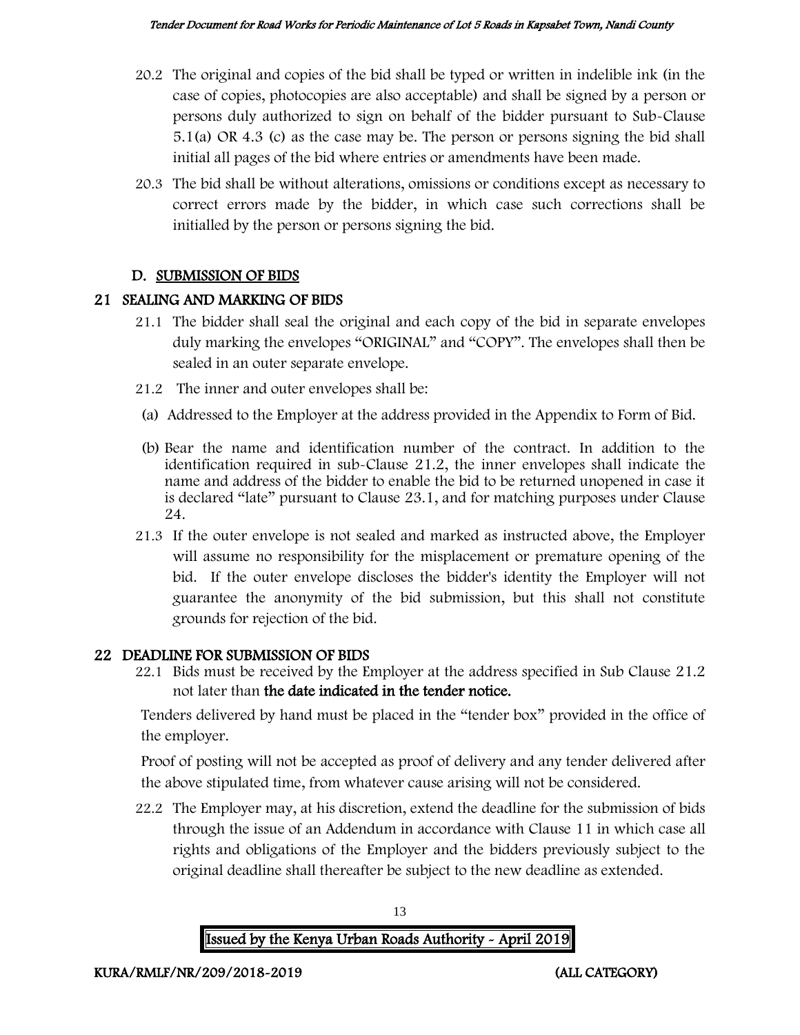20.2 The original and copies of the bid shall be typed or written in indelible ink (in the case of copies, photocopies are also acceptable) and shall be signed by a person or persons duly authorized to sign on behalf of the bidder pursuant to Sub-Clause 5.1(a) OR 4.3 (c) as the case may be. The person or persons signing the bid shall initial all pages of the bid where entries or amendments have been made.

20.3 The bid shall be without alterations, omissions or conditions except as necessary to correct errors made by the bidder, in which case such corrections shall be initialled by the person or persons signing the bid.

## D. SUBMISSION OF BIDS

## 21 SEALING AND MARKING OF BIDS

21.1 The bidder shall seal the original and each copy of the bid in separate envelopes duly marking the envelopes "ORIGINAL" and "COPY". The envelopes shall then be sealed in an outer separate envelope.

21.2 The inner and outer envelopes shall be:

(a) Addressed to the Employer at the address provided in the Appendix to Form of Bid.

(b) Bear the name and identification number of the contract. In addition to the identification required in sub-Clause 21.2, the inner envelopes shall indicate the name and address of the bidder to enable the bid to be returned unopened in case it is declared "late" pursuant to Clause 23.1, and for matching purposes under Clause 24.

21.3 If the outer envelope is not sealed and marked as instructed above, the Employer will assume no responsibility for the misplacement or premature opening of the bid. If the outer envelope discloses the bidder's identity the Employer will not guarantee the anonymity of the bid submission, but this shall not constitute grounds for rejection of the bid.

## 22 DEADLINE FOR SUBMISSION OF BIDS

22.1 Bids must be received by the Employer at the address specified in Sub Clause 21.2 not later than **the date indicated in the tender notice.**

Tenders delivered by hand must be placed in the "tender box" provided in the office of the employer.

Proof of posting will not be accepted as proof of delivery and any tender delivered after the above stipulated time, from whatever cause arising will not be considered.

22.2 The Employer may, at his discretion, extend the deadline for the submission of bids through the issue of an Addendum in accordance with Clause 11 in which case all rights and obligations of the Employer and the bidders previously subject to the original deadline shall thereafter be subject to the new deadline as extended.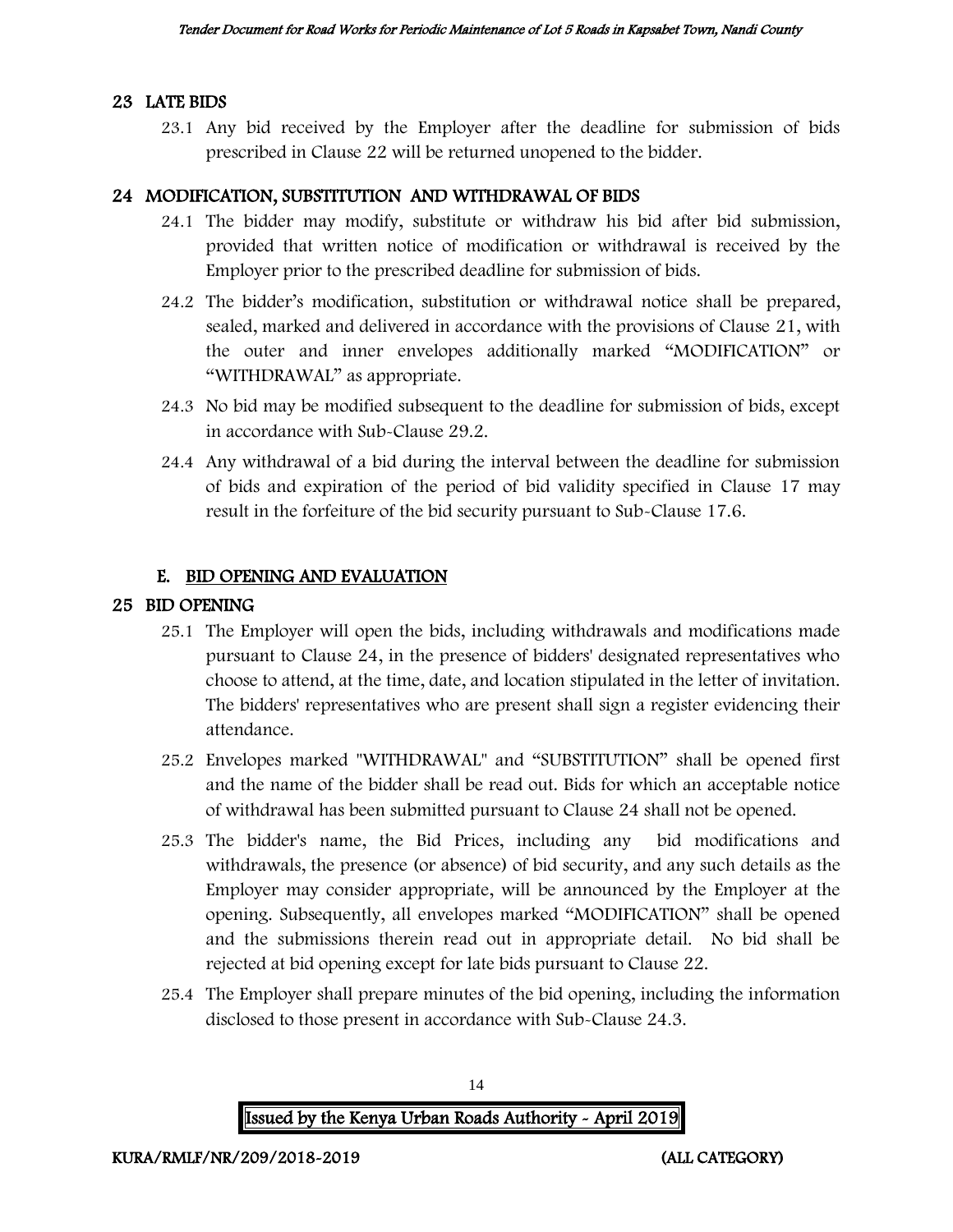## 23 LATE BIDS

23.1 Any bid received by the Employer after the deadline for submission of bids prescribed in Clause 22 will be returned unopened to the bidder.

## 24 MODIFICATION, SUBSTITUTION AND WITHDRAWAL OF BIDS

24.1 The bidder may modify, substitute or withdraw his bid after bid submission, provided that written notice of modification or withdrawal is received by the Employer prior to the prescribed deadline for submission of bids.

24.2 The bidder's modification, substitution or withdrawal notice shall be prepared, sealed, marked and delivered in accordance with the provisions of Clause 21, with the outer and inner envelopes additionally marked "MODIFICATION" or "WITHDRAWAL" as appropriate.

24.3 No bid may be modified subsequent to the deadline for submission of bids, except in accordance with Sub-Clause 29.2.

24.4 Any withdrawal of a bid during the interval between the deadline for submission of bids and expiration of the period of bid validity specified in Clause 17 may result in the forfeiture of the bid security pursuant to Sub-Clause 17.6.

## E. BID OPENING AND EVALUATION

## 25 BID OPENING

25.1 The Employer will open the bids, including withdrawals and modifications made pursuant to Clause 24, in the presence of bidders' designated representatives who choose to attend, at the time, date, and location stipulated in the letter of invitation. The bidders' representatives who are present shall sign a register evidencing their attendance.

25.2 Envelopes marked "WITHDRAWAL" and "SUBSTITUTION" shall be opened first and the name of the bidder shall be read out. Bids for which an acceptable notice of withdrawal has been submitted pursuant to Clause 24 shall not be opened.

25.3 The bidder's name, the Bid Prices, including any bid modifications and withdrawals, the presence (or absence) of bid security, and any such details as the Employer may consider appropriate, will be announced by the Employer at the opening. Subsequently, all envelopes marked "MODIFICATION" shall be opened and the submissions therein read out in appropriate detail. No bid shall be rejected at bid opening except for late bids pursuant to Clause 22.

25.4 The Employer shall prepare minutes of the bid opening, including the information disclosed to those present in accordance with Sub-Clause 24.3.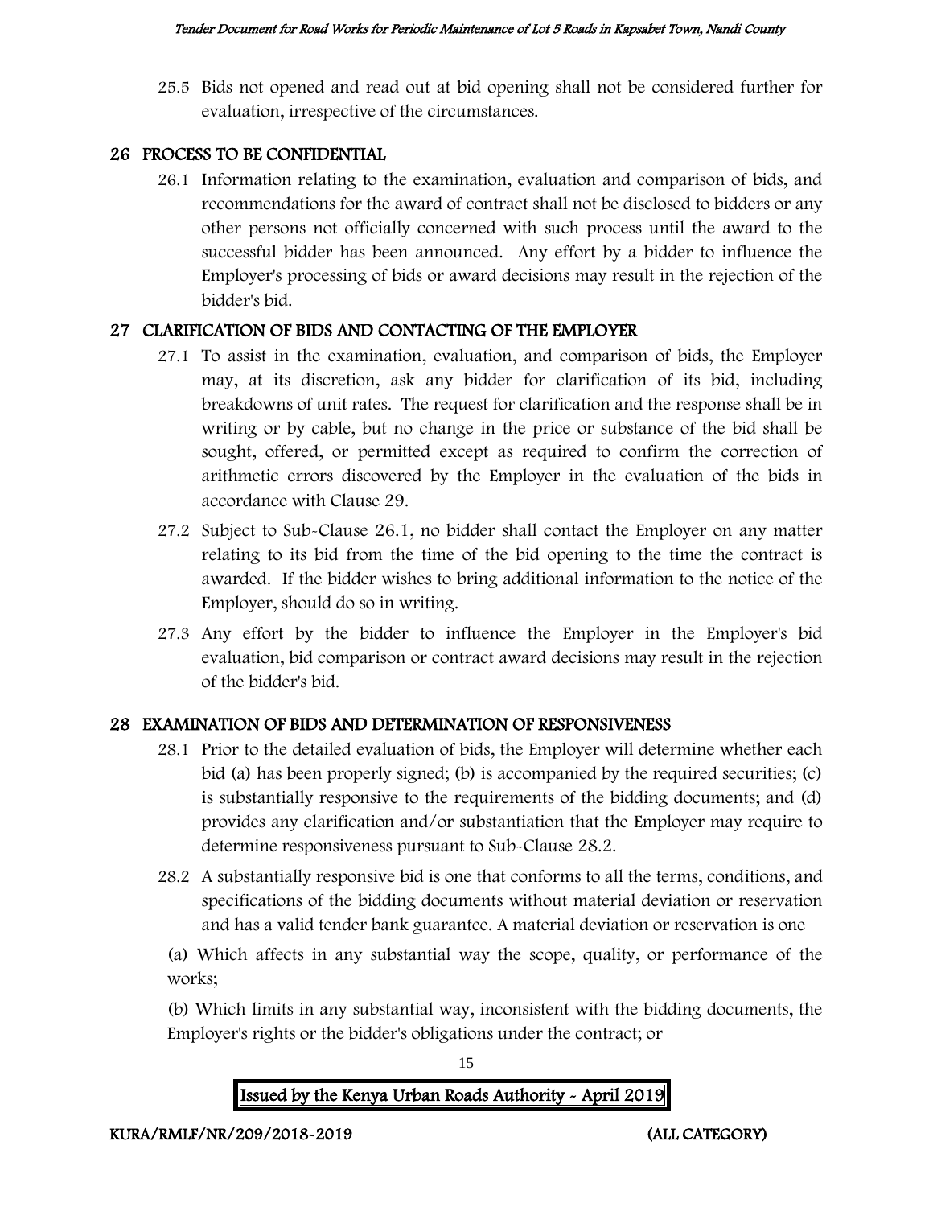25.5 Bids not opened and read out at bid opening shall not be considered further for evaluation, irrespective of the circumstances.

## 26 PROCESS TO BE CONFIDENTIAL

26.1 Information relating to the examination, evaluation and comparison of bids, and recommendations for the award of contract shall not be disclosed to bidders or any other persons not officially concerned with such process until the award to the successful bidder has been announced. Any effort by a bidder to influence the Employer's processing of bids or award decisions may result in the rejection of the bidder's bid.

## 27 CLARIFICATION OF BIDS AND CONTACTING OF THE EMPLOYER

27.1 To assist in the examination, evaluation, and comparison of bids, the Employer may, at its discretion, ask any bidder for clarification of its bid, including breakdowns of unit rates. The request for clarification and the response shall be in writing or by cable, but no change in the price or substance of the bid shall be sought, offered, or permitted except as required to confirm the correction of arithmetic errors discovered by the Employer in the evaluation of the bids in accordance with Clause 29.

27.2 Subject to Sub-Clause 26.1, no bidder shall contact the Employer on any matter relating to its bid from the time of the bid opening to the time the contract is awarded. If the bidder wishes to bring additional information to the notice of the Employer, should do so in writing.

27.3 Any effort by the bidder to influence the Employer in the Employer's bid evaluation, bid comparison or contract award decisions may result in the rejection of the bidder's bid.

## 28 EXAMINATION OF BIDS AND DETERMINATION OF RESPONSIVENESS

28.1 Prior to the detailed evaluation of bids, the Employer will determine whether each bid (a) has been properly signed; (b) is accompanied by the required securities; (c) is substantially responsive to the requirements of the bidding documents; and (d) provides any clarification and/or substantiation that the Employer may require to determine responsiveness pursuant to Sub-Clause 28.2.

28.2 A substantially responsive bid is one that conforms to all the terms, conditions, and specifications of the bidding documents without material deviation or reservation and has a valid tender bank guarantee. A material deviation or reservation is one

(a) Which affects in any substantial way the scope, quality, or performance of the works;

(b) Which limits in any substantial way, inconsistent with the bidding documents, the Employer's rights or the bidder's obligations under the contract; or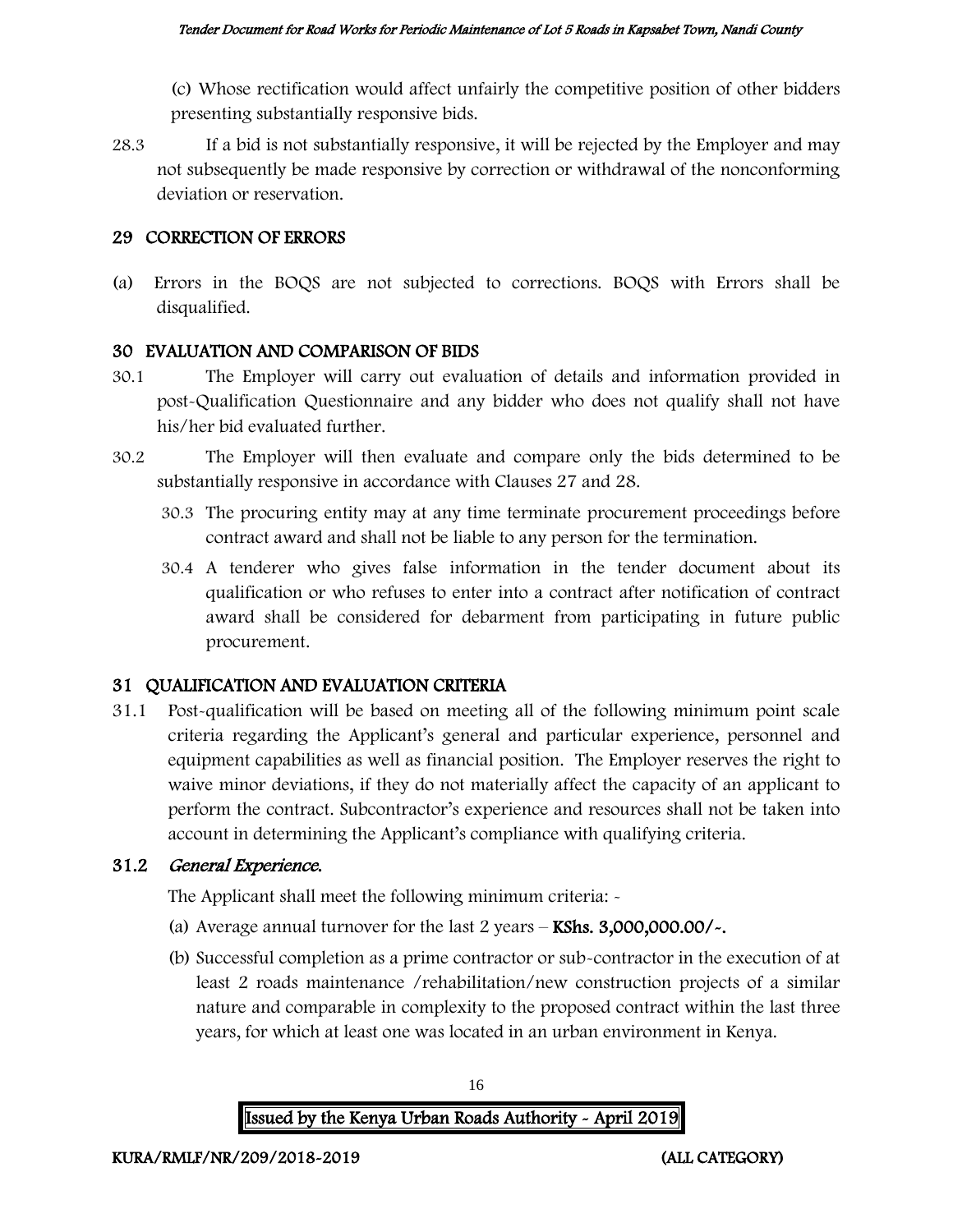(c) Whose rectification would affect unfairly the competitive position of other bidders presenting substantially responsive bids.

28.3 If a bid is not substantially responsive, it will be rejected by the Employer and may not subsequently be made responsive by correction or withdrawal of the nonconforming deviation or reservation.

## 29 CORRECTION OF ERRORS

(a) Errors in the BOQS are not subjected to corrections. BOQS with Errors shall be disqualified.

## 30 EVALUATION AND COMPARISON OF BIDS

30.1 The Employer will carry out evaluation of details and information provided in post-Qualification Questionnaire and any bidder who does not qualify shall not have his/her bid evaluated further.

30.2 The Employer will then evaluate and compare only the bids determined to be substantially responsive in accordance with Clauses 27 and 28.

30.3 The procuring entity may at any time terminate procurement proceedings before contract award and shall not be liable to any person for the termination.

30.4 A tenderer who gives false information in the tender document about its qualification or who refuses to enter into a contract after notification of contract award shall be considered for debarment from participating in future public procurement.

## 31 QUALIFICATION AND EVALUATION CRITERIA

31.1 Post-qualification will be based on meeting all of the following minimum point scale criteria regarding the Applicant's general and particular experience, personnel and equipment capabilities as well as financial position. The Employer reserves the right to waive minor deviations, if they do not materially affect the capacity of an applicant to perform the contract. Subcontractor's experience and resources shall not be taken into account in determining the Applicant's compliance with qualifying criteria.

### 31.2 *General Experience.*

The Applicant shall meet the following minimum criteria: -

(a) Average annual turnover for the last 2 years – **KShs. 3,000,000.00/-.**

(b) Successful completion as a prime contractor or sub-contractor in the execution of at least 2 roads maintenance /rehabilitation/new construction projects of a similar nature and comparable in complexity to the proposed contract within the last three years, for which at least one was located in an urban environment in Kenya.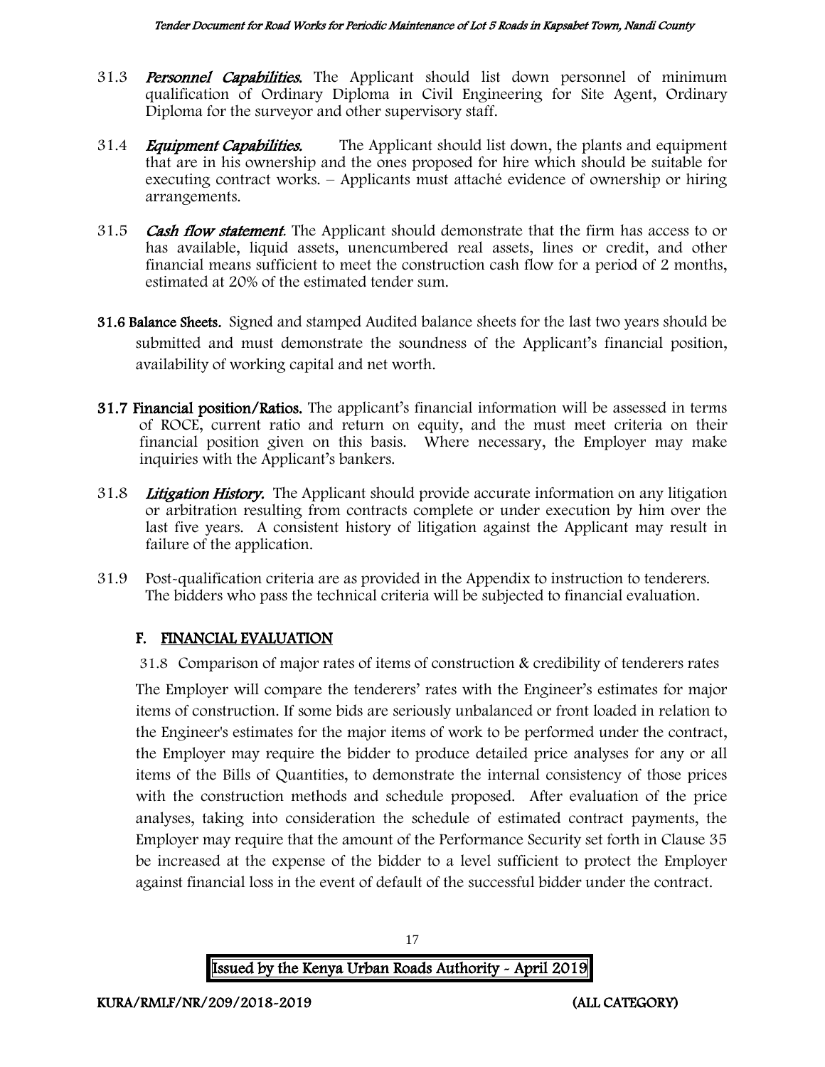31.3 ***Personnel Capabilities.*** The Applicant should list down personnel of minimum qualification of Ordinary Diploma in Civil Engineering for Site Agent, Ordinary Diploma for the surveyor and other supervisory staff.

31.4 ***Equipment Capabilities.*** The Applicant should list down, the plants and equipment that are in his ownership and the ones proposed for hire which should be suitable for executing contract works. – Applicants must attaché evidence of ownership or hiring arrangements.

31.5 ***Cash flow statement*.** The Applicant should demonstrate that the firm has access to or has available, liquid assets, unencumbered real assets, lines or credit, and other financial means sufficient to meet the construction cash flow for a period of 2 months, estimated at 20% of the estimated tender sum.

**31.6 Balance Sheets.** Signed and stamped Audited balance sheets for the last two years should be submitted and must demonstrate the soundness of the Applicant's financial position, availability of working capital and net worth.

**31.7 Financial position/Ratios.** The applicant's financial information will be assessed in terms of ROCE, current ratio and return on equity, and the must meet criteria on their financial position given on this basis. Where necessary, the Employer may make inquiries with the Applicant's bankers.

31.8 ***Litigation History.*** The Applicant should provide accurate information on any litigation or arbitration resulting from contracts complete or under execution by him over the last five years. A consistent history of litigation against the Applicant may result in failure of the application.

31.9 Post-qualification criteria are as provided in the Appendix to instruction to tenderers. The bidders who pass the technical criteria will be subjected to financial evaluation.

## F. FINANCIAL EVALUATION

31.8 Comparison of major rates of items of construction & credibility of tenderers rates

The Employer will compare the tenderers' rates with the Engineer's estimates for major items of construction. If some bids are seriously unbalanced or front loaded in relation to the Engineer's estimates for the major items of work to be performed under the contract, the Employer may require the bidder to produce detailed price analyses for any or all items of the Bills of Quantities, to demonstrate the internal consistency of those prices with the construction methods and schedule proposed. After evaluation of the price analyses, taking into consideration the schedule of estimated contract payments, the Employer may require that the amount of the Performance Security set forth in Clause 35 be increased at the expense of the bidder to a level sufficient to protect the Employer against financial loss in the event of default of the successful bidder under the contract.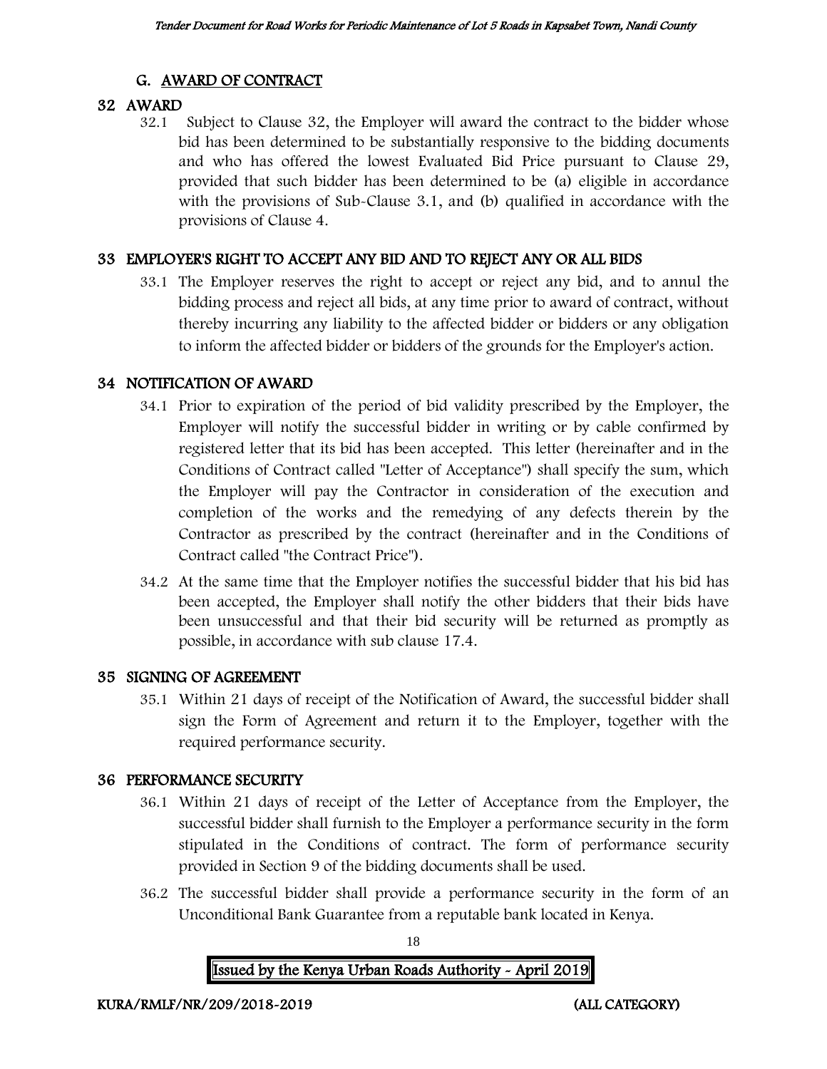## G. AWARD OF CONTRACT

### 32 AWARD

32.1 Subject to Clause 32, the Employer will award the contract to the bidder whose bid has been determined to be substantially responsive to the bidding documents and who has offered the lowest Evaluated Bid Price pursuant to Clause 29, provided that such bidder has been determined to be (a) eligible in accordance with the provisions of Sub-Clause 3.1, and (b) qualified in accordance with the provisions of Clause 4.

### 33 EMPLOYER'S RIGHT TO ACCEPT ANY BID AND TO REJECT ANY OR ALL BIDS

33.1 The Employer reserves the right to accept or reject any bid, and to annul the bidding process and reject all bids, at any time prior to award of contract, without thereby incurring any liability to the affected bidder or bidders or any obligation to inform the affected bidder or bidders of the grounds for the Employer's action.

### 34 NOTIFICATION OF AWARD

34.1 Prior to expiration of the period of bid validity prescribed by the Employer, the Employer will notify the successful bidder in writing or by cable confirmed by registered letter that its bid has been accepted. This letter (hereinafter and in the Conditions of Contract called "Letter of Acceptance") shall specify the sum, which the Employer will pay the Contractor in consideration of the execution and completion of the works and the remedying of any defects therein by the Contractor as prescribed by the contract (hereinafter and in the Conditions of Contract called "the Contract Price").

34.2 At the same time that the Employer notifies the successful bidder that his bid has been accepted, the Employer shall notify the other bidders that their bids have been unsuccessful and that their bid security will be returned as promptly as possible, in accordance with sub clause 17.4.

### 35 SIGNING OF AGREEMENT

35.1 Within 21 days of receipt of the Notification of Award, the successful bidder shall sign the Form of Agreement and return it to the Employer, together with the required performance security.

### 36 PERFORMANCE SECURITY

36.1 Within 21 days of receipt of the Letter of Acceptance from the Employer, the successful bidder shall furnish to the Employer a performance security in the form stipulated in the Conditions of contract. The form of performance security provided in Section 9 of the bidding documents shall be used.

36.2 The successful bidder shall provide a performance security in the form of an Unconditional Bank Guarantee from a reputable bank located in Kenya.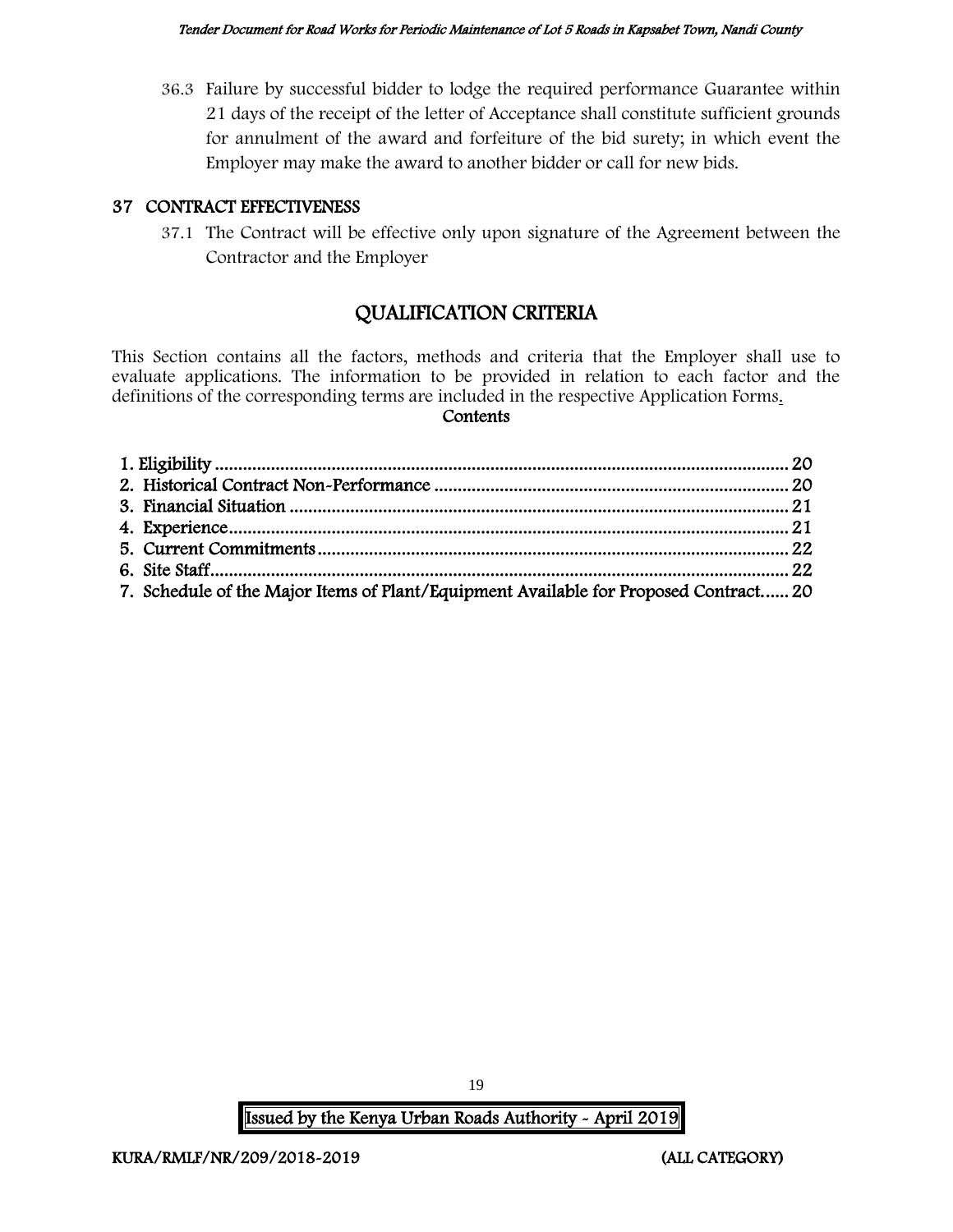36.3 Failure by successful bidder to lodge the required performance Guarantee within 21 days of the receipt of the letter of Acceptance shall constitute sufficient grounds for annulment of the award and forfeiture of the bid surety; in which event the Employer may make the award to another bidder or call for new bids.

## 37 CONTRACT EFFECTIVENESS

37.1 The Contract will be effective only upon signature of the Agreement between the Contractor and the Employer

# QUALIFICATION CRITERIA

This Section contains all the factors, methods and criteria that the Employer shall use to evaluate applications. The information to be provided in relation to each factor and the definitions of the corresponding terms are included in the respective Application Forms.

**Contents**

1. Eligibility .......... 20
2. Historical Contract Non-Performance .......... 20
3. Financial Situation .......... 21
4. Experience .......... 21
5. Current Commitments .......... 22
6. Site Staff .......... 22
7. Schedule of the Major Items of Plant/Equipment Available for Proposed Contract...... 20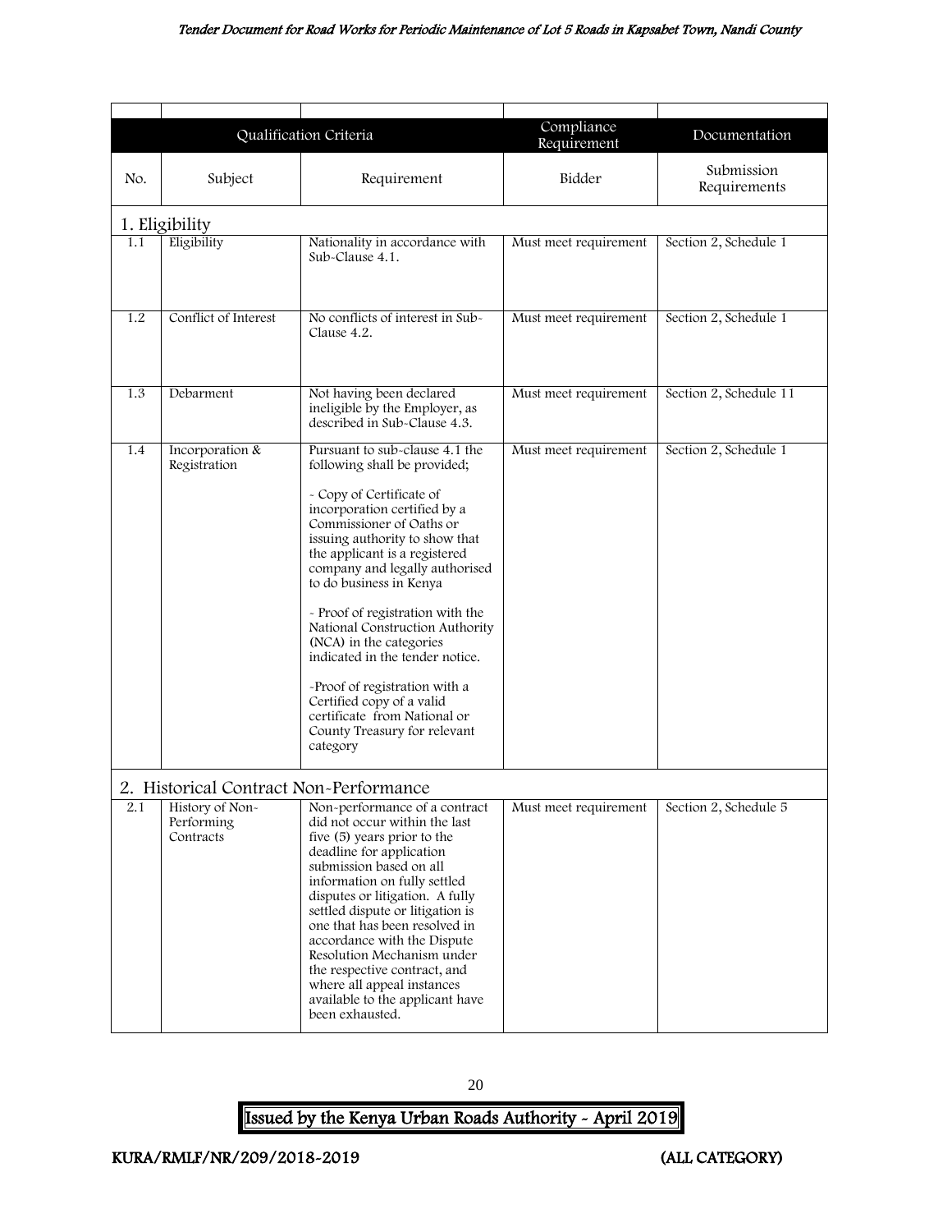| | Qualification Criteria | | Compliance Requirement | Documentation |
|---|---|---|---|---|
| No. | Subject | Requirement | Bidder | Submission Requirements |
| **1. Eligibility** | | | | |
| 1.1 | Eligibility | Nationality in accordance with Sub-Clause 4.1. | Must meet requirement | Section 2, Schedule 1 |
| 1.2 | Conflict of Interest | No conflicts of interest in Sub-Clause 4.2. | Must meet requirement | Section 2, Schedule 1 |
| 1.3 | Debarment | Not having been declared ineligible by the Employer, as described in Sub-Clause 4.3. | Must meet requirement | Section 2, Schedule 11 |
| 1.4 | Incorporation & Registration | Pursuant to sub-clause 4.1 the following shall be provided;<br><br>- Copy of Certificate of incorporation certified by a Commissioner of Oaths or issuing authority to show that the applicant is a registered company and legally authorised to do business in Kenya<br><br>- Proof of registration with the National Construction Authority (NCA) in the categories indicated in the tender notice.<br><br>-Proof of registration with a Certified copy of a valid certificate from National or County Treasury for relevant category | Must meet requirement | Section 2, Schedule 1 |
| **2. Historical Contract Non-Performance** | | | | |
| 2.1 | History of Non-Performing Contracts | Non-performance of a contract did not occur within the last five (5) years prior to the deadline for application submission based on all information on fully settled disputes or litigation. A fully settled dispute or litigation is one that has been resolved in accordance with the Dispute Resolution Mechanism under the respective contract, and where all appeal instances available to the applicant have been exhausted. | Must meet requirement | Section 2, Schedule 5 |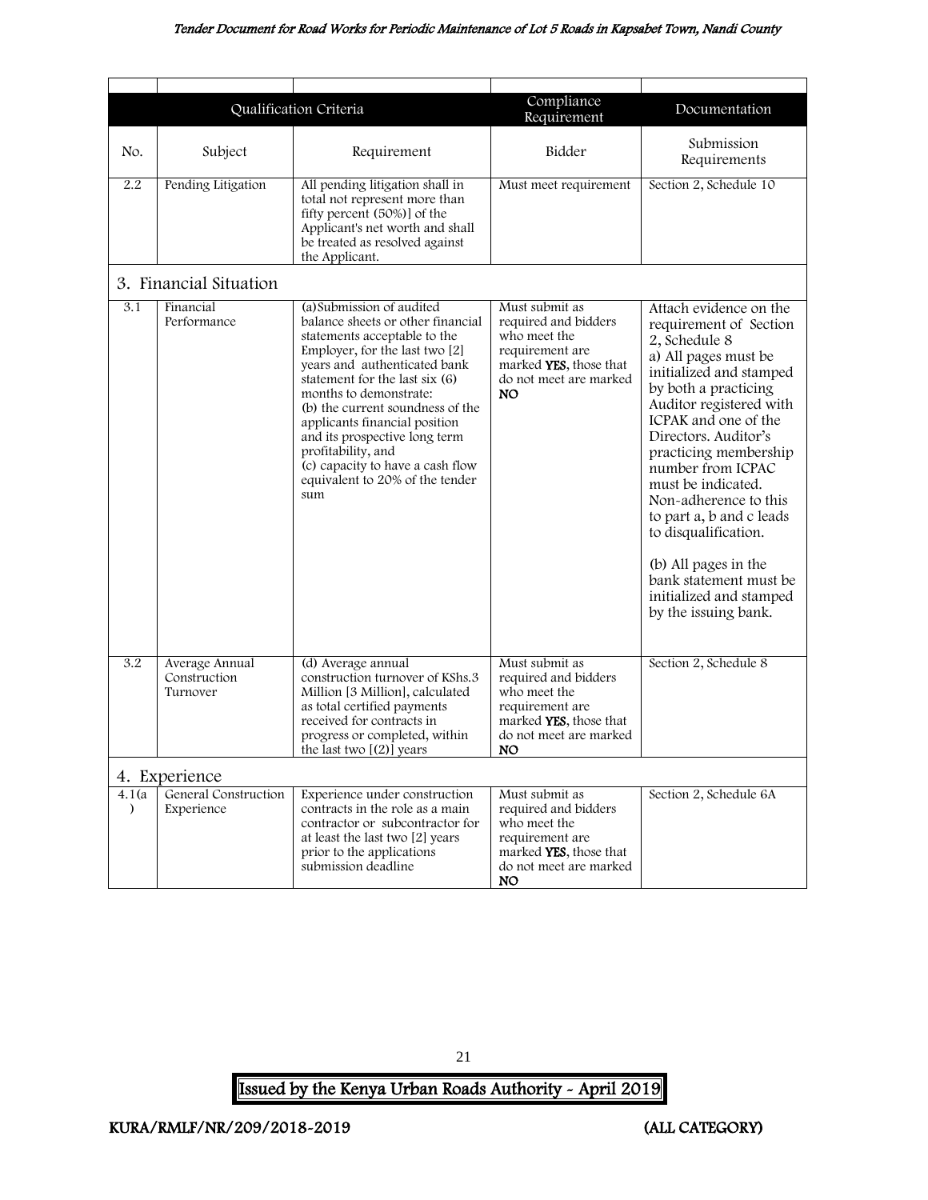| | Qualification Criteria | | Compliance Requirement | Documentation |
|---|---|---|---|---|
| No. | Subject | Requirement | Bidder | Submission Requirements |
| 2.2 | Pending Litigation | All pending litigation shall in total not represent more than fifty percent (50%)] of the Applicant's net worth and shall be treated as resolved against the Applicant. | Must meet requirement | Section 2, Schedule 10 |
| **3. Financial Situation** | | | | |
| 3.1 | Financial Performance | (a)Submission of audited balance sheets or other financial statements acceptable to the Employer, for the last two [2] years and authenticated bank statement for the last six (6) months to demonstrate:<br>(b) the current soundness of the applicants financial position and its prospective long term profitability, and<br>(c) capacity to have a cash flow equivalent to 20% of the tender sum | Must submit as required and bidders who meet the requirement are marked **YES**, those that do not meet are marked **NO** | Attach evidence on the requirement of Section 2, Schedule 8<br>a) All pages must be initialized and stamped by both a practicing Auditor registered with ICPAK and one of the Directors. Auditor's practicing membership number from ICPAC must be indicated. Non-adherence to this to part a, b and c leads to disqualification.<br><br>(b) All pages in the bank statement must be initialized and stamped by the issuing bank. |
| 3.2 | Average Annual Construction Turnover | (d) Average annual construction turnover of KShs.3 Million [3 Million], calculated as total certified payments received for contracts in progress or completed, within the last two [(2)] years | Must submit as required and bidders who meet the requirement are marked **YES**, those that do not meet are marked **NO** | Section 2, Schedule 8 |
| **4. Experience** | | | | |
| 4.1(a) | General Construction Experience | Experience under construction contracts in the role as a main contractor or subcontractor for at least the last two [2] years prior to the applications submission deadline | Must submit as required and bidders who meet the requirement are marked **YES**, those that do not meet are marked **NO** | Section 2, Schedule 6A |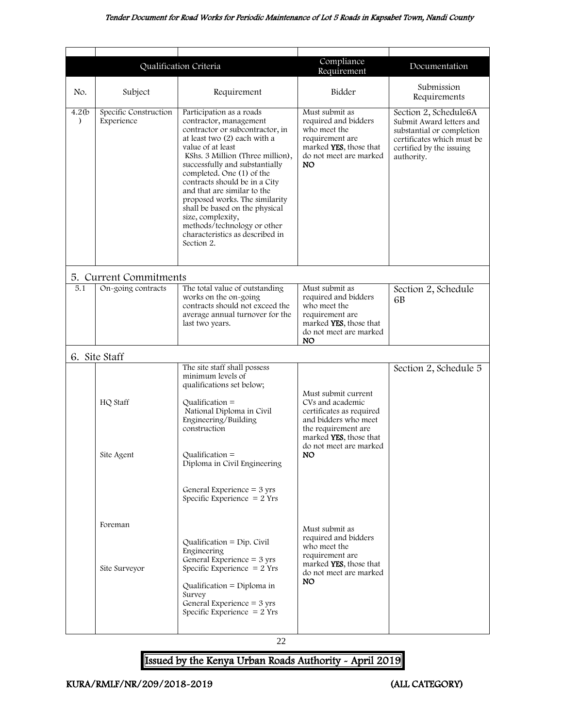| Qualification Criteria | | | Compliance Requirement | Documentation |
|---|---|---|---|---|
| No. | Subject | Requirement | Bidder | Submission Requirements |
| 4.2(b) | Specific Construction Experience | Participation as a roads contractor, management contractor or subcontractor, in at least two (2) each with a value of at least KShs. 3 Million (Three million), successfully and substantially completed. One (1) of the contracts should be in a City and that are similar to the proposed works. The similarity shall be based on the physical size, complexity, methods/technology or other characteristics as described in Section 2. | Must submit as required and bidders who meet the requirement are marked **YES**, those that do not meet are marked **NO** | Section 2, Schedule6A Submit Award letters and substantial or completion certificates which must be certified by the issuing authority. |
| **5. Current Commitments** | | | | |
| 5.1 | On-going contracts | The total value of outstanding works on the on-going contracts should not exceed the average annual turnover for the last two years. | Must submit as required and bidders who meet the requirement are marked **YES**, those that do not meet are marked **NO** | Section 2, Schedule 6B |
| **6. Site Staff** | | | | |
| | | The site staff shall possess minimum levels of qualifications set below; | | Section 2, Schedule 5 |
| | HQ Staff | Qualification = National Diploma in Civil Engineering/Building construction | Must submit current CVs and academic certificates as required and bidders who meet the requirement are marked **YES**, those that do not meet are marked **NO** | |
| | Site Agent | Qualification = Diploma in Civil Engineering<br>General Experience = 3 yrs<br>Specific Experience = 2 Yrs | | |
| | Foreman | Qualification = Dip. Civil Engineering<br>General Experience = 3 yrs<br>Specific Experience = 2 Yrs | Must submit as required and bidders who meet the requirement are marked **YES**, those that do not meet are marked **NO** | |
| | Site Surveyor | Qualification = Diploma in Survey<br>General Experience = 3 yrs<br>Specific Experience = 2 Yrs | | |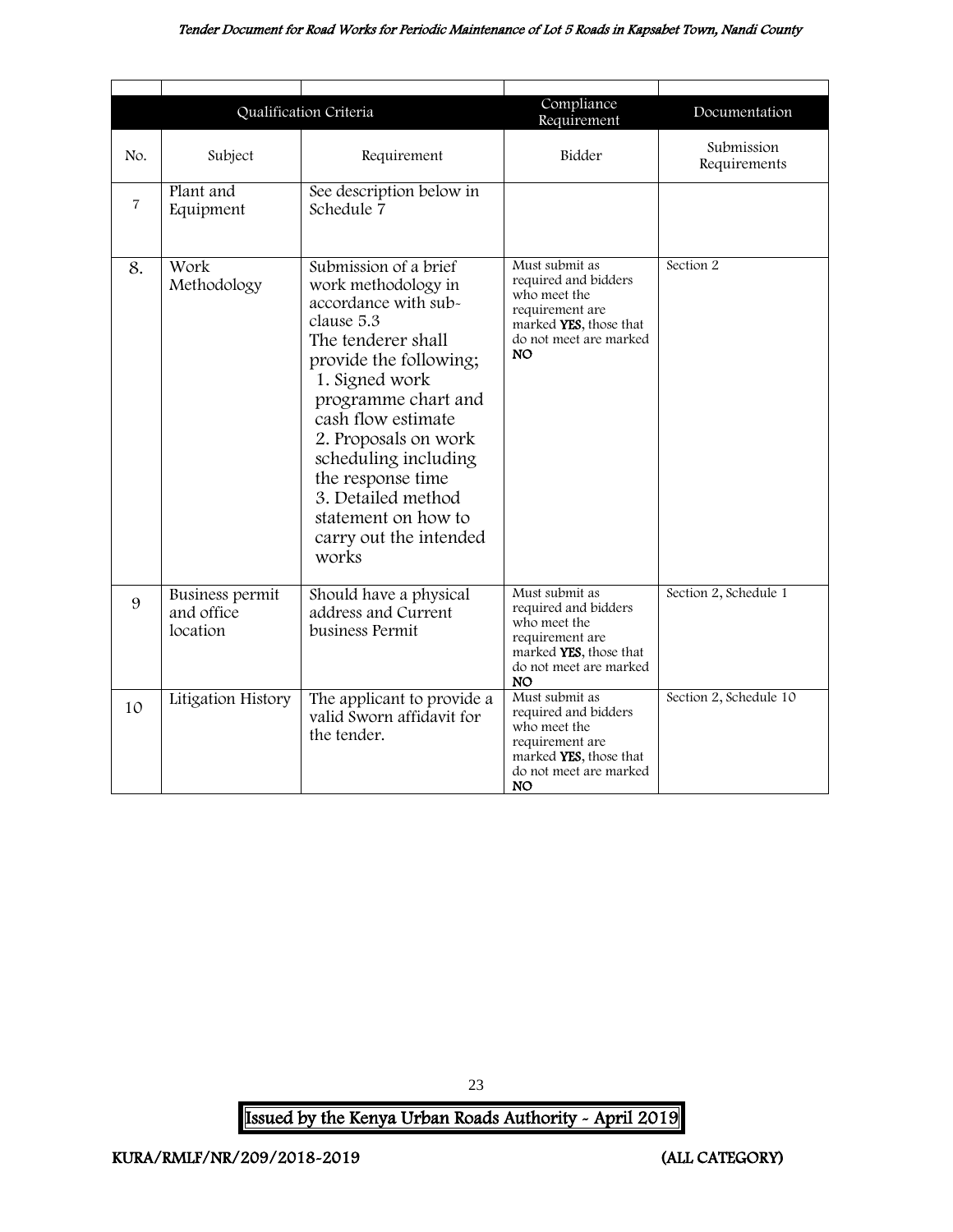| | | | | |
|---|---|---|---|---|
| Qualification Criteria | | | Compliance Requirement | Documentation |
| No. | Subject | Requirement | Bidder | Submission Requirements |
| 7 | Plant and Equipment | See description below in Schedule 7 | | |
| 8. | Work Methodology | Submission of a brief work methodology in accordance with sub-clause 5.3<br>The tenderer shall provide the following;<br>1. Signed work programme chart and cash flow estimate<br>2. Proposals on work scheduling including the response time<br>3. Detailed method statement on how to carry out the intended works | Must submit as required and bidders who meet the requirement are marked **YES**, those that do not meet are marked **NO** | Section 2 |
| 9 | Business permit and office location | Should have a physical address and Current business Permit | Must submit as required and bidders who meet the requirement are marked **YES**, those that do not meet are marked **NO** | Section 2, Schedule 1 |
| 10 | Litigation History | The applicant to provide a valid Sworn affidavit for the tender. | Must submit as required and bidders who meet the requirement are marked **YES**, those that do not meet are marked **NO** | Section 2, Schedule 10 |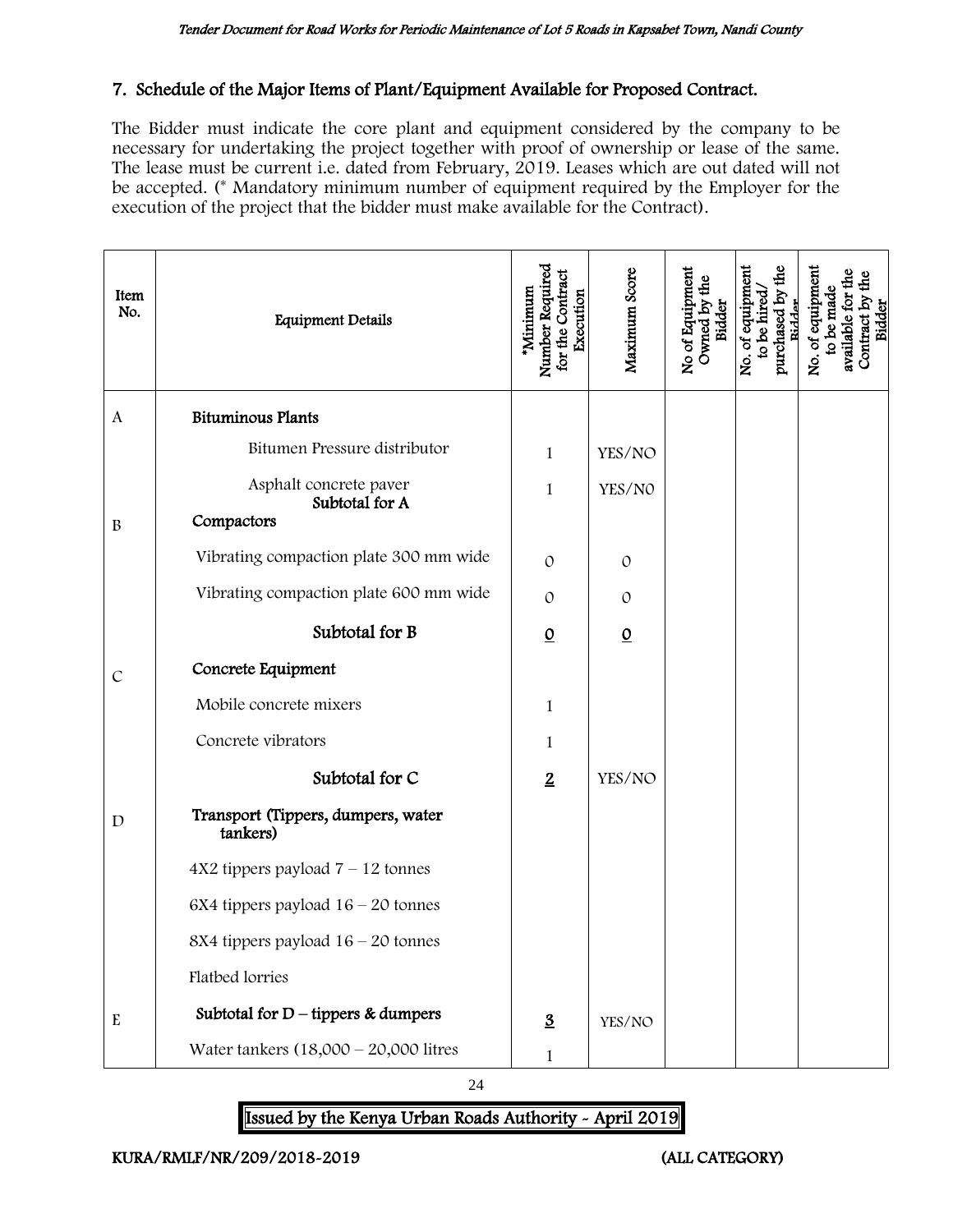## 7. Schedule of the Major Items of Plant/Equipment Available for Proposed Contract.

The Bidder must indicate the core plant and equipment considered by the company to be necessary for undertaking the project together with proof of ownership or lease of the same. The lease must be current i.e. dated from February, 2019. Leases which are out dated will not be accepted. (* Mandatory minimum number of equipment required by the Employer for the execution of the project that the bidder must make available for the Contract).

| Item No. | Equipment Details | *Minimum Number Required for the Contract Execution | Maximum Score | No of Equipment Owned by the Bidder | No. of equipment to be hired/ purchased by the Bidder | No. of equipment to be made available for the Contract by the Bidder |
|---|---|---|---|---|---|---|
| A | **Bituminous Plants** | | | | | |
| | Bitumen Pressure distributor | 1 | YES/NO | | | |
| | Asphalt concrete paver | 1 | YES/N0 | | | |
| | **Subtotal for A** | | | | | |
| B | **Compactors** | | | | | |
| | Vibrating compaction plate 300 mm wide | 0 | 0 | | | |
| | Vibrating compaction plate 600 mm wide | 0 | 0 | | | |
| | **Subtotal for B** | **0** | **0** | | | |
| C | **Concrete Equipment** | | | | | |
| | Mobile concrete mixers | 1 | | | | |
| | Concrete vibrators | 1 | | | | |
| | **Subtotal for C** | **2** | YES/NO | | | |
| D | **Transport (Tippers, dumpers, water tankers)** | | | | | |
| | 4X2 tippers payload 7 – 12 tonnes | | | | | |
| | 6X4 tippers payload 16 – 20 tonnes | | | | | |
| | 8X4 tippers payload 16 – 20 tonnes | | | | | |
| | Flatbed lorries | | | | | |
| E | **Subtotal for D – tippers & dumpers** | **3** | YES/NO | | | |
| | Water tankers (18,000 – 20,000 litres | 1 | | | | |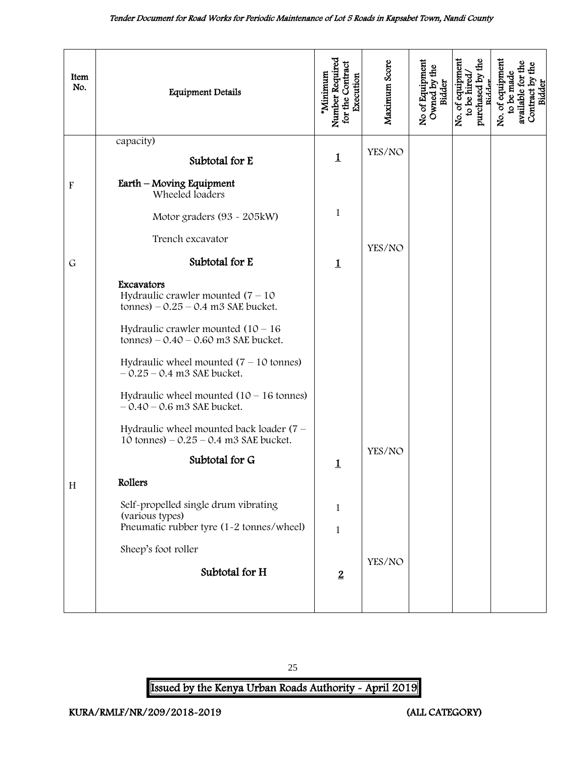| Item No. | Equipment Details | *Minimum Number Required for the Contract Execution | Maximum Score | No of Equipment Owned by the Bidder | No. of equipment to be hired/ purchased by the Bidder | No. of equipment to be made available for the Contract by the Bidder |
|---|---|---|---|---|---|---|
| | capacity) | | | | | |
| | **Subtotal for E** | **1** | YES/NO | | | |
| F | **Earth – Moving Equipment** | | | | | |
| | Wheeled loaders | | | | | |
| | Motor graders (93 - 205kW) | 1 | | | | |
| | Trench excavator | | | | | |
| G | **Subtotal for E** | **1** | YES/NO | | | |
| | **Excavators** | | | | | |
| | Hydraulic crawler mounted (7 – 10 tonnes) – 0.25 – 0.4 m3 SAE bucket. | | | | | |
| | Hydraulic crawler mounted (10 – 16 tonnes) – 0.40 – 0.60 m3 SAE bucket. | | | | | |
| | Hydraulic wheel mounted (7 – 10 tonnes) – 0.25 – 0.4 m3 SAE bucket. | | | | | |
| | Hydraulic wheel mounted (10 – 16 tonnes) – 0.40 – 0.6 m3 SAE bucket. | | | | | |
| | Hydraulic wheel mounted back loader (7 – 10 tonnes) – 0.25 – 0.4 m3 SAE bucket. | | | | | |
| | **Subtotal for G** | **1** | YES/NO | | | |
| H | **Rollers** | | | | | |
| | Self-propelled single drum vibrating (various types) | 1 | | | | |
| | Pneumatic rubber tyre (1-2 tonnes/wheel) | 1 | | | | |
| | Sheep's foot roller | | | | | |
| | **Subtotal for H** | **2** | YES/NO | | | |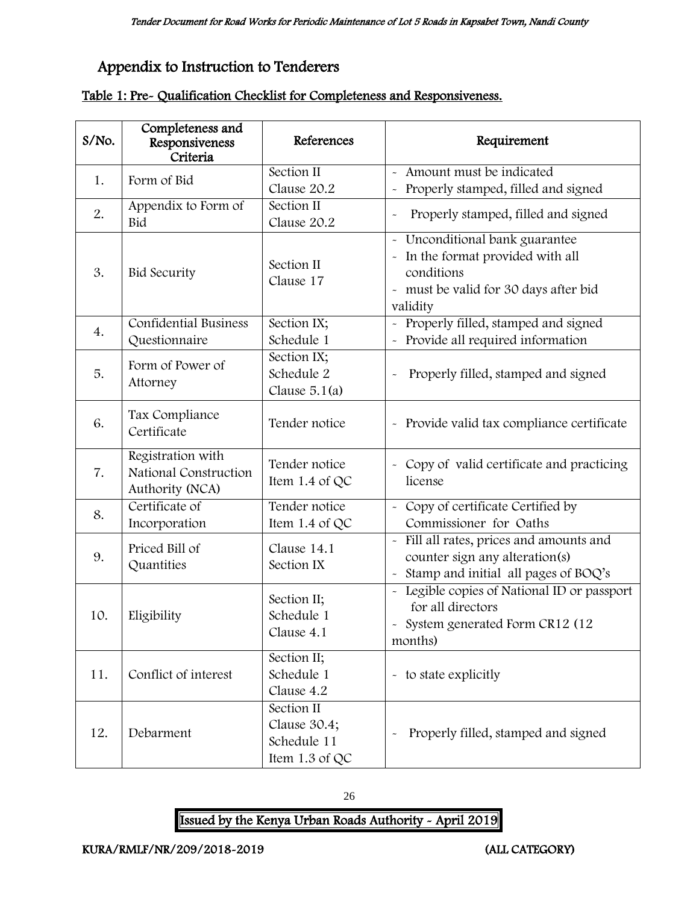## Appendix to Instruction to Tenderers

**Table 1: Pre- Qualification Checklist for Completeness and Responsiveness.**

| S/No. | Completeness and Responsiveness Criteria | References | Requirement |
|---|---|---|---|
| 1. | Form of Bid | Section II Clause 20.2 | - Amount must be indicated<br>- Properly stamped, filled and signed |
| 2. | Appendix to Form of Bid | Section II Clause 20.2 | - Properly stamped, filled and signed |
| 3. | Bid Security | Section II Clause 17 | - Unconditional bank guarantee<br>- In the format provided with all conditions<br>- must be valid for 30 days after bid validity |
| 4. | Confidential Business Questionnaire | Section IX; Schedule 1 | - Properly filled, stamped and signed<br>- Provide all required information |
| 5. | Form of Power of Attorney | Section IX; Schedule 2 Clause 5.1(a) | - Properly filled, stamped and signed |
| 6. | Tax Compliance Certificate | Tender notice | - Provide valid tax compliance certificate |
| 7. | Registration with National Construction Authority (NCA) | Tender notice Item 1.4 of QC | - Copy of valid certificate and practicing license |
| 8. | Certificate of Incorporation | Tender notice Item 1.4 of QC | - Copy of certificate Certified by Commissioner for Oaths |
| 9. | Priced Bill of Quantities | Clause 14.1 Section IX | - Fill all rates, prices and amounts and counter sign any alteration(s)<br>- Stamp and initial all pages of BOQ's |
| 10. | Eligibility | Section II; Schedule 1 Clause 4.1 | - Legible copies of National ID or passport for all directors<br>- System generated Form CR12 (12 months) |
| 11. | Conflict of interest | Section II; Schedule 1 Clause 4.2 | - to state explicitly |
| 12. | Debarment | Section II Clause 30.4; Schedule 11 Item 1.3 of QC | - Properly filled, stamped and signed |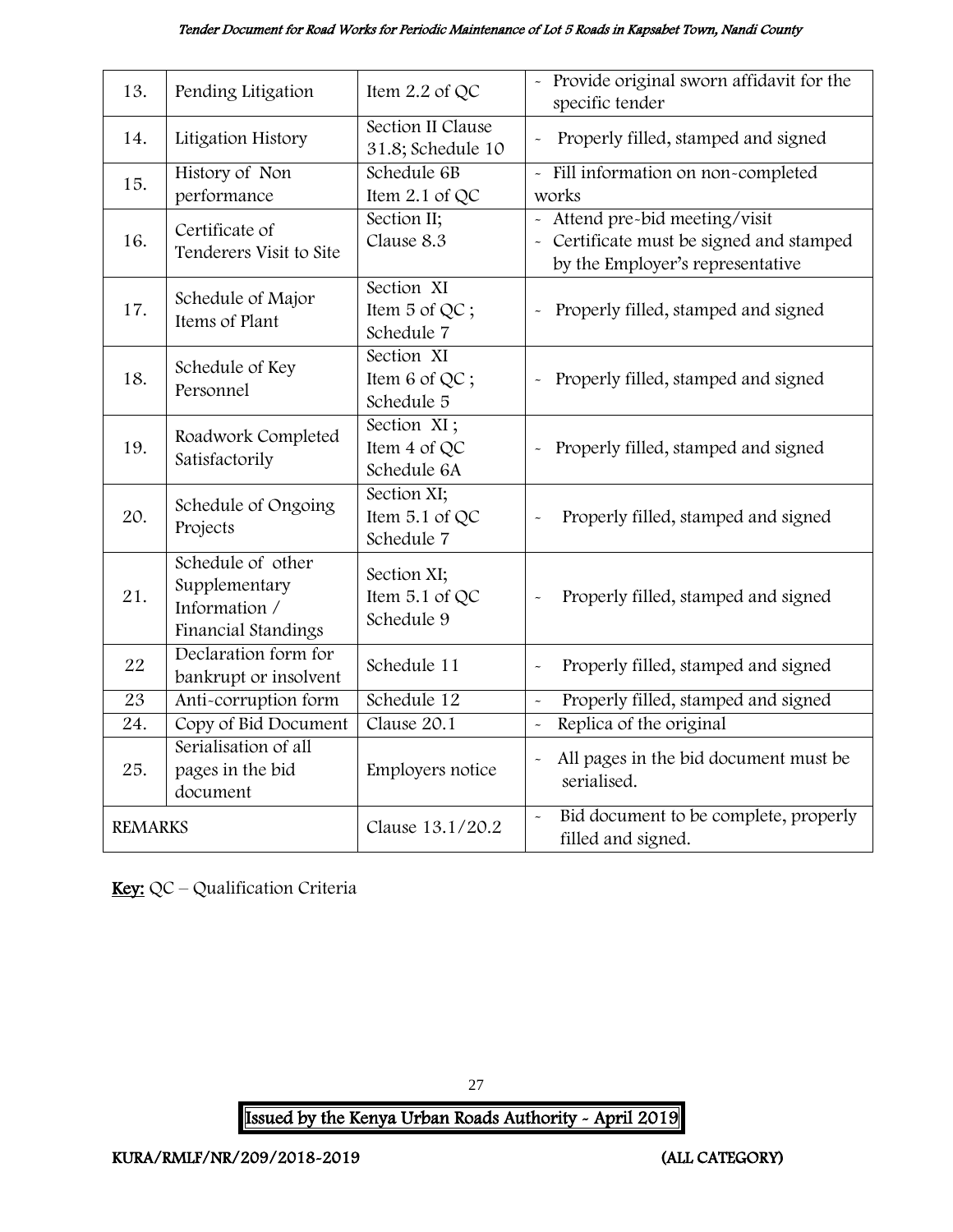| 13. | Pending Litigation | Item 2.2 of QC | - Provide original sworn affidavit for the specific tender |
|---|---|---|---|
| 14. | Litigation History | Section II Clause 31.8; Schedule 10 | - Properly filled, stamped and signed |
| 15. | History of Non performance | Schedule 6B Item 2.1 of QC | - Fill information on non-completed works |
| 16. | Certificate of Tenderers Visit to Site | Section II; Clause 8.3 | - Attend pre-bid meeting/visit<br>- Certificate must be signed and stamped by the Employer's representative |
| 17. | Schedule of Major Items of Plant | Section XI Item 5 of QC ; Schedule 7 | - Properly filled, stamped and signed |
| 18. | Schedule of Key Personnel | Section XI Item 6 of QC ; Schedule 5 | - Properly filled, stamped and signed |
| 19. | Roadwork Completed Satisfactorily | Section XI ; Item 4 of QC Schedule 6A | - Properly filled, stamped and signed |
| 20. | Schedule of Ongoing Projects | Section XI; Item 5.1 of QC Schedule 7 | - Properly filled, stamped and signed |
| 21. | Schedule of other Supplementary Information / Financial Standings | Section XI; Item 5.1 of QC Schedule 9 | - Properly filled, stamped and signed |
| 22 | Declaration form for bankrupt or insolvent | Schedule 11 | - Properly filled, stamped and signed |
| 23 | Anti-corruption form | Schedule 12 | - Properly filled, stamped and signed |
| 24. | Copy of Bid Document | Clause 20.1 | - Replica of the original |
| 25. | Serialisation of all pages in the bid document | Employers notice | - All pages in the bid document must be serialised. |
| REMARKS | | Clause 13.1/20.2 | - Bid document to be complete, properly filled and signed. |

**Key:** QC – Qualification Criteria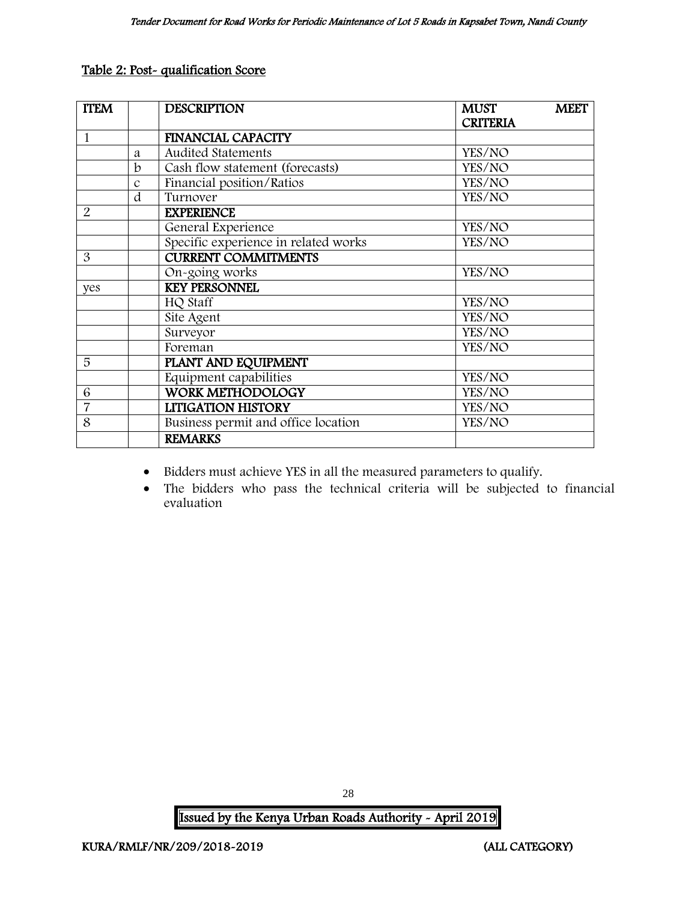Table 2: Post- qualification Score

| ITEM | | DESCRIPTION | MUST MEET CRITERIA |
|---|---|---|---|
| 1 | | **FINANCIAL CAPACITY** | |
| | a | Audited Statements | YES/NO |
| | b | Cash flow statement (forecasts) | YES/NO |
| | c | Financial position/Ratios | YES/NO |
| | d | Turnover | YES/NO |
| 2 | | **EXPERIENCE** | |
| | | General Experience | YES/NO |
| | | Specific experience in related works | YES/NO |
| 3 | | **CURRENT COMMITMENTS** | |
| | | On-going works | YES/NO |
| yes | | **KEY PERSONNEL** | |
| | | HQ Staff | YES/NO |
| | | Site Agent | YES/NO |
| | | Surveyor | YES/NO |
| | | Foreman | YES/NO |
| 5 | | **PLANT AND EQUIPMENT** | |
| | | Equipment capabilities | YES/NO |
| 6 | | **WORK METHODOLOGY** | YES/NO |
| 7 | | **LITIGATION HISTORY** | YES/NO |
| 8 | | Business permit and office location | YES/NO |
| | | **REMARKS** | |

- Bidders must achieve YES in all the measured parameters to qualify.
- The bidders who pass the technical criteria will be subjected to financial evaluation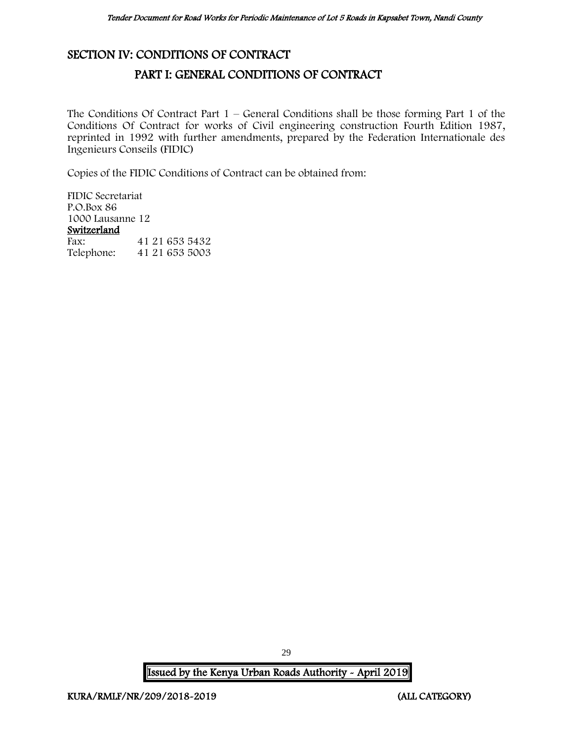# SECTION IV: CONDITIONS OF CONTRACT

## PART I: GENERAL CONDITIONS OF CONTRACT

The Conditions Of Contract Part 1 – General Conditions shall be those forming Part 1 of the Conditions Of Contract for works of Civil engineering construction Fourth Edition 1987, reprinted in 1992 with further amendments, prepared by the Federation Internationale des Ingenieurs Conseils (FIDIC)

Copies of the FIDIC Conditions of Contract can be obtained from:

FIDIC Secretariat
P.O.Box 86
1000 Lausanne 12
<u>Switzerland</u>
Fax: 41 21 653 5432
Telephone: 41 21 653 5003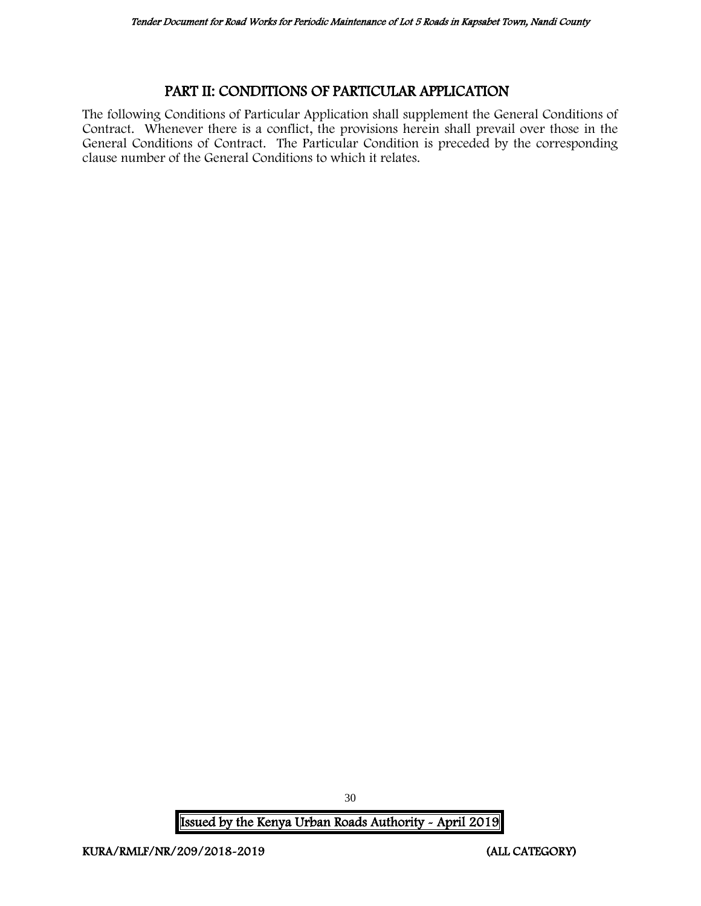# PART II: CONDITIONS OF PARTICULAR APPLICATION

The following Conditions of Particular Application shall supplement the General Conditions of Contract. Whenever there is a conflict, the provisions herein shall prevail over those in the General Conditions of Contract. The Particular Condition is preceded by the corresponding clause number of the General Conditions to which it relates.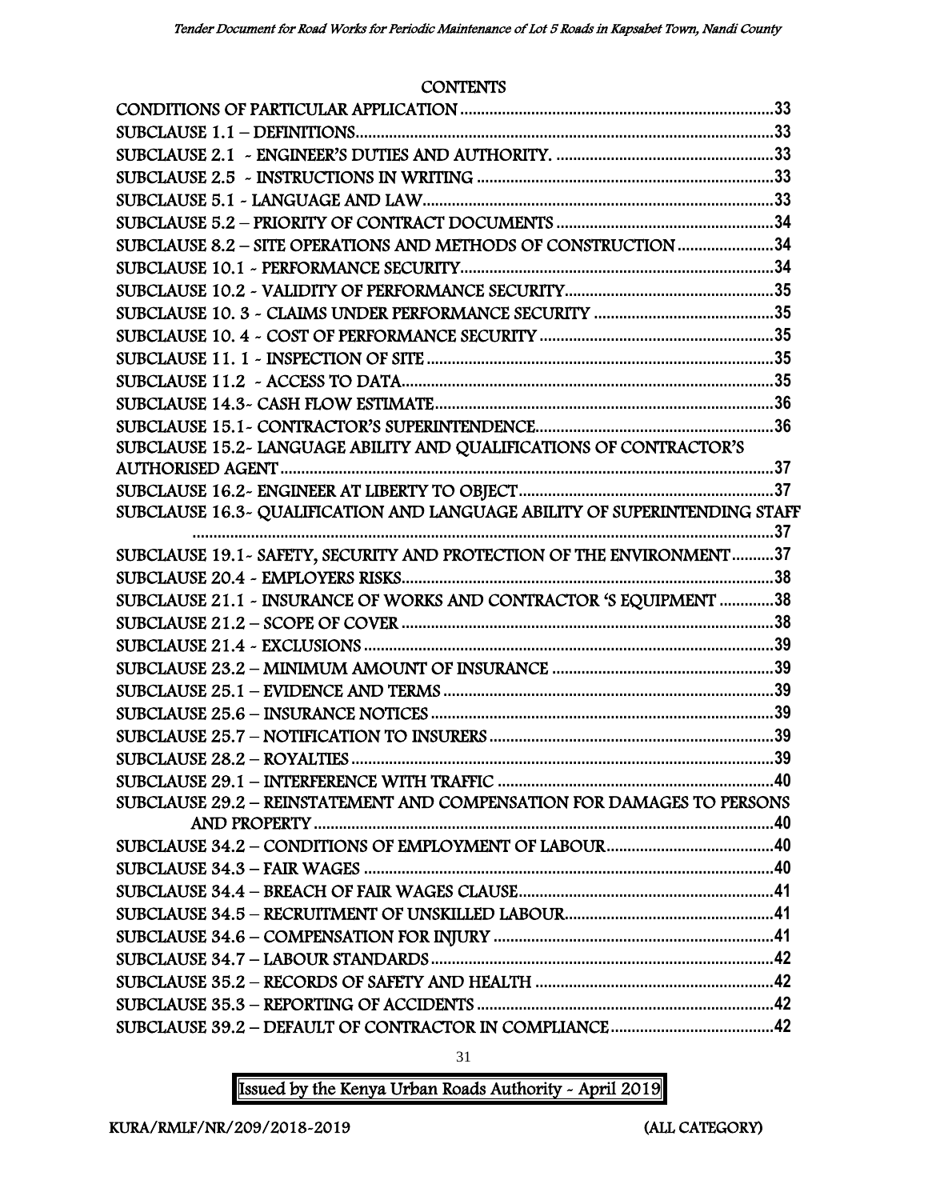# CONTENTS

| | |
|---|---|
| CONDITIONS OF PARTICULAR APPLICATION | 33 |
| SUBCLAUSE 1.1 – DEFINITIONS | 33 |
| SUBCLAUSE 2.1 - ENGINEER'S DUTIES AND AUTHORITY. | 33 |
| SUBCLAUSE 2.5 - INSTRUCTIONS IN WRITING | 33 |
| SUBCLAUSE 5.1 - LANGUAGE AND LAW | 33 |
| SUBCLAUSE 5.2 – PRIORITY OF CONTRACT DOCUMENTS | 34 |
| SUBCLAUSE 8.2 – SITE OPERATIONS AND METHODS OF CONSTRUCTION | 34 |
| SUBCLAUSE 10.1 - PERFORMANCE SECURITY | 34 |
| SUBCLAUSE 10.2 - VALIDITY OF PERFORMANCE SECURITY | 35 |
| SUBCLAUSE 10. 3 - CLAIMS UNDER PERFORMANCE SECURITY | 35 |
| SUBCLAUSE 10. 4 - COST OF PERFORMANCE SECURITY | 35 |
| SUBCLAUSE 11. 1 - INSPECTION OF SITE | 35 |
| SUBCLAUSE 11.2 - ACCESS TO DATA | 35 |
| SUBCLAUSE 14.3- CASH FLOW ESTIMATE | 36 |
| SUBCLAUSE 15.1- CONTRACTOR'S SUPERINTENDENCE | 36 |
| SUBCLAUSE 15.2- LANGUAGE ABILITY AND QUALIFICATIONS OF CONTRACTOR'S AUTHORISED AGENT | 37 |
| SUBCLAUSE 16.2- ENGINEER AT LIBERTY TO OBJECT | 37 |
| SUBCLAUSE 16.3- QUALIFICATION AND LANGUAGE ABILITY OF SUPERINTENDING STAFF | 37 |
| SUBCLAUSE 19.1- SAFETY, SECURITY AND PROTECTION OF THE ENVIRONMENT | 37 |
| SUBCLAUSE 20.4 - EMPLOYERS RISKS | 38 |
| SUBCLAUSE 21.1 - INSURANCE OF WORKS AND CONTRACTOR 'S EQUIPMENT | 38 |
| SUBCLAUSE 21.2 – SCOPE OF COVER | 38 |
| SUBCLAUSE 21.4 - EXCLUSIONS | 39 |
| SUBCLAUSE 23.2 – MINIMUM AMOUNT OF INSURANCE | 39 |
| SUBCLAUSE 25.1 – EVIDENCE AND TERMS | 39 |
| SUBCLAUSE 25.6 – INSURANCE NOTICES | 39 |
| SUBCLAUSE 25.7 – NOTIFICATION TO INSURERS | 39 |
| SUBCLAUSE 28.2 – ROYALTIES | 39 |
| SUBCLAUSE 29.1 – INTERFERENCE WITH TRAFFIC | 40 |
| SUBCLAUSE 29.2 – REINSTATEMENT AND COMPENSATION FOR DAMAGES TO PERSONS AND PROPERTY | 40 |
| SUBCLAUSE 34.2 – CONDITIONS OF EMPLOYMENT OF LABOUR | 40 |
| SUBCLAUSE 34.3 – FAIR WAGES | 40 |
| SUBCLAUSE 34.4 – BREACH OF FAIR WAGES CLAUSE | 41 |
| SUBCLAUSE 34.5 – RECRUITMENT OF UNSKILLED LABOUR | 41 |
| SUBCLAUSE 34.6 – COMPENSATION FOR INJURY | 41 |
| SUBCLAUSE 34.7 – LABOUR STANDARDS | 42 |
| SUBCLAUSE 35.2 – RECORDS OF SAFETY AND HEALTH | 42 |
| SUBCLAUSE 35.3 – REPORTING OF ACCIDENTS | 42 |
| SUBCLAUSE 39.2 – DEFAULT OF CONTRACTOR IN COMPLIANCE | 42 |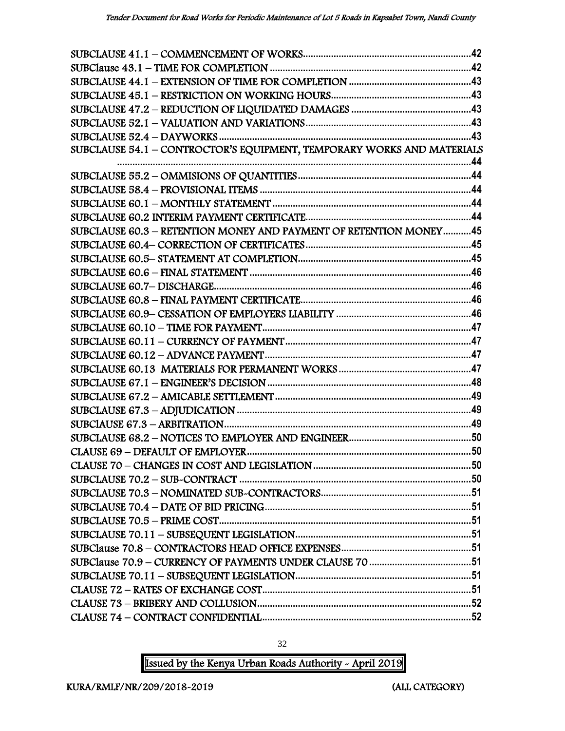SUBCLAUSE 41.1 – COMMENCEMENT OF WORKS....................................................................42
SUBClause 43.1 – TIME FOR COMPLETION ...................................................................42
SUBCLAUSE 44.1 – EXTENSION OF TIME FOR COMPLETION .........................................43
SUBCLAUSE 45.1 – RESTRICTION ON WORKING HOURS.................................................43
SUBCLAUSE 47.2 – REDUCTION OF LIQUIDATED DAMAGES ...........................................43
SUBCLAUSE 52.1 – VALUATION AND VARIATIONS..........................................................43
SUBCLAUSE 52.4 – DAYWORKS.......................................................................................43
SUBCLAUSE 54.1 – CONTROCTOR'S EQUIPMENT, TEMPORARY WORKS AND MATERIALS ..........................................................................................................................44
SUBCLAUSE 55.2 – OMMISIONS OF QUANTITIES ..........................................................44
SUBCLAUSE 58.4 – PROVISIONAL ITEMS .......................................................................44
SUBCLAUSE 60.1 – MONTHLY STATEMENT ....................................................................44
SUBCLAUSE 60.2 INTERIM PAYMENT CERTIFICATE.........................................................44
SUBCLAUSE 60.3 – RETENTION MONEY AND PAYMENT OF RETENTION MONEY...........45
SUBCLAUSE 60.4– CORRECTION OF CERTIFICATES ........................................................45
SUBCLAUSE 60.5– STATEMENT AT COMPLETION.............................................................45
SUBCLAUSE 60.6 – FINAL STATEMENT ...........................................................................46
SUBCLAUSE 60.7– DISCHARGE........................................................................................46
SUBCLAUSE 60.8 – FINAL PAYMENT CERTIFICATE...........................................................46
SUBCLAUSE 60.9– CESSATION OF EMPLOYERS LIABILITY ...............................................46
SUBCLAUSE 60.10 – TIME FOR PAYMENT........................................................................47
SUBCLAUSE 60.11 – CURRENCY OF PAYMENT ................................................................47
SUBCLAUSE 60.12 – ADVANCE PAYMENT ........................................................................47
SUBCLAUSE 60.13 MATERIALS FOR PERMANENT WORKS ...............................................47
SUBCLAUSE 67.1 – ENGINEER'S DECISION ......................................................................48
SUBCLAUSE 67.2 – AMICABLE SETTLEMENT ....................................................................49
SUBCLAUSE 67.3 – ADJUDICATION .................................................................................49
SUBClAUSE 67.3 – ARBITRATION.....................................................................................49
SUBCLAUSE 68.2 – NOTICES TO EMPLOYER AND ENGINEER...........................................50
CLAUSE 69 – DEFAULT OF EMPLOYER..............................................................................50
CLAUSE 70 – CHANGES IN COST AND LEGISLATION .......................................................50
SUBCLAUSE 70.2 – SUB-CONTRACT .................................................................................50
SUBCLAUSE 70.3 – NOMINATED SUB-CONTRACTORS......................................................51
SUBCLAUSE 70.4 – DATE OF BID PRICING.......................................................................51
SUBCLAUSE 70.5 – PRIME COST.......................................................................................51
SUBCLAUSE 70.11 – SUBSEQUENT LEGISLATION..............................................................51
SUBClause 70.8 – CONTRACTORS HEAD OFFICE EXPENSES..............................................51
SUBClause 70.9 – CURRENCY OF PAYMENTS UNDER CLAUSE 70 ......................................51
SUBCLAUSE 70.11 – SUBSEQUENT LEGISLATION..............................................................51
CLAUSE 72 – RATES OF EXCHANGE COST.........................................................................51
CLAUSE 73 – BRIBERY AND COLLUSION...........................................................................52
CLAUSE 74 – CONTRACT CONFIDENTIAL..........................................................................52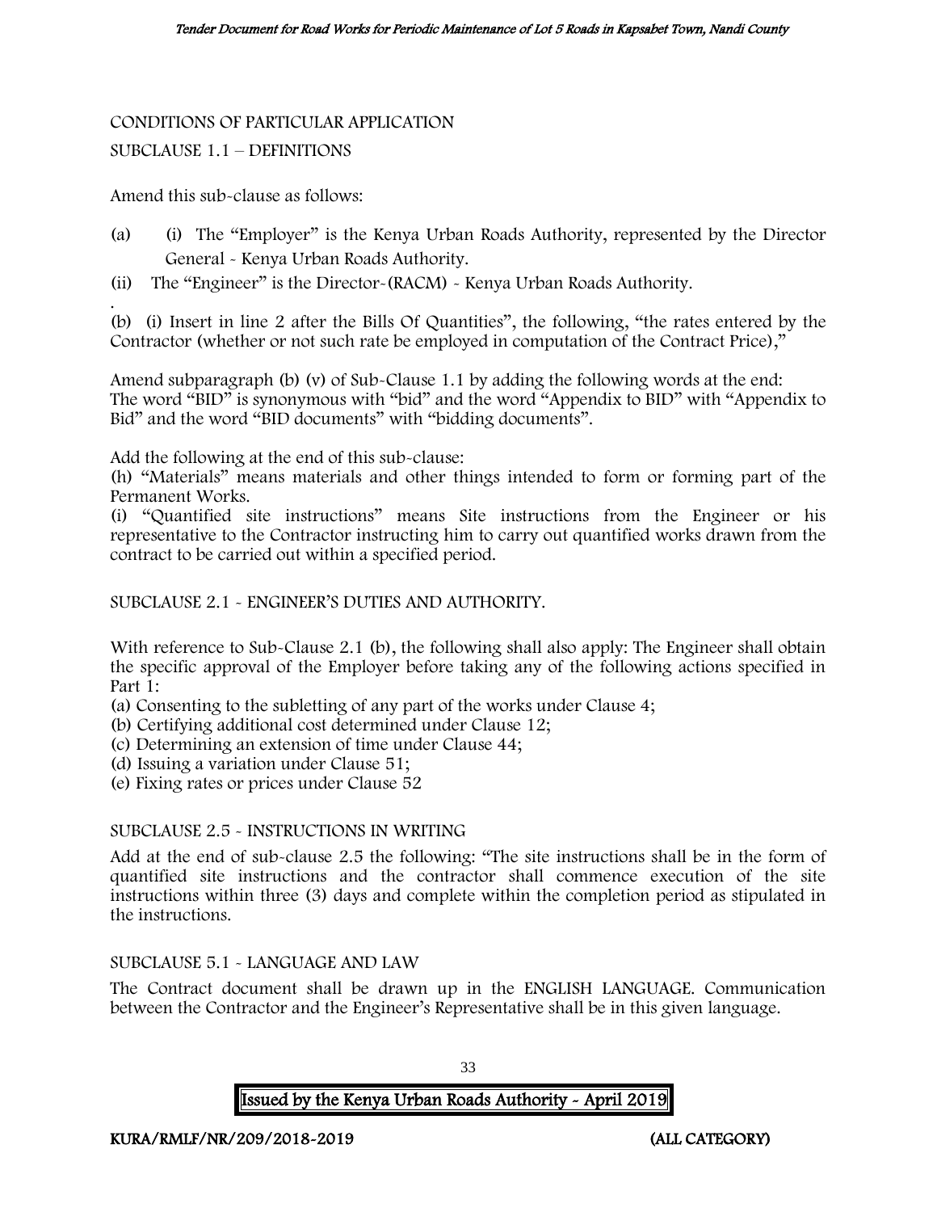CONDITIONS OF PARTICULAR APPLICATION

SUBCLAUSE 1.1 – DEFINITIONS

Amend this sub-clause as follows:

(a) (i) The "Employer" is the Kenya Urban Roads Authority, represented by the Director General - Kenya Urban Roads Authority.

(ii) The "Engineer" is the Director-(RACM) - Kenya Urban Roads Authority.

.

(b) (i) Insert in line 2 after the Bills Of Quantities", the following, "the rates entered by the Contractor (whether or not such rate be employed in computation of the Contract Price),"

Amend subparagraph (b) (v) of Sub-Clause 1.1 by adding the following words at the end: The word "BID" is synonymous with "bid" and the word "Appendix to BID" with "Appendix to Bid" and the word "BID documents" with "bidding documents".

Add the following at the end of this sub-clause:

(h) "Materials" means materials and other things intended to form or forming part of the Permanent Works.

(i) "Quantified site instructions" means Site instructions from the Engineer or his representative to the Contractor instructing him to carry out quantified works drawn from the contract to be carried out within a specified period.

SUBCLAUSE 2.1 - ENGINEER'S DUTIES AND AUTHORITY.

With reference to Sub-Clause 2.1 (b), the following shall also apply: The Engineer shall obtain the specific approval of the Employer before taking any of the following actions specified in Part 1:

(a) Consenting to the subletting of any part of the works under Clause 4;

(b) Certifying additional cost determined under Clause 12;

(c) Determining an extension of time under Clause 44;

(d) Issuing a variation under Clause 51;

(e) Fixing rates or prices under Clause 52

SUBCLAUSE 2.5 - INSTRUCTIONS IN WRITING

Add at the end of sub-clause 2.5 the following: "The site instructions shall be in the form of quantified site instructions and the contractor shall commence execution of the site instructions within three (3) days and complete within the completion period as stipulated in the instructions.

SUBCLAUSE 5.1 - LANGUAGE AND LAW

The Contract document shall be drawn up in the ENGLISH LANGUAGE. Communication between the Contractor and the Engineer's Representative shall be in this given language.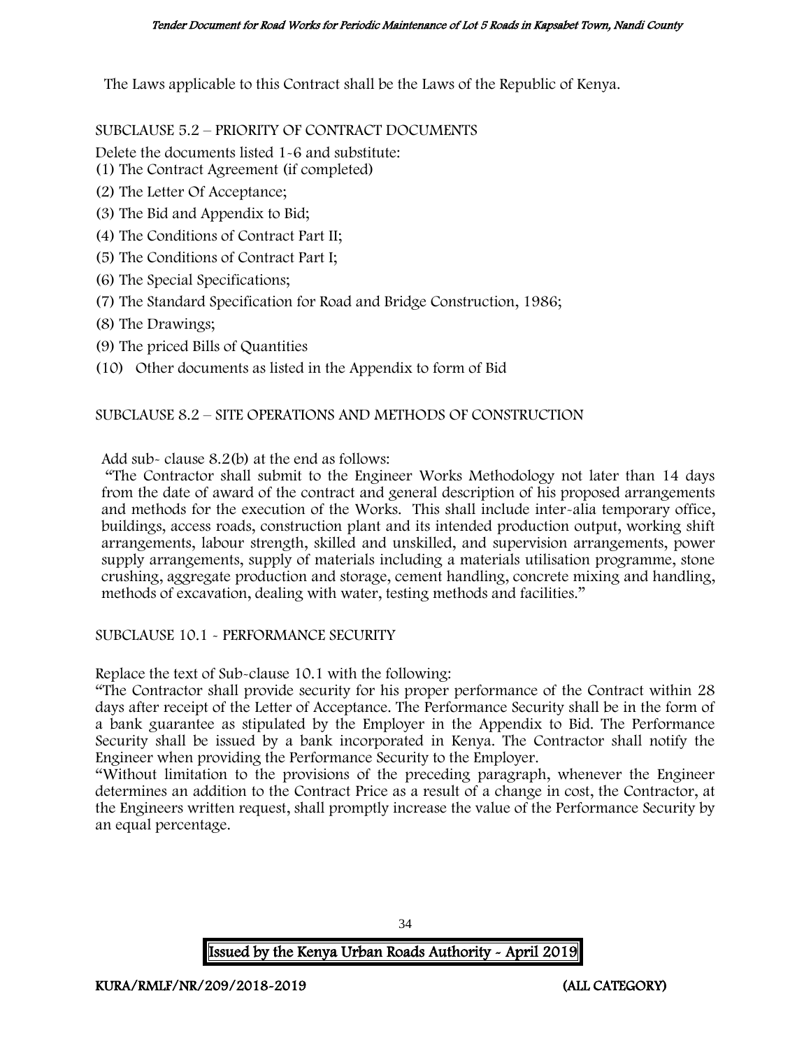The Laws applicable to this Contract shall be the Laws of the Republic of Kenya.

SUBCLAUSE 5.2 – PRIORITY OF CONTRACT DOCUMENTS

Delete the documents listed 1-6 and substitute:

(1) The Contract Agreement (if completed)

(2) The Letter Of Acceptance;

(3) The Bid and Appendix to Bid;

(4) The Conditions of Contract Part II;

(5) The Conditions of Contract Part I;

(6) The Special Specifications;

(7) The Standard Specification for Road and Bridge Construction, 1986;

(8) The Drawings;

(9) The priced Bills of Quantities

(10) Other documents as listed in the Appendix to form of Bid

SUBCLAUSE 8.2 – SITE OPERATIONS AND METHODS OF CONSTRUCTION

Add sub- clause 8.2(b) at the end as follows:

"The Contractor shall submit to the Engineer Works Methodology not later than 14 days from the date of award of the contract and general description of his proposed arrangements and methods for the execution of the Works. This shall include inter-alia temporary office, buildings, access roads, construction plant and its intended production output, working shift arrangements, labour strength, skilled and unskilled, and supervision arrangements, power supply arrangements, supply of materials including a materials utilisation programme, stone crushing, aggregate production and storage, cement handling, concrete mixing and handling, methods of excavation, dealing with water, testing methods and facilities."

SUBCLAUSE 10.1 - PERFORMANCE SECURITY

Replace the text of Sub-clause 10.1 with the following:

"The Contractor shall provide security for his proper performance of the Contract within 28 days after receipt of the Letter of Acceptance. The Performance Security shall be in the form of a bank guarantee as stipulated by the Employer in the Appendix to Bid. The Performance Security shall be issued by a bank incorporated in Kenya. The Contractor shall notify the Engineer when providing the Performance Security to the Employer.

"Without limitation to the provisions of the preceding paragraph, whenever the Engineer determines an addition to the Contract Price as a result of a change in cost, the Contractor, at the Engineers written request, shall promptly increase the value of the Performance Security by an equal percentage.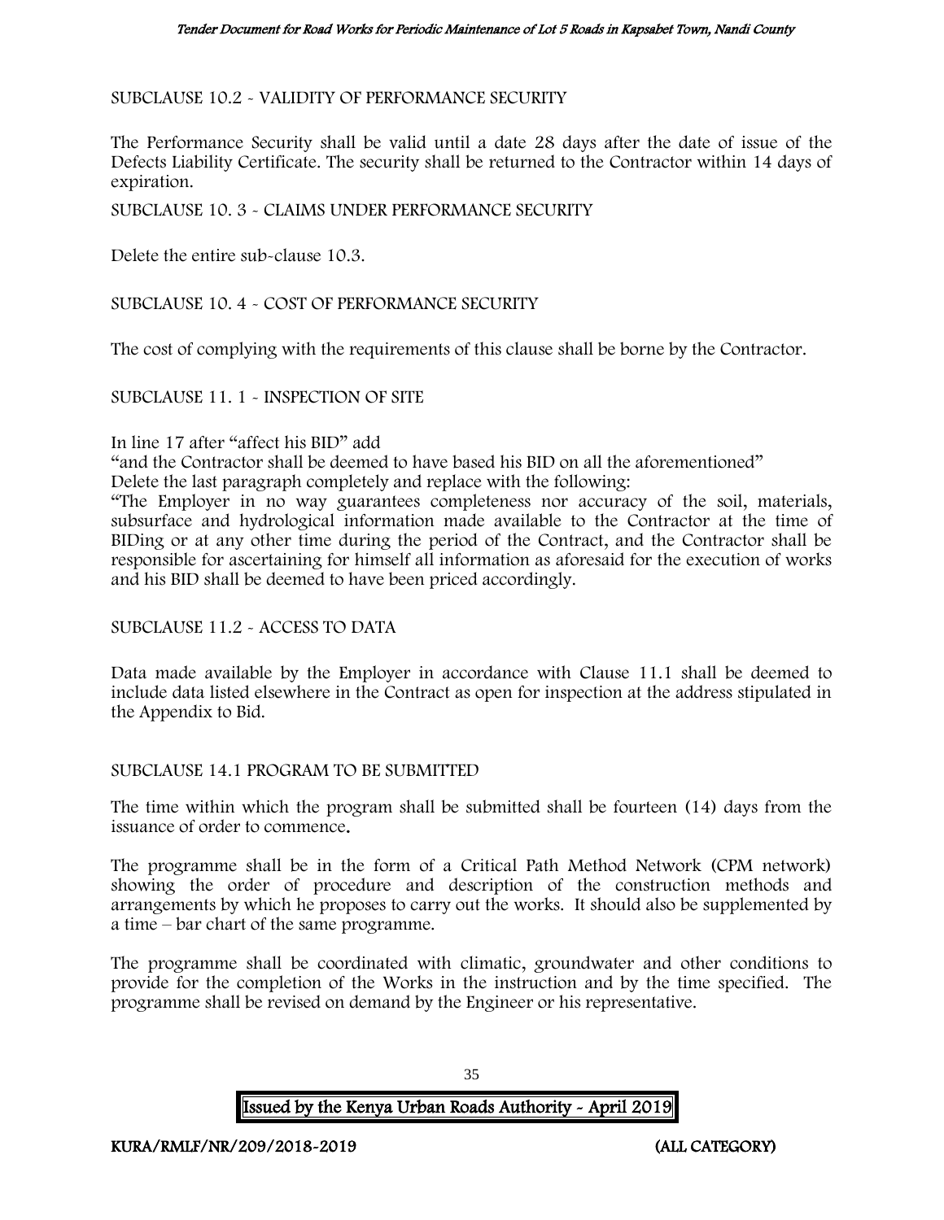SUBCLAUSE 10.2 - VALIDITY OF PERFORMANCE SECURITY

The Performance Security shall be valid until a date 28 days after the date of issue of the Defects Liability Certificate. The security shall be returned to the Contractor within 14 days of expiration.

SUBCLAUSE 10. 3 - CLAIMS UNDER PERFORMANCE SECURITY

Delete the entire sub-clause 10.3.

SUBCLAUSE 10. 4 - COST OF PERFORMANCE SECURITY

The cost of complying with the requirements of this clause shall be borne by the Contractor.

SUBCLAUSE 11. 1 - INSPECTION OF SITE

In line 17 after "affect his BID" add

"and the Contractor shall be deemed to have based his BID on all the aforementioned"

Delete the last paragraph completely and replace with the following:

"The Employer in no way guarantees completeness nor accuracy of the soil, materials, subsurface and hydrological information made available to the Contractor at the time of BIDing or at any other time during the period of the Contract, and the Contractor shall be responsible for ascertaining for himself all information as aforesaid for the execution of works and his BID shall be deemed to have been priced accordingly.

SUBCLAUSE 11.2 - ACCESS TO DATA

Data made available by the Employer in accordance with Clause 11.1 shall be deemed to include data listed elsewhere in the Contract as open for inspection at the address stipulated in the Appendix to Bid.

SUBCLAUSE 14.1 PROGRAM TO BE SUBMITTED

The time within which the program shall be submitted shall be fourteen (14) days from the issuance of order to commence.

The programme shall be in the form of a Critical Path Method Network (CPM network) showing the order of procedure and description of the construction methods and arrangements by which he proposes to carry out the works. It should also be supplemented by a time – bar chart of the same programme.

The programme shall be coordinated with climatic, groundwater and other conditions to provide for the completion of the Works in the instruction and by the time specified. The programme shall be revised on demand by the Engineer or his representative.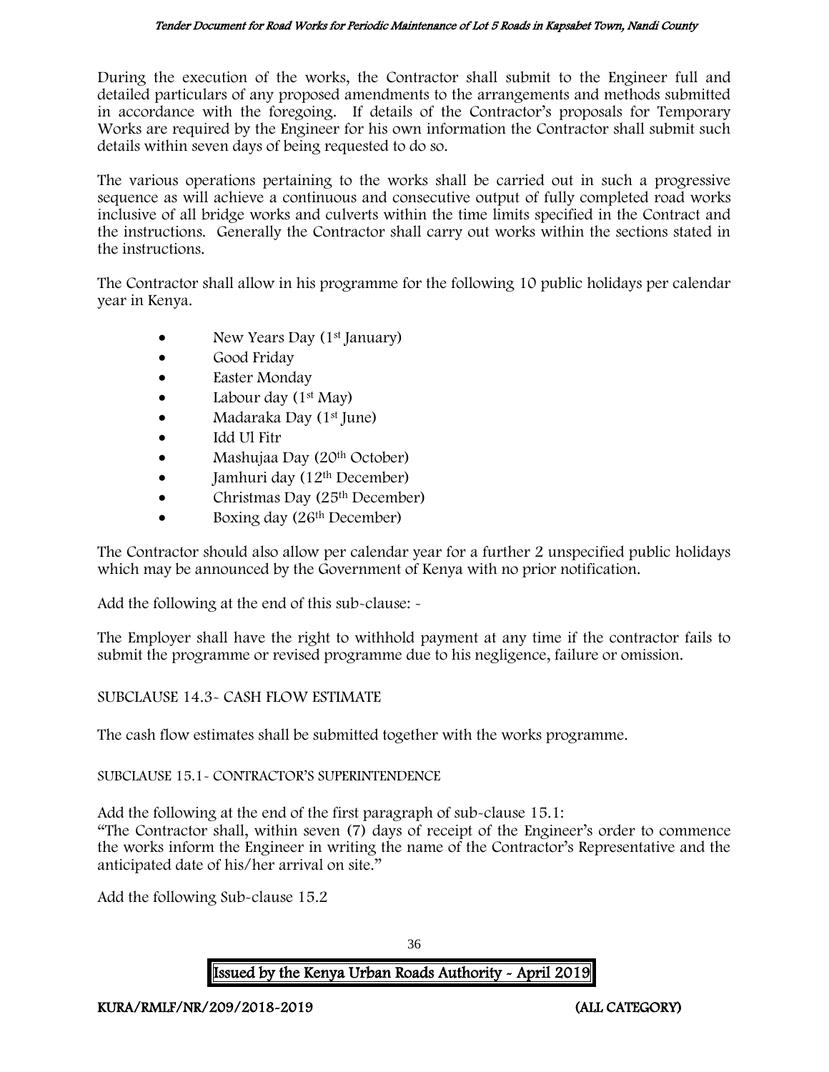During the execution of the works, the Contractor shall submit to the Engineer full and detailed particulars of any proposed amendments to the arrangements and methods submitted in accordance with the foregoing. If details of the Contractor's proposals for Temporary Works are required by the Engineer for his own information the Contractor shall submit such details within seven days of being requested to do so.

The various operations pertaining to the works shall be carried out in such a progressive sequence as will achieve a continuous and consecutive output of fully completed road works inclusive of all bridge works and culverts within the time limits specified in the Contract and the instructions. Generally the Contractor shall carry out works within the sections stated in the instructions.

The Contractor shall allow in his programme for the following 10 public holidays per calendar year in Kenya.

- New Years Day (1st January)
- Good Friday
- Easter Monday
- Labour day (1st May)
- Madaraka Day (1st June)
- Idd Ul Fitr
- Mashujaa Day (20th October)
- Jamhuri day (12th December)
- Christmas Day (25th December)
- Boxing day (26th December)

The Contractor should also allow per calendar year for a further 2 unspecified public holidays which may be announced by the Government of Kenya with no prior notification.

Add the following at the end of this sub-clause: -

The Employer shall have the right to withhold payment at any time if the contractor fails to submit the programme or revised programme due to his negligence, failure or omission.

SUBCLAUSE 14.3- CASH FLOW ESTIMATE

The cash flow estimates shall be submitted together with the works programme.

SUBCLAUSE 15.1- CONTRACTOR'S SUPERINTENDENCE

Add the following at the end of the first paragraph of sub-clause 15.1:
"The Contractor shall, within seven (7) days of receipt of the Engineer's order to commence the works inform the Engineer in writing the name of the Contractor's Representative and the anticipated date of his/her arrival on site."

Add the following Sub-clause 15.2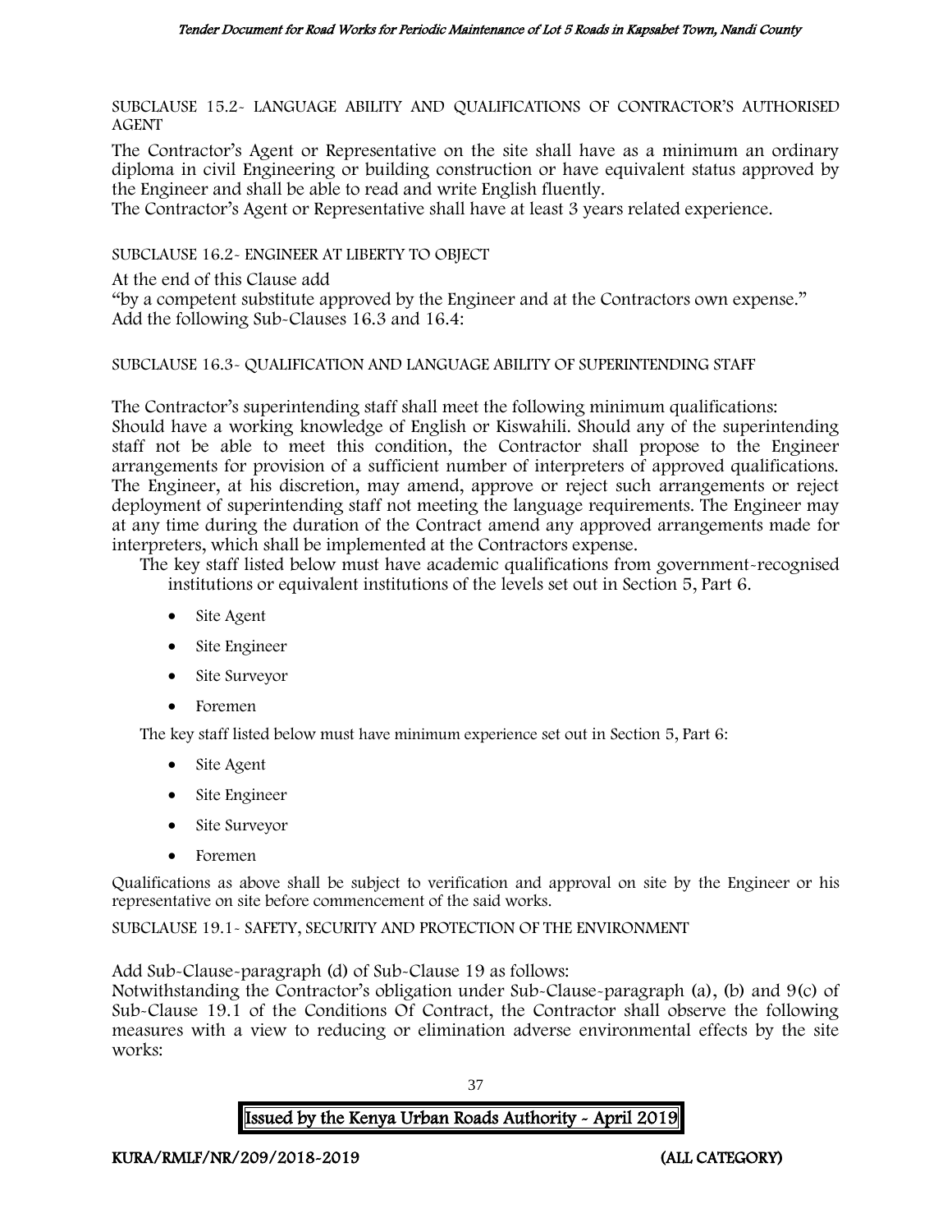SUBCLAUSE 15.2- LANGUAGE ABILITY AND QUALIFICATIONS OF CONTRACTOR'S AUTHORISED AGENT

The Contractor's Agent or Representative on the site shall have as a minimum an ordinary diploma in civil Engineering or building construction or have equivalent status approved by the Engineer and shall be able to read and write English fluently.

The Contractor's Agent or Representative shall have at least 3 years related experience.

SUBCLAUSE 16.2- ENGINEER AT LIBERTY TO OBJECT

At the end of this Clause add

"by a competent substitute approved by the Engineer and at the Contractors own expense."

Add the following Sub-Clauses 16.3 and 16.4:

SUBCLAUSE 16.3- QUALIFICATION AND LANGUAGE ABILITY OF SUPERINTENDING STAFF

The Contractor's superintending staff shall meet the following minimum qualifications:

Should have a working knowledge of English or Kiswahili. Should any of the superintending staff not be able to meet this condition, the Contractor shall propose to the Engineer arrangements for provision of a sufficient number of interpreters of approved qualifications. The Engineer, at his discretion, may amend, approve or reject such arrangements or reject deployment of superintending staff not meeting the language requirements. The Engineer may at any time during the duration of the Contract amend any approved arrangements made for interpreters, which shall be implemented at the Contractors expense.

The key staff listed below must have academic qualifications from government-recognised institutions or equivalent institutions of the levels set out in Section 5, Part 6.

- Site Agent
- Site Engineer
- Site Surveyor
- Foremen

The key staff listed below must have minimum experience set out in Section 5, Part 6:

- Site Agent
- Site Engineer
- Site Surveyor
- Foremen

Qualifications as above shall be subject to verification and approval on site by the Engineer or his representative on site before commencement of the said works.

SUBCLAUSE 19.1- SAFETY, SECURITY AND PROTECTION OF THE ENVIRONMENT

Add Sub-Clause-paragraph (d) of Sub-Clause 19 as follows:

Notwithstanding the Contractor's obligation under Sub-Clause-paragraph (a), (b) and 9(c) of Sub-Clause 19.1 of the Conditions Of Contract, the Contractor shall observe the following measures with a view to reducing or elimination adverse environmental effects by the site works: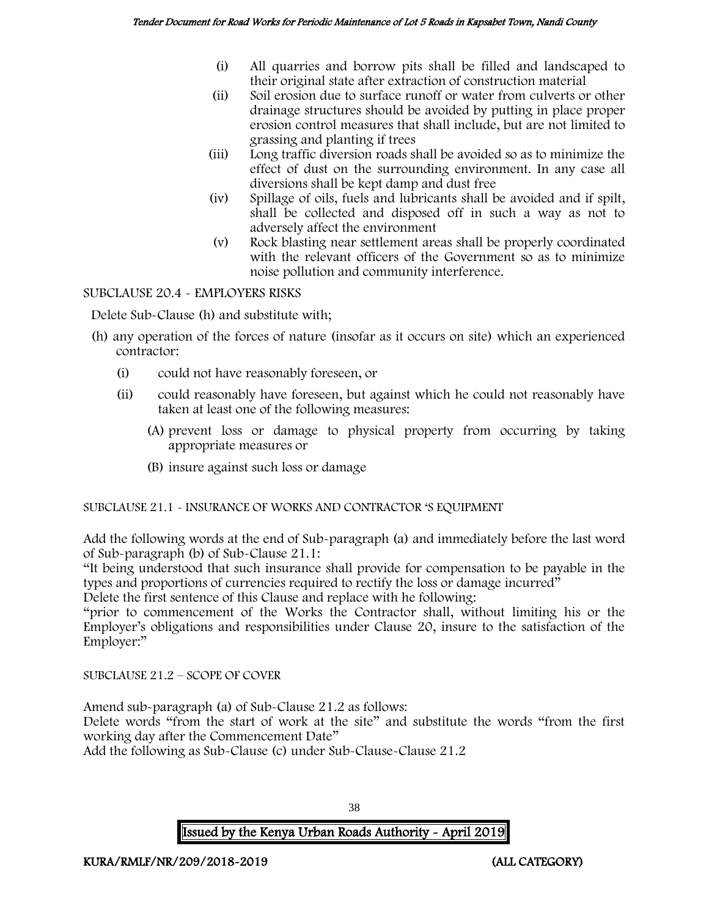(i) All quarries and borrow pits shall be filled and landscaped to their original state after extraction of construction material

(ii) Soil erosion due to surface runoff or water from culverts or other drainage structures should be avoided by putting in place proper erosion control measures that shall include, but are not limited to grassing and planting if trees

(iii) Long traffic diversion roads shall be avoided so as to minimize the effect of dust on the surrounding environment. In any case all diversions shall be kept damp and dust free

(iv) Spillage of oils, fuels and lubricants shall be avoided and if spilt, shall be collected and disposed off in such a way as not to adversely affect the environment

(v) Rock blasting near settlement areas shall be properly coordinated with the relevant officers of the Government so as to minimize noise pollution and community interference.

SUBCLAUSE 20.4 - EMPLOYERS RISKS

Delete Sub-Clause (h) and substitute with;

(h) any operation of the forces of nature (insofar as it occurs on site) which an experienced contractor:

- (i) could not have reasonably foreseen, or
- (ii) could reasonably have foreseen, but against which he could not reasonably have taken at least one of the following measures:
  - (A) prevent loss or damage to physical property from occurring by taking appropriate measures or
  - (B) insure against such loss or damage

SUBCLAUSE 21.1 - INSURANCE OF WORKS AND CONTRACTOR 'S EQUIPMENT

Add the following words at the end of Sub-paragraph (a) and immediately before the last word of Sub-paragraph (b) of Sub-Clause 21.1:

"It being understood that such insurance shall provide for compensation to be payable in the types and proportions of currencies required to rectify the loss or damage incurred"

Delete the first sentence of this Clause and replace with he following:

"prior to commencement of the Works the Contractor shall, without limiting his or the Employer's obligations and responsibilities under Clause 20, insure to the satisfaction of the Employer:"

SUBCLAUSE 21.2 – SCOPE OF COVER

Amend sub-paragraph (a) of Sub-Clause 21.2 as follows:

Delete words "from the start of work at the site" and substitute the words "from the first working day after the Commencement Date"

Add the following as Sub-Clause (c) under Sub-Clause-Clause 21.2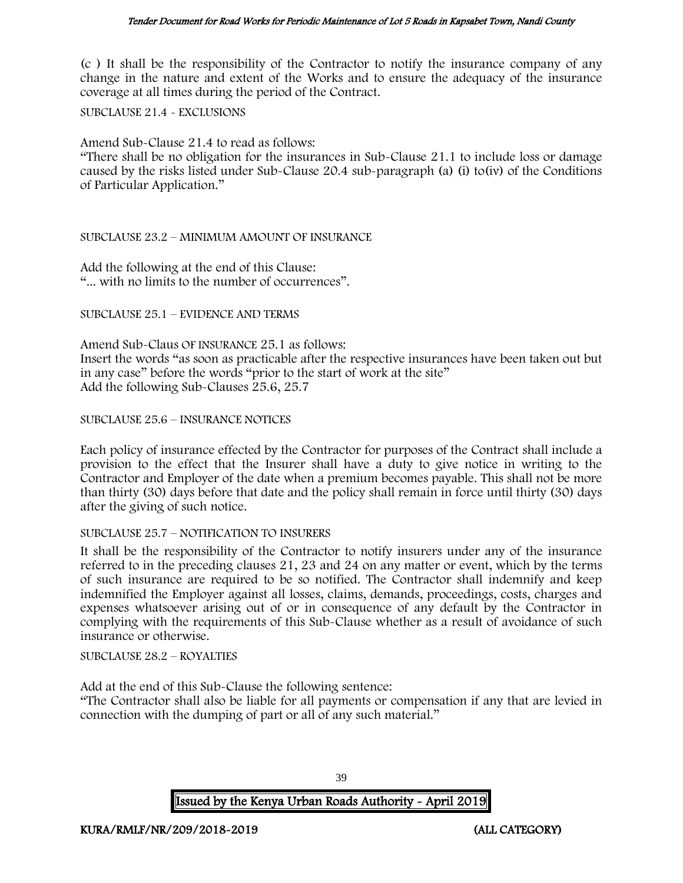(c ) It shall be the responsibility of the Contractor to notify the insurance company of any change in the nature and extent of the Works and to ensure the adequacy of the insurance coverage at all times during the period of the Contract.

SUBCLAUSE 21.4 - EXCLUSIONS

Amend Sub-Clause 21.4 to read as follows:
"There shall be no obligation for the insurances in Sub-Clause 21.1 to include loss or damage caused by the risks listed under Sub-Clause 20.4 sub-paragraph (a) (i) to(iv) of the Conditions of Particular Application."

SUBCLAUSE 23.2 – MINIMUM AMOUNT OF INSURANCE

Add the following at the end of this Clause:
"... with no limits to the number of occurrences".

SUBCLAUSE 25.1 – EVIDENCE AND TERMS

Amend Sub-Claus OF INSURANCE 25.1 as follows:
Insert the words "as soon as practicable after the respective insurances have been taken out but in any case" before the words "prior to the start of work at the site"
Add the following Sub-Clauses 25.6, 25.7

SUBCLAUSE 25.6 – INSURANCE NOTICES

Each policy of insurance effected by the Contractor for purposes of the Contract shall include a provision to the effect that the Insurer shall have a duty to give notice in writing to the Contractor and Employer of the date when a premium becomes payable. This shall not be more than thirty (30) days before that date and the policy shall remain in force until thirty (30) days after the giving of such notice.

SUBCLAUSE 25.7 – NOTIFICATION TO INSURERS

It shall be the responsibility of the Contractor to notify insurers under any of the insurance referred to in the preceding clauses 21, 23 and 24 on any matter or event, which by the terms of such insurance are required to be so notified. The Contractor shall indemnify and keep indemnified the Employer against all losses, claims, demands, proceedings, costs, charges and expenses whatsoever arising out of or in consequence of any default by the Contractor in complying with the requirements of this Sub-Clause whether as a result of avoidance of such insurance or otherwise.

SUBCLAUSE 28.2 – ROYALTIES

Add at the end of this Sub-Clause the following sentence:
"The Contractor shall also be liable for all payments or compensation if any that are levied in connection with the dumping of part or all of any such material."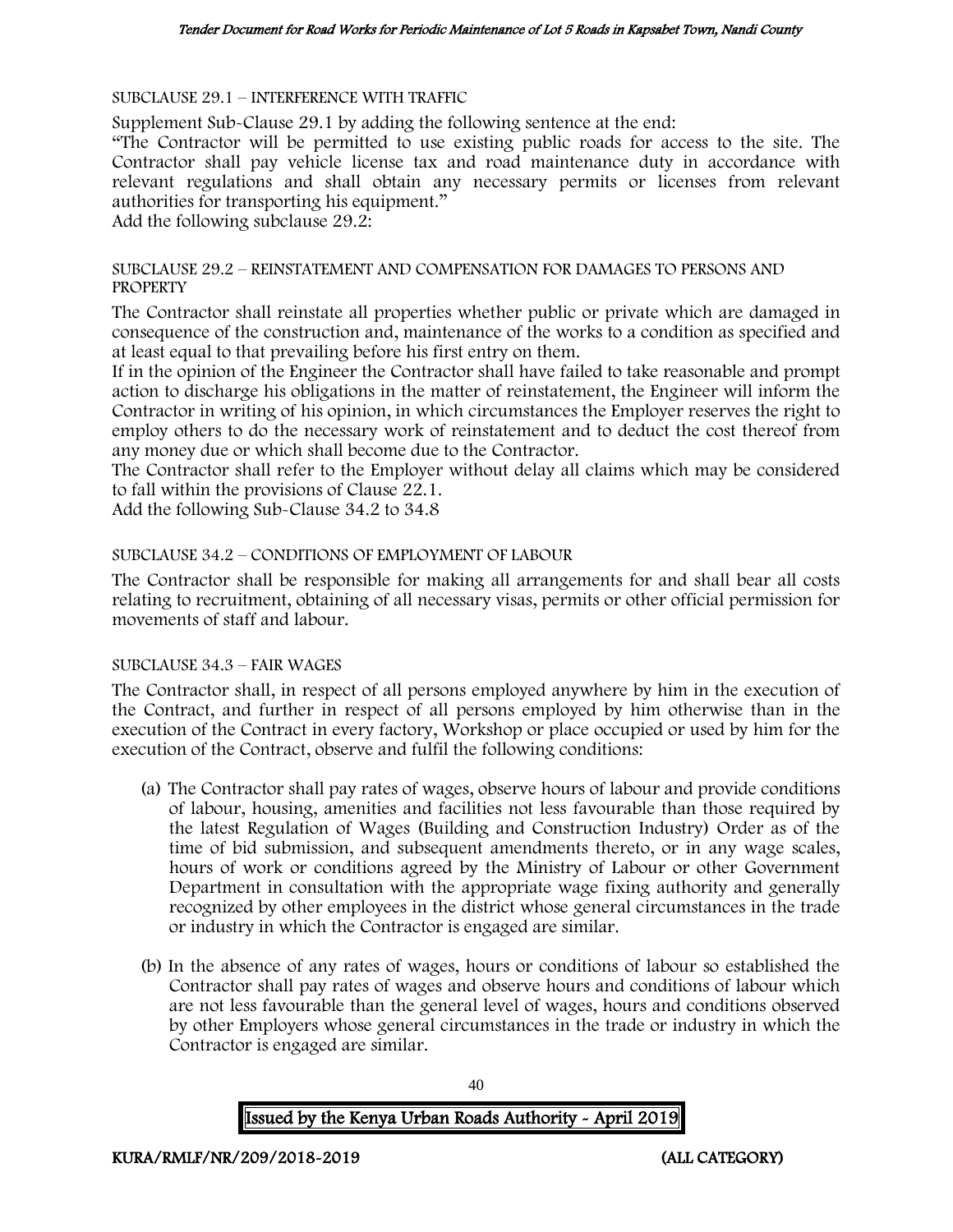SUBCLAUSE 29.1 – INTERFERENCE WITH TRAFFIC

Supplement Sub-Clause 29.1 by adding the following sentence at the end:

"The Contractor will be permitted to use existing public roads for access to the site. The Contractor shall pay vehicle license tax and road maintenance duty in accordance with relevant regulations and shall obtain any necessary permits or licenses from relevant authorities for transporting his equipment."

Add the following subclause 29.2:

SUBCLAUSE 29.2 – REINSTATEMENT AND COMPENSATION FOR DAMAGES TO PERSONS AND PROPERTY

The Contractor shall reinstate all properties whether public or private which are damaged in consequence of the construction and, maintenance of the works to a condition as specified and at least equal to that prevailing before his first entry on them.

If in the opinion of the Engineer the Contractor shall have failed to take reasonable and prompt action to discharge his obligations in the matter of reinstatement, the Engineer will inform the Contractor in writing of his opinion, in which circumstances the Employer reserves the right to employ others to do the necessary work of reinstatement and to deduct the cost thereof from any money due or which shall become due to the Contractor.

The Contractor shall refer to the Employer without delay all claims which may be considered to fall within the provisions of Clause 22.1.

Add the following Sub-Clause 34.2 to 34.8

SUBCLAUSE 34.2 – CONDITIONS OF EMPLOYMENT OF LABOUR

The Contractor shall be responsible for making all arrangements for and shall bear all costs relating to recruitment, obtaining of all necessary visas, permits or other official permission for movements of staff and labour.

SUBCLAUSE 34.3 – FAIR WAGES

The Contractor shall, in respect of all persons employed anywhere by him in the execution of the Contract, and further in respect of all persons employed by him otherwise than in the execution of the Contract in every factory, Workshop or place occupied or used by him for the execution of the Contract, observe and fulfil the following conditions:

(a) The Contractor shall pay rates of wages, observe hours of labour and provide conditions of labour, housing, amenities and facilities not less favourable than those required by the latest Regulation of Wages (Building and Construction Industry) Order as of the time of bid submission, and subsequent amendments thereto, or in any wage scales, hours of work or conditions agreed by the Ministry of Labour or other Government Department in consultation with the appropriate wage fixing authority and generally recognized by other employees in the district whose general circumstances in the trade or industry in which the Contractor is engaged are similar.

(b) In the absence of any rates of wages, hours or conditions of labour so established the Contractor shall pay rates of wages and observe hours and conditions of labour which are not less favourable than the general level of wages, hours and conditions observed by other Employers whose general circumstances in the trade or industry in which the Contractor is engaged are similar.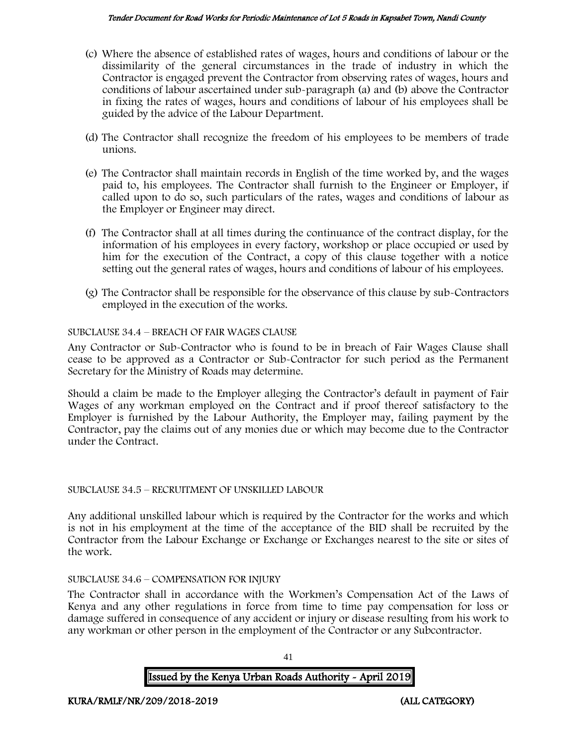(c) Where the absence of established rates of wages, hours and conditions of labour or the dissimilarity of the general circumstances in the trade of industry in which the Contractor is engaged prevent the Contractor from observing rates of wages, hours and conditions of labour ascertained under sub-paragraph (a) and (b) above the Contractor in fixing the rates of wages, hours and conditions of labour of his employees shall be guided by the advice of the Labour Department.

(d) The Contractor shall recognize the freedom of his employees to be members of trade unions.

(e) The Contractor shall maintain records in English of the time worked by, and the wages paid to, his employees. The Contractor shall furnish to the Engineer or Employer, if called upon to do so, such particulars of the rates, wages and conditions of labour as the Employer or Engineer may direct.

(f) The Contractor shall at all times during the continuance of the contract display, for the information of his employees in every factory, workshop or place occupied or used by him for the execution of the Contract, a copy of this clause together with a notice setting out the general rates of wages, hours and conditions of labour of his employees.

(g) The Contractor shall be responsible for the observance of this clause by sub-Contractors employed in the execution of the works.

SUBCLAUSE 34.4 – BREACH OF FAIR WAGES CLAUSE

Any Contractor or Sub-Contractor who is found to be in breach of Fair Wages Clause shall cease to be approved as a Contractor or Sub-Contractor for such period as the Permanent Secretary for the Ministry of Roads may determine.

Should a claim be made to the Employer alleging the Contractor's default in payment of Fair Wages of any workman employed on the Contract and if proof thereof satisfactory to the Employer is furnished by the Labour Authority, the Employer may, failing payment by the Contractor, pay the claims out of any monies due or which may become due to the Contractor under the Contract.

SUBCLAUSE 34.5 – RECRUITMENT OF UNSKILLED LABOUR

Any additional unskilled labour which is required by the Contractor for the works and which is not in his employment at the time of the acceptance of the BID shall be recruited by the Contractor from the Labour Exchange or Exchange or Exchanges nearest to the site or sites of the work.

SUBCLAUSE 34.6 – COMPENSATION FOR INJURY

The Contractor shall in accordance with the Workmen's Compensation Act of the Laws of Kenya and any other regulations in force from time to time pay compensation for loss or damage suffered in consequence of any accident or injury or disease resulting from his work to any workman or other person in the employment of the Contractor or any Subcontractor.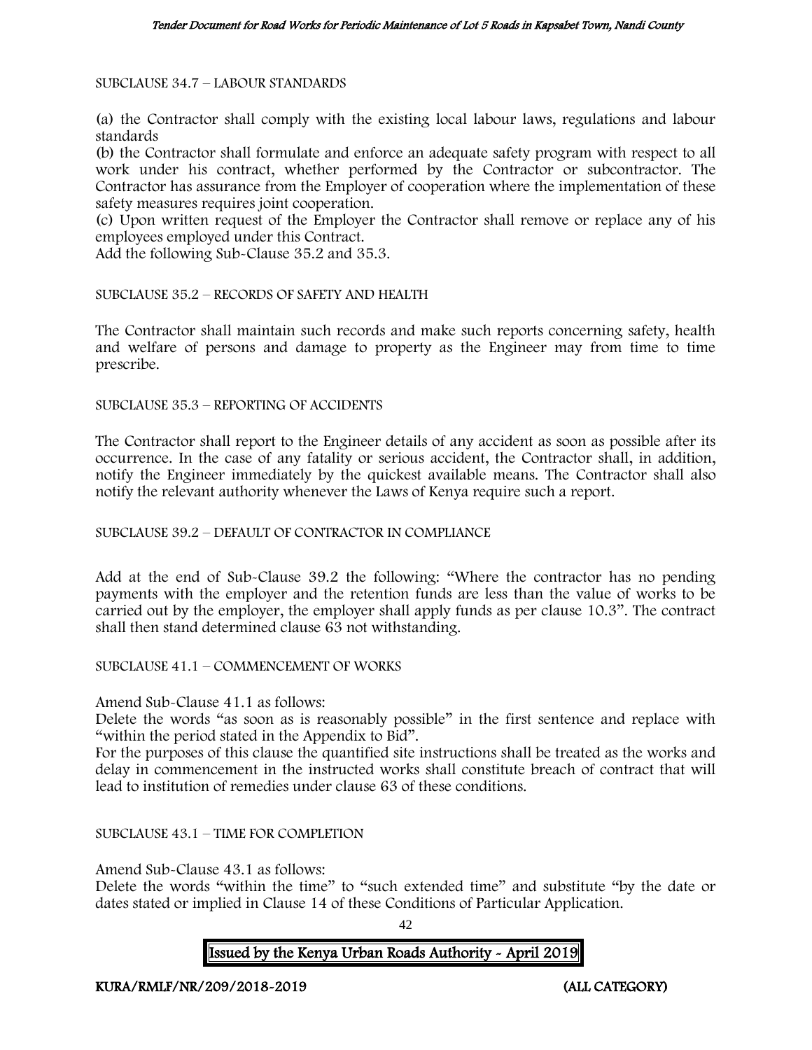SUBCLAUSE 34.7 – LABOUR STANDARDS

(a) the Contractor shall comply with the existing local labour laws, regulations and labour standards

(b) the Contractor shall formulate and enforce an adequate safety program with respect to all work under his contract, whether performed by the Contractor or subcontractor. The Contractor has assurance from the Employer of cooperation where the implementation of these safety measures requires joint cooperation.

(c) Upon written request of the Employer the Contractor shall remove or replace any of his employees employed under this Contract.

Add the following Sub-Clause 35.2 and 35.3.

SUBCLAUSE 35.2 – RECORDS OF SAFETY AND HEALTH

The Contractor shall maintain such records and make such reports concerning safety, health and welfare of persons and damage to property as the Engineer may from time to time prescribe.

SUBCLAUSE 35.3 – REPORTING OF ACCIDENTS

The Contractor shall report to the Engineer details of any accident as soon as possible after its occurrence. In the case of any fatality or serious accident, the Contractor shall, in addition, notify the Engineer immediately by the quickest available means. The Contractor shall also notify the relevant authority whenever the Laws of Kenya require such a report.

SUBCLAUSE 39.2 – DEFAULT OF CONTRACTOR IN COMPLIANCE

Add at the end of Sub-Clause 39.2 the following: "Where the contractor has no pending payments with the employer and the retention funds are less than the value of works to be carried out by the employer, the employer shall apply funds as per clause 10.3". The contract shall then stand determined clause 63 not withstanding.

SUBCLAUSE 41.1 – COMMENCEMENT OF WORKS

Amend Sub-Clause 41.1 as follows:

Delete the words "as soon as is reasonably possible" in the first sentence and replace with "within the period stated in the Appendix to Bid".

For the purposes of this clause the quantified site instructions shall be treated as the works and delay in commencement in the instructed works shall constitute breach of contract that will lead to institution of remedies under clause 63 of these conditions.

SUBCLAUSE 43.1 – TIME FOR COMPLETION

Amend Sub-Clause 43.1 as follows:

Delete the words "within the time" to "such extended time" and substitute "by the date or dates stated or implied in Clause 14 of these Conditions of Particular Application.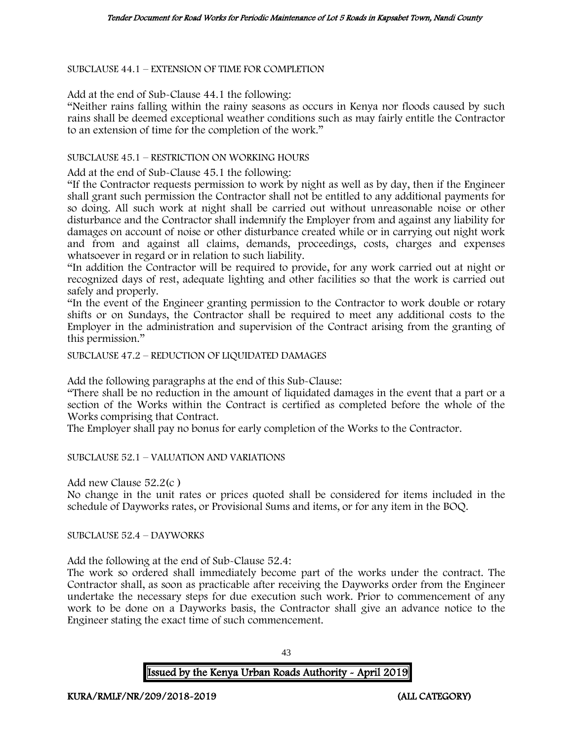SUBCLAUSE 44.1 – EXTENSION OF TIME FOR COMPLETION

Add at the end of Sub-Clause 44.1 the following:

"Neither rains falling within the rainy seasons as occurs in Kenya nor floods caused by such rains shall be deemed exceptional weather conditions such as may fairly entitle the Contractor to an extension of time for the completion of the work."

SUBCLAUSE 45.1 – RESTRICTION ON WORKING HOURS

Add at the end of Sub-Clause 45.1 the following:

"If the Contractor requests permission to work by night as well as by day, then if the Engineer shall grant such permission the Contractor shall not be entitled to any additional payments for so doing. All such work at night shall be carried out without unreasonable noise or other disturbance and the Contractor shall indemnify the Employer from and against any liability for damages on account of noise or other disturbance created while or in carrying out night work and from and against all claims, demands, proceedings, costs, charges and expenses whatsoever in regard or in relation to such liability.

"In addition the Contractor will be required to provide, for any work carried out at night or recognized days of rest, adequate lighting and other facilities so that the work is carried out safely and properly.

"In the event of the Engineer granting permission to the Contractor to work double or rotary shifts or on Sundays, the Contractor shall be required to meet any additional costs to the Employer in the administration and supervision of the Contract arising from the granting of this permission."

SUBCLAUSE 47.2 – REDUCTION OF LIQUIDATED DAMAGES

Add the following paragraphs at the end of this Sub-Clause:

"There shall be no reduction in the amount of liquidated damages in the event that a part or a section of the Works within the Contract is certified as completed before the whole of the Works comprising that Contract.

The Employer shall pay no bonus for early completion of the Works to the Contractor.

SUBCLAUSE 52.1 – VALUATION AND VARIATIONS

Add new Clause 52.2(c )

No change in the unit rates or prices quoted shall be considered for items included in the schedule of Dayworks rates, or Provisional Sums and items, or for any item in the BOQ.

SUBCLAUSE 52.4 – DAYWORKS

Add the following at the end of Sub-Clause 52.4:

The work so ordered shall immediately become part of the works under the contract. The Contractor shall, as soon as practicable after receiving the Dayworks order from the Engineer undertake the necessary steps for due execution such work. Prior to commencement of any work to be done on a Dayworks basis, the Contractor shall give an advance notice to the Engineer stating the exact time of such commencement.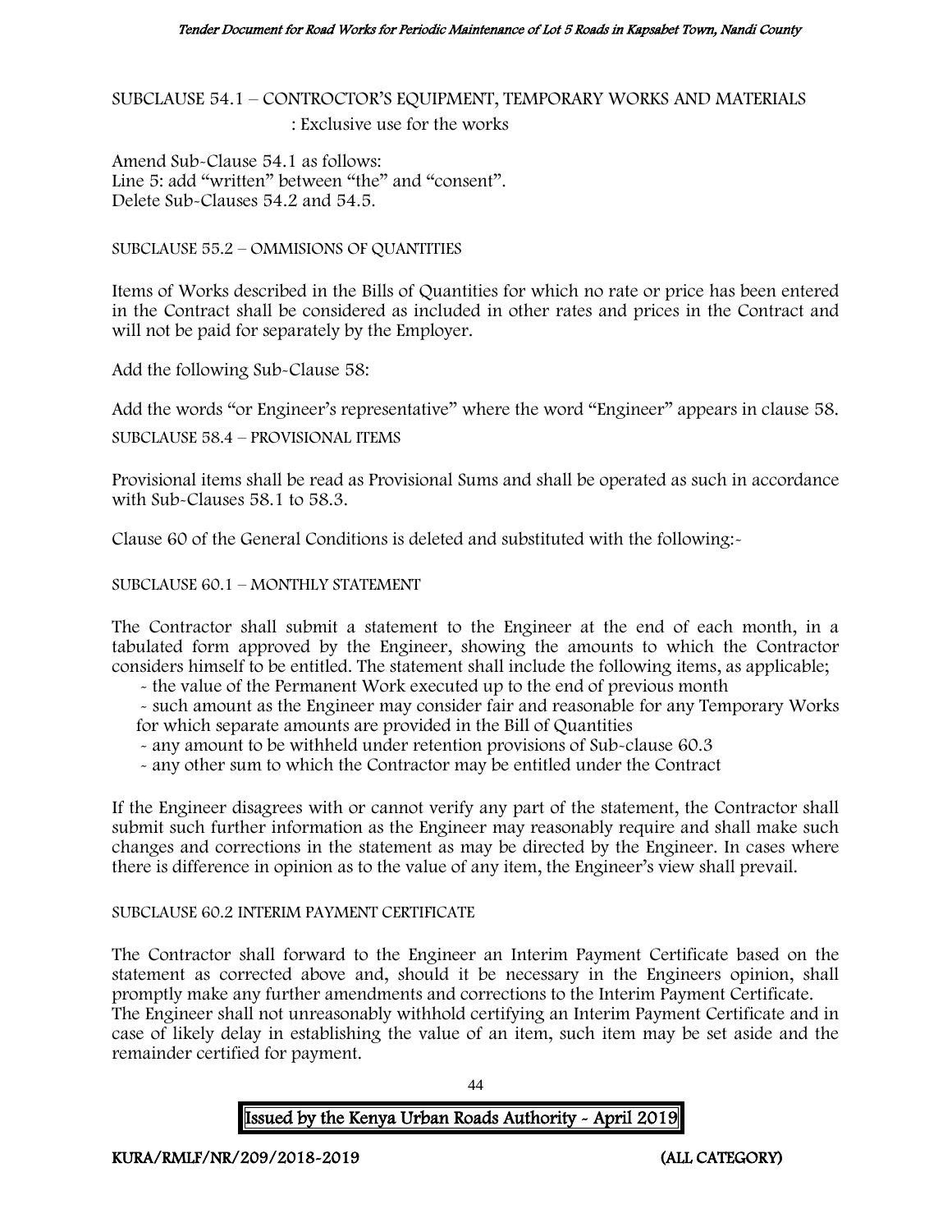SUBCLAUSE 54.1 – CONTROCTOR'S EQUIPMENT, TEMPORARY WORKS AND MATERIALS : Exclusive use for the works

Amend Sub-Clause 54.1 as follows:
Line 5: add "written" between "the" and "consent".
Delete Sub-Clauses 54.2 and 54.5.

SUBCLAUSE 55.2 – OMMISIONS OF QUANTITIES

Items of Works described in the Bills of Quantities for which no rate or price has been entered in the Contract shall be considered as included in other rates and prices in the Contract and will not be paid for separately by the Employer.

Add the following Sub-Clause 58:

Add the words "or Engineer's representative" where the word "Engineer" appears in clause 58.

SUBCLAUSE 58.4 – PROVISIONAL ITEMS

Provisional items shall be read as Provisional Sums and shall be operated as such in accordance with Sub-Clauses 58.1 to 58.3.

Clause 60 of the General Conditions is deleted and substituted with the following:-

SUBCLAUSE 60.1 – MONTHLY STATEMENT

The Contractor shall submit a statement to the Engineer at the end of each month, in a tabulated form approved by the Engineer, showing the amounts to which the Contractor considers himself to be entitled. The statement shall include the following items, as applicable;

- the value of the Permanent Work executed up to the end of previous month
- such amount as the Engineer may consider fair and reasonable for any Temporary Works for which separate amounts are provided in the Bill of Quantities
- any amount to be withheld under retention provisions of Sub-clause 60.3
- any other sum to which the Contractor may be entitled under the Contract

If the Engineer disagrees with or cannot verify any part of the statement, the Contractor shall submit such further information as the Engineer may reasonably require and shall make such changes and corrections in the statement as may be directed by the Engineer. In cases where there is difference in opinion as to the value of any item, the Engineer's view shall prevail.

SUBCLAUSE 60.2 INTERIM PAYMENT CERTIFICATE

The Contractor shall forward to the Engineer an Interim Payment Certificate based on the statement as corrected above and, should it be necessary in the Engineers opinion, shall promptly make any further amendments and corrections to the Interim Payment Certificate.
The Engineer shall not unreasonably withhold certifying an Interim Payment Certificate and in case of likely delay in establishing the value of an item, such item may be set aside and the remainder certified for payment.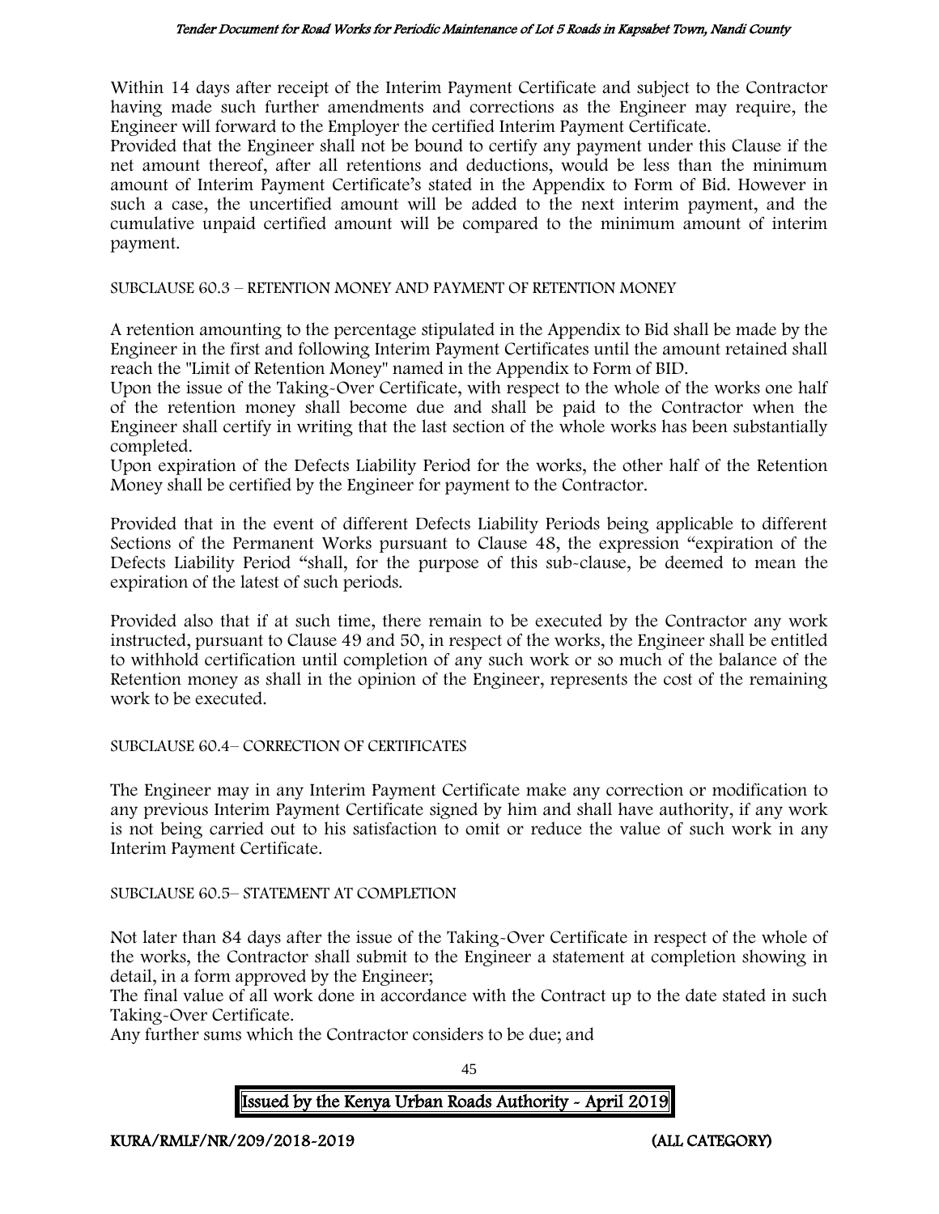Within 14 days after receipt of the Interim Payment Certificate and subject to the Contractor having made such further amendments and corrections as the Engineer may require, the Engineer will forward to the Employer the certified Interim Payment Certificate.

Provided that the Engineer shall not be bound to certify any payment under this Clause if the net amount thereof, after all retentions and deductions, would be less than the minimum amount of Interim Payment Certificate's stated in the Appendix to Form of Bid. However in such a case, the uncertified amount will be added to the next interim payment, and the cumulative unpaid certified amount will be compared to the minimum amount of interim payment.

SUBCLAUSE 60.3 – RETENTION MONEY AND PAYMENT OF RETENTION MONEY

A retention amounting to the percentage stipulated in the Appendix to Bid shall be made by the Engineer in the first and following Interim Payment Certificates until the amount retained shall reach the "Limit of Retention Money" named in the Appendix to Form of BID.

Upon the issue of the Taking-Over Certificate, with respect to the whole of the works one half of the retention money shall become due and shall be paid to the Contractor when the Engineer shall certify in writing that the last section of the whole works has been substantially completed.

Upon expiration of the Defects Liability Period for the works, the other half of the Retention Money shall be certified by the Engineer for payment to the Contractor.

Provided that in the event of different Defects Liability Periods being applicable to different Sections of the Permanent Works pursuant to Clause 48, the expression "expiration of the Defects Liability Period "shall, for the purpose of this sub-clause, be deemed to mean the expiration of the latest of such periods.

Provided also that if at such time, there remain to be executed by the Contractor any work instructed, pursuant to Clause 49 and 50, in respect of the works, the Engineer shall be entitled to withhold certification until completion of any such work or so much of the balance of the Retention money as shall in the opinion of the Engineer, represents the cost of the remaining work to be executed.

SUBCLAUSE 60.4– CORRECTION OF CERTIFICATES

The Engineer may in any Interim Payment Certificate make any correction or modification to any previous Interim Payment Certificate signed by him and shall have authority, if any work is not being carried out to his satisfaction to omit or reduce the value of such work in any Interim Payment Certificate.

SUBCLAUSE 60.5– STATEMENT AT COMPLETION

Not later than 84 days after the issue of the Taking-Over Certificate in respect of the whole of the works, the Contractor shall submit to the Engineer a statement at completion showing in detail, in a form approved by the Engineer;

The final value of all work done in accordance with the Contract up to the date stated in such Taking-Over Certificate.

Any further sums which the Contractor considers to be due; and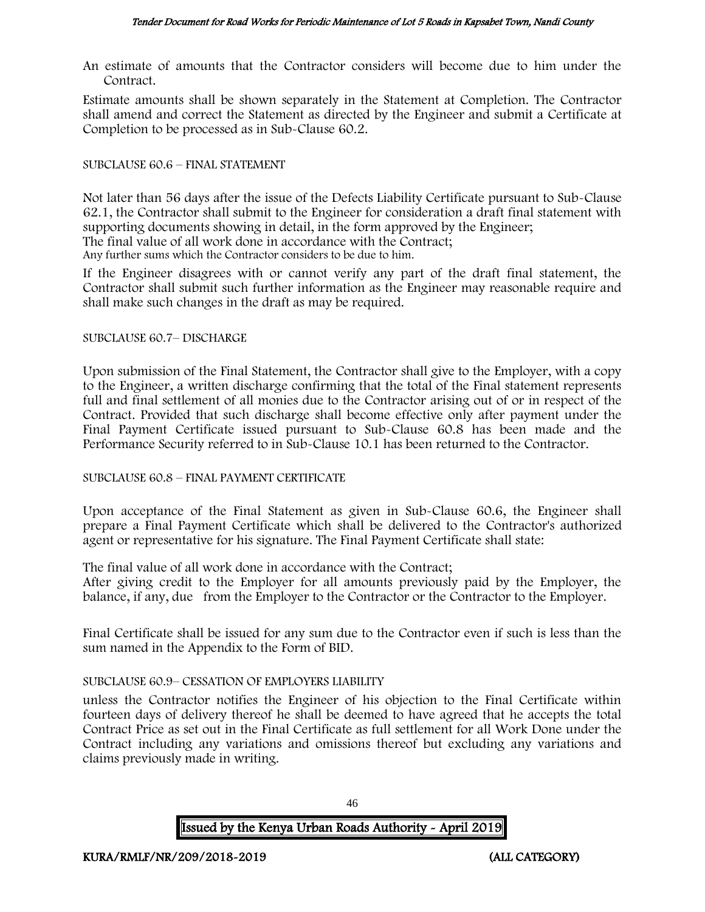An estimate of amounts that the Contractor considers will become due to him under the Contract.

Estimate amounts shall be shown separately in the Statement at Completion. The Contractor shall amend and correct the Statement as directed by the Engineer and submit a Certificate at Completion to be processed as in Sub-Clause 60.2.

SUBCLAUSE 60.6 – FINAL STATEMENT

Not later than 56 days after the issue of the Defects Liability Certificate pursuant to Sub-Clause 62.1, the Contractor shall submit to the Engineer for consideration a draft final statement with supporting documents showing in detail, in the form approved by the Engineer;

The final value of all work done in accordance with the Contract;

Any further sums which the Contractor considers to be due to him.

If the Engineer disagrees with or cannot verify any part of the draft final statement, the Contractor shall submit such further information as the Engineer may reasonable require and shall make such changes in the draft as may be required.

SUBCLAUSE 60.7– DISCHARGE

Upon submission of the Final Statement, the Contractor shall give to the Employer, with a copy to the Engineer, a written discharge confirming that the total of the Final statement represents full and final settlement of all monies due to the Contractor arising out of or in respect of the Contract. Provided that such discharge shall become effective only after payment under the Final Payment Certificate issued pursuant to Sub-Clause 60.8 has been made and the Performance Security referred to in Sub-Clause 10.1 has been returned to the Contractor.

SUBCLAUSE 60.8 – FINAL PAYMENT CERTIFICATE

Upon acceptance of the Final Statement as given in Sub-Clause 60.6, the Engineer shall prepare a Final Payment Certificate which shall be delivered to the Contractor's authorized agent or representative for his signature. The Final Payment Certificate shall state:

The final value of all work done in accordance with the Contract;

After giving credit to the Employer for all amounts previously paid by the Employer, the balance, if any, due from the Employer to the Contractor or the Contractor to the Employer.

Final Certificate shall be issued for any sum due to the Contractor even if such is less than the sum named in the Appendix to the Form of BID.

SUBCLAUSE 60.9– CESSATION OF EMPLOYERS LIABILITY

unless the Contractor notifies the Engineer of his objection to the Final Certificate within fourteen days of delivery thereof he shall be deemed to have agreed that he accepts the total Contract Price as set out in the Final Certificate as full settlement for all Work Done under the Contract including any variations and omissions thereof but excluding any variations and claims previously made in writing.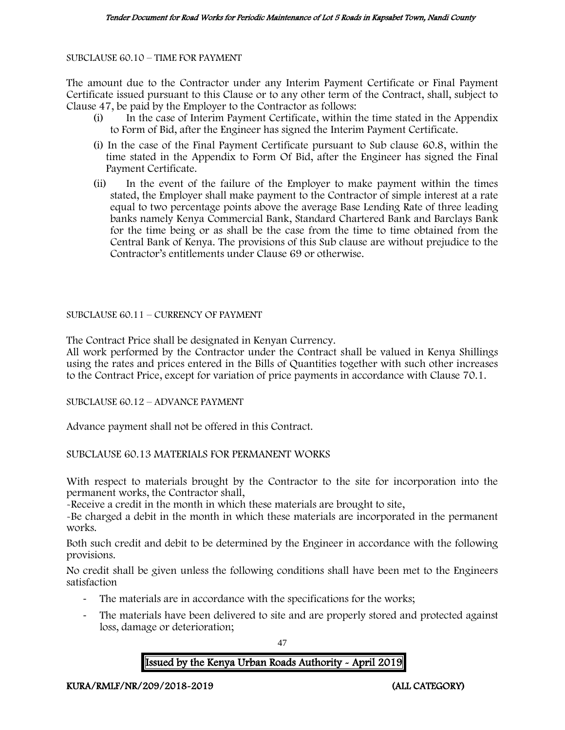SUBCLAUSE 60.10 – TIME FOR PAYMENT

The amount due to the Contractor under any Interim Payment Certificate or Final Payment Certificate issued pursuant to this Clause or to any other term of the Contract, shall, subject to Clause 47, be paid by the Employer to the Contractor as follows:

(i) In the case of Interim Payment Certificate, within the time stated in the Appendix to Form of Bid, after the Engineer has signed the Interim Payment Certificate.

(i) In the case of the Final Payment Certificate pursuant to Sub clause 60.8, within the time stated in the Appendix to Form Of Bid, after the Engineer has signed the Final Payment Certificate.

(ii) In the event of the failure of the Employer to make payment within the times stated, the Employer shall make payment to the Contractor of simple interest at a rate equal to two percentage points above the average Base Lending Rate of three leading banks namely Kenya Commercial Bank, Standard Chartered Bank and Barclays Bank for the time being or as shall be the case from the time to time obtained from the Central Bank of Kenya. The provisions of this Sub clause are without prejudice to the Contractor's entitlements under Clause 69 or otherwise.

SUBCLAUSE 60.11 – CURRENCY OF PAYMENT

The Contract Price shall be designated in Kenyan Currency.
All work performed by the Contractor under the Contract shall be valued in Kenya Shillings using the rates and prices entered in the Bills of Quantities together with such other increases to the Contract Price, except for variation of price payments in accordance with Clause 70.1.

SUBCLAUSE 60.12 – ADVANCE PAYMENT

Advance payment shall not be offered in this Contract.

SUBCLAUSE 60.13 MATERIALS FOR PERMANENT WORKS

With respect to materials brought by the Contractor to the site for incorporation into the permanent works, the Contractor shall,
-Receive a credit in the month in which these materials are brought to site,
-Be charged a debit in the month in which these materials are incorporated in the permanent works.

Both such credit and debit to be determined by the Engineer in accordance with the following provisions.

No credit shall be given unless the following conditions shall have been met to the Engineers satisfaction

- The materials are in accordance with the specifications for the works;
- The materials have been delivered to site and are properly stored and protected against loss, damage or deterioration;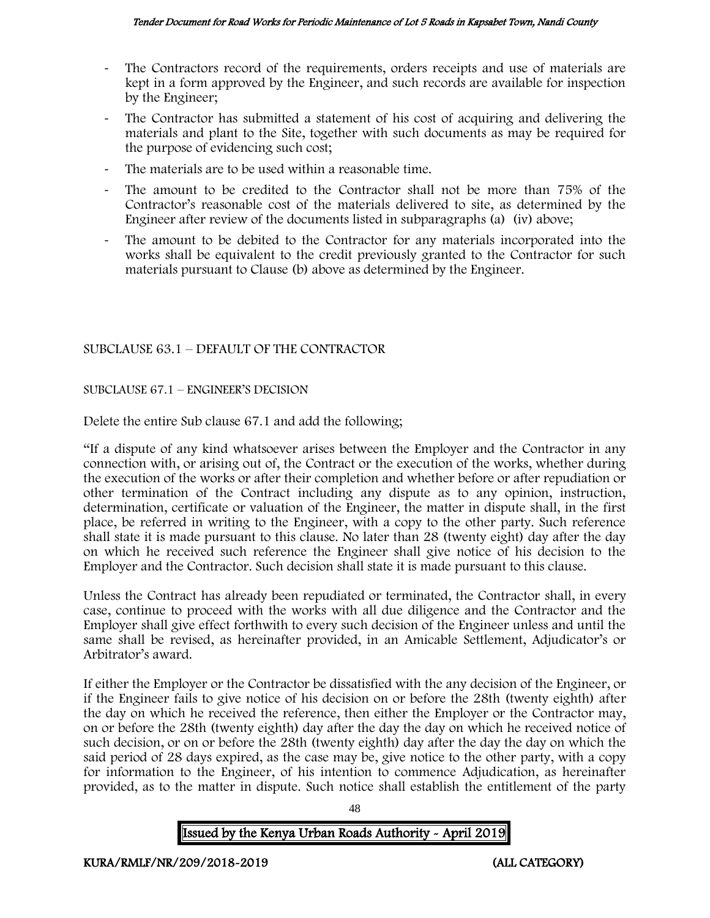- The Contractors record of the requirements, orders receipts and use of materials are kept in a form approved by the Engineer, and such records are available for inspection by the Engineer;
- The Contractor has submitted a statement of his cost of acquiring and delivering the materials and plant to the Site, together with such documents as may be required for the purpose of evidencing such cost;
- The materials are to be used within a reasonable time.
- The amount to be credited to the Contractor shall not be more than 75% of the Contractor's reasonable cost of the materials delivered to site, as determined by the Engineer after review of the documents listed in subparagraphs (a) (iv) above;
- The amount to be debited to the Contractor for any materials incorporated into the works shall be equivalent to the credit previously granted to the Contractor for such materials pursuant to Clause (b) above as determined by the Engineer.

SUBCLAUSE 63.1 – DEFAULT OF THE CONTRACTOR

SUBCLAUSE 67.1 – ENGINEER'S DECISION

Delete the entire Sub clause 67.1 and add the following;

"If a dispute of any kind whatsoever arises between the Employer and the Contractor in any connection with, or arising out of, the Contract or the execution of the works, whether during the execution of the works or after their completion and whether before or after repudiation or other termination of the Contract including any dispute as to any opinion, instruction, determination, certificate or valuation of the Engineer, the matter in dispute shall, in the first place, be referred in writing to the Engineer, with a copy to the other party. Such reference shall state it is made pursuant to this clause. No later than 28 (twenty eight) day after the day on which he received such reference the Engineer shall give notice of his decision to the Employer and the Contractor. Such decision shall state it is made pursuant to this clause.

Unless the Contract has already been repudiated or terminated, the Contractor shall, in every case, continue to proceed with the works with all due diligence and the Contractor and the Employer shall give effect forthwith to every such decision of the Engineer unless and until the same shall be revised, as hereinafter provided, in an Amicable Settlement, Adjudicator's or Arbitrator's award.

If either the Employer or the Contractor be dissatisfied with the any decision of the Engineer, or if the Engineer fails to give notice of his decision on or before the 28th (twenty eighth) after the day on which he received the reference, then either the Employer or the Contractor may, on or before the 28th (twenty eighth) day after the day the day on which he received notice of such decision, or on or before the 28th (twenty eighth) day after the day the day on which the said period of 28 days expired, as the case may be, give notice to the other party, with a copy for information to the Engineer, of his intention to commence Adjudication, as hereinafter provided, as to the matter in dispute. Such notice shall establish the entitlement of the party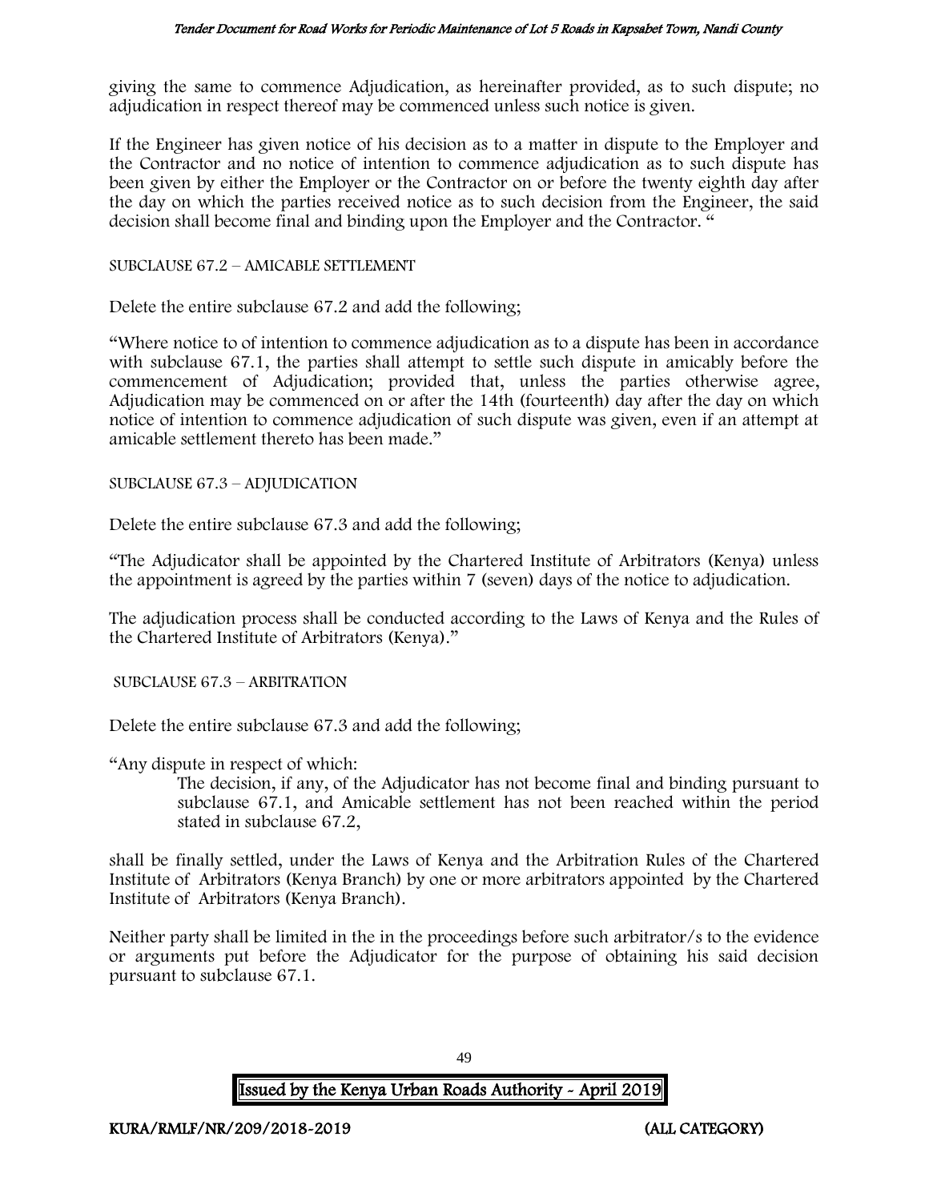giving the same to commence Adjudication, as hereinafter provided, as to such dispute; no adjudication in respect thereof may be commenced unless such notice is given.

If the Engineer has given notice of his decision as to a matter in dispute to the Employer and the Contractor and no notice of intention to commence adjudication as to such dispute has been given by either the Employer or the Contractor on or before the twenty eighth day after the day on which the parties received notice as to such decision from the Engineer, the said decision shall become final and binding upon the Employer and the Contractor. "

SUBCLAUSE 67.2 – AMICABLE SETTLEMENT

Delete the entire subclause 67.2 and add the following;

"Where notice to of intention to commence adjudication as to a dispute has been in accordance with subclause 67.1, the parties shall attempt to settle such dispute in amicably before the commencement of Adjudication; provided that, unless the parties otherwise agree, Adjudication may be commenced on or after the 14th (fourteenth) day after the day on which notice of intention to commence adjudication of such dispute was given, even if an attempt at amicable settlement thereto has been made."

SUBCLAUSE 67.3 – ADJUDICATION

Delete the entire subclause 67.3 and add the following;

"The Adjudicator shall be appointed by the Chartered Institute of Arbitrators (Kenya) unless the appointment is agreed by the parties within 7 (seven) days of the notice to adjudication.

The adjudication process shall be conducted according to the Laws of Kenya and the Rules of the Chartered Institute of Arbitrators (Kenya)."

SUBCLAUSE 67.3 – ARBITRATION

Delete the entire subclause 67.3 and add the following;

"Any dispute in respect of which:

> The decision, if any, of the Adjudicator has not become final and binding pursuant to subclause 67.1, and Amicable settlement has not been reached within the period stated in subclause 67.2,

shall be finally settled, under the Laws of Kenya and the Arbitration Rules of the Chartered Institute of Arbitrators (Kenya Branch) by one or more arbitrators appointed by the Chartered Institute of Arbitrators (Kenya Branch).

Neither party shall be limited in the in the proceedings before such arbitrator/s to the evidence or arguments put before the Adjudicator for the purpose of obtaining his said decision pursuant to subclause 67.1.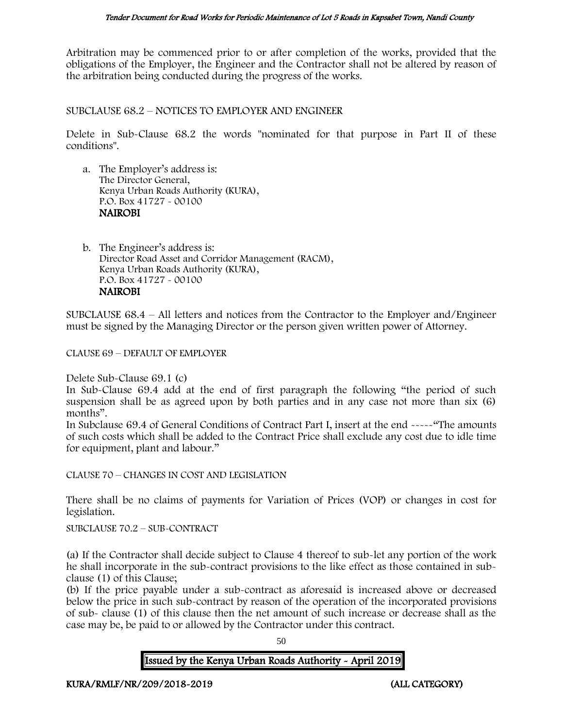Arbitration may be commenced prior to or after completion of the works, provided that the obligations of the Employer, the Engineer and the Contractor shall not be altered by reason of the arbitration being conducted during the progress of the works.

SUBCLAUSE 68.2 – NOTICES TO EMPLOYER AND ENGINEER

Delete in Sub-Clause 68.2 the words "nominated for that purpose in Part II of these conditions".

a. The Employer's address is:
   The Director General,
   Kenya Urban Roads Authority (KURA),
   P.O. Box 41727 - 00100
   **NAIROBI**

b. The Engineer's address is:
   Director Road Asset and Corridor Management (RACM),
   Kenya Urban Roads Authority (KURA),
   P.O. Box 41727 - 00100
   **NAIROBI**

SUBCLAUSE 68.4 – All letters and notices from the Contractor to the Employer and/Engineer must be signed by the Managing Director or the person given written power of Attorney.

CLAUSE 69 – DEFAULT OF EMPLOYER

Delete Sub-Clause 69.1 (c)

In Sub-Clause 69.4 add at the end of first paragraph the following "the period of such suspension shall be as agreed upon by both parties and in any case not more than six (6) months".

In Subclause 69.4 of General Conditions of Contract Part I, insert at the end -----"The amounts of such costs which shall be added to the Contract Price shall exclude any cost due to idle time for equipment, plant and labour."

CLAUSE 70 – CHANGES IN COST AND LEGISLATION

There shall be no claims of payments for Variation of Prices (VOP) or changes in cost for legislation.

SUBCLAUSE 70.2 – SUB-CONTRACT

(a) If the Contractor shall decide subject to Clause 4 thereof to sub-let any portion of the work he shall incorporate in the sub-contract provisions to the like effect as those contained in sub-clause (1) of this Clause;

(b) If the price payable under a sub-contract as aforesaid is increased above or decreased below the price in such sub-contract by reason of the operation of the incorporated provisions of sub- clause (1) of this clause then the net amount of such increase or decrease shall as the case may be, be paid to or allowed by the Contractor under this contract.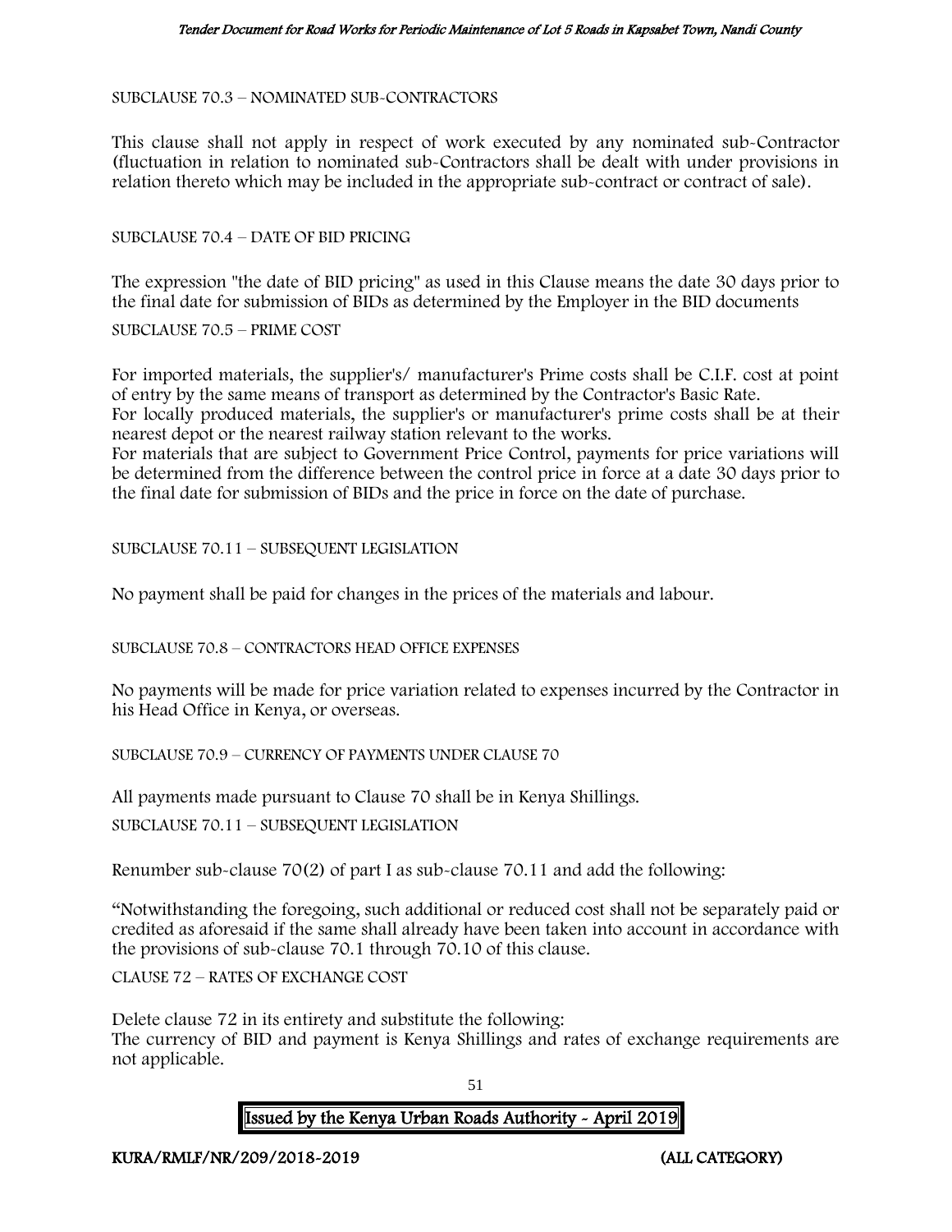SUBCLAUSE 70.3 – NOMINATED SUB-CONTRACTORS

This clause shall not apply in respect of work executed by any nominated sub-Contractor (fluctuation in relation to nominated sub-Contractors shall be dealt with under provisions in relation thereto which may be included in the appropriate sub-contract or contract of sale).

SUBCLAUSE 70.4 – DATE OF BID PRICING

The expression "the date of BID pricing" as used in this Clause means the date 30 days prior to the final date for submission of BIDs as determined by the Employer in the BID documents

SUBCLAUSE 70.5 – PRIME COST

For imported materials, the supplier's/ manufacturer's Prime costs shall be C.I.F. cost at point of entry by the same means of transport as determined by the Contractor's Basic Rate.
For locally produced materials, the supplier's or manufacturer's prime costs shall be at their nearest depot or the nearest railway station relevant to the works.
For materials that are subject to Government Price Control, payments for price variations will be determined from the difference between the control price in force at a date 30 days prior to the final date for submission of BIDs and the price in force on the date of purchase.

SUBCLAUSE 70.11 – SUBSEQUENT LEGISLATION

No payment shall be paid for changes in the prices of the materials and labour.

SUBCLAUSE 70.8 – CONTRACTORS HEAD OFFICE EXPENSES

No payments will be made for price variation related to expenses incurred by the Contractor in his Head Office in Kenya, or overseas.

SUBCLAUSE 70.9 – CURRENCY OF PAYMENTS UNDER CLAUSE 70

All payments made pursuant to Clause 70 shall be in Kenya Shillings.

SUBCLAUSE 70.11 – SUBSEQUENT LEGISLATION

Renumber sub-clause 70(2) of part I as sub-clause 70.11 and add the following:

"Notwithstanding the foregoing, such additional or reduced cost shall not be separately paid or credited as aforesaid if the same shall already have been taken into account in accordance with the provisions of sub-clause 70.1 through 70.10 of this clause.

CLAUSE 72 – RATES OF EXCHANGE COST

Delete clause 72 in its entirety and substitute the following:
The currency of BID and payment is Kenya Shillings and rates of exchange requirements are not applicable.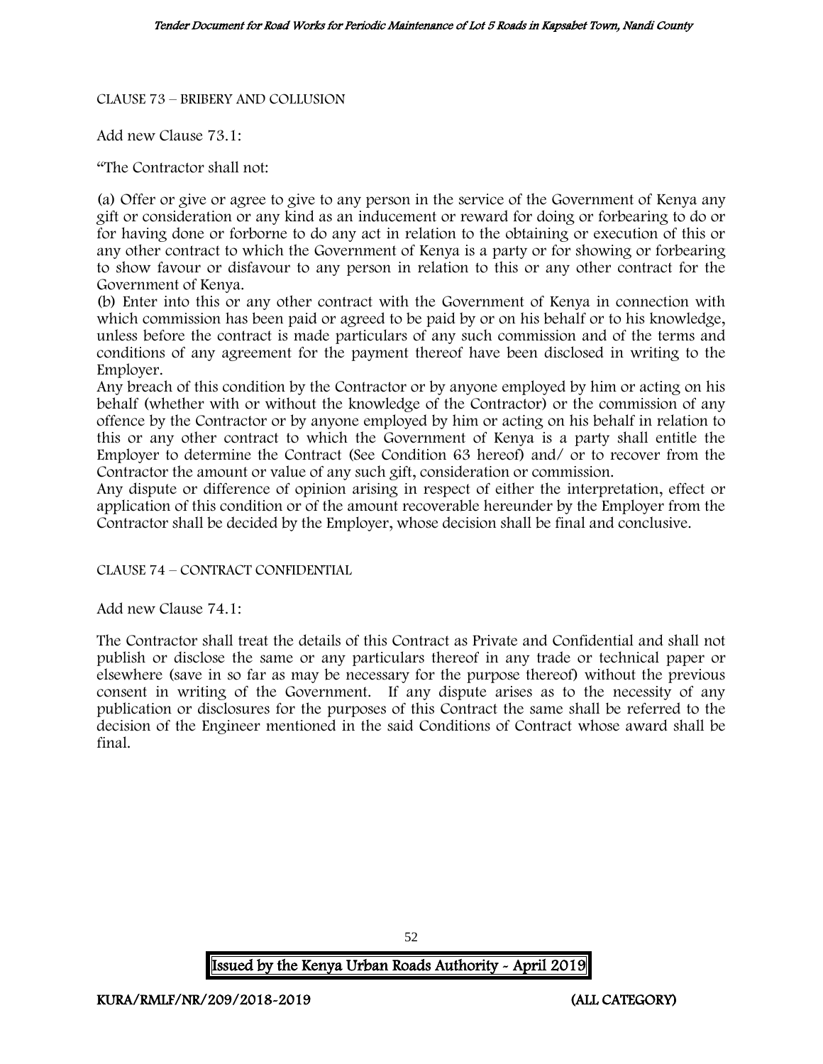CLAUSE 73 – BRIBERY AND COLLUSION

Add new Clause 73.1:

"The Contractor shall not:

(a) Offer or give or agree to give to any person in the service of the Government of Kenya any gift or consideration or any kind as an inducement or reward for doing or forbearing to do or for having done or forborne to do any act in relation to the obtaining or execution of this or any other contract to which the Government of Kenya is a party or for showing or forbearing to show favour or disfavour to any person in relation to this or any other contract for the Government of Kenya.

(b) Enter into this or any other contract with the Government of Kenya in connection with which commission has been paid or agreed to be paid by or on his behalf or to his knowledge, unless before the contract is made particulars of any such commission and of the terms and conditions of any agreement for the payment thereof have been disclosed in writing to the Employer.

Any breach of this condition by the Contractor or by anyone employed by him or acting on his behalf (whether with or without the knowledge of the Contractor) or the commission of any offence by the Contractor or by anyone employed by him or acting on his behalf in relation to this or any other contract to which the Government of Kenya is a party shall entitle the Employer to determine the Contract (See Condition 63 hereof) and/ or to recover from the Contractor the amount or value of any such gift, consideration or commission.

Any dispute or difference of opinion arising in respect of either the interpretation, effect or application of this condition or of the amount recoverable hereunder by the Employer from the Contractor shall be decided by the Employer, whose decision shall be final and conclusive.

CLAUSE 74 – CONTRACT CONFIDENTIAL

Add new Clause 74.1:

The Contractor shall treat the details of this Contract as Private and Confidential and shall not publish or disclose the same or any particulars thereof in any trade or technical paper or elsewhere (save in so far as may be necessary for the purpose thereof) without the previous consent in writing of the Government. If any dispute arises as to the necessity of any publication or disclosures for the purposes of this Contract the same shall be referred to the decision of the Engineer mentioned in the said Conditions of Contract whose award shall be final.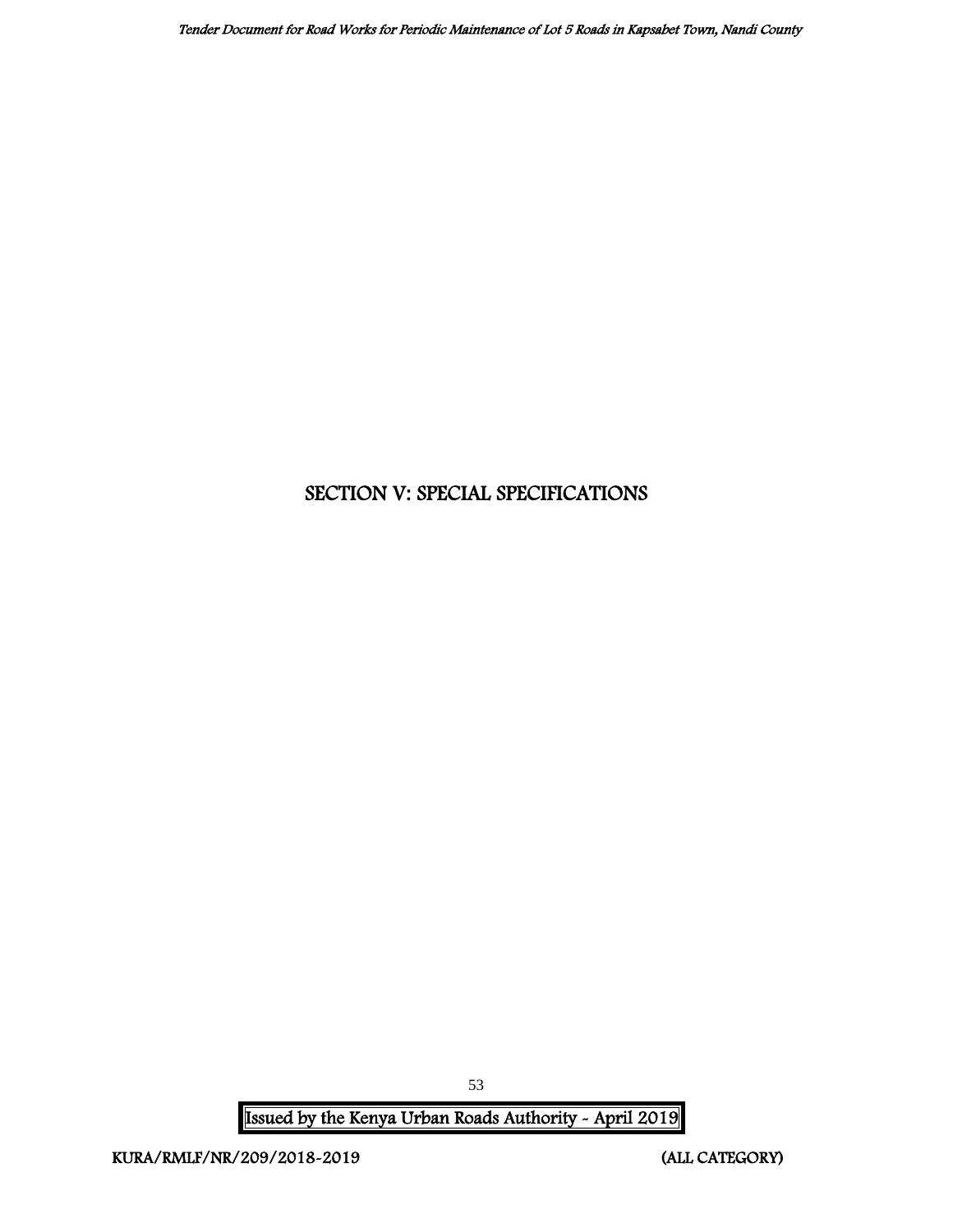# SECTION V: SPECIAL SPECIFICATIONS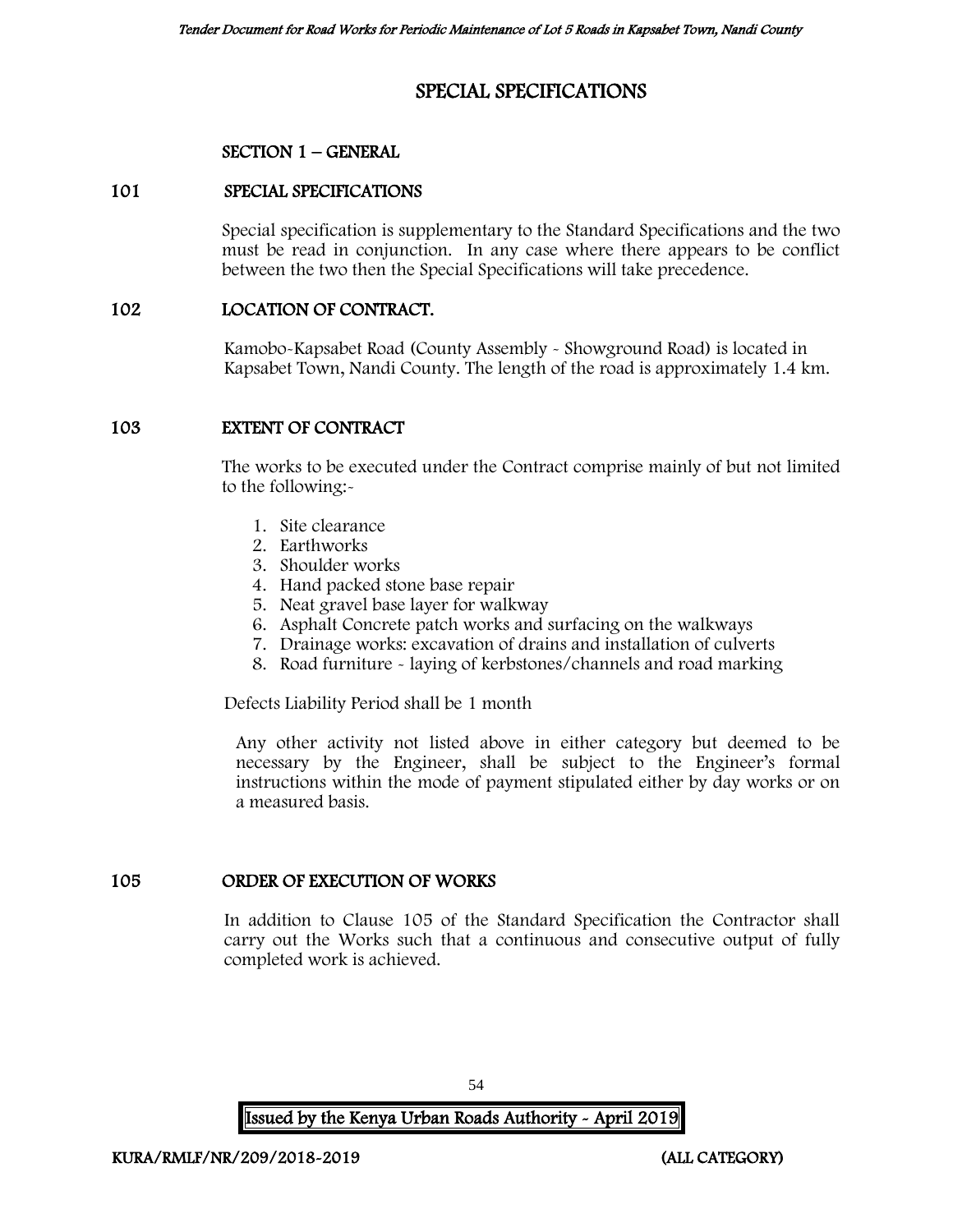# SPECIAL SPECIFICATIONS

## SECTION 1 – GENERAL

### 101 SPECIAL SPECIFICATIONS

Special specification is supplementary to the Standard Specifications and the two must be read in conjunction. In any case where there appears to be conflict between the two then the Special Specifications will take precedence.

### 102 LOCATION OF CONTRACT.

Kamobo-Kapsabet Road (County Assembly - Showground Road) is located in Kapsabet Town, Nandi County. The length of the road is approximately 1.4 km.

### 103 EXTENT OF CONTRACT

The works to be executed under the Contract comprise mainly of but not limited to the following:-

1. Site clearance
2. Earthworks
3. Shoulder works
4. Hand packed stone base repair
5. Neat gravel base layer for walkway
6. Asphalt Concrete patch works and surfacing on the walkways
7. Drainage works: excavation of drains and installation of culverts
8. Road furniture - laying of kerbstones/channels and road marking

Defects Liability Period shall be 1 month

Any other activity not listed above in either category but deemed to be necessary by the Engineer, shall be subject to the Engineer's formal instructions within the mode of payment stipulated either by day works or on a measured basis.

### 105 ORDER OF EXECUTION OF WORKS

In addition to Clause 105 of the Standard Specification the Contractor shall carry out the Works such that a continuous and consecutive output of fully completed work is achieved.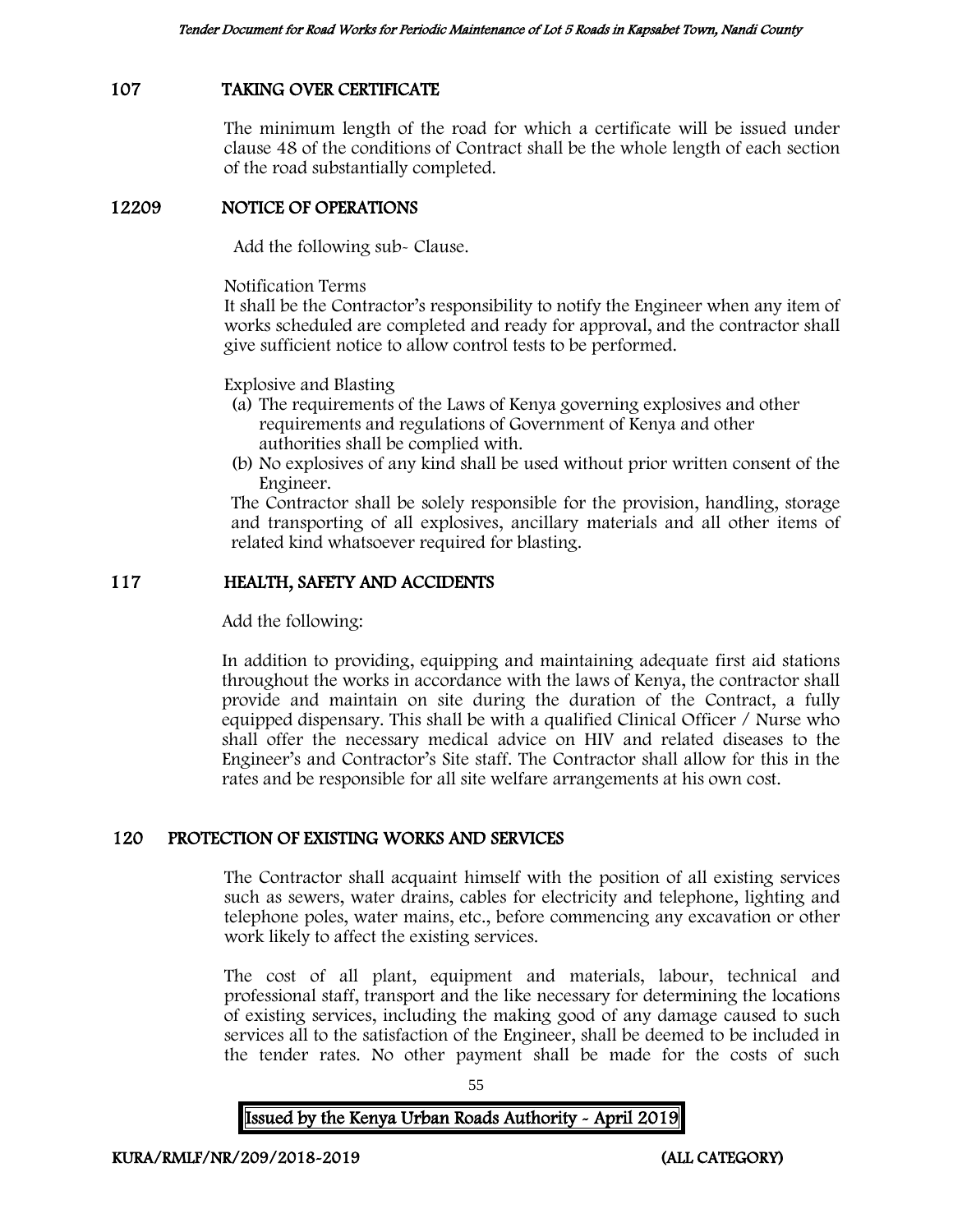## 107 TAKING OVER CERTIFICATE

The minimum length of the road for which a certificate will be issued under clause 48 of the conditions of Contract shall be the whole length of each section of the road substantially completed.

## 12209 NOTICE OF OPERATIONS

Add the following sub- Clause.

Notification Terms

It shall be the Contractor's responsibility to notify the Engineer when any item of works scheduled are completed and ready for approval, and the contractor shall give sufficient notice to allow control tests to be performed.

Explosive and Blasting

(a) The requirements of the Laws of Kenya governing explosives and other requirements and regulations of Government of Kenya and other authorities shall be complied with.
(b) No explosives of any kind shall be used without prior written consent of the Engineer.

The Contractor shall be solely responsible for the provision, handling, storage and transporting of all explosives, ancillary materials and all other items of related kind whatsoever required for blasting.

## 117 HEALTH, SAFETY AND ACCIDENTS

Add the following:

In addition to providing, equipping and maintaining adequate first aid stations throughout the works in accordance with the laws of Kenya, the contractor shall provide and maintain on site during the duration of the Contract, a fully equipped dispensary. This shall be with a qualified Clinical Officer / Nurse who shall offer the necessary medical advice on HIV and related diseases to the Engineer's and Contractor's Site staff. The Contractor shall allow for this in the rates and be responsible for all site welfare arrangements at his own cost.

## 120 PROTECTION OF EXISTING WORKS AND SERVICES

The Contractor shall acquaint himself with the position of all existing services such as sewers, water drains, cables for electricity and telephone, lighting and telephone poles, water mains, etc., before commencing any excavation or other work likely to affect the existing services.

The cost of all plant, equipment and materials, labour, technical and professional staff, transport and the like necessary for determining the locations of existing services, including the making good of any damage caused to such services all to the satisfaction of the Engineer, shall be deemed to be included in the tender rates. No other payment shall be made for the costs of such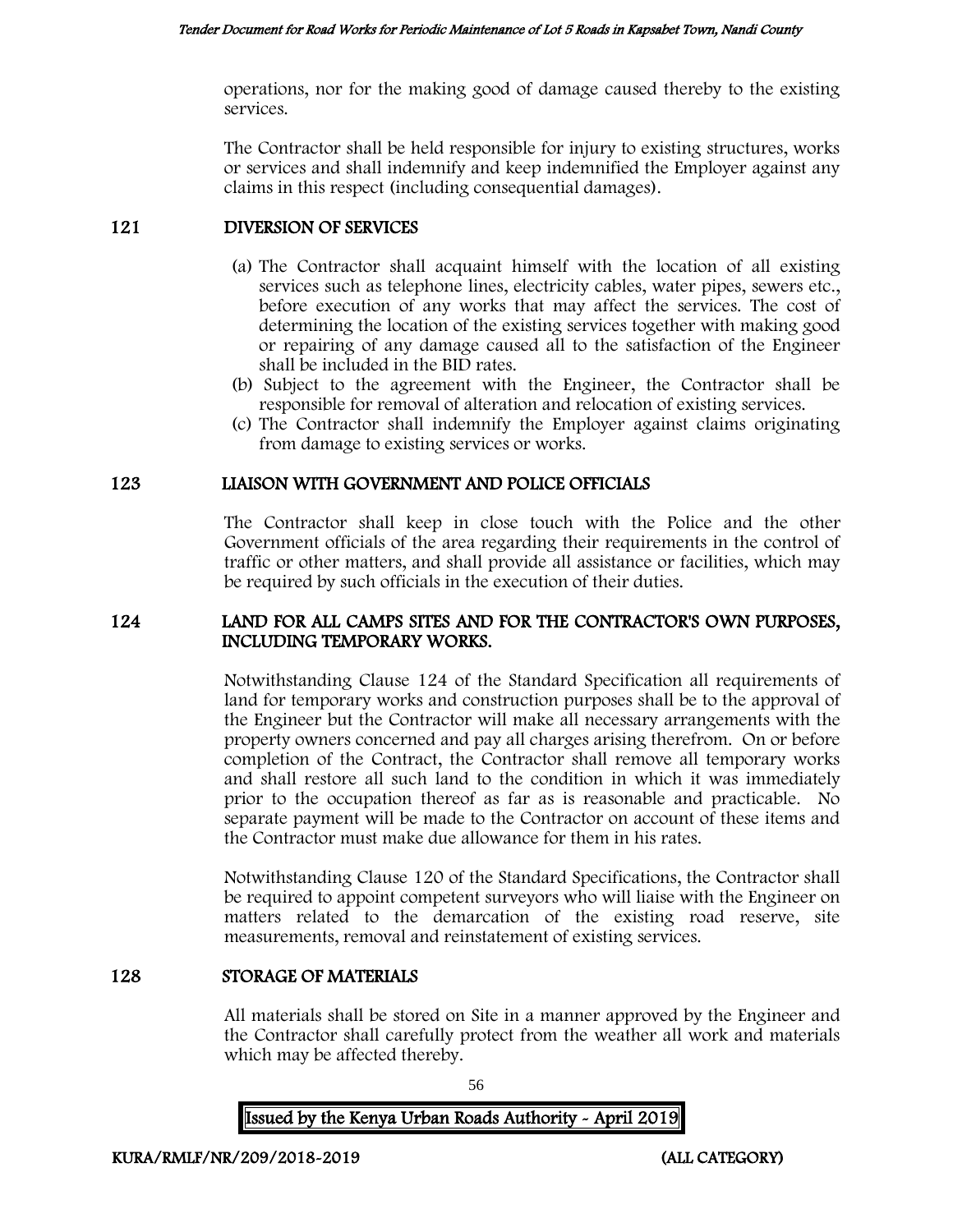operations, nor for the making good of damage caused thereby to the existing services.

The Contractor shall be held responsible for injury to existing structures, works or services and shall indemnify and keep indemnified the Employer against any claims in this respect (including consequential damages).

## 121 DIVERSION OF SERVICES

(a) The Contractor shall acquaint himself with the location of all existing services such as telephone lines, electricity cables, water pipes, sewers etc., before execution of any works that may affect the services. The cost of determining the location of the existing services together with making good or repairing of any damage caused all to the satisfaction of the Engineer shall be included in the BID rates.
(b) Subject to the agreement with the Engineer, the Contractor shall be responsible for removal of alteration and relocation of existing services.
(c) The Contractor shall indemnify the Employer against claims originating from damage to existing services or works.

## 123 LIAISON WITH GOVERNMENT AND POLICE OFFICIALS

The Contractor shall keep in close touch with the Police and the other Government officials of the area regarding their requirements in the control of traffic or other matters, and shall provide all assistance or facilities, which may be required by such officials in the execution of their duties.

## 124 LAND FOR ALL CAMPS SITES AND FOR THE CONTRACTOR'S OWN PURPOSES, INCLUDING TEMPORARY WORKS.

Notwithstanding Clause 124 of the Standard Specification all requirements of land for temporary works and construction purposes shall be to the approval of the Engineer but the Contractor will make all necessary arrangements with the property owners concerned and pay all charges arising therefrom. On or before completion of the Contract, the Contractor shall remove all temporary works and shall restore all such land to the condition in which it was immediately prior to the occupation thereof as far as is reasonable and practicable. No separate payment will be made to the Contractor on account of these items and the Contractor must make due allowance for them in his rates.

Notwithstanding Clause 120 of the Standard Specifications, the Contractor shall be required to appoint competent surveyors who will liaise with the Engineer on matters related to the demarcation of the existing road reserve, site measurements, removal and reinstatement of existing services.

## 128 STORAGE OF MATERIALS

All materials shall be stored on Site in a manner approved by the Engineer and the Contractor shall carefully protect from the weather all work and materials which may be affected thereby.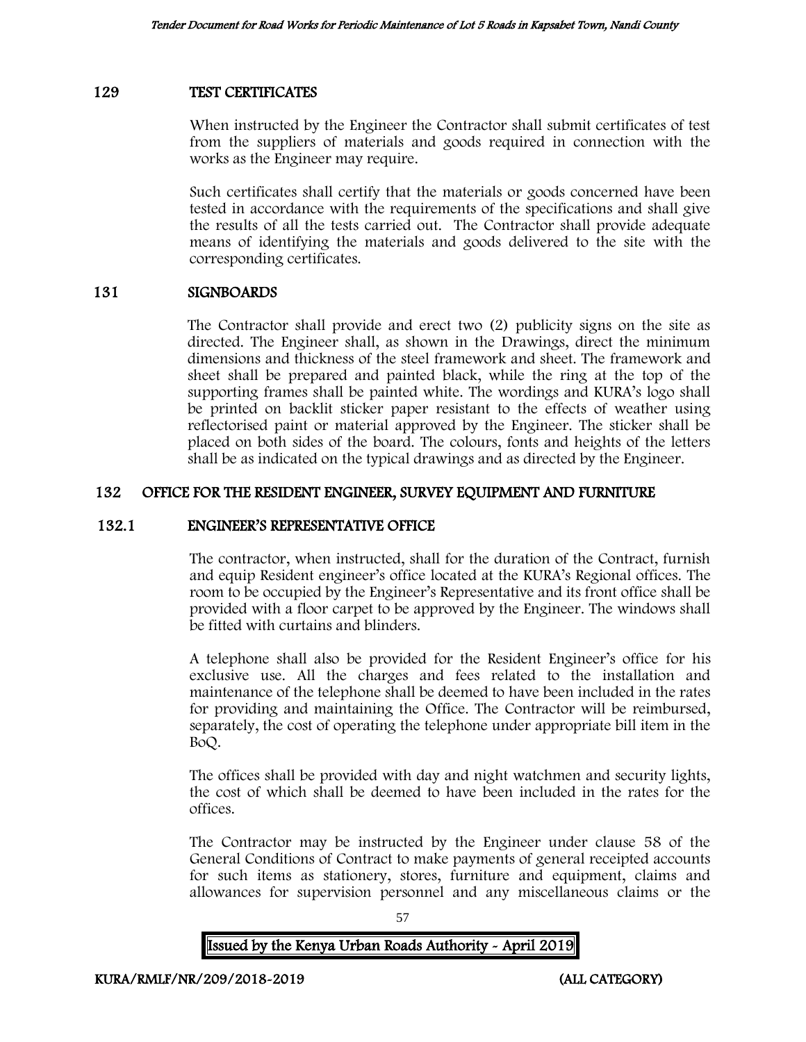## 129 TEST CERTIFICATES

When instructed by the Engineer the Contractor shall submit certificates of test from the suppliers of materials and goods required in connection with the works as the Engineer may require.

Such certificates shall certify that the materials or goods concerned have been tested in accordance with the requirements of the specifications and shall give the results of all the tests carried out. The Contractor shall provide adequate means of identifying the materials and goods delivered to the site with the corresponding certificates.

## 131 SIGNBOARDS

The Contractor shall provide and erect two (2) publicity signs on the site as directed. The Engineer shall, as shown in the Drawings, direct the minimum dimensions and thickness of the steel framework and sheet. The framework and sheet shall be prepared and painted black, while the ring at the top of the supporting frames shall be painted white. The wordings and KURA's logo shall be printed on backlit sticker paper resistant to the effects of weather using reflectorised paint or material approved by the Engineer. The sticker shall be placed on both sides of the board. The colours, fonts and heights of the letters shall be as indicated on the typical drawings and as directed by the Engineer.

## 132 OFFICE FOR THE RESIDENT ENGINEER, SURVEY EQUIPMENT AND FURNITURE

### 132.1 ENGINEER'S REPRESENTATIVE OFFICE

The contractor, when instructed, shall for the duration of the Contract, furnish and equip Resident engineer's office located at the KURA's Regional offices. The room to be occupied by the Engineer's Representative and its front office shall be provided with a floor carpet to be approved by the Engineer. The windows shall be fitted with curtains and blinders.

A telephone shall also be provided for the Resident Engineer's office for his exclusive use. All the charges and fees related to the installation and maintenance of the telephone shall be deemed to have been included in the rates for providing and maintaining the Office. The Contractor will be reimbursed, separately, the cost of operating the telephone under appropriate bill item in the BoQ.

The offices shall be provided with day and night watchmen and security lights, the cost of which shall be deemed to have been included in the rates for the offices.

The Contractor may be instructed by the Engineer under clause 58 of the General Conditions of Contract to make payments of general receipted accounts for such items as stationery, stores, furniture and equipment, claims and allowances for supervision personnel and any miscellaneous claims or the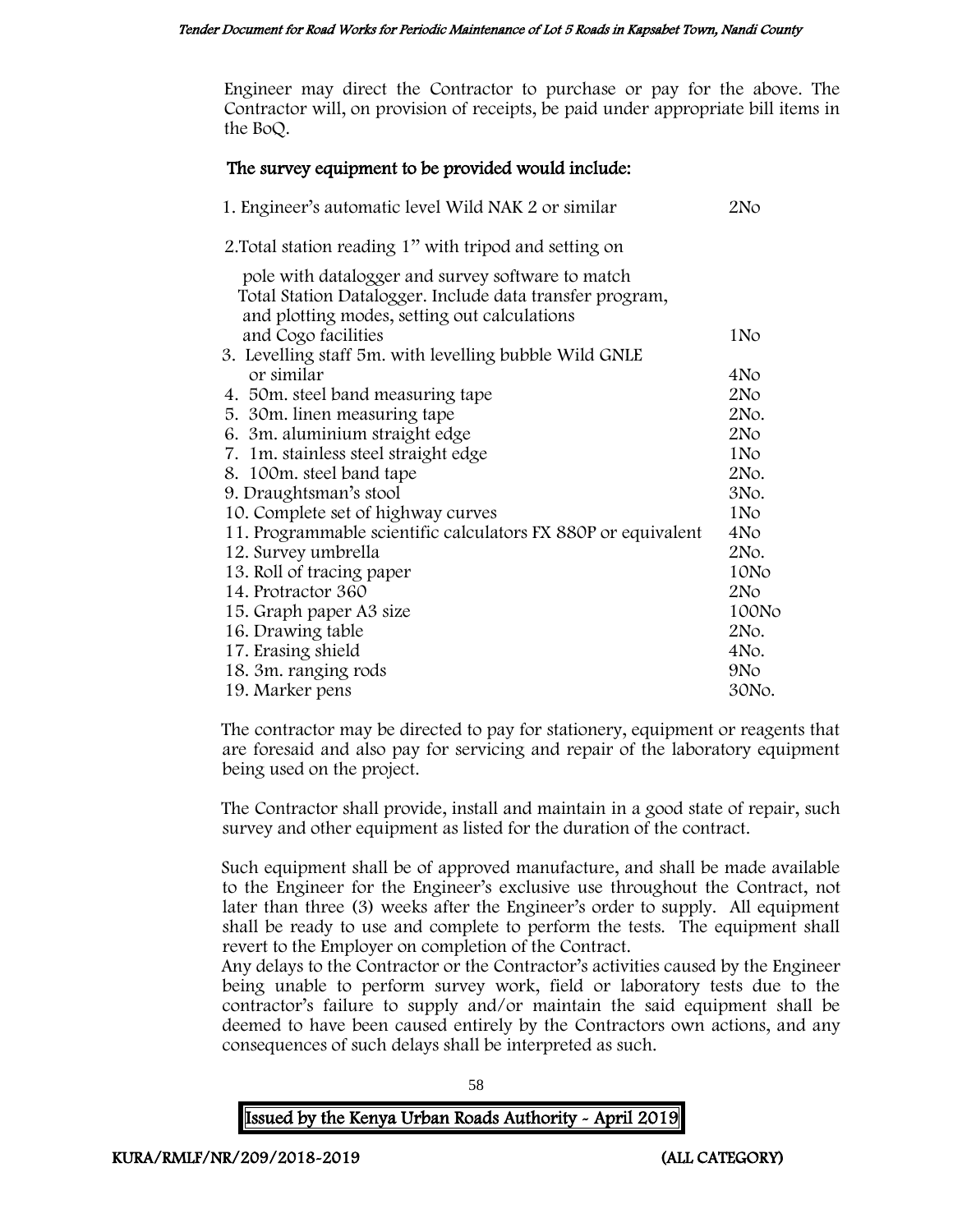Engineer may direct the Contractor to purchase or pay for the above. The Contractor will, on provision of receipts, be paid under appropriate bill items in the BoQ.

**The survey equipment to be provided would include:**

| | |
|---|---|
| 1. Engineer's automatic level Wild NAK 2 or similar | 2No |
| 2. Total station reading 1" with tripod and setting on pole with datalogger and survey software to match Total Station Datalogger. Include data transfer program, and plotting modes, setting out calculations and Cogo facilities | 1No |
| 3. Levelling staff 5m. with levelling bubble Wild GNLE or similar | 4No |
| 4. 50m. steel band measuring tape | 2No |
| 5. 30m. linen measuring tape | 2No. |
| 6. 3m. aluminium straight edge | 2No |
| 7. 1m. stainless steel straight edge | 1No |
| 8. 100m. steel band tape | 2No. |
| 9. Draughtsman's stool | 3No. |
| 10. Complete set of highway curves | 1No |
| 11. Programmable scientific calculators FX 880P or equivalent | 4No |
| 12. Survey umbrella | 2No. |
| 13. Roll of tracing paper | 10No |
| 14. Protractor 360 | 2No |
| 15. Graph paper A3 size | 100No |
| 16. Drawing table | 2No. |
| 17. Erasing shield | 4No. |
| 18. 3m. ranging rods | 9No |
| 19. Marker pens | 30No. |

The contractor may be directed to pay for stationery, equipment or reagents that are foresaid and also pay for servicing and repair of the laboratory equipment being used on the project.

The Contractor shall provide, install and maintain in a good state of repair, such survey and other equipment as listed for the duration of the contract.

Such equipment shall be of approved manufacture, and shall be made available to the Engineer for the Engineer's exclusive use throughout the Contract, not later than three (3) weeks after the Engineer's order to supply. All equipment shall be ready to use and complete to perform the tests. The equipment shall revert to the Employer on completion of the Contract.

Any delays to the Contractor or the Contractor's activities caused by the Engineer being unable to perform survey work, field or laboratory tests due to the contractor's failure to supply and/or maintain the said equipment shall be deemed to have been caused entirely by the Contractors own actions, and any consequences of such delays shall be interpreted as such.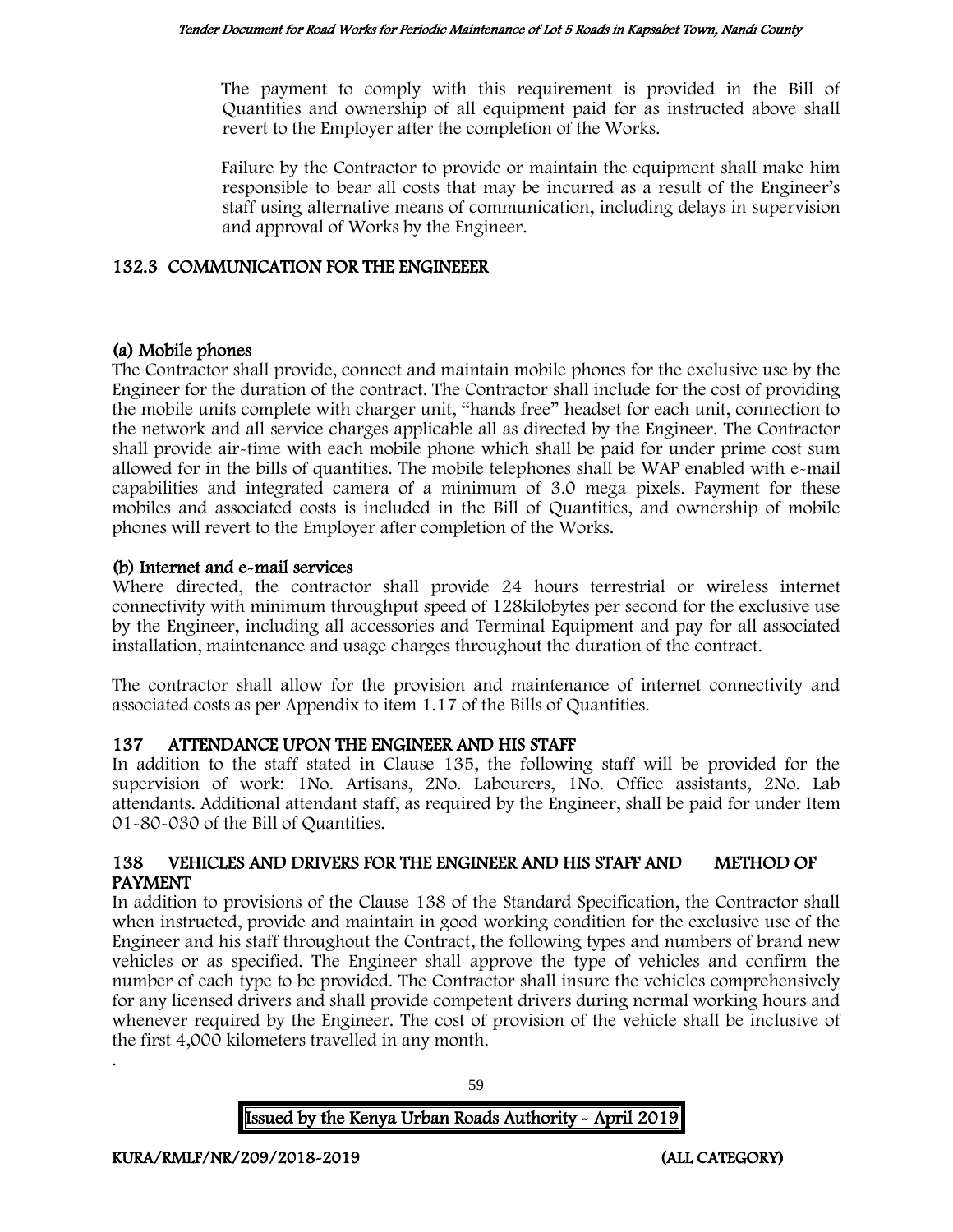The payment to comply with this requirement is provided in the Bill of Quantities and ownership of all equipment paid for as instructed above shall revert to the Employer after the completion of the Works.

Failure by the Contractor to provide or maintain the equipment shall make him responsible to bear all costs that may be incurred as a result of the Engineer's staff using alternative means of communication, including delays in supervision and approval of Works by the Engineer.

## 132.3 COMMUNICATION FOR THE ENGINEEER

### (a) Mobile phones

The Contractor shall provide, connect and maintain mobile phones for the exclusive use by the Engineer for the duration of the contract. The Contractor shall include for the cost of providing the mobile units complete with charger unit, "hands free" headset for each unit, connection to the network and all service charges applicable all as directed by the Engineer. The Contractor shall provide air-time with each mobile phone which shall be paid for under prime cost sum allowed for in the bills of quantities. The mobile telephones shall be WAP enabled with e-mail capabilities and integrated camera of a minimum of 3.0 mega pixels. Payment for these mobiles and associated costs is included in the Bill of Quantities, and ownership of mobile phones will revert to the Employer after completion of the Works.

### (b) Internet and e-mail services

Where directed, the contractor shall provide 24 hours terrestrial or wireless internet connectivity with minimum throughput speed of 128kilobytes per second for the exclusive use by the Engineer, including all accessories and Terminal Equipment and pay for all associated installation, maintenance and usage charges throughout the duration of the contract.

The contractor shall allow for the provision and maintenance of internet connectivity and associated costs as per Appendix to item 1.17 of the Bills of Quantities.

## 137 ATTENDANCE UPON THE ENGINEER AND HIS STAFF

In addition to the staff stated in Clause 135, the following staff will be provided for the supervision of work: 1No. Artisans, 2No. Labourers, 1No. Office assistants, 2No. Lab attendants. Additional attendant staff, as required by the Engineer, shall be paid for under Item 01-80-030 of the Bill of Quantities.

## 138 VEHICLES AND DRIVERS FOR THE ENGINEER AND HIS STAFF AND METHOD OF PAYMENT

In addition to provisions of the Clause 138 of the Standard Specification, the Contractor shall when instructed, provide and maintain in good working condition for the exclusive use of the Engineer and his staff throughout the Contract, the following types and numbers of brand new vehicles or as specified. The Engineer shall approve the type of vehicles and confirm the number of each type to be provided. The Contractor shall insure the vehicles comprehensively for any licensed drivers and shall provide competent drivers during normal working hours and whenever required by the Engineer. The cost of provision of the vehicle shall be inclusive of the first 4,000 kilometers travelled in any month.

.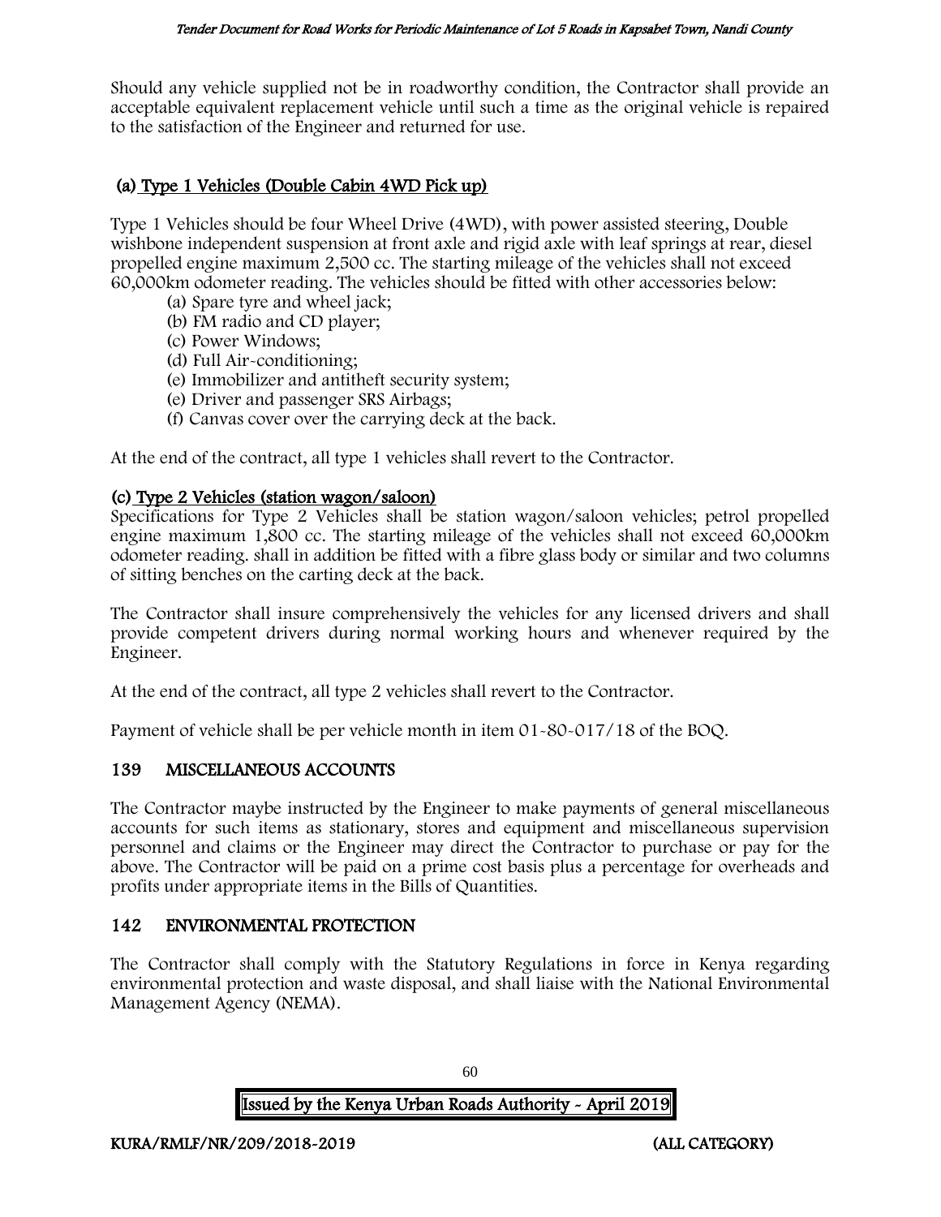Should any vehicle supplied not be in roadworthy condition, the Contractor shall provide an acceptable equivalent replacement vehicle until such a time as the original vehicle is repaired to the satisfaction of the Engineer and returned for use.

**(a) Type 1 Vehicles (Double Cabin 4WD Pick up)**

Type 1 Vehicles should be four Wheel Drive (4WD), with power assisted steering, Double wishbone independent suspension at front axle and rigid axle with leaf springs at rear, diesel propelled engine maximum 2,500 cc. The starting mileage of the vehicles shall not exceed 60,000km odometer reading. The vehicles should be fitted with other accessories below:

(a) Spare tyre and wheel jack;
(b) FM radio and CD player;
(c) Power Windows;
(d) Full Air-conditioning;
(e) Immobilizer and antitheft security system;
(e) Driver and passenger SRS Airbags;
(f) Canvas cover over the carrying deck at the back.

At the end of the contract, all type 1 vehicles shall revert to the Contractor.

**(c) Type 2 Vehicles (station wagon/saloon)**

Specifications for Type 2 Vehicles shall be station wagon/saloon vehicles; petrol propelled engine maximum 1,800 cc. The starting mileage of the vehicles shall not exceed 60,000km odometer reading. shall in addition be fitted with a fibre glass body or similar and two columns of sitting benches on the carting deck at the back.

The Contractor shall insure comprehensively the vehicles for any licensed drivers and shall provide competent drivers during normal working hours and whenever required by the Engineer.

At the end of the contract, all type 2 vehicles shall revert to the Contractor.

Payment of vehicle shall be per vehicle month in item 01-80-017/18 of the BOQ.

## 139 MISCELLANEOUS ACCOUNTS

The Contractor maybe instructed by the Engineer to make payments of general miscellaneous accounts for such items as stationary, stores and equipment and miscellaneous supervision personnel and claims or the Engineer may direct the Contractor to purchase or pay for the above. The Contractor will be paid on a prime cost basis plus a percentage for overheads and profits under appropriate items in the Bills of Quantities.

## 142 ENVIRONMENTAL PROTECTION

The Contractor shall comply with the Statutory Regulations in force in Kenya regarding environmental protection and waste disposal, and shall liaise with the National Environmental Management Agency (NEMA).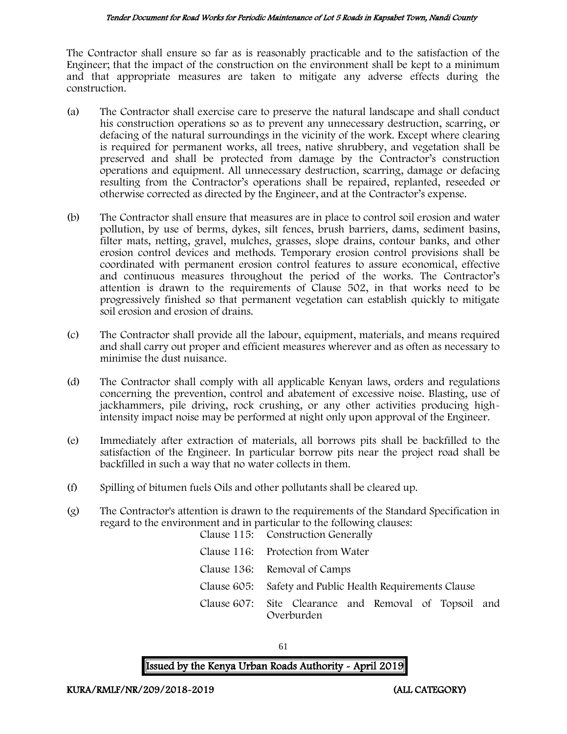The Contractor shall ensure so far as is reasonably practicable and to the satisfaction of the Engineer; that the impact of the construction on the environment shall be kept to a minimum and that appropriate measures are taken to mitigate any adverse effects during the construction.

(a) The Contractor shall exercise care to preserve the natural landscape and shall conduct his construction operations so as to prevent any unnecessary destruction, scarring, or defacing of the natural surroundings in the vicinity of the work. Except where clearing is required for permanent works, all trees, native shrubbery, and vegetation shall be preserved and shall be protected from damage by the Contractor's construction operations and equipment. All unnecessary destruction, scarring, damage or defacing resulting from the Contractor's operations shall be repaired, replanted, reseeded or otherwise corrected as directed by the Engineer, and at the Contractor's expense.

(b) The Contractor shall ensure that measures are in place to control soil erosion and water pollution, by use of berms, dykes, silt fences, brush barriers, dams, sediment basins, filter mats, netting, gravel, mulches, grasses, slope drains, contour banks, and other erosion control devices and methods. Temporary erosion control provisions shall be coordinated with permanent erosion control features to assure economical, effective and continuous measures throughout the period of the works. The Contractor's attention is drawn to the requirements of Clause 502, in that works need to be progressively finished so that permanent vegetation can establish quickly to mitigate soil erosion and erosion of drains.

(c) The Contractor shall provide all the labour, equipment, materials, and means required and shall carry out proper and efficient measures wherever and as often as necessary to minimise the dust nuisance.

(d) The Contractor shall comply with all applicable Kenyan laws, orders and regulations concerning the prevention, control and abatement of excessive noise. Blasting, use of jackhammers, pile driving, rock crushing, or any other activities producing high-intensity impact noise may be performed at night only upon approval of the Engineer.

(e) Immediately after extraction of materials, all borrows pits shall be backfilled to the satisfaction of the Engineer. In particular borrow pits near the project road shall be backfilled in such a way that no water collects in them.

(f) Spilling of bitumen fuels Oils and other pollutants shall be cleared up.

(g) The Contractor's attention is drawn to the requirements of the Standard Specification in regard to the environment and in particular to the following clauses:

| | |
|---|---|
| Clause 115: | Construction Generally |
| Clause 116: | Protection from Water |
| Clause 136: | Removal of Camps |
| Clause 605: | Safety and Public Health Requirements Clause |
| Clause 607: | Site Clearance and Removal of Topsoil and Overburden |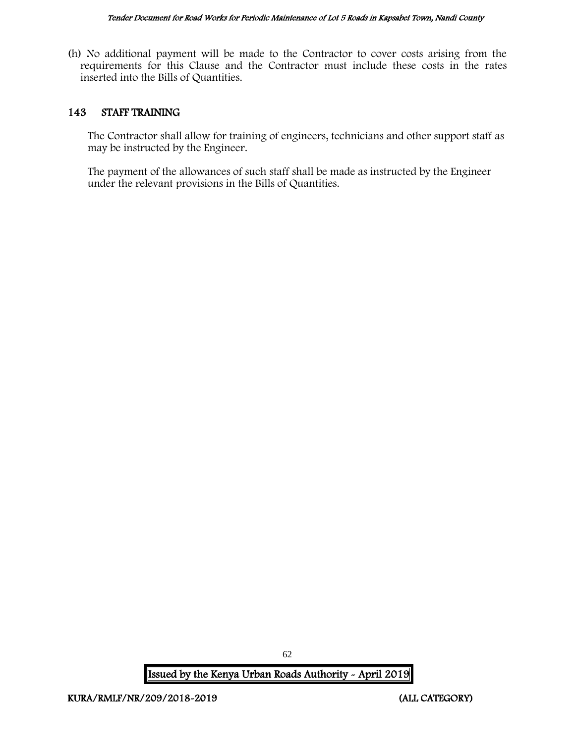(h) No additional payment will be made to the Contractor to cover costs arising from the requirements for this Clause and the Contractor must include these costs in the rates inserted into the Bills of Quantities.

## 143 STAFF TRAINING

The Contractor shall allow for training of engineers, technicians and other support staff as may be instructed by the Engineer.

The payment of the allowances of such staff shall be made as instructed by the Engineer under the relevant provisions in the Bills of Quantities.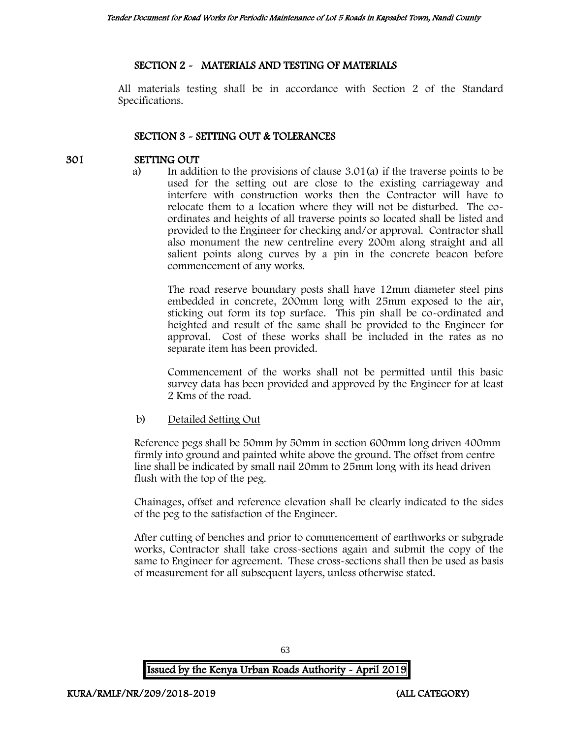## SECTION 2 - MATERIALS AND TESTING OF MATERIALS

All materials testing shall be in accordance with Section 2 of the Standard Specifications.

## SECTION 3 - SETTING OUT & TOLERANCES

### 301 SETTING OUT

a) In addition to the provisions of clause 3.01(a) if the traverse points to be used for the setting out are close to the existing carriageway and interfere with construction works then the Contractor will have to relocate them to a location where they will not be disturbed. The co-ordinates and heights of all traverse points so located shall be listed and provided to the Engineer for checking and/or approval. Contractor shall also monument the new centreline every 200m along straight and all salient points along curves by a pin in the concrete beacon before commencement of any works.

The road reserve boundary posts shall have 12mm diameter steel pins embedded in concrete, 200mm long with 25mm exposed to the air, sticking out form its top surface. This pin shall be co-ordinated and heighted and result of the same shall be provided to the Engineer for approval. Cost of these works shall be included in the rates as no separate item has been provided.

Commencement of the works shall not be permitted until this basic survey data has been provided and approved by the Engineer for at least 2 Kms of the road.

b) Detailed Setting Out

Reference pegs shall be 50mm by 50mm in section 600mm long driven 400mm firmly into ground and painted white above the ground. The offset from centre line shall be indicated by small nail 20mm to 25mm long with its head driven flush with the top of the peg.

Chainages, offset and reference elevation shall be clearly indicated to the sides of the peg to the satisfaction of the Engineer.

After cutting of benches and prior to commencement of earthworks or subgrade works, Contractor shall take cross-sections again and submit the copy of the same to Engineer for agreement. These cross-sections shall then be used as basis of measurement for all subsequent layers, unless otherwise stated.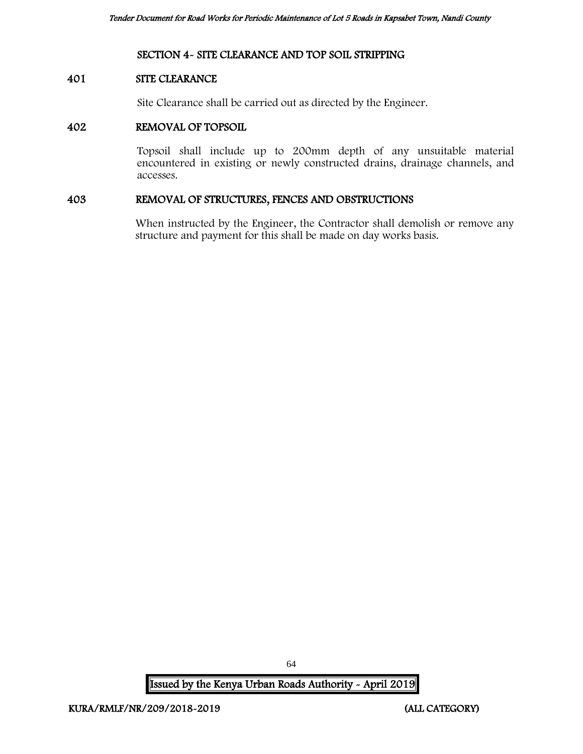## SECTION 4- SITE CLEARANCE AND TOP SOIL STRIPPING

### 401 SITE CLEARANCE

Site Clearance shall be carried out as directed by the Engineer.

### 402 REMOVAL OF TOPSOIL

Topsoil shall include up to 200mm depth of any unsuitable material encountered in existing or newly constructed drains, drainage channels, and accesses.

### 403 REMOVAL OF STRUCTURES, FENCES AND OBSTRUCTIONS

When instructed by the Engineer, the Contractor shall demolish or remove any structure and payment for this shall be made on day works basis.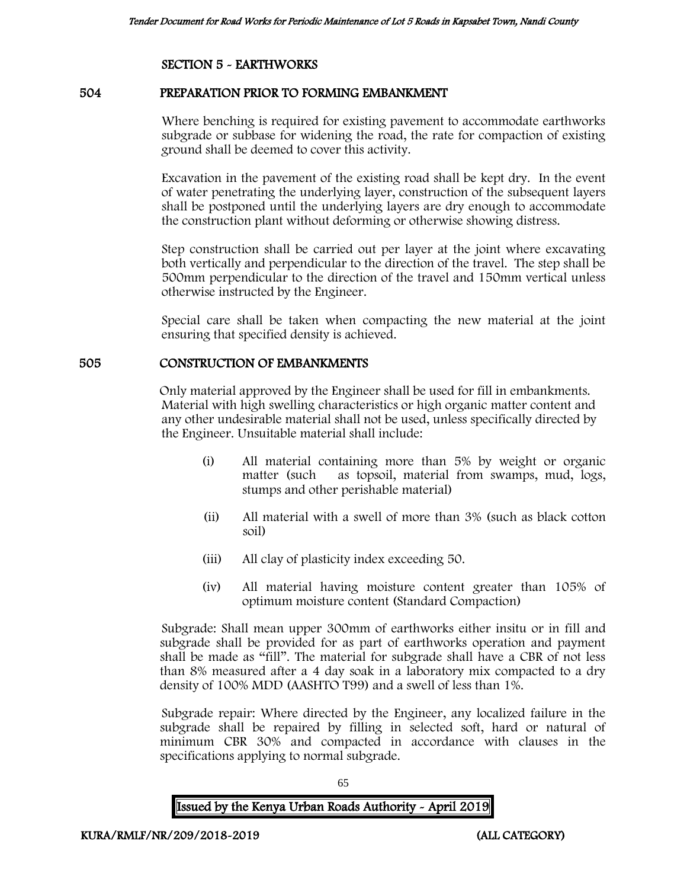## SECTION 5 - EARTHWORKS

### 504 PREPARATION PRIOR TO FORMING EMBANKMENT

Where benching is required for existing pavement to accommodate earthworks subgrade or subbase for widening the road, the rate for compaction of existing ground shall be deemed to cover this activity.

Excavation in the pavement of the existing road shall be kept dry. In the event of water penetrating the underlying layer, construction of the subsequent layers shall be postponed until the underlying layers are dry enough to accommodate the construction plant without deforming or otherwise showing distress.

Step construction shall be carried out per layer at the joint where excavating both vertically and perpendicular to the direction of the travel. The step shall be 500mm perpendicular to the direction of the travel and 150mm vertical unless otherwise instructed by the Engineer.

Special care shall be taken when compacting the new material at the joint ensuring that specified density is achieved.

### 505 CONSTRUCTION OF EMBANKMENTS

Only material approved by the Engineer shall be used for fill in embankments. Material with high swelling characteristics or high organic matter content and any other undesirable material shall not be used, unless specifically directed by the Engineer. Unsuitable material shall include:

(i) All material containing more than 5% by weight or organic matter (such as topsoil, material from swamps, mud, logs, stumps and other perishable material)

(ii) All material with a swell of more than 3% (such as black cotton soil)

(iii) All clay of plasticity index exceeding 50.

(iv) All material having moisture content greater than 105% of optimum moisture content (Standard Compaction)

Subgrade: Shall mean upper 300mm of earthworks either insitu or in fill and subgrade shall be provided for as part of earthworks operation and payment shall be made as "fill". The material for subgrade shall have a CBR of not less than 8% measured after a 4 day soak in a laboratory mix compacted to a dry density of 100% MDD (AASHTO T99) and a swell of less than 1%.

Subgrade repair: Where directed by the Engineer, any localized failure in the subgrade shall be repaired by filling in selected soft, hard or natural of minimum CBR 30% and compacted in accordance with clauses in the specifications applying to normal subgrade.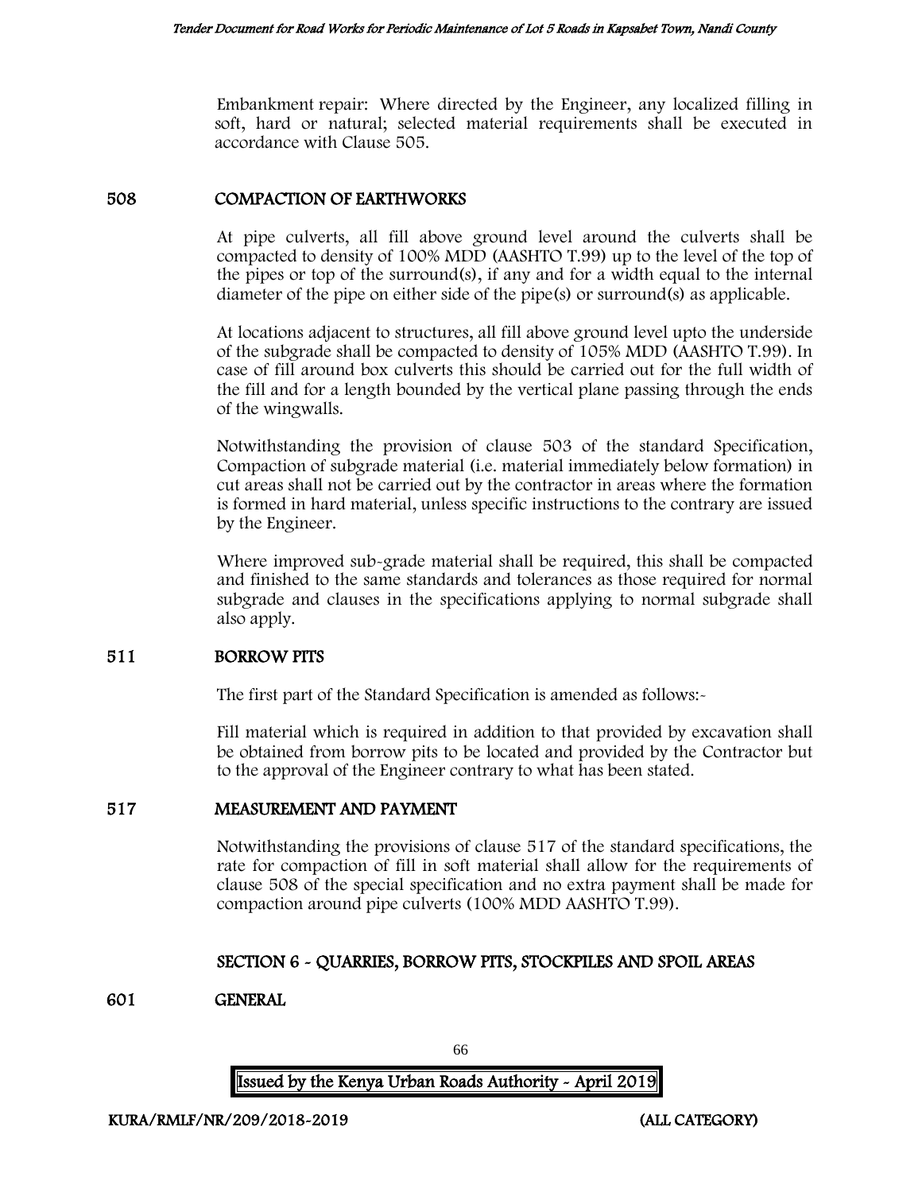Embankment repair: Where directed by the Engineer, any localized filling in soft, hard or natural; selected material requirements shall be executed in accordance with Clause 505.

## 508 COMPACTION OF EARTHWORKS

At pipe culverts, all fill above ground level around the culverts shall be compacted to density of 100% MDD (AASHTO T.99) up to the level of the top of the pipes or top of the surround(s), if any and for a width equal to the internal diameter of the pipe on either side of the pipe(s) or surround(s) as applicable.

At locations adjacent to structures, all fill above ground level upto the underside of the subgrade shall be compacted to density of 105% MDD (AASHTO T.99). In case of fill around box culverts this should be carried out for the full width of the fill and for a length bounded by the vertical plane passing through the ends of the wingwalls.

Notwithstanding the provision of clause 503 of the standard Specification, Compaction of subgrade material (i.e. material immediately below formation) in cut areas shall not be carried out by the contractor in areas where the formation is formed in hard material, unless specific instructions to the contrary are issued by the Engineer.

Where improved sub-grade material shall be required, this shall be compacted and finished to the same standards and tolerances as those required for normal subgrade and clauses in the specifications applying to normal subgrade shall also apply.

## 511 BORROW PITS

The first part of the Standard Specification is amended as follows:-

Fill material which is required in addition to that provided by excavation shall be obtained from borrow pits to be located and provided by the Contractor but to the approval of the Engineer contrary to what has been stated.

## 517 MEASUREMENT AND PAYMENT

Notwithstanding the provisions of clause 517 of the standard specifications, the rate for compaction of fill in soft material shall allow for the requirements of clause 508 of the special specification and no extra payment shall be made for compaction around pipe culverts (100% MDD AASHTO T.99).

# SECTION 6 - QUARRIES, BORROW PITS, STOCKPILES AND SPOIL AREAS

## 601 GENERAL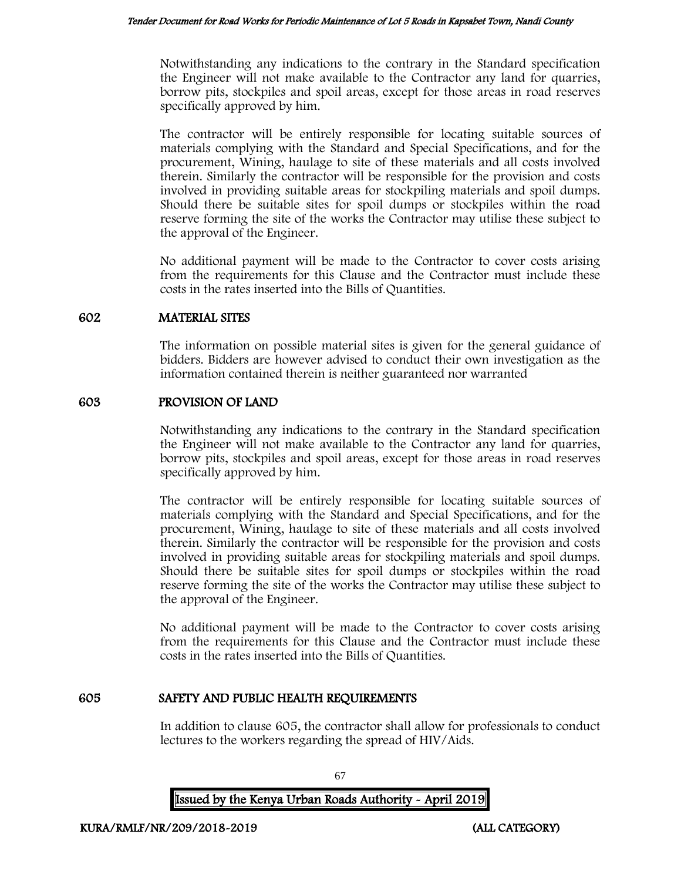Notwithstanding any indications to the contrary in the Standard specification the Engineer will not make available to the Contractor any land for quarries, borrow pits, stockpiles and spoil areas, except for those areas in road reserves specifically approved by him.

The contractor will be entirely responsible for locating suitable sources of materials complying with the Standard and Special Specifications, and for the procurement, Wining, haulage to site of these materials and all costs involved therein. Similarly the contractor will be responsible for the provision and costs involved in providing suitable areas for stockpiling materials and spoil dumps. Should there be suitable sites for spoil dumps or stockpiles within the road reserve forming the site of the works the Contractor may utilise these subject to the approval of the Engineer.

No additional payment will be made to the Contractor to cover costs arising from the requirements for this Clause and the Contractor must include these costs in the rates inserted into the Bills of Quantities.

## 602 MATERIAL SITES

The information on possible material sites is given for the general guidance of bidders. Bidders are however advised to conduct their own investigation as the information contained therein is neither guaranteed nor warranted

## 603 PROVISION OF LAND

Notwithstanding any indications to the contrary in the Standard specification the Engineer will not make available to the Contractor any land for quarries, borrow pits, stockpiles and spoil areas, except for those areas in road reserves specifically approved by him.

The contractor will be entirely responsible for locating suitable sources of materials complying with the Standard and Special Specifications, and for the procurement, Wining, haulage to site of these materials and all costs involved therein. Similarly the contractor will be responsible for the provision and costs involved in providing suitable areas for stockpiling materials and spoil dumps. Should there be suitable sites for spoil dumps or stockpiles within the road reserve forming the site of the works the Contractor may utilise these subject to the approval of the Engineer.

No additional payment will be made to the Contractor to cover costs arising from the requirements for this Clause and the Contractor must include these costs in the rates inserted into the Bills of Quantities.

## 605 SAFETY AND PUBLIC HEALTH REQUIREMENTS

In addition to clause 605, the contractor shall allow for professionals to conduct lectures to the workers regarding the spread of HIV/Aids.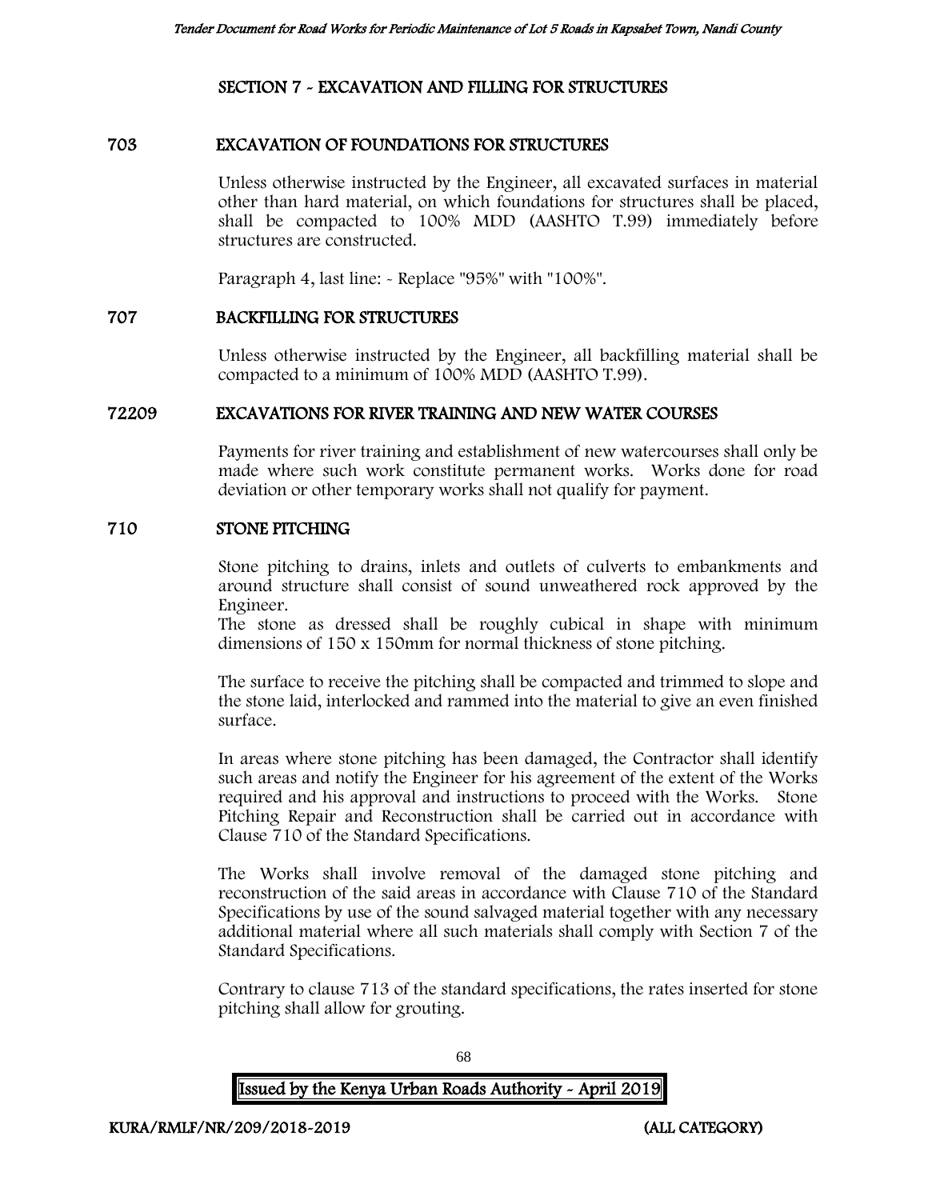## SECTION 7 - EXCAVATION AND FILLING FOR STRUCTURES

### 703 EXCAVATION OF FOUNDATIONS FOR STRUCTURES

Unless otherwise instructed by the Engineer, all excavated surfaces in material other than hard material, on which foundations for structures shall be placed, shall be compacted to 100% MDD (AASHTO T.99) immediately before structures are constructed.

Paragraph 4, last line: - Replace "95%" with "100%".

### 707 BACKFILLING FOR STRUCTURES

Unless otherwise instructed by the Engineer, all backfilling material shall be compacted to a minimum of 100% MDD (AASHTO T.99).

### 72209 EXCAVATIONS FOR RIVER TRAINING AND NEW WATER COURSES

Payments for river training and establishment of new watercourses shall only be made where such work constitute permanent works. Works done for road deviation or other temporary works shall not qualify for payment.

### 710 STONE PITCHING

Stone pitching to drains, inlets and outlets of culverts to embankments and around structure shall consist of sound unweathered rock approved by the Engineer.
The stone as dressed shall be roughly cubical in shape with minimum dimensions of 150 x 150mm for normal thickness of stone pitching.

The surface to receive the pitching shall be compacted and trimmed to slope and the stone laid, interlocked and rammed into the material to give an even finished surface.

In areas where stone pitching has been damaged, the Contractor shall identify such areas and notify the Engineer for his agreement of the extent of the Works required and his approval and instructions to proceed with the Works. Stone Pitching Repair and Reconstruction shall be carried out in accordance with Clause 710 of the Standard Specifications.

The Works shall involve removal of the damaged stone pitching and reconstruction of the said areas in accordance with Clause 710 of the Standard Specifications by use of the sound salvaged material together with any necessary additional material where all such materials shall comply with Section 7 of the Standard Specifications.

Contrary to clause 713 of the standard specifications, the rates inserted for stone pitching shall allow for grouting.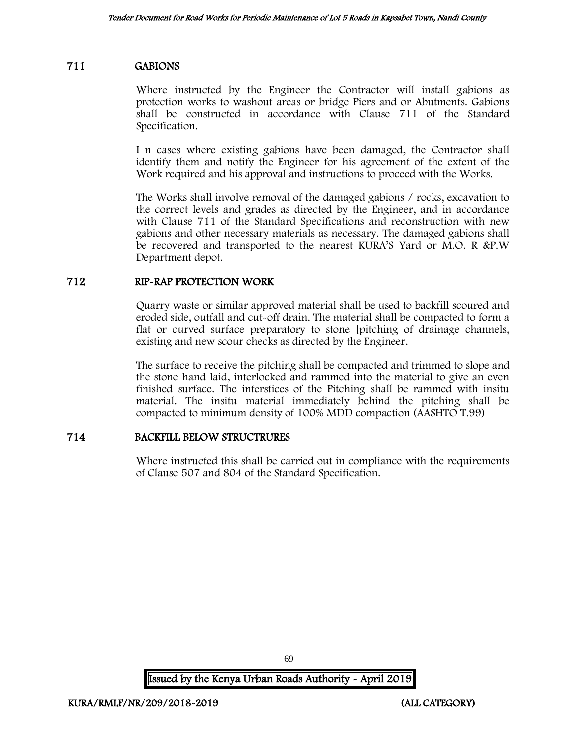## 711 GABIONS

Where instructed by the Engineer the Contractor will install gabions as protection works to washout areas or bridge Piers and or Abutments. Gabions shall be constructed in accordance with Clause 711 of the Standard Specification.

I n cases where existing gabions have been damaged, the Contractor shall identify them and notify the Engineer for his agreement of the extent of the Work required and his approval and instructions to proceed with the Works.

The Works shall involve removal of the damaged gabions / rocks, excavation to the correct levels and grades as directed by the Engineer, and in accordance with Clause 711 of the Standard Specifications and reconstruction with new gabions and other necessary materials as necessary. The damaged gabions shall be recovered and transported to the nearest KURA'S Yard or M.O. R &P.W Department depot.

## 712 RIP-RAP PROTECTION WORK

Quarry waste or similar approved material shall be used to backfill scoured and eroded side, outfall and cut-off drain. The material shall be compacted to form a flat or curved surface preparatory to stone [pitching of drainage channels, existing and new scour checks as directed by the Engineer.

The surface to receive the pitching shall be compacted and trimmed to slope and the stone hand laid, interlocked and rammed into the material to give an even finished surface. The interstices of the Pitching shall be rammed with insitu material. The insitu material immediately behind the pitching shall be compacted to minimum density of 100% MDD compaction (AASHTO T.99)

## 714 BACKFILL BELOW STRUCTRURES

Where instructed this shall be carried out in compliance with the requirements of Clause 507 and 804 of the Standard Specification.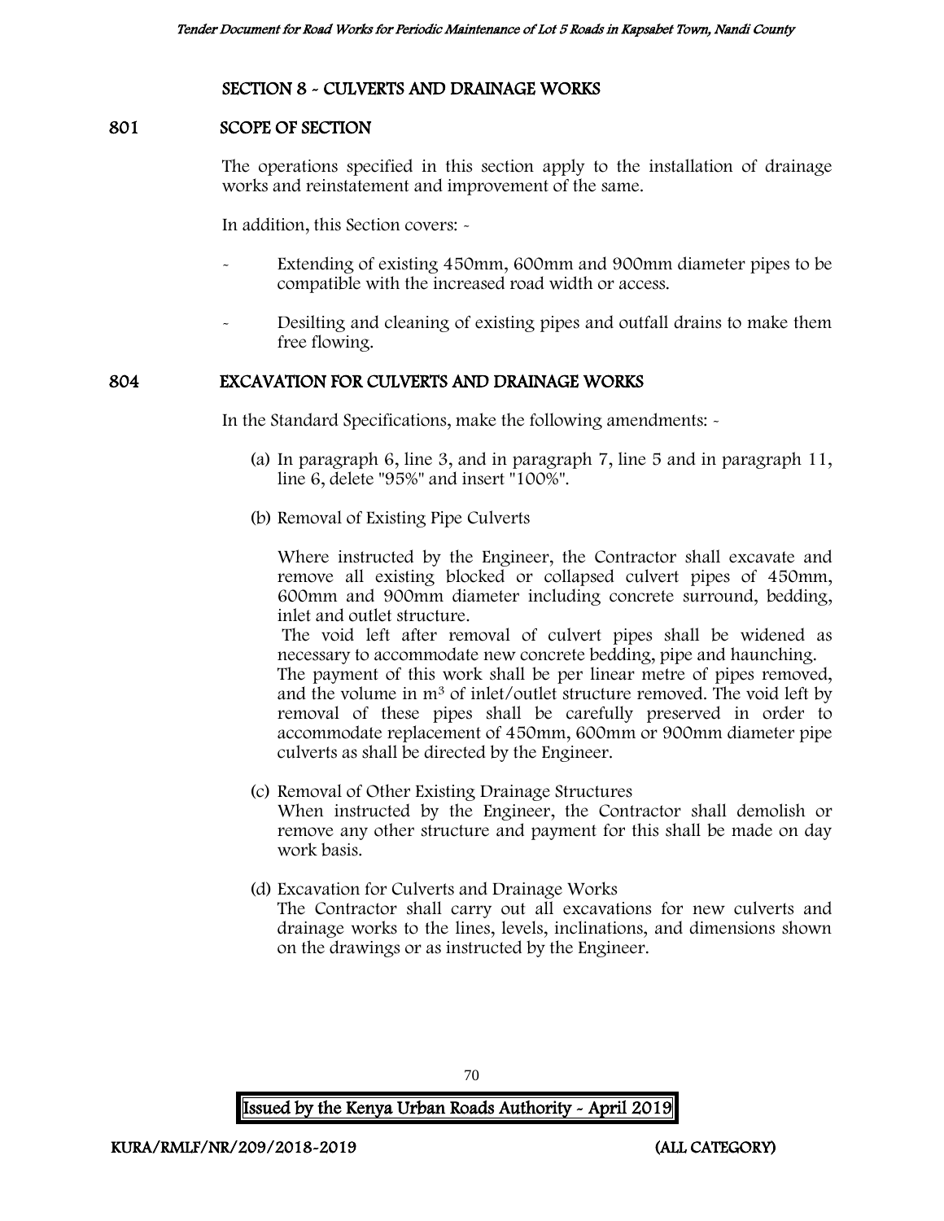## SECTION 8 - CULVERTS AND DRAINAGE WORKS

### 801 SCOPE OF SECTION

The operations specified in this section apply to the installation of drainage works and reinstatement and improvement of the same.

In addition, this Section covers: -

- Extending of existing 450mm, 600mm and 900mm diameter pipes to be compatible with the increased road width or access.
- Desilting and cleaning of existing pipes and outfall drains to make them free flowing.

### 804 EXCAVATION FOR CULVERTS AND DRAINAGE WORKS

In the Standard Specifications, make the following amendments: -

(a) In paragraph 6, line 3, and in paragraph 7, line 5 and in paragraph 11, line 6, delete "95%" and insert "100%".

(b) Removal of Existing Pipe Culverts

Where instructed by the Engineer, the Contractor shall excavate and remove all existing blocked or collapsed culvert pipes of 450mm, 600mm and 900mm diameter including concrete surround, bedding, inlet and outlet structure.

The void left after removal of culvert pipes shall be widened as necessary to accommodate new concrete bedding, pipe and haunching.

The payment of this work shall be per linear metre of pipes removed, and the volume in $m^3$ of inlet/outlet structure removed. The void left by removal of these pipes shall be carefully preserved in order to accommodate replacement of 450mm, 600mm or 900mm diameter pipe culverts as shall be directed by the Engineer.

(c) Removal of Other Existing Drainage Structures

When instructed by the Engineer, the Contractor shall demolish or remove any other structure and payment for this shall be made on day work basis.

(d) Excavation for Culverts and Drainage Works

The Contractor shall carry out all excavations for new culverts and drainage works to the lines, levels, inclinations, and dimensions shown on the drawings or as instructed by the Engineer.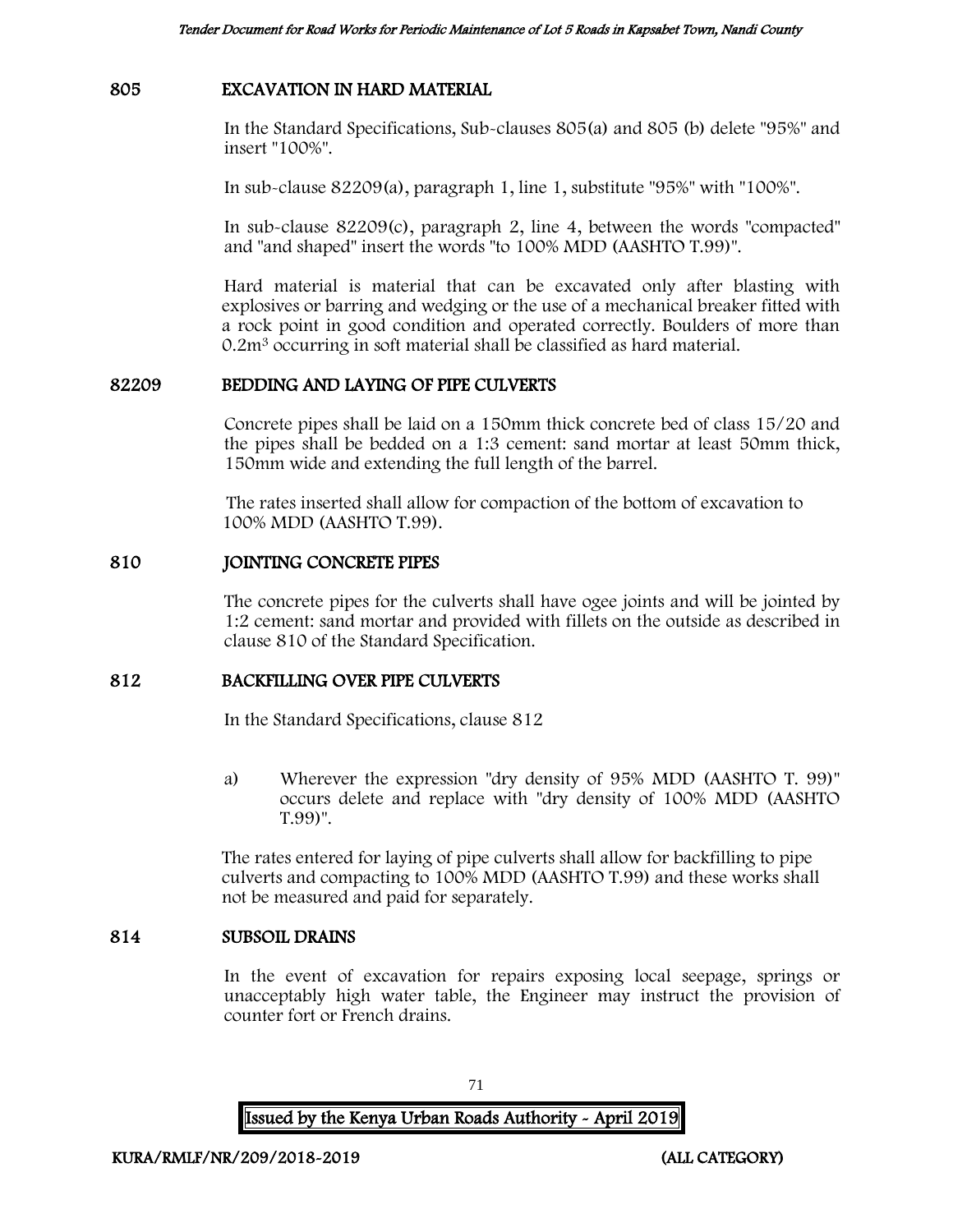## 805 EXCAVATION IN HARD MATERIAL

In the Standard Specifications, Sub-clauses 805(a) and 805 (b) delete "95%" and insert "100%".

In sub-clause 82209(a), paragraph 1, line 1, substitute "95%" with "100%".

In sub-clause 82209(c), paragraph 2, line 4, between the words "compacted" and "and shaped" insert the words "to 100% MDD (AASHTO T.99)".

Hard material is material that can be excavated only after blasting with explosives or barring and wedging or the use of a mechanical breaker fitted with a rock point in good condition and operated correctly. Boulders of more than $0.2m^3$ occurring in soft material shall be classified as hard material.

## 82209 BEDDING AND LAYING OF PIPE CULVERTS

Concrete pipes shall be laid on a 150mm thick concrete bed of class 15/20 and the pipes shall be bedded on a 1:3 cement: sand mortar at least 50mm thick, 150mm wide and extending the full length of the barrel.

The rates inserted shall allow for compaction of the bottom of excavation to 100% MDD (AASHTO T.99).

## 810 JOINTING CONCRETE PIPES

The concrete pipes for the culverts shall have ogee joints and will be jointed by 1:2 cement: sand mortar and provided with fillets on the outside as described in clause 810 of the Standard Specification.

## 812 BACKFILLING OVER PIPE CULVERTS

In the Standard Specifications, clause 812

a) Wherever the expression "dry density of 95% MDD (AASHTO T. 99)" occurs delete and replace with "dry density of 100% MDD (AASHTO T.99)".

The rates entered for laying of pipe culverts shall allow for backfilling to pipe culverts and compacting to 100% MDD (AASHTO T.99) and these works shall not be measured and paid for separately.

## 814 SUBSOIL DRAINS

In the event of excavation for repairs exposing local seepage, springs or unacceptably high water table, the Engineer may instruct the provision of counter fort or French drains.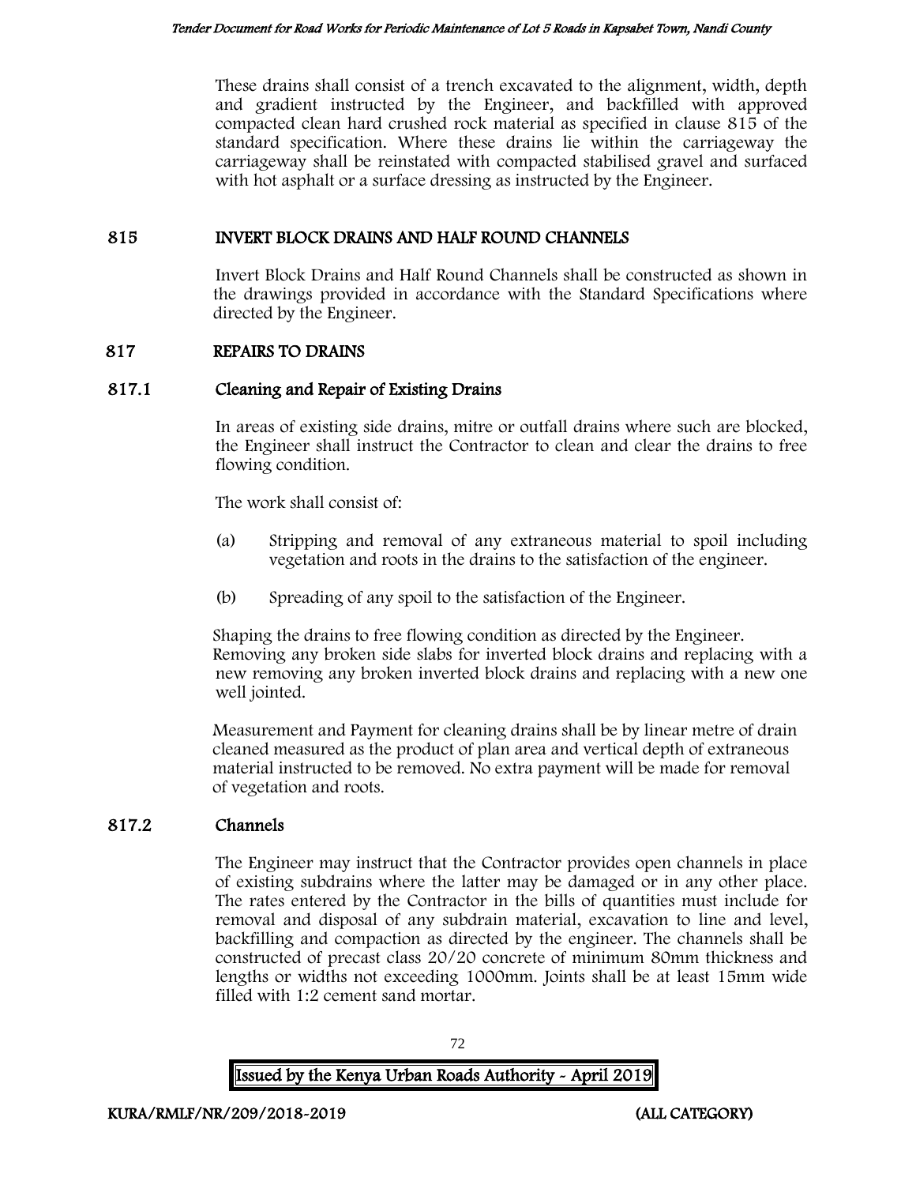These drains shall consist of a trench excavated to the alignment, width, depth and gradient instructed by the Engineer, and backfilled with approved compacted clean hard crushed rock material as specified in clause 815 of the standard specification. Where these drains lie within the carriageway the carriageway shall be reinstated with compacted stabilised gravel and surfaced with hot asphalt or a surface dressing as instructed by the Engineer.

## 815 INVERT BLOCK DRAINS AND HALF ROUND CHANNELS

Invert Block Drains and Half Round Channels shall be constructed as shown in the drawings provided in accordance with the Standard Specifications where directed by the Engineer.

## 817 REPAIRS TO DRAINS

### 817.1 Cleaning and Repair of Existing Drains

In areas of existing side drains, mitre or outfall drains where such are blocked, the Engineer shall instruct the Contractor to clean and clear the drains to free flowing condition.

The work shall consist of:

(a) Stripping and removal of any extraneous material to spoil including vegetation and roots in the drains to the satisfaction of the engineer.

(b) Spreading of any spoil to the satisfaction of the Engineer.

Shaping the drains to free flowing condition as directed by the Engineer. Removing any broken side slabs for inverted block drains and replacing with a new removing any broken inverted block drains and replacing with a new one well jointed.

Measurement and Payment for cleaning drains shall be by linear metre of drain cleaned measured as the product of plan area and vertical depth of extraneous material instructed to be removed. No extra payment will be made for removal of vegetation and roots.

### 817.2 Channels

The Engineer may instruct that the Contractor provides open channels in place of existing subdrains where the latter may be damaged or in any other place. The rates entered by the Contractor in the bills of quantities must include for removal and disposal of any subdrain material, excavation to line and level, backfilling and compaction as directed by the engineer. The channels shall be constructed of precast class 20/20 concrete of minimum 80mm thickness and lengths or widths not exceeding 1000mm. Joints shall be at least 15mm wide filled with 1:2 cement sand mortar.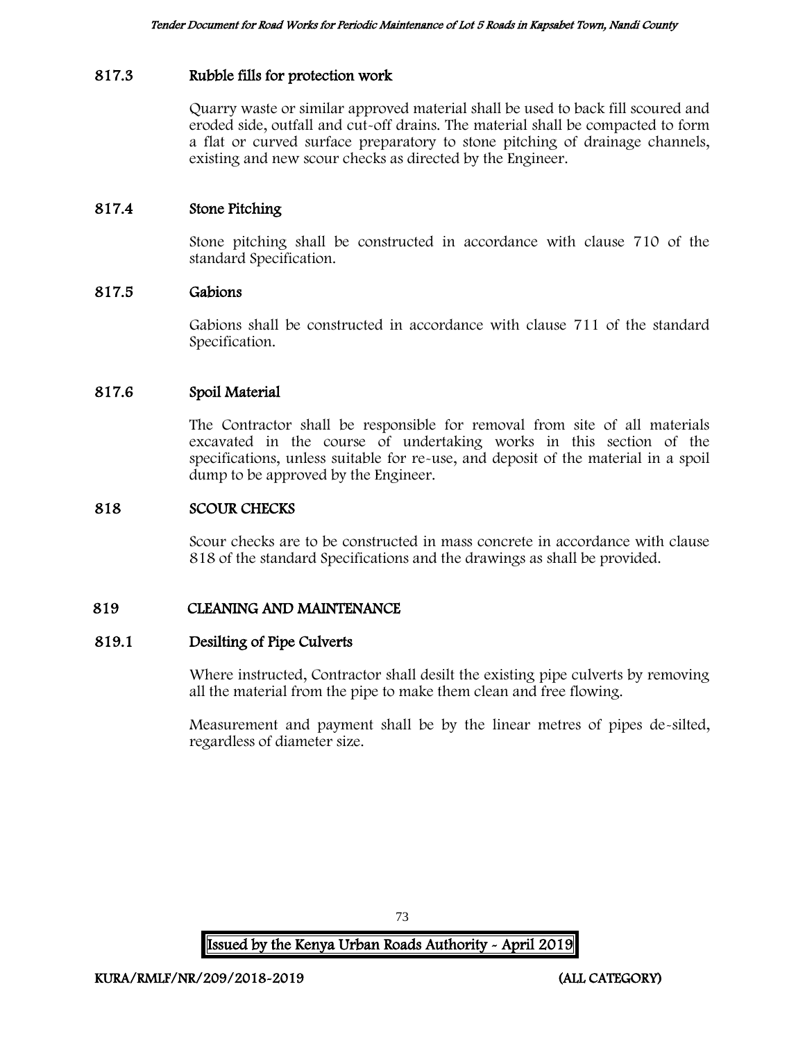### 817.3 Rubble fills for protection work

Quarry waste or similar approved material shall be used to back fill scoured and eroded side, outfall and cut-off drains. The material shall be compacted to form a flat or curved surface preparatory to stone pitching of drainage channels, existing and new scour checks as directed by the Engineer.

### 817.4 Stone Pitching

Stone pitching shall be constructed in accordance with clause 710 of the standard Specification.

### 817.5 Gabions

Gabions shall be constructed in accordance with clause 711 of the standard Specification.

### 817.6 Spoil Material

The Contractor shall be responsible for removal from site of all materials excavated in the course of undertaking works in this section of the specifications, unless suitable for re-use, and deposit of the material in a spoil dump to be approved by the Engineer.

## 818 SCOUR CHECKS

Scour checks are to be constructed in mass concrete in accordance with clause 818 of the standard Specifications and the drawings as shall be provided.

## 819 CLEANING AND MAINTENANCE

### 819.1 Desilting of Pipe Culverts

Where instructed, Contractor shall desilt the existing pipe culverts by removing all the material from the pipe to make them clean and free flowing.

Measurement and payment shall be by the linear metres of pipes de-silted, regardless of diameter size.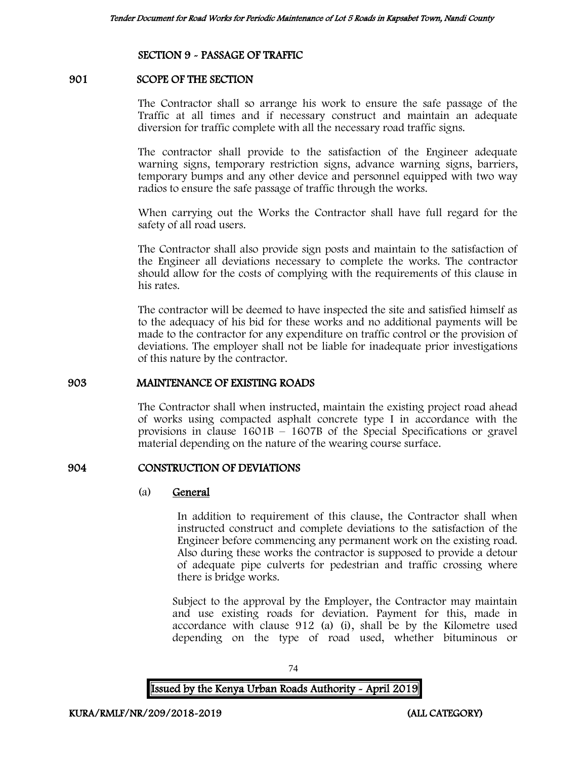## SECTION 9 - PASSAGE OF TRAFFIC

### 901 SCOPE OF THE SECTION

The Contractor shall so arrange his work to ensure the safe passage of the Traffic at all times and if necessary construct and maintain an adequate diversion for traffic complete with all the necessary road traffic signs.

The contractor shall provide to the satisfaction of the Engineer adequate warning signs, temporary restriction signs, advance warning signs, barriers, temporary bumps and any other device and personnel equipped with two way radios to ensure the safe passage of traffic through the works.

When carrying out the Works the Contractor shall have full regard for the safety of all road users.

The Contractor shall also provide sign posts and maintain to the satisfaction of the Engineer all deviations necessary to complete the works. The contractor should allow for the costs of complying with the requirements of this clause in his rates.

The contractor will be deemed to have inspected the site and satisfied himself as to the adequacy of his bid for these works and no additional payments will be made to the contractor for any expenditure on traffic control or the provision of deviations. The employer shall not be liable for inadequate prior investigations of this nature by the contractor.

### 903 MAINTENANCE OF EXISTING ROADS

The Contractor shall when instructed, maintain the existing project road ahead of works using compacted asphalt concrete type I in accordance with the provisions in clause 1601B – 1607B of the Special Specifications or gravel material depending on the nature of the wearing course surface.

### 904 CONSTRUCTION OF DEVIATIONS

(a) General

In addition to requirement of this clause, the Contractor shall when instructed construct and complete deviations to the satisfaction of the Engineer before commencing any permanent work on the existing road. Also during these works the contractor is supposed to provide a detour of adequate pipe culverts for pedestrian and traffic crossing where there is bridge works.

Subject to the approval by the Employer, the Contractor may maintain and use existing roads for deviation. Payment for this, made in accordance with clause 912 (a) (i), shall be by the Kilometre used depending on the type of road used, whether bituminous or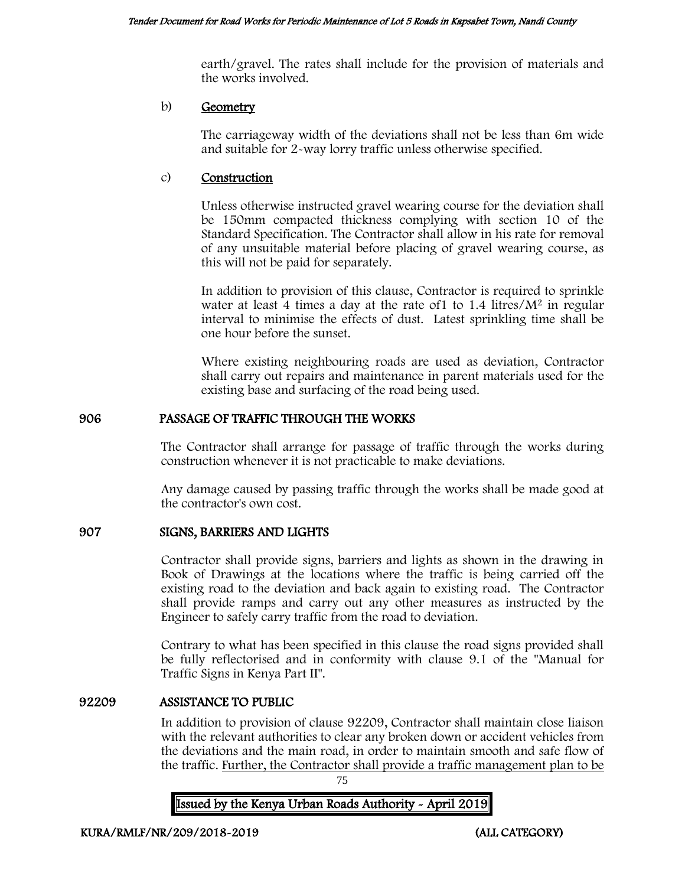earth/gravel. The rates shall include for the provision of materials and the works involved.

b) **Geometry**

The carriageway width of the deviations shall not be less than 6m wide and suitable for 2-way lorry traffic unless otherwise specified.

c) **Construction**

Unless otherwise instructed gravel wearing course for the deviation shall be 150mm compacted thickness complying with section 10 of the Standard Specification. The Contractor shall allow in his rate for removal of any unsuitable material before placing of gravel wearing course, as this will not be paid for separately.

In addition to provision of this clause, Contractor is required to sprinkle water at least 4 times a day at the rate of1 to 1.4 litres/$M^2$ in regular interval to minimise the effects of dust. Latest sprinkling time shall be one hour before the sunset.

Where existing neighbouring roads are used as deviation, Contractor shall carry out repairs and maintenance in parent materials used for the existing base and surfacing of the road being used.

## 906 PASSAGE OF TRAFFIC THROUGH THE WORKS

The Contractor shall arrange for passage of traffic through the works during construction whenever it is not practicable to make deviations.

Any damage caused by passing traffic through the works shall be made good at the contractor's own cost.

## 907 SIGNS, BARRIERS AND LIGHTS

Contractor shall provide signs, barriers and lights as shown in the drawing in Book of Drawings at the locations where the traffic is being carried off the existing road to the deviation and back again to existing road. The Contractor shall provide ramps and carry out any other measures as instructed by the Engineer to safely carry traffic from the road to deviation.

Contrary to what has been specified in this clause the road signs provided shall be fully reflectorised and in conformity with clause 9.1 of the "Manual for Traffic Signs in Kenya Part II".

## 92209 ASSISTANCE TO PUBLIC

In addition to provision of clause 92209, Contractor shall maintain close liaison with the relevant authorities to clear any broken down or accident vehicles from the deviations and the main road, in order to maintain smooth and safe flow of the traffic. Further, the Contractor shall provide a traffic management plan to be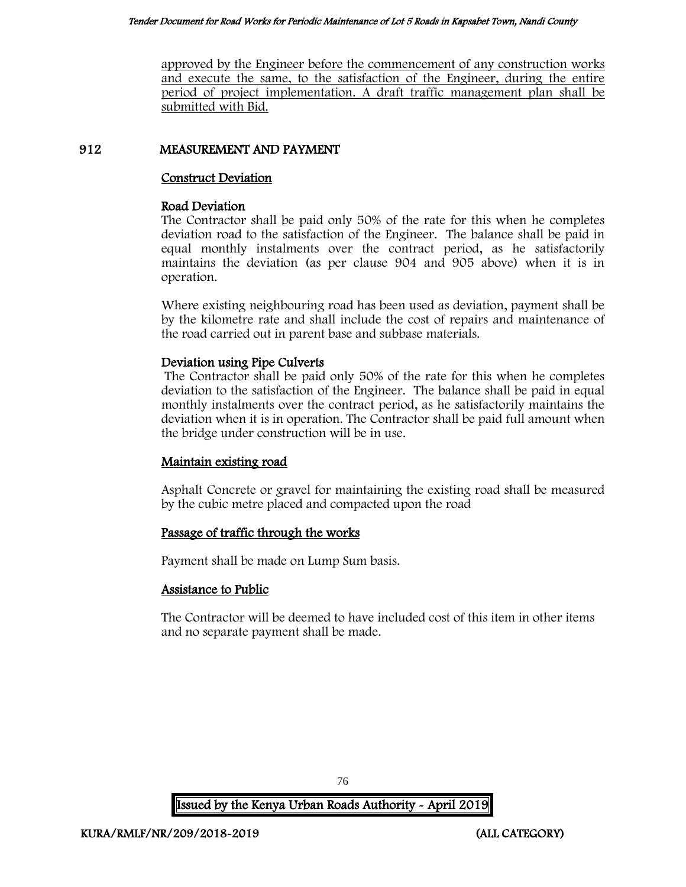approved by the Engineer before the commencement of any construction works and execute the same, to the satisfaction of the Engineer, during the entire period of project implementation. A draft traffic management plan shall be submitted with Bid.

## 912 MEASUREMENT AND PAYMENT

### Construct Deviation

**Road Deviation**

The Contractor shall be paid only 50% of the rate for this when he completes deviation road to the satisfaction of the Engineer. The balance shall be paid in equal monthly instalments over the contract period, as he satisfactorily maintains the deviation (as per clause 904 and 905 above) when it is in operation.

Where existing neighbouring road has been used as deviation, payment shall be by the kilometre rate and shall include the cost of repairs and maintenance of the road carried out in parent base and subbase materials.

**Deviation using Pipe Culverts**

The Contractor shall be paid only 50% of the rate for this when he completes deviation to the satisfaction of the Engineer. The balance shall be paid in equal monthly instalments over the contract period, as he satisfactorily maintains the deviation when it is in operation. The Contractor shall be paid full amount when the bridge under construction will be in use.

### Maintain existing road

Asphalt Concrete or gravel for maintaining the existing road shall be measured by the cubic metre placed and compacted upon the road

### Passage of traffic through the works

Payment shall be made on Lump Sum basis.

### Assistance to Public

The Contractor will be deemed to have included cost of this item in other items and no separate payment shall be made.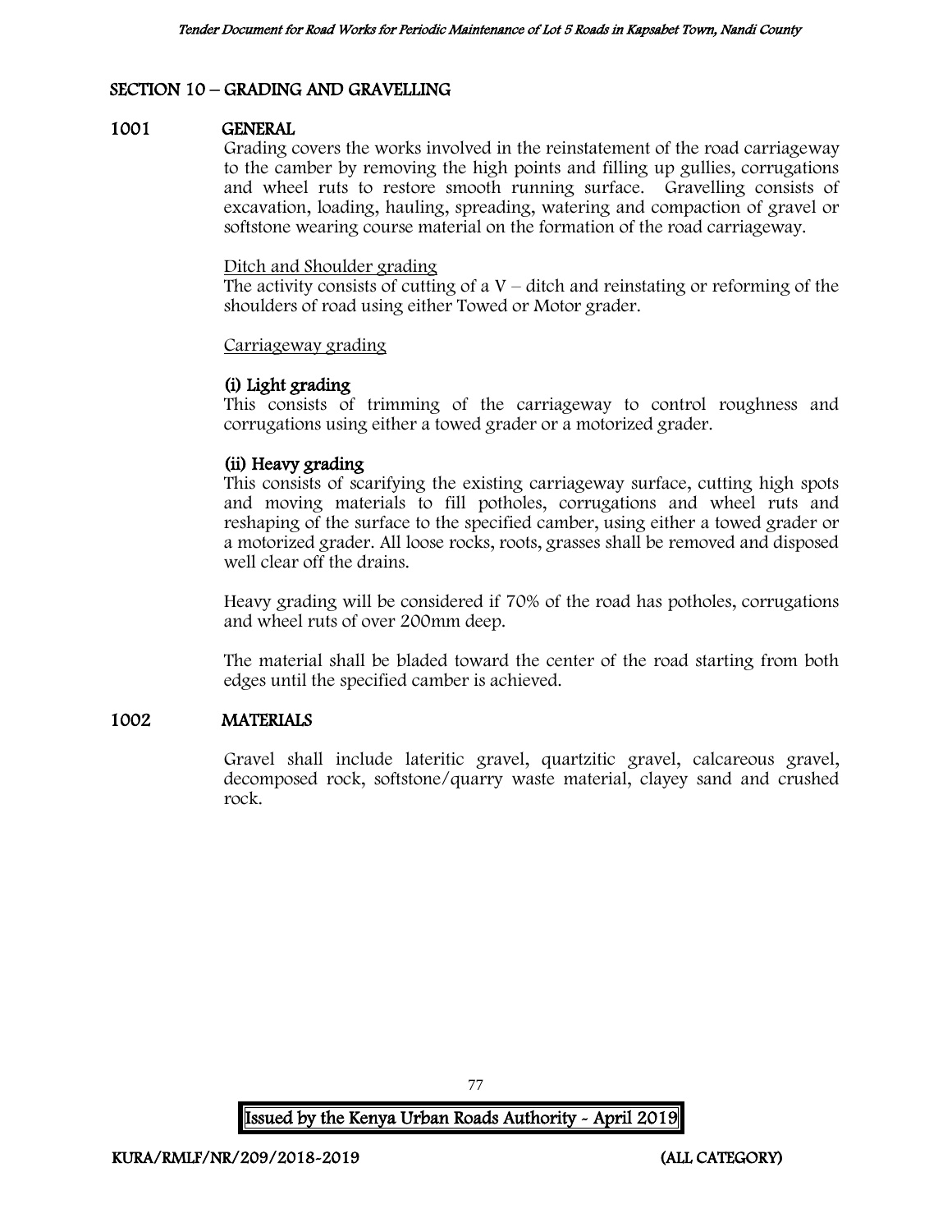## SECTION 10 – GRADING AND GRAVELLING

### 1001 GENERAL

Grading covers the works involved in the reinstatement of the road carriageway to the camber by removing the high points and filling up gullies, corrugations and wheel ruts to restore smooth running surface. Gravelling consists of excavation, loading, hauling, spreading, watering and compaction of gravel or softstone wearing course material on the formation of the road carriageway.

Ditch and Shoulder grading

The activity consists of cutting of a V – ditch and reinstating or reforming of the shoulders of road using either Towed or Motor grader.

Carriageway grading

**(i) Light grading**

This consists of trimming of the carriageway to control roughness and corrugations using either a towed grader or a motorized grader.

**(ii) Heavy grading**

This consists of scarifying the existing carriageway surface, cutting high spots and moving materials to fill potholes, corrugations and wheel ruts and reshaping of the surface to the specified camber, using either a towed grader or a motorized grader. All loose rocks, roots, grasses shall be removed and disposed well clear off the drains.

Heavy grading will be considered if 70% of the road has potholes, corrugations and wheel ruts of over 200mm deep.

The material shall be bladed toward the center of the road starting from both edges until the specified camber is achieved.

### 1002 MATERIALS

Gravel shall include lateritic gravel, quartzitic gravel, calcareous gravel, decomposed rock, softstone/quarry waste material, clayey sand and crushed rock.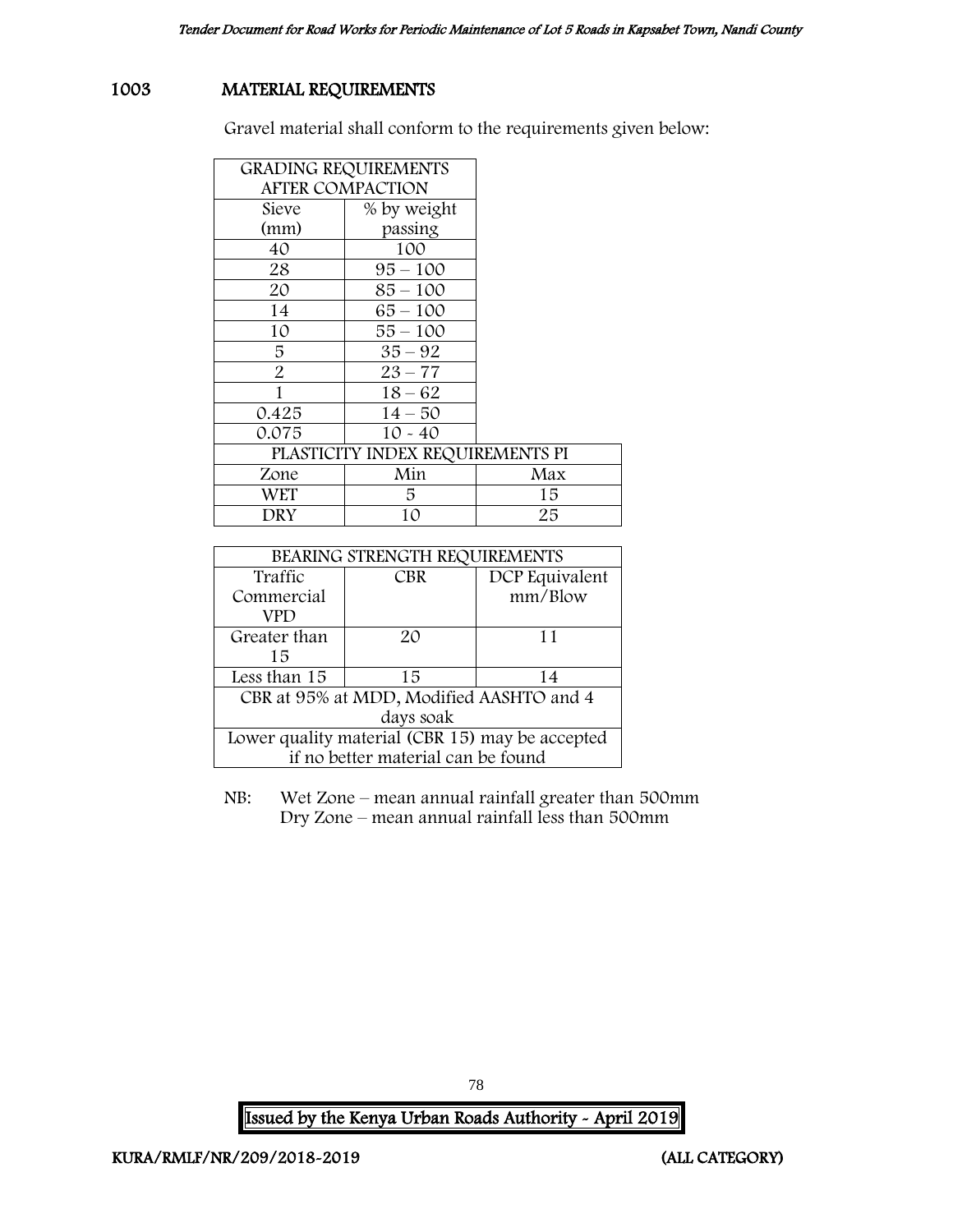## 1003 MATERIAL REQUIREMENTS

Gravel material shall conform to the requirements given below:

| GRADING REQUIREMENTS AFTER COMPACTION | |
|---|---|
| Sieve (mm) | % by weight passing |
| 40 | 100 |
| 28 | 95 – 100 |
| 20 | 85 – 100 |
| 14 | 65 – 100 |
| 10 | 55 – 100 |
| 5 | 35 – 92 |
| 2 | 23 – 77 |
| 1 | 18 – 62 |
| 0.425 | 14 – 50 |
| 0.075 | 10 - 40 |

| PLASTICITY INDEX REQUIREMENTS PI | | |
|---|---|---|
| Zone | Min | Max |
| WET | 5 | 15 |
| DRY | 10 | 25 |

| BEARING STRENGTH REQUIREMENTS | | |
|---|---|---|
| Traffic Commercial VPD | CBR | DCP Equivalent mm/Blow |
| Greater than 15 | 20 | 11 |
| Less than 15 | 15 | 14 |
| CBR at 95% at MDD, Modified AASHTO and 4 days soak | | |
| Lower quality material (CBR 15) may be accepted if no better material can be found | | |

NB: Wet Zone – mean annual rainfall greater than 500mm
Dry Zone – mean annual rainfall less than 500mm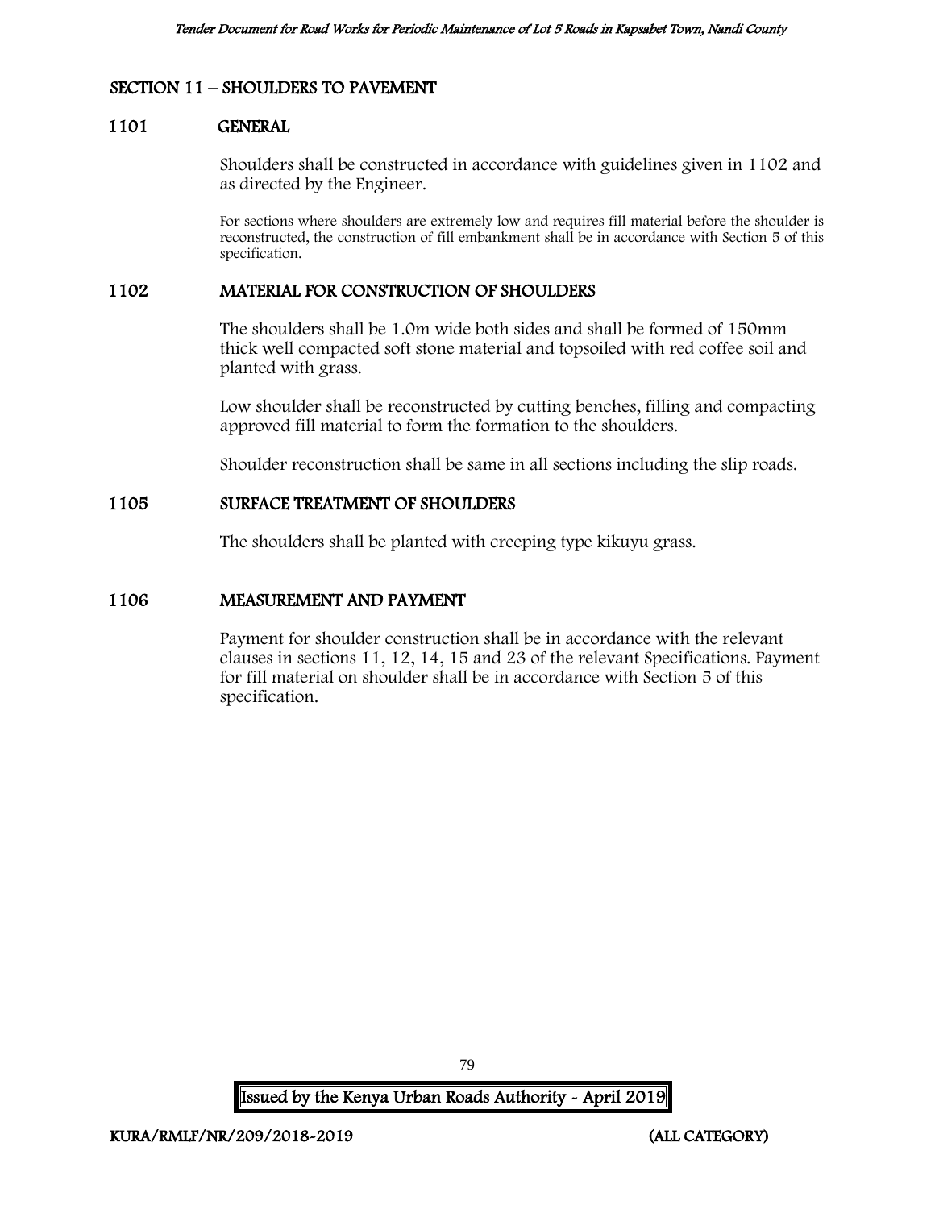## SECTION 11 – SHOULDERS TO PAVEMENT

### 1101 GENERAL

Shoulders shall be constructed in accordance with guidelines given in 1102 and as directed by the Engineer.

For sections where shoulders are extremely low and requires fill material before the shoulder is reconstructed, the construction of fill embankment shall be in accordance with Section 5 of this specification.

### 1102 MATERIAL FOR CONSTRUCTION OF SHOULDERS

The shoulders shall be 1.0m wide both sides and shall be formed of 150mm thick well compacted soft stone material and topsoiled with red coffee soil and planted with grass.

Low shoulder shall be reconstructed by cutting benches, filling and compacting approved fill material to form the formation to the shoulders.

Shoulder reconstruction shall be same in all sections including the slip roads.

### 1105 SURFACE TREATMENT OF SHOULDERS

The shoulders shall be planted with creeping type kikuyu grass.

### 1106 MEASUREMENT AND PAYMENT

Payment for shoulder construction shall be in accordance with the relevant clauses in sections 11, 12, 14, 15 and 23 of the relevant Specifications. Payment for fill material on shoulder shall be in accordance with Section 5 of this specification.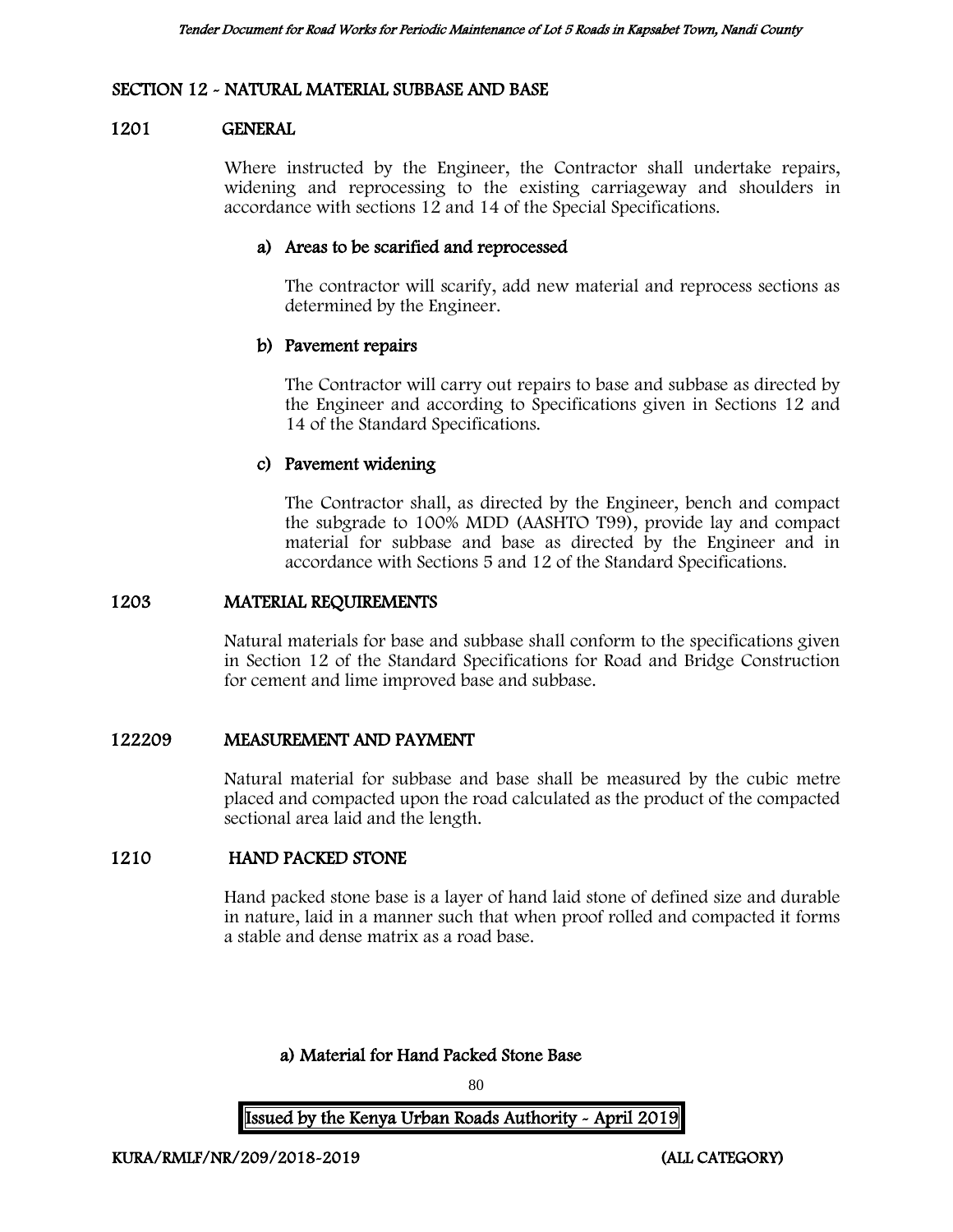## SECTION 12 - NATURAL MATERIAL SUBBASE AND BASE

### 1201 GENERAL

Where instructed by the Engineer, the Contractor shall undertake repairs, widening and reprocessing to the existing carriageway and shoulders in accordance with sections 12 and 14 of the Special Specifications.

#### a) Areas to be scarified and reprocessed

The contractor will scarify, add new material and reprocess sections as determined by the Engineer.

#### b) Pavement repairs

The Contractor will carry out repairs to base and subbase as directed by the Engineer and according to Specifications given in Sections 12 and 14 of the Standard Specifications.

#### c) Pavement widening

The Contractor shall, as directed by the Engineer, bench and compact the subgrade to 100% MDD (AASHTO T99), provide lay and compact material for subbase and base as directed by the Engineer and in accordance with Sections 5 and 12 of the Standard Specifications.

### 1203 MATERIAL REQUIREMENTS

Natural materials for base and subbase shall conform to the specifications given in Section 12 of the Standard Specifications for Road and Bridge Construction for cement and lime improved base and subbase.

### 122209 MEASUREMENT AND PAYMENT

Natural material for subbase and base shall be measured by the cubic metre placed and compacted upon the road calculated as the product of the compacted sectional area laid and the length.

### 1210 HAND PACKED STONE

Hand packed stone base is a layer of hand laid stone of defined size and durable in nature, laid in a manner such that when proof rolled and compacted it forms a stable and dense matrix as a road base.

#### a) Material for Hand Packed Stone Base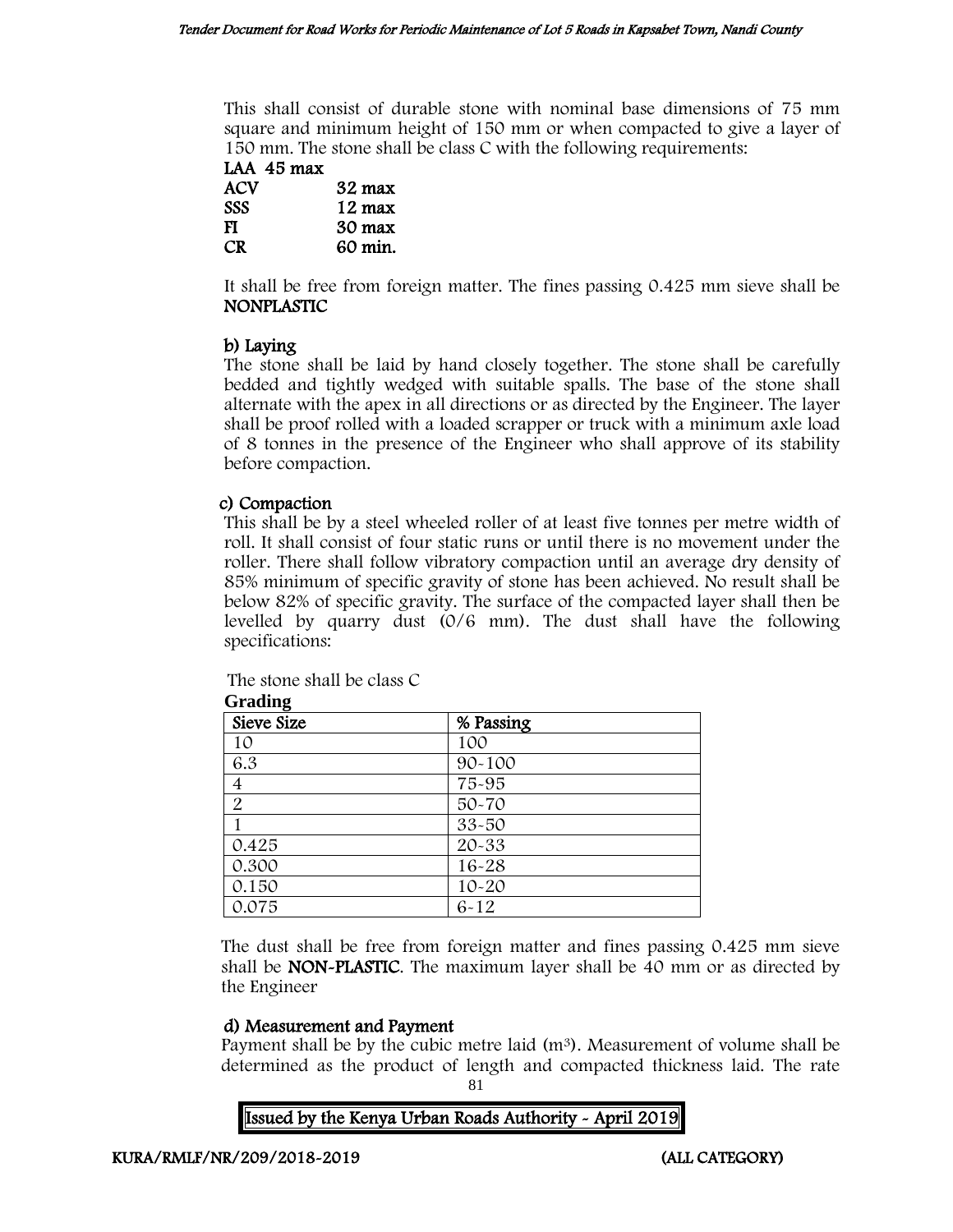This shall consist of durable stone with nominal base dimensions of 75 mm square and minimum height of 150 mm or when compacted to give a layer of 150 mm. The stone shall be class C with the following requirements:

**LAA 45 max**
**ACV 32 max**
**SSS 12 max**
**FI 30 max**
**CR 60 min.**

It shall be free from foreign matter. The fines passing 0.425 mm sieve shall be **NONPLASTIC**

**b) Laying**

The stone shall be laid by hand closely together. The stone shall be carefully bedded and tightly wedged with suitable spalls. The base of the stone shall alternate with the apex in all directions or as directed by the Engineer. The layer shall be proof rolled with a loaded scrapper or truck with a minimum axle load of 8 tonnes in the presence of the Engineer who shall approve of its stability before compaction.

**c) Compaction**

This shall be by a steel wheeled roller of at least five tonnes per metre width of roll. It shall consist of four static runs or until there is no movement under the roller. There shall follow vibratory compaction until an average dry density of 85% minimum of specific gravity of stone has been achieved. No result shall be below 82% of specific gravity. The surface of the compacted layer shall then be levelled by quarry dust (0/6 mm). The dust shall have the following specifications:

The stone shall be class C

**Grading**

| Sieve Size | % Passing |
|---|---|
| 10 | 100 |
| 6.3 | 90-100 |
| 4 | 75-95 |
| 2 | 50-70 |
| 1 | 33-50 |
| 0.425 | 20-33 |
| 0.300 | 16-28 |
| 0.150 | 10-20 |
| 0.075 | 6-12 |

The dust shall be free from foreign matter and fines passing 0.425 mm sieve shall be **NON-PLASTIC**. The maximum layer shall be 40 mm or as directed by the Engineer

**d) Measurement and Payment**

Payment shall be by the cubic metre laid (m$^3$). Measurement of volume shall be determined as the product of length and compacted thickness laid. The rate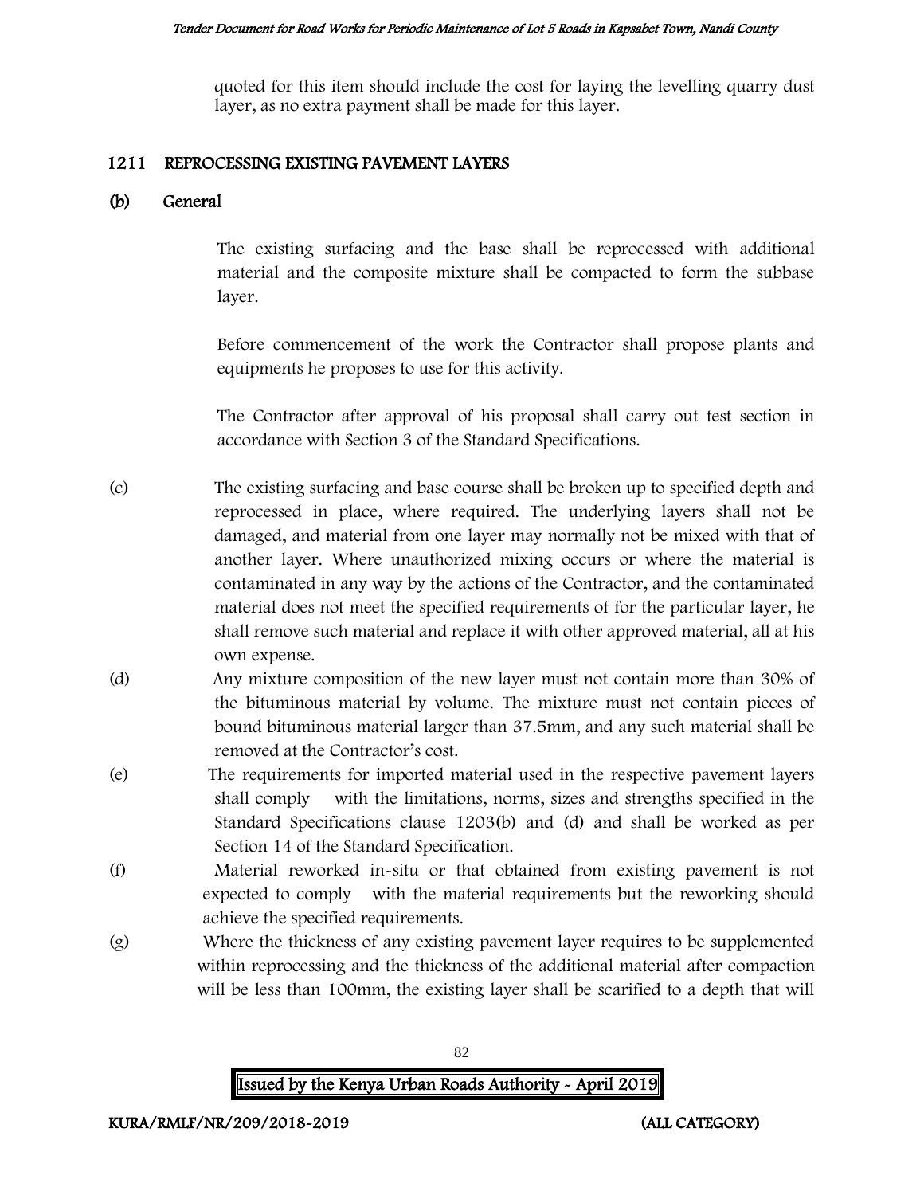quoted for this item should include the cost for laying the levelling quarry dust layer, as no extra payment shall be made for this layer.

## 1211 REPROCESSING EXISTING PAVEMENT LAYERS

### (b) General

The existing surfacing and the base shall be reprocessed with additional material and the composite mixture shall be compacted to form the subbase layer.

Before commencement of the work the Contractor shall propose plants and equipments he proposes to use for this activity.

The Contractor after approval of his proposal shall carry out test section in accordance with Section 3 of the Standard Specifications.

(c) The existing surfacing and base course shall be broken up to specified depth and reprocessed in place, where required. The underlying layers shall not be damaged, and material from one layer may normally not be mixed with that of another layer. Where unauthorized mixing occurs or where the material is contaminated in any way by the actions of the Contractor, and the contaminated material does not meet the specified requirements of for the particular layer, he shall remove such material and replace it with other approved material, all at his own expense.

(d) Any mixture composition of the new layer must not contain more than 30% of the bituminous material by volume. The mixture must not contain pieces of bound bituminous material larger than 37.5mm, and any such material shall be removed at the Contractor's cost.

(e) The requirements for imported material used in the respective pavement layers shall comply with the limitations, norms, sizes and strengths specified in the Standard Specifications clause 1203(b) and (d) and shall be worked as per Section 14 of the Standard Specification.

(f) Material reworked in-situ or that obtained from existing pavement is not expected to comply with the material requirements but the reworking should achieve the specified requirements.

(g) Where the thickness of any existing pavement layer requires to be supplemented within reprocessing and the thickness of the additional material after compaction will be less than 100mm, the existing layer shall be scarified to a depth that will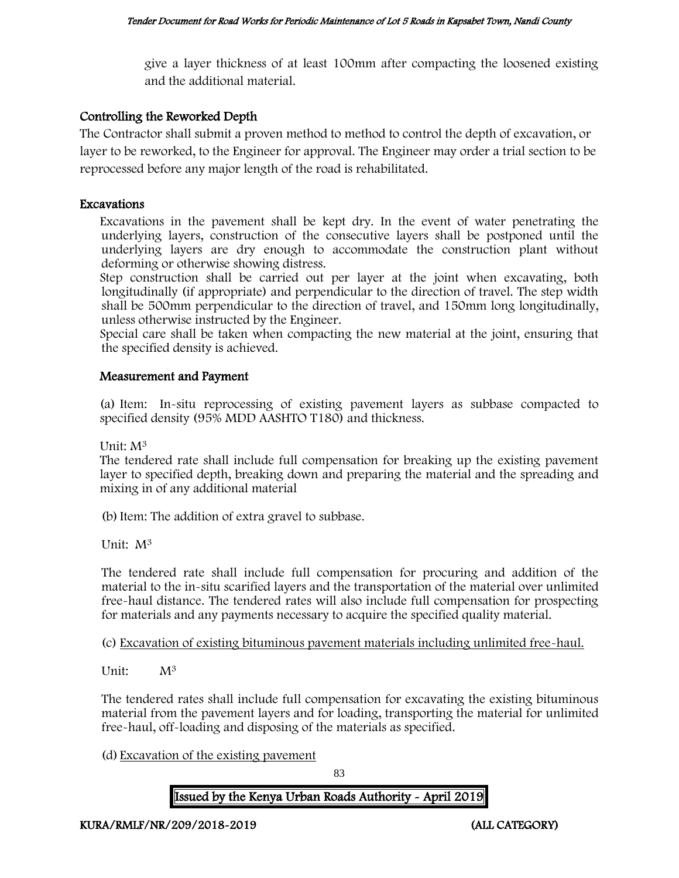give a layer thickness of at least 100mm after compacting the loosened existing and the additional material.

### Controlling the Reworked Depth

The Contractor shall submit a proven method to method to control the depth of excavation, or layer to be reworked, to the Engineer for approval. The Engineer may order a trial section to be reprocessed before any major length of the road is rehabilitated.

### Excavations

Excavations in the pavement shall be kept dry. In the event of water penetrating the underlying layers, construction of the consecutive layers shall be postponed until the underlying layers are dry enough to accommodate the construction plant without deforming or otherwise showing distress.

Step construction shall be carried out per layer at the joint when excavating, both longitudinally (if appropriate) and perpendicular to the direction of travel. The step width shall be 500mm perpendicular to the direction of travel, and 150mm long longitudinally, unless otherwise instructed by the Engineer.

Special care shall be taken when compacting the new material at the joint, ensuring that the specified density is achieved.

### Measurement and Payment

(a) Item: In-situ reprocessing of existing pavement layers as subbase compacted to specified density (95% MDD AASHTO T180) and thickness.

Unit: $M^3$

The tendered rate shall include full compensation for breaking up the existing pavement layer to specified depth, breaking down and preparing the material and the spreading and mixing in of any additional material

(b) Item: The addition of extra gravel to subbase.

Unit: $M^3$

The tendered rate shall include full compensation for procuring and addition of the material to the in-situ scarified layers and the transportation of the material over unlimited free-haul distance. The tendered rates will also include full compensation for prospecting for materials and any payments necessary to acquire the specified quality material.

(c) Excavation of existing bituminous pavement materials including unlimited free-haul.

Unit: $M^3$

The tendered rates shall include full compensation for excavating the existing bituminous material from the pavement layers and for loading, transporting the material for unlimited free-haul, off-loading and disposing of the materials as specified.

(d) Excavation of the existing pavement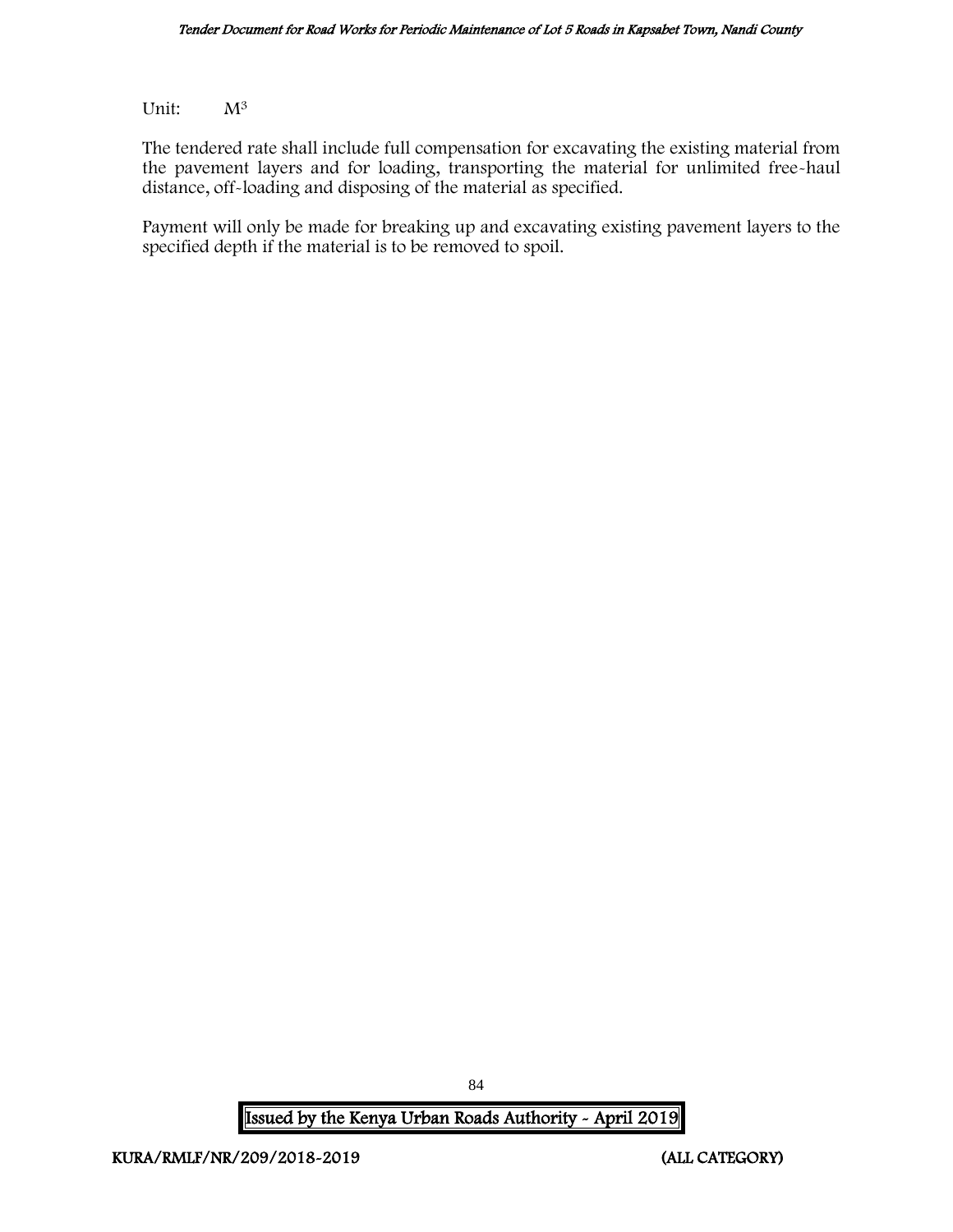Unit: $M^3$

The tendered rate shall include full compensation for excavating the existing material from the pavement layers and for loading, transporting the material for unlimited free-haul distance, off-loading and disposing of the material as specified.

Payment will only be made for breaking up and excavating existing pavement layers to the specified depth if the material is to be removed to spoil.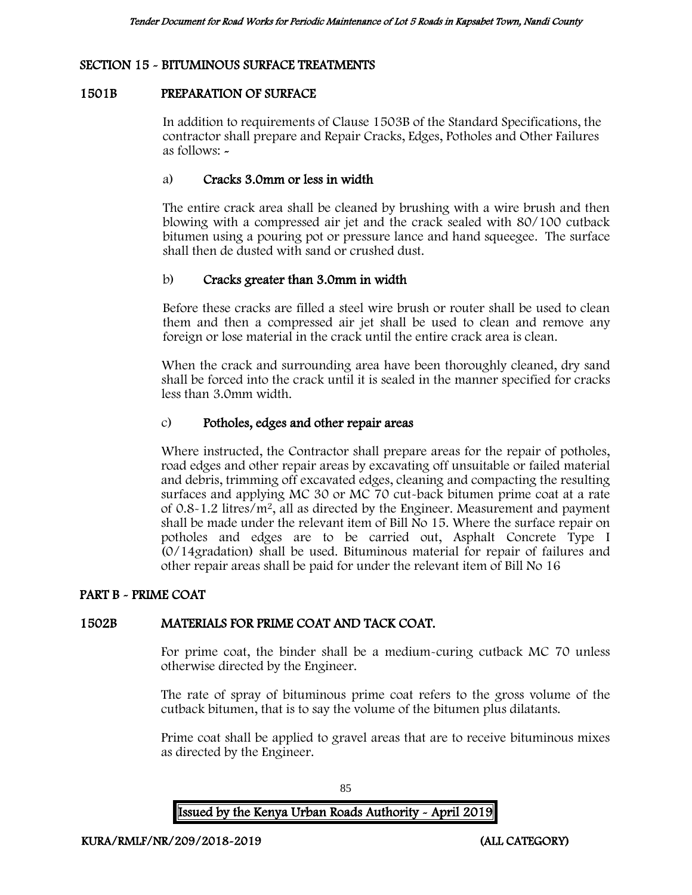## SECTION 15 - BITUMINOUS SURFACE TREATMENTS

### 1501B PREPARATION OF SURFACE

In addition to requirements of Clause 1503B of the Standard Specifications, the contractor shall prepare and Repair Cracks, Edges, Potholes and Other Failures as follows: -

a) **Cracks 3.0mm or less in width**

The entire crack area shall be cleaned by brushing with a wire brush and then blowing with a compressed air jet and the crack sealed with 80/100 cutback bitumen using a pouring pot or pressure lance and hand squeegee. The surface shall then de dusted with sand or crushed dust.

b) **Cracks greater than 3.0mm in width**

Before these cracks are filled a steel wire brush or router shall be used to clean them and then a compressed air jet shall be used to clean and remove any foreign or lose material in the crack until the entire crack area is clean.

When the crack and surrounding area have been thoroughly cleaned, dry sand shall be forced into the crack until it is sealed in the manner specified for cracks less than 3.0mm width.

c) **Potholes, edges and other repair areas**

Where instructed, the Contractor shall prepare areas for the repair of potholes, road edges and other repair areas by excavating off unsuitable or failed material and debris, trimming off excavated edges, cleaning and compacting the resulting surfaces and applying MC 30 or MC 70 cut-back bitumen prime coat at a rate of 0.8-1.2 litres/$m^2$, all as directed by the Engineer. Measurement and payment shall be made under the relevant item of Bill No 15. Where the surface repair on potholes and edges are to be carried out, Asphalt Concrete Type I (0/14gradation) shall be used. Bituminous material for repair of failures and other repair areas shall be paid for under the relevant item of Bill No 16

## PART B - PRIME COAT

### 1502B MATERIALS FOR PRIME COAT AND TACK COAT.

For prime coat, the binder shall be a medium-curing cutback MC 70 unless otherwise directed by the Engineer.

The rate of spray of bituminous prime coat refers to the gross volume of the cutback bitumen, that is to say the volume of the bitumen plus dilatants.

Prime coat shall be applied to gravel areas that are to receive bituminous mixes as directed by the Engineer.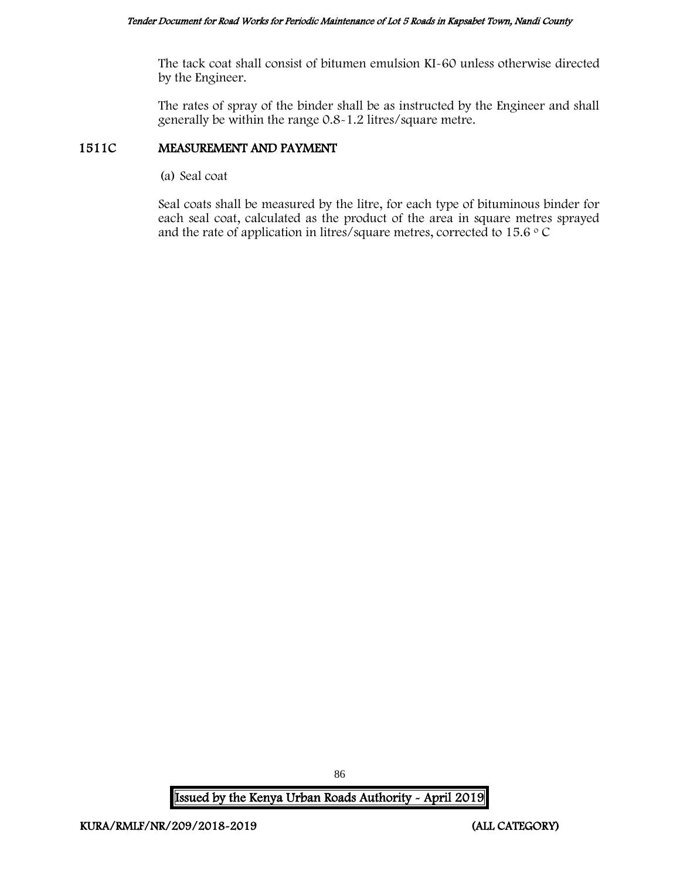The tack coat shall consist of bitumen emulsion KI-60 unless otherwise directed by the Engineer.

The rates of spray of the binder shall be as instructed by the Engineer and shall generally be within the range 0.8-1.2 litres/square metre.

## 1511C MEASUREMENT AND PAYMENT

(a) Seal coat

Seal coats shall be measured by the litre, for each type of bituminous binder for each seal coat, calculated as the product of the area in square metres sprayed and the rate of application in litres/square metres, corrected to 15.6 $^{\circ}$C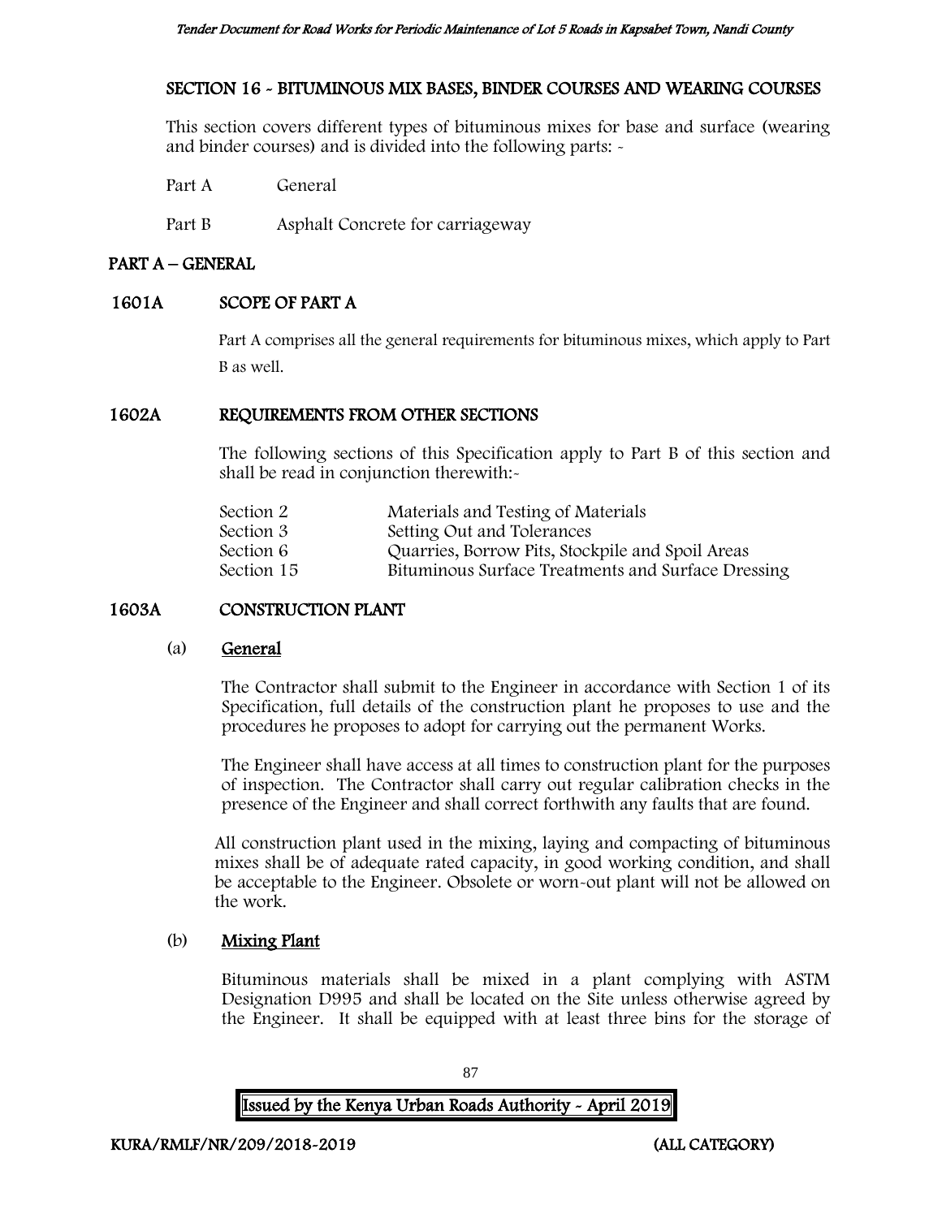## SECTION 16 - BITUMINOUS MIX BASES, BINDER COURSES AND WEARING COURSES

This section covers different types of bituminous mixes for base and surface (wearing and binder courses) and is divided into the following parts: -

Part A General

Part B Asphalt Concrete for carriageway

## PART A – GENERAL

### 1601A SCOPE OF PART A

Part A comprises all the general requirements for bituminous mixes, which apply to Part B as well.

### 1602A REQUIREMENTS FROM OTHER SECTIONS

The following sections of this Specification apply to Part B of this section and shall be read in conjunction therewith:-

| | |
|---|---|
| Section 2 | Materials and Testing of Materials |
| Section 3 | Setting Out and Tolerances |
| Section 6 | Quarries, Borrow Pits, Stockpile and Spoil Areas |
| Section 15 | Bituminous Surface Treatments and Surface Dressing |

### 1603A CONSTRUCTION PLANT

(a) **General**

The Contractor shall submit to the Engineer in accordance with Section 1 of its Specification, full details of the construction plant he proposes to use and the procedures he proposes to adopt for carrying out the permanent Works.

The Engineer shall have access at all times to construction plant for the purposes of inspection. The Contractor shall carry out regular calibration checks in the presence of the Engineer and shall correct forthwith any faults that are found.

All construction plant used in the mixing, laying and compacting of bituminous mixes shall be of adequate rated capacity, in good working condition, and shall be acceptable to the Engineer. Obsolete or worn-out plant will not be allowed on the work.

(b) **Mixing Plant**

Bituminous materials shall be mixed in a plant complying with ASTM Designation D995 and shall be located on the Site unless otherwise agreed by the Engineer. It shall be equipped with at least three bins for the storage of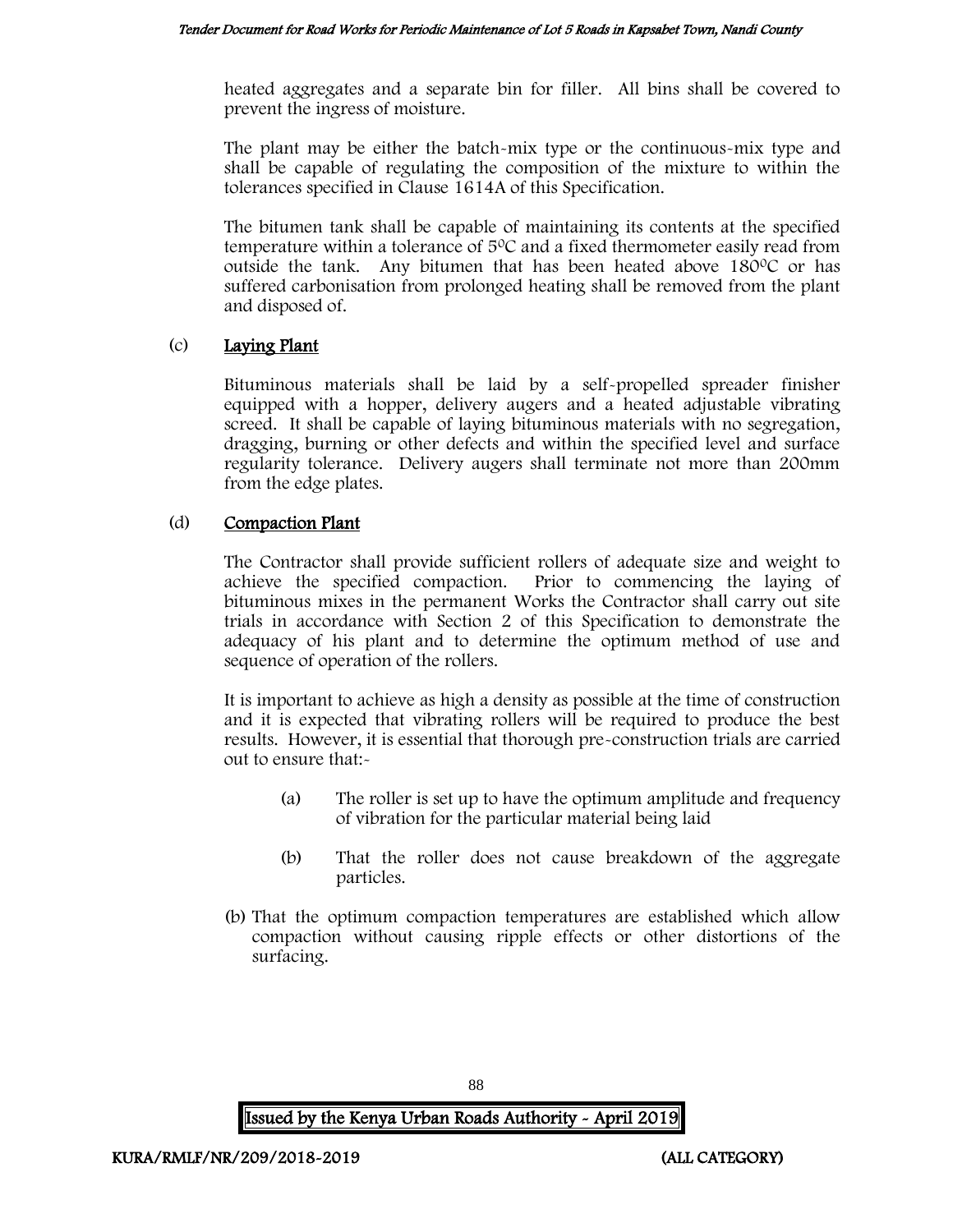heated aggregates and a separate bin for filler. All bins shall be covered to prevent the ingress of moisture.

The plant may be either the batch-mix type or the continuous-mix type and shall be capable of regulating the composition of the mixture to within the tolerances specified in Clause 1614A of this Specification.

The bitumen tank shall be capable of maintaining its contents at the specified temperature within a tolerance of $5^0C$ and a fixed thermometer easily read from outside the tank. Any bitumen that has been heated above $180^0C$ or has suffered carbonisation from prolonged heating shall be removed from the plant and disposed of.

(c) **Laying Plant**

Bituminous materials shall be laid by a self-propelled spreader finisher equipped with a hopper, delivery augers and a heated adjustable vibrating screed. It shall be capable of laying bituminous materials with no segregation, dragging, burning or other defects and within the specified level and surface regularity tolerance. Delivery augers shall terminate not more than 200mm from the edge plates.

(d) **Compaction Plant**

The Contractor shall provide sufficient rollers of adequate size and weight to achieve the specified compaction. Prior to commencing the laying of bituminous mixes in the permanent Works the Contractor shall carry out site trials in accordance with Section 2 of this Specification to demonstrate the adequacy of his plant and to determine the optimum method of use and sequence of operation of the rollers.

It is important to achieve as high a density as possible at the time of construction and it is expected that vibrating rollers will be required to produce the best results. However, it is essential that thorough pre-construction trials are carried out to ensure that:-

(a) The roller is set up to have the optimum amplitude and frequency of vibration for the particular material being laid

(b) That the roller does not cause breakdown of the aggregate particles.

(b) That the optimum compaction temperatures are established which allow compaction without causing ripple effects or other distortions of the surfacing.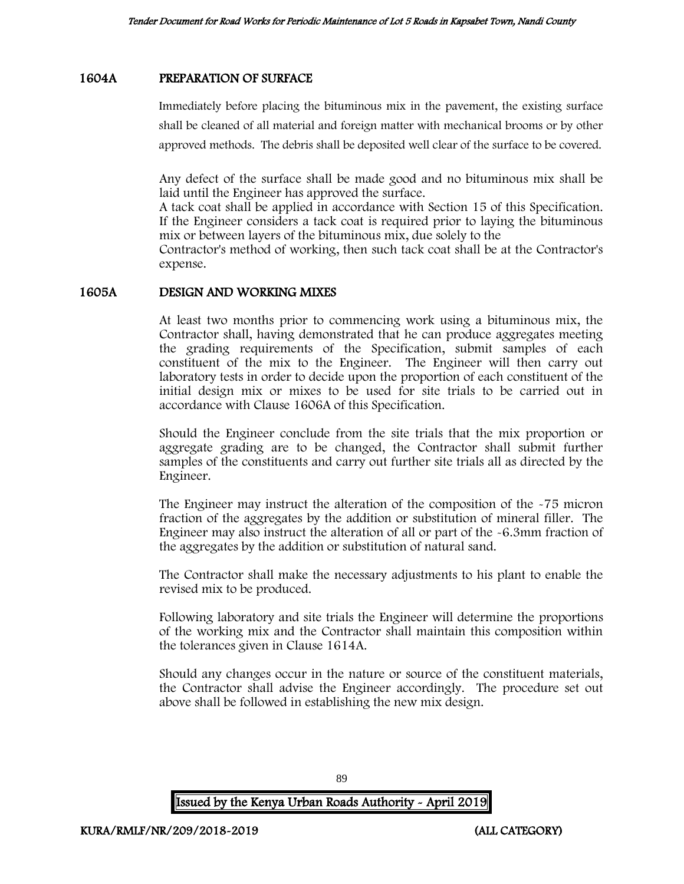## 1604A PREPARATION OF SURFACE

Immediately before placing the bituminous mix in the pavement, the existing surface shall be cleaned of all material and foreign matter with mechanical brooms or by other approved methods. The debris shall be deposited well clear of the surface to be covered.

Any defect of the surface shall be made good and no bituminous mix shall be laid until the Engineer has approved the surface.
A tack coat shall be applied in accordance with Section 15 of this Specification. If the Engineer considers a tack coat is required prior to laying the bituminous mix or between layers of the bituminous mix, due solely to the
Contractor's method of working, then such tack coat shall be at the Contractor's expense.

## 1605A DESIGN AND WORKING MIXES

At least two months prior to commencing work using a bituminous mix, the Contractor shall, having demonstrated that he can produce aggregates meeting the grading requirements of the Specification, submit samples of each constituent of the mix to the Engineer. The Engineer will then carry out laboratory tests in order to decide upon the proportion of each constituent of the initial design mix or mixes to be used for site trials to be carried out in accordance with Clause 1606A of this Specification.

Should the Engineer conclude from the site trials that the mix proportion or aggregate grading are to be changed, the Contractor shall submit further samples of the constituents and carry out further site trials all as directed by the Engineer.

The Engineer may instruct the alteration of the composition of the -75 micron fraction of the aggregates by the addition or substitution of mineral filler. The Engineer may also instruct the alteration of all or part of the -6.3mm fraction of the aggregates by the addition or substitution of natural sand.

The Contractor shall make the necessary adjustments to his plant to enable the revised mix to be produced.

Following laboratory and site trials the Engineer will determine the proportions of the working mix and the Contractor shall maintain this composition within the tolerances given in Clause 1614A.

Should any changes occur in the nature or source of the constituent materials, the Contractor shall advise the Engineer accordingly. The procedure set out above shall be followed in establishing the new mix design.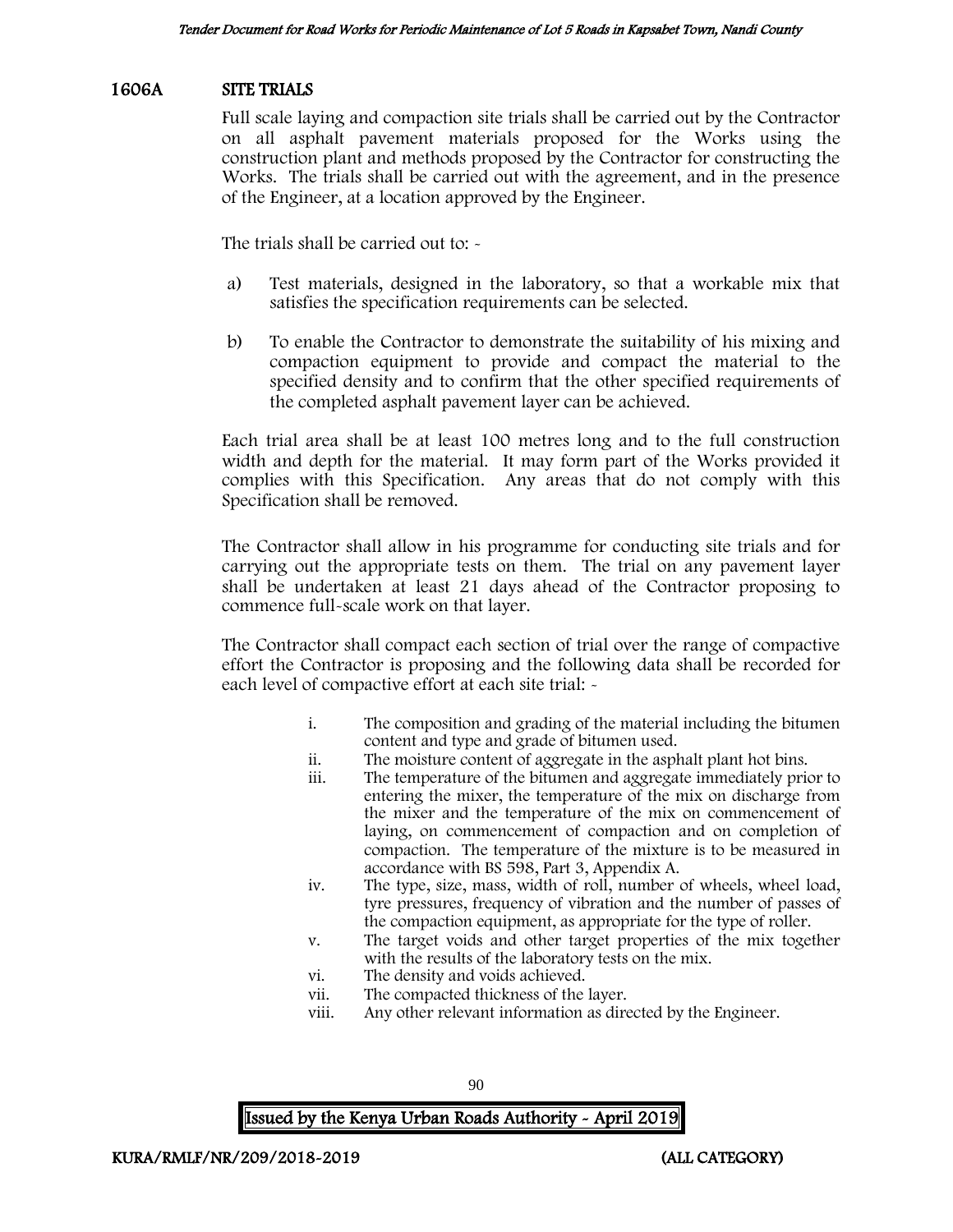## 1606A SITE TRIALS

Full scale laying and compaction site trials shall be carried out by the Contractor on all asphalt pavement materials proposed for the Works using the construction plant and methods proposed by the Contractor for constructing the Works. The trials shall be carried out with the agreement, and in the presence of the Engineer, at a location approved by the Engineer.

The trials shall be carried out to: -

a) Test materials, designed in the laboratory, so that a workable mix that satisfies the specification requirements can be selected.

b) To enable the Contractor to demonstrate the suitability of his mixing and compaction equipment to provide and compact the material to the specified density and to confirm that the other specified requirements of the completed asphalt pavement layer can be achieved.

Each trial area shall be at least 100 metres long and to the full construction width and depth for the material. It may form part of the Works provided it complies with this Specification. Any areas that do not comply with this Specification shall be removed.

The Contractor shall allow in his programme for conducting site trials and for carrying out the appropriate tests on them. The trial on any pavement layer shall be undertaken at least 21 days ahead of the Contractor proposing to commence full-scale work on that layer.

The Contractor shall compact each section of trial over the range of compactive effort the Contractor is proposing and the following data shall be recorded for each level of compactive effort at each site trial: -

i. The composition and grading of the material including the bitumen content and type and grade of bitumen used.
ii. The moisture content of aggregate in the asphalt plant hot bins.
iii. The temperature of the bitumen and aggregate immediately prior to entering the mixer, the temperature of the mix on discharge from the mixer and the temperature of the mix on commencement of laying, on commencement of compaction and on completion of compaction. The temperature of the mixture is to be measured in accordance with BS 598, Part 3, Appendix A.
iv. The type, size, mass, width of roll, number of wheels, wheel load, tyre pressures, frequency of vibration and the number of passes of the compaction equipment, as appropriate for the type of roller.
v. The target voids and other target properties of the mix together with the results of the laboratory tests on the mix.
vi. The density and voids achieved.
vii. The compacted thickness of the layer.
viii. Any other relevant information as directed by the Engineer.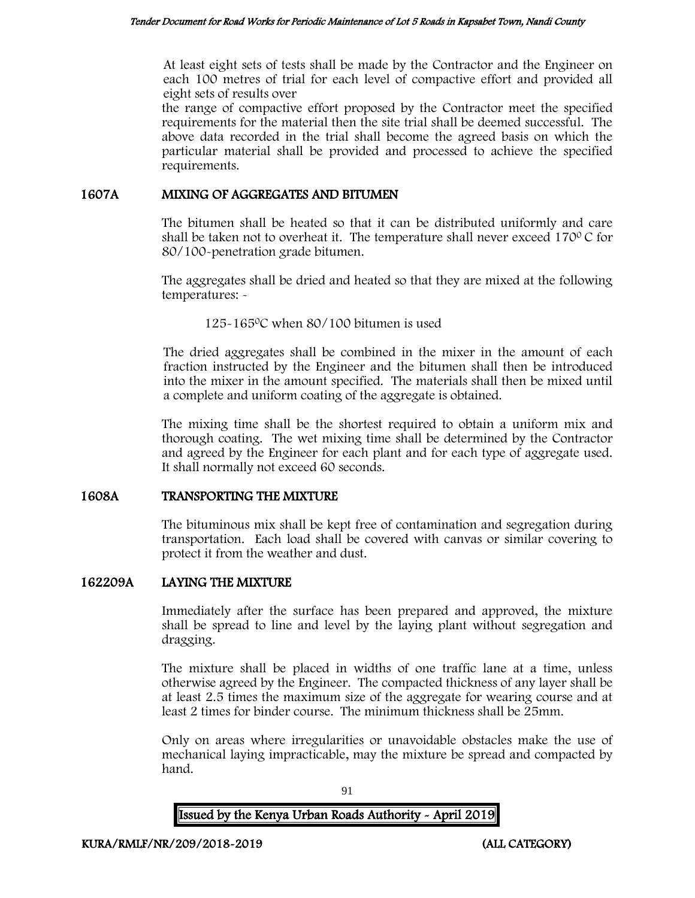At least eight sets of tests shall be made by the Contractor and the Engineer on each 100 metres of trial for each level of compactive effort and provided all eight sets of results over

the range of compactive effort proposed by the Contractor meet the specified requirements for the material then the site trial shall be deemed successful. The above data recorded in the trial shall become the agreed basis on which the particular material shall be provided and processed to achieve the specified requirements.

## 1607A MIXING OF AGGREGATES AND BITUMEN

The bitumen shall be heated so that it can be distributed uniformly and care shall be taken not to overheat it. The temperature shall never exceed 170$^0$ C for 80/100-penetration grade bitumen.

The aggregates shall be dried and heated so that they are mixed at the following temperatures: -

125-165$^0$C when 80/100 bitumen is used

The dried aggregates shall be combined in the mixer in the amount of each fraction instructed by the Engineer and the bitumen shall then be introduced into the mixer in the amount specified. The materials shall then be mixed until a complete and uniform coating of the aggregate is obtained.

The mixing time shall be the shortest required to obtain a uniform mix and thorough coating. The wet mixing time shall be determined by the Contractor and agreed by the Engineer for each plant and for each type of aggregate used. It shall normally not exceed 60 seconds.

## 1608A TRANSPORTING THE MIXTURE

The bituminous mix shall be kept free of contamination and segregation during transportation. Each load shall be covered with canvas or similar covering to protect it from the weather and dust.

## 162209A LAYING THE MIXTURE

Immediately after the surface has been prepared and approved, the mixture shall be spread to line and level by the laying plant without segregation and dragging.

The mixture shall be placed in widths of one traffic lane at a time, unless otherwise agreed by the Engineer. The compacted thickness of any layer shall be at least 2.5 times the maximum size of the aggregate for wearing course and at least 2 times for binder course. The minimum thickness shall be 25mm.

Only on areas where irregularities or unavoidable obstacles make the use of mechanical laying impracticable, may the mixture be spread and compacted by hand.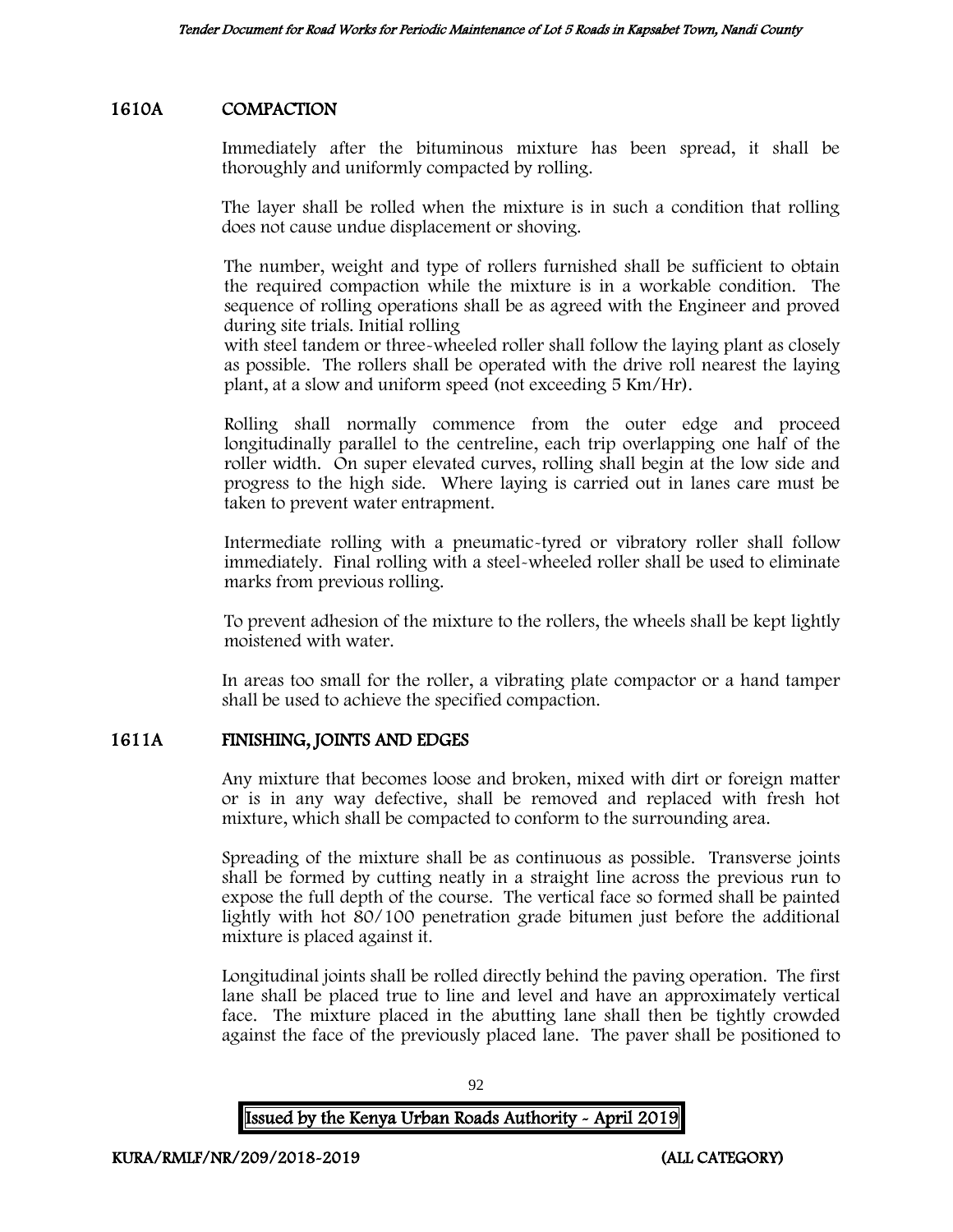## 1610A COMPACTION

Immediately after the bituminous mixture has been spread, it shall be thoroughly and uniformly compacted by rolling.

The layer shall be rolled when the mixture is in such a condition that rolling does not cause undue displacement or shoving.

The number, weight and type of rollers furnished shall be sufficient to obtain the required compaction while the mixture is in a workable condition. The sequence of rolling operations shall be as agreed with the Engineer and proved during site trials. Initial rolling with steel tandem or three-wheeled roller shall follow the laying plant as closely as possible. The rollers shall be operated with the drive roll nearest the laying plant, at a slow and uniform speed (not exceeding 5 Km/Hr).

Rolling shall normally commence from the outer edge and proceed longitudinally parallel to the centreline, each trip overlapping one half of the roller width. On super elevated curves, rolling shall begin at the low side and progress to the high side. Where laying is carried out in lanes care must be taken to prevent water entrapment.

Intermediate rolling with a pneumatic-tyred or vibratory roller shall follow immediately. Final rolling with a steel-wheeled roller shall be used to eliminate marks from previous rolling.

To prevent adhesion of the mixture to the rollers, the wheels shall be kept lightly moistened with water.

In areas too small for the roller, a vibrating plate compactor or a hand tamper shall be used to achieve the specified compaction.

## 1611A FINISHING, JOINTS AND EDGES

Any mixture that becomes loose and broken, mixed with dirt or foreign matter or is in any way defective, shall be removed and replaced with fresh hot mixture, which shall be compacted to conform to the surrounding area.

Spreading of the mixture shall be as continuous as possible. Transverse joints shall be formed by cutting neatly in a straight line across the previous run to expose the full depth of the course. The vertical face so formed shall be painted lightly with hot 80/100 penetration grade bitumen just before the additional mixture is placed against it.

Longitudinal joints shall be rolled directly behind the paving operation. The first lane shall be placed true to line and level and have an approximately vertical face. The mixture placed in the abutting lane shall then be tightly crowded against the face of the previously placed lane. The paver shall be positioned to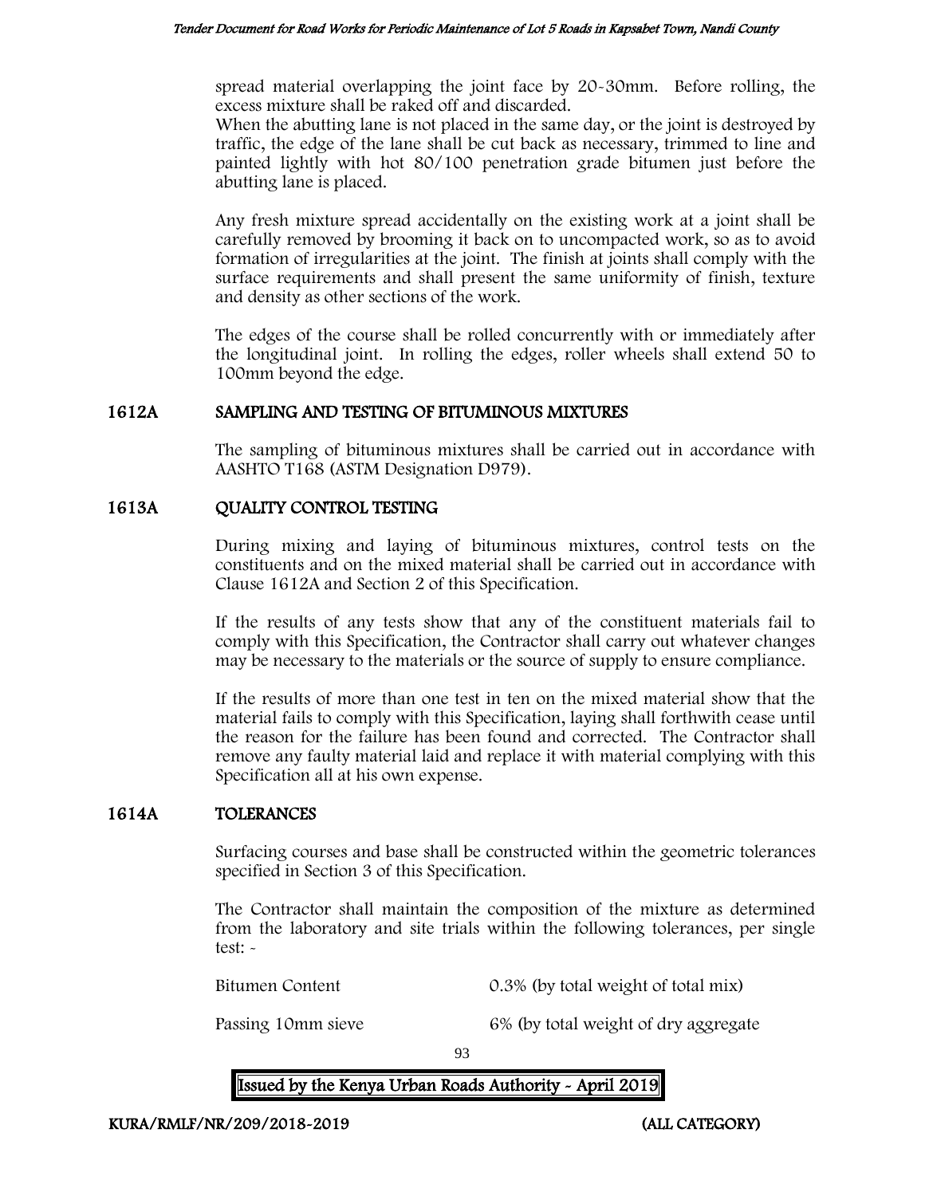spread material overlapping the joint face by 20-30mm. Before rolling, the excess mixture shall be raked off and discarded.

When the abutting lane is not placed in the same day, or the joint is destroyed by traffic, the edge of the lane shall be cut back as necessary, trimmed to line and painted lightly with hot 80/100 penetration grade bitumen just before the abutting lane is placed.

Any fresh mixture spread accidentally on the existing work at a joint shall be carefully removed by brooming it back on to uncompacted work, so as to avoid formation of irregularities at the joint. The finish at joints shall comply with the surface requirements and shall present the same uniformity of finish, texture and density as other sections of the work.

The edges of the course shall be rolled concurrently with or immediately after the longitudinal joint. In rolling the edges, roller wheels shall extend 50 to 100mm beyond the edge.

## 1612A SAMPLING AND TESTING OF BITUMINOUS MIXTURES

The sampling of bituminous mixtures shall be carried out in accordance with AASHTO T168 (ASTM Designation D979).

## 1613A QUALITY CONTROL TESTING

During mixing and laying of bituminous mixtures, control tests on the constituents and on the mixed material shall be carried out in accordance with Clause 1612A and Section 2 of this Specification.

If the results of any tests show that any of the constituent materials fail to comply with this Specification, the Contractor shall carry out whatever changes may be necessary to the materials or the source of supply to ensure compliance.

If the results of more than one test in ten on the mixed material show that the material fails to comply with this Specification, laying shall forthwith cease until the reason for the failure has been found and corrected. The Contractor shall remove any faulty material laid and replace it with material complying with this Specification all at his own expense.

## 1614A TOLERANCES

Surfacing courses and base shall be constructed within the geometric tolerances specified in Section 3 of this Specification.

The Contractor shall maintain the composition of the mixture as determined from the laboratory and site trials within the following tolerances, per single test: -

| | |
|---|---|
| Bitumen Content | 0.3% (by total weight of total mix) |
| Passing 10mm sieve | 6% (by total weight of dry aggregate |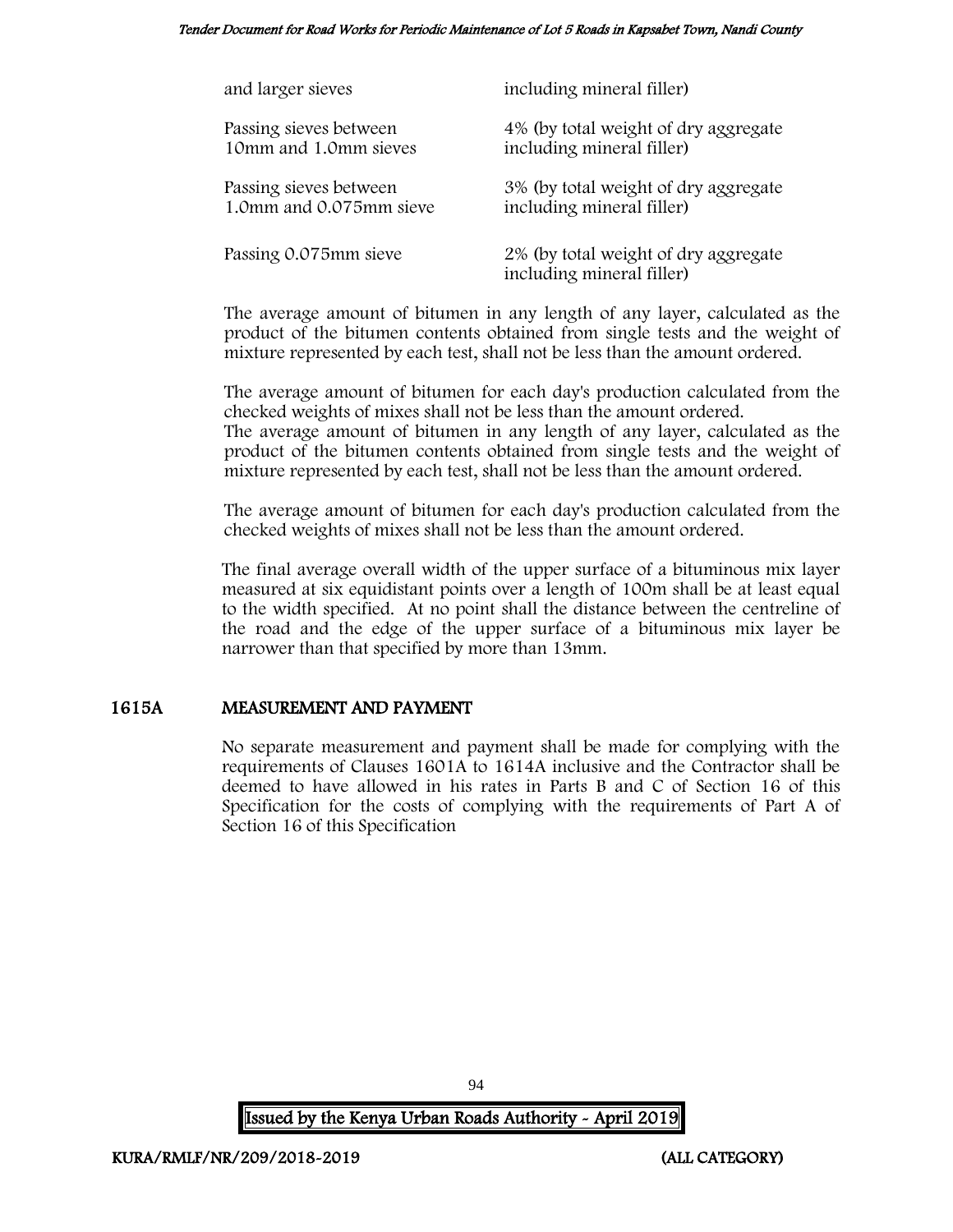| | |
|---|---|
| and larger sieves | including mineral filler) |
| Passing sieves between 10mm and 1.0mm sieves | 4% (by total weight of dry aggregate including mineral filler) |
| Passing sieves between 1.0mm and 0.075mm sieve | 3% (by total weight of dry aggregate including mineral filler) |
| Passing 0.075mm sieve | 2% (by total weight of dry aggregate including mineral filler) |

The average amount of bitumen in any length of any layer, calculated as the product of the bitumen contents obtained from single tests and the weight of mixture represented by each test, shall not be less than the amount ordered.

The average amount of bitumen for each day's production calculated from the checked weights of mixes shall not be less than the amount ordered.
The average amount of bitumen in any length of any layer, calculated as the product of the bitumen contents obtained from single tests and the weight of mixture represented by each test, shall not be less than the amount ordered.

The average amount of bitumen for each day's production calculated from the checked weights of mixes shall not be less than the amount ordered.

The final average overall width of the upper surface of a bituminous mix layer measured at six equidistant points over a length of 100m shall be at least equal to the width specified. At no point shall the distance between the centreline of the road and the edge of the upper surface of a bituminous mix layer be narrower than that specified by more than 13mm.

## 1615A MEASUREMENT AND PAYMENT

No separate measurement and payment shall be made for complying with the requirements of Clauses 1601A to 1614A inclusive and the Contractor shall be deemed to have allowed in his rates in Parts B and C of Section 16 of this Specification for the costs of complying with the requirements of Part A of Section 16 of this Specification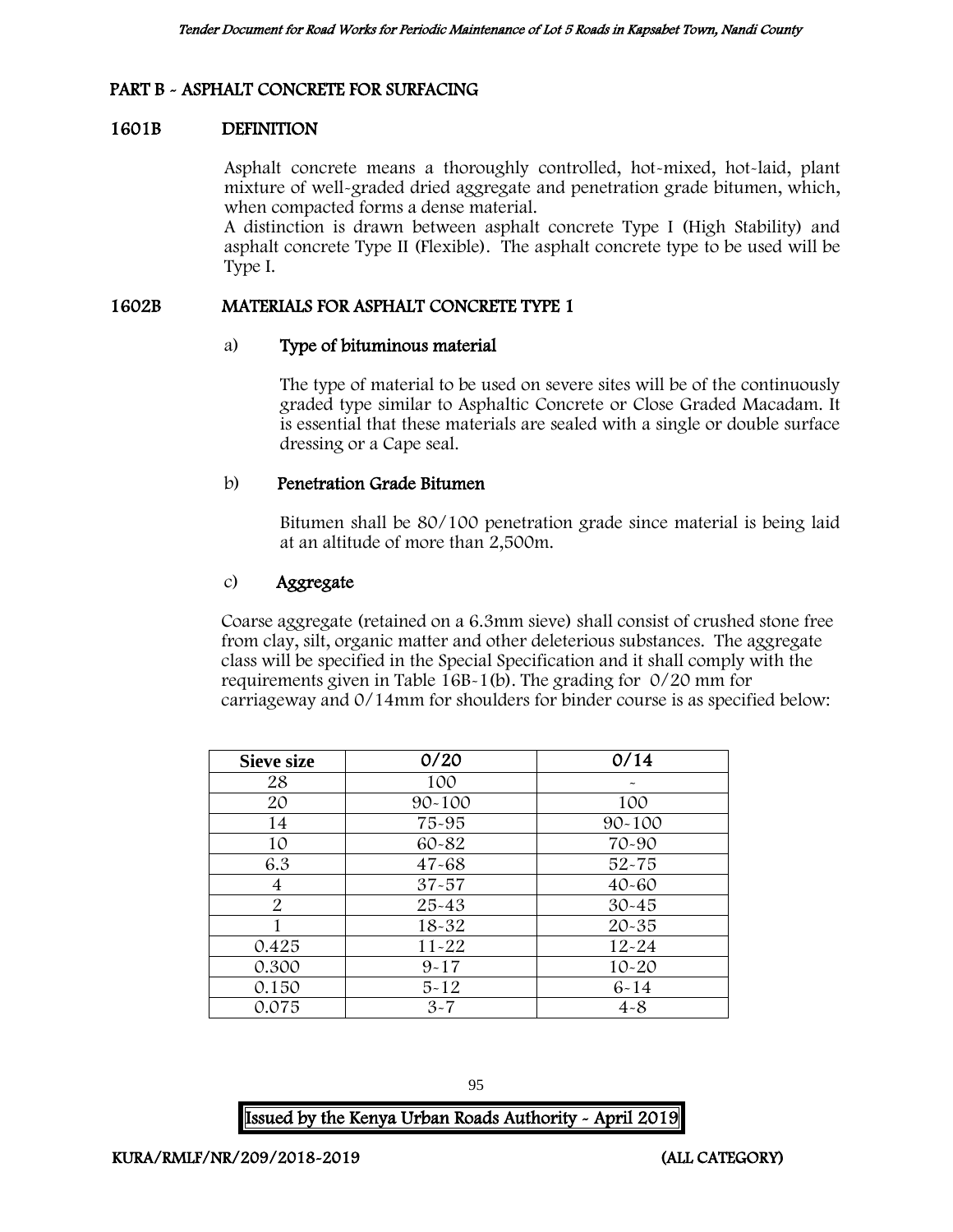## PART B - ASPHALT CONCRETE FOR SURFACING

### 1601B DEFINITION

Asphalt concrete means a thoroughly controlled, hot-mixed, hot-laid, plant mixture of well-graded dried aggregate and penetration grade bitumen, which, when compacted forms a dense material.

A distinction is drawn between asphalt concrete Type I (High Stability) and asphalt concrete Type II (Flexible). The asphalt concrete type to be used will be Type I.

### 1602B MATERIALS FOR ASPHALT CONCRETE TYPE 1

#### a) Type of bituminous material

The type of material to be used on severe sites will be of the continuously graded type similar to Asphaltic Concrete or Close Graded Macadam. It is essential that these materials are sealed with a single or double surface dressing or a Cape seal.

#### b) Penetration Grade Bitumen

Bitumen shall be 80/100 penetration grade since material is being laid at an altitude of more than 2,500m.

#### c) Aggregate

Coarse aggregate (retained on a 6.3mm sieve) shall consist of crushed stone free from clay, silt, organic matter and other deleterious substances. The aggregate class will be specified in the Special Specification and it shall comply with the requirements given in Table 16B-1(b). The grading for 0/20 mm for carriageway and 0/14mm for shoulders for binder course is as specified below:

| Sieve size | 0/20 | 0/14 |
|---|---|---|
| 28 | 100 | - |
| 20 | 90-100 | 100 |
| 14 | 75-95 | 90-100 |
| 10 | 60-82 | 70-90 |
| 6.3 | 47-68 | 52-75 |
| 4 | 37-57 | 40-60 |
| 2 | 25-43 | 30-45 |
| 1 | 18-32 | 20-35 |
| 0.425 | 11-22 | 12-24 |
| 0.300 | 9-17 | 10-20 |
| 0.150 | 5-12 | 6-14 |
| 0.075 | 3-7 | 4-8 |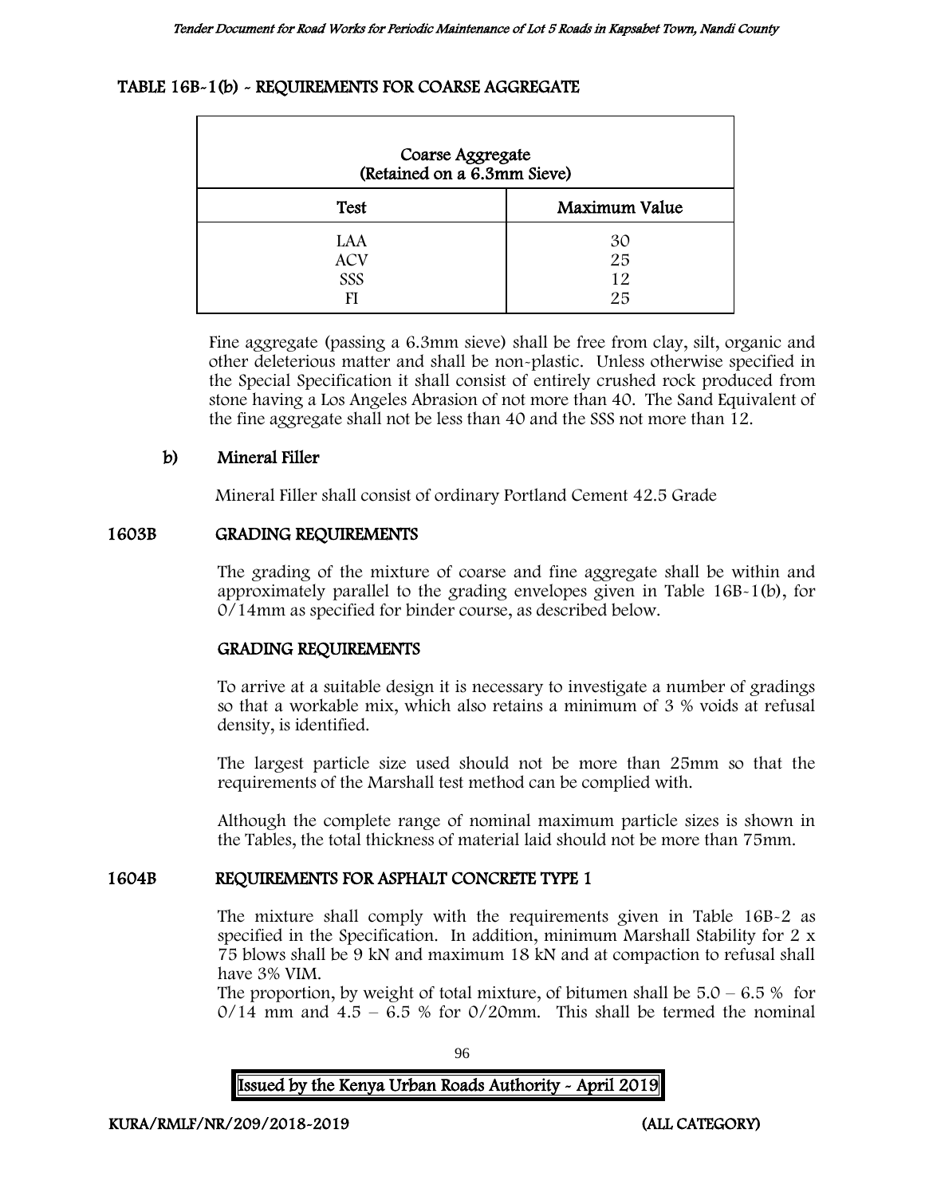#### TABLE 16B-1(b) - REQUIREMENTS FOR COARSE AGGREGATE

| Coarse Aggregate (Retained on a 6.3mm Sieve) | |
|---|---|
| **Test** | **Maximum Value** |
| LAA | 30 |
| ACV | 25 |
| SSS | 12 |
| FI | 25 |

Fine aggregate (passing a 6.3mm sieve) shall be free from clay, silt, organic and other deleterious matter and shall be non-plastic. Unless otherwise specified in the Special Specification it shall consist of entirely crushed rock produced from stone having a Los Angeles Abrasion of not more than 40. The Sand Equivalent of the fine aggregate shall not be less than 40 and the SSS not more than 12.

**b) Mineral Filler**

Mineral Filler shall consist of ordinary Portland Cement 42.5 Grade

## 1603B GRADING REQUIREMENTS

The grading of the mixture of coarse and fine aggregate shall be within and approximately parallel to the grading envelopes given in Table 16B-1(b), for 0/14mm as specified for binder course, as described below.

### GRADING REQUIREMENTS

To arrive at a suitable design it is necessary to investigate a number of gradings so that a workable mix, which also retains a minimum of 3 % voids at refusal density, is identified.

The largest particle size used should not be more than 25mm so that the requirements of the Marshall test method can be complied with.

Although the complete range of nominal maximum particle sizes is shown in the Tables, the total thickness of material laid should not be more than 75mm.

## 1604B REQUIREMENTS FOR ASPHALT CONCRETE TYPE 1

The mixture shall comply with the requirements given in Table 16B-2 as specified in the Specification. In addition, minimum Marshall Stability for 2 x 75 blows shall be 9 kN and maximum 18 kN and at compaction to refusal shall have 3% VIM.

The proportion, by weight of total mixture, of bitumen shall be 5.0 – 6.5 % for 0/14 mm and 4.5 – 6.5 % for 0/20mm. This shall be termed the nominal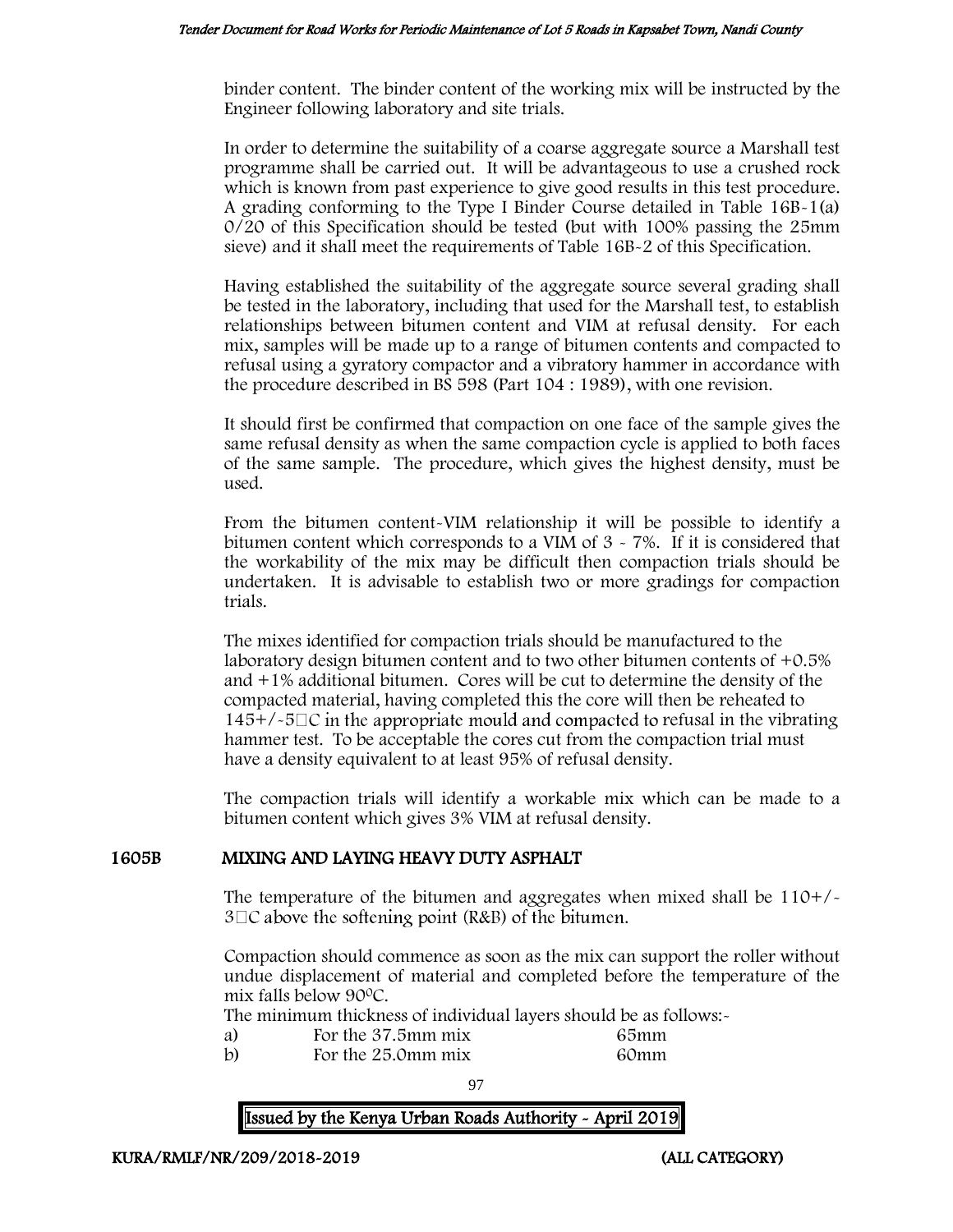binder content. The binder content of the working mix will be instructed by the Engineer following laboratory and site trials.

In order to determine the suitability of a coarse aggregate source a Marshall test programme shall be carried out. It will be advantageous to use a crushed rock which is known from past experience to give good results in this test procedure. A grading conforming to the Type I Binder Course detailed in Table 16B-1(a) 0/20 of this Specification should be tested (but with 100% passing the 25mm sieve) and it shall meet the requirements of Table 16B-2 of this Specification.

Having established the suitability of the aggregate source several grading shall be tested in the laboratory, including that used for the Marshall test, to establish relationships between bitumen content and VIM at refusal density. For each mix, samples will be made up to a range of bitumen contents and compacted to refusal using a gyratory compactor and a vibratory hammer in accordance with the procedure described in BS 598 (Part 104 : 1989), with one revision.

It should first be confirmed that compaction on one face of the sample gives the same refusal density as when the same compaction cycle is applied to both faces of the same sample. The procedure, which gives the highest density, must be used.

From the bitumen content-VIM relationship it will be possible to identify a bitumen content which corresponds to a VIM of 3 - 7%. If it is considered that the workability of the mix may be difficult then compaction trials should be undertaken. It is advisable to establish two or more gradings for compaction trials.

The mixes identified for compaction trials should be manufactured to the laboratory design bitumen content and to two other bitumen contents of +0.5% and +1% additional bitumen. Cores will be cut to determine the density of the compacted material, having completed this the core will then be reheated to 145+/-5°C in the appropriate mould and compacted to refusal in the vibrating hammer test. To be acceptable the cores cut from the compaction trial must have a density equivalent to at least 95% of refusal density.

The compaction trials will identify a workable mix which can be made to a bitumen content which gives 3% VIM at refusal density.

## 1605B MIXING AND LAYING HEAVY DUTY ASPHALT

The temperature of the bitumen and aggregates when mixed shall be 110+/-3°C above the softening point (R&B) of the bitumen.

Compaction should commence as soon as the mix can support the roller without undue displacement of material and completed before the temperature of the mix falls below 90°C.

The minimum thickness of individual layers should be as follows:-

a) For the 37.5mm mix 65mm

b) For the 25.0mm mix 60mm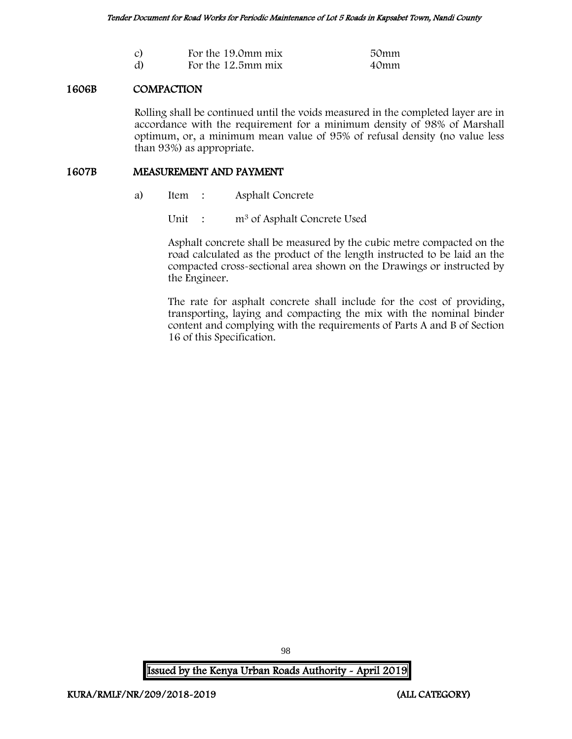| | | |
|---|---|---|
| c) | For the 19.0mm mix | 50mm |
| d) | For the 12.5mm mix | 40mm |

## 1606B COMPACTION

Rolling shall be continued until the voids measured in the completed layer are in accordance with the requirement for a minimum density of 98% of Marshall optimum, or, a minimum mean value of 95% of refusal density (no value less than 93%) as appropriate.

## 1607B MEASUREMENT AND PAYMENT

a) Item : Asphalt Concrete

Unit : $m^3$ of Asphalt Concrete Used

Asphalt concrete shall be measured by the cubic metre compacted on the road calculated as the product of the length instructed to be laid an the compacted cross-sectional area shown on the Drawings or instructed by the Engineer.

The rate for asphalt concrete shall include for the cost of providing, transporting, laying and compacting the mix with the nominal binder content and complying with the requirements of Parts A and B of Section 16 of this Specification.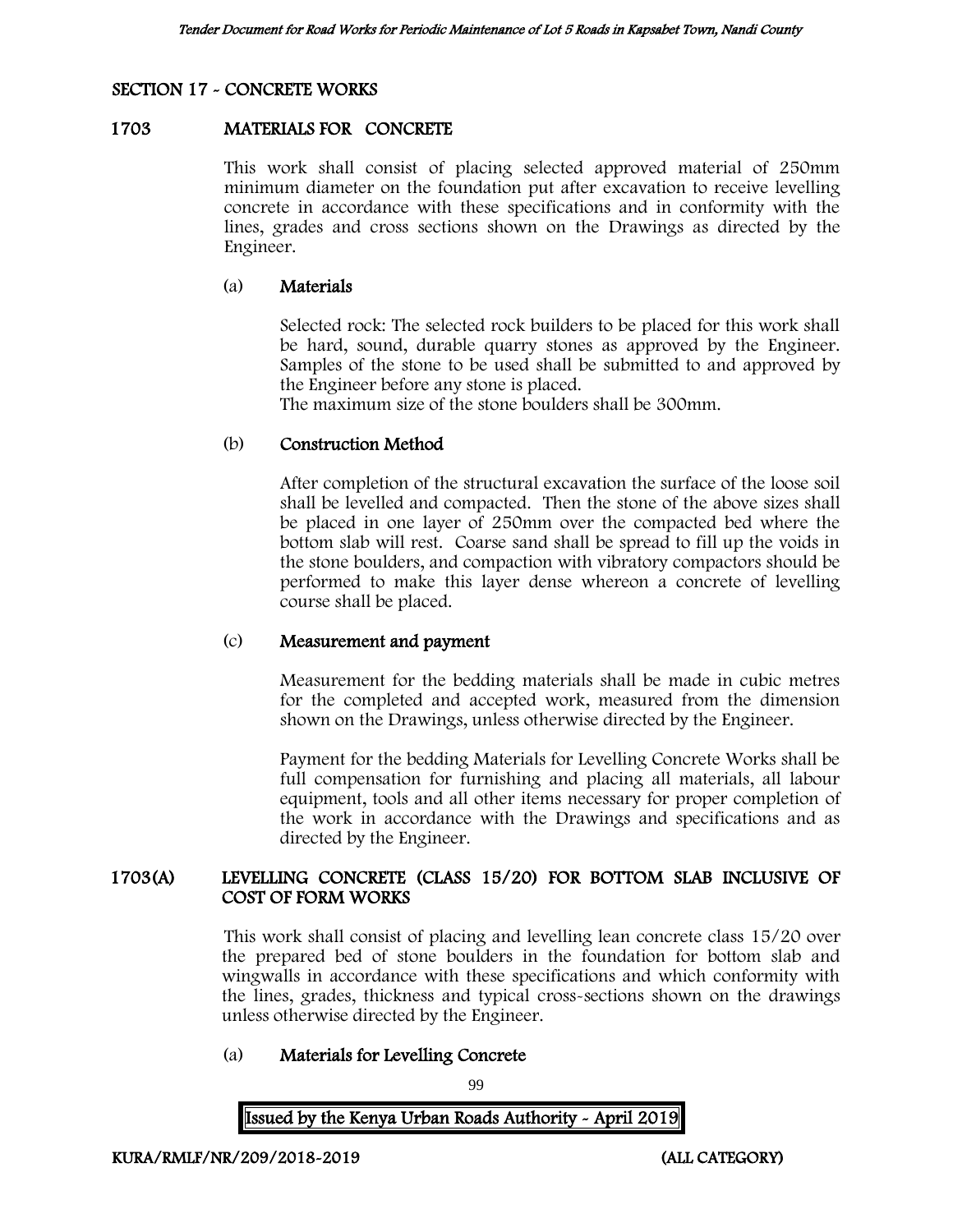## SECTION 17 - CONCRETE WORKS

### 1703 MATERIALS FOR CONCRETE

This work shall consist of placing selected approved material of 250mm minimum diameter on the foundation put after excavation to receive levelling concrete in accordance with these specifications and in conformity with the lines, grades and cross sections shown on the Drawings as directed by the Engineer.

#### (a) Materials

Selected rock: The selected rock builders to be placed for this work shall be hard, sound, durable quarry stones as approved by the Engineer. Samples of the stone to be used shall be submitted to and approved by the Engineer before any stone is placed.
The maximum size of the stone boulders shall be 300mm.

#### (b) Construction Method

After completion of the structural excavation the surface of the loose soil shall be levelled and compacted. Then the stone of the above sizes shall be placed in one layer of 250mm over the compacted bed where the bottom slab will rest. Coarse sand shall be spread to fill up the voids in the stone boulders, and compaction with vibratory compactors should be performed to make this layer dense whereon a concrete of levelling course shall be placed.

#### (c) Measurement and payment

Measurement for the bedding materials shall be made in cubic metres for the completed and accepted work, measured from the dimension shown on the Drawings, unless otherwise directed by the Engineer.

Payment for the bedding Materials for Levelling Concrete Works shall be full compensation for furnishing and placing all materials, all labour equipment, tools and all other items necessary for proper completion of the work in accordance with the Drawings and specifications and as directed by the Engineer.

### 1703(A) LEVELLING CONCRETE (CLASS 15/20) FOR BOTTOM SLAB INCLUSIVE OF COST OF FORM WORKS

This work shall consist of placing and levelling lean concrete class 15/20 over the prepared bed of stone boulders in the foundation for bottom slab and wingwalls in accordance with these specifications and which conformity with the lines, grades, thickness and typical cross-sections shown on the drawings unless otherwise directed by the Engineer.

#### (a) Materials for Levelling Concrete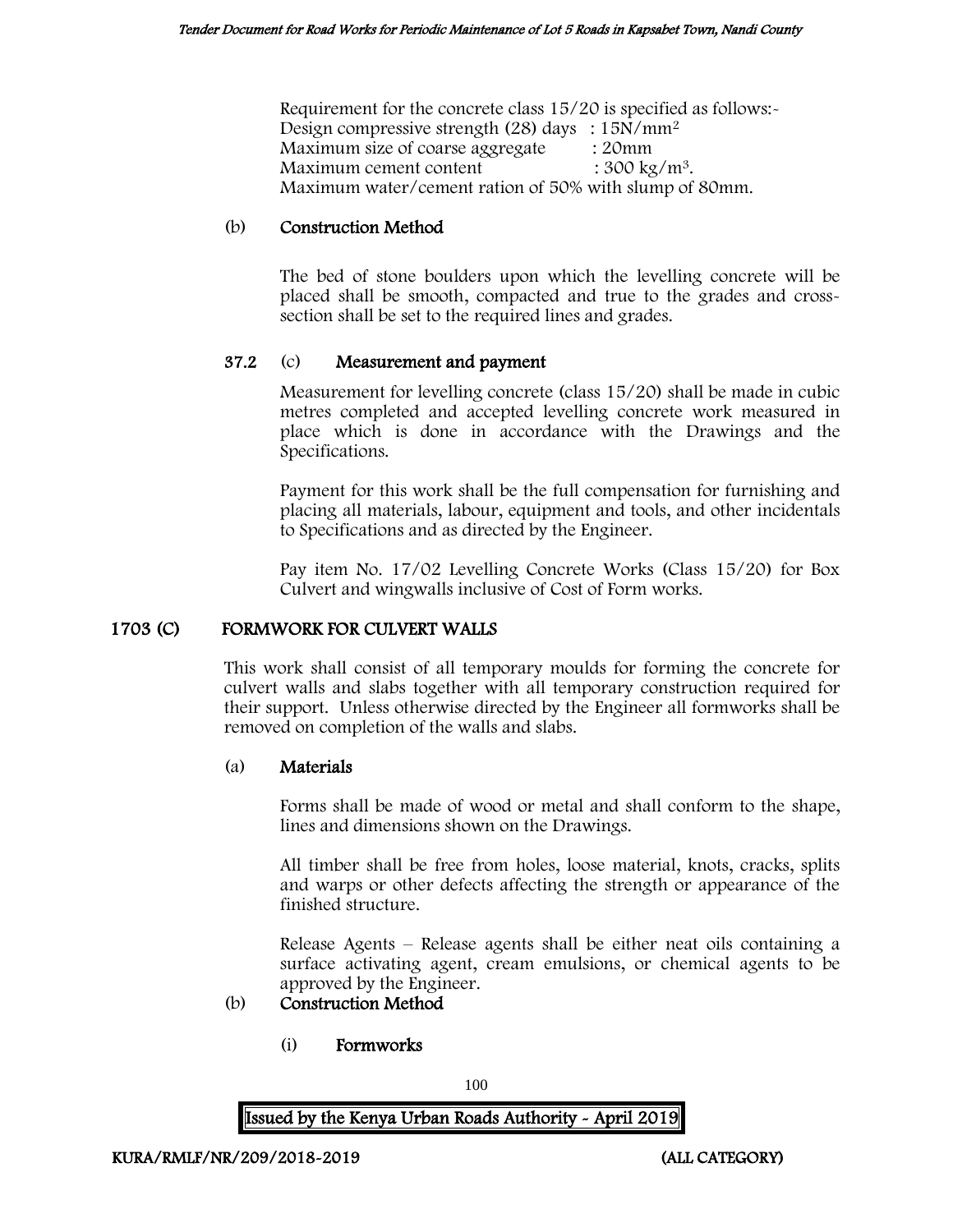Requirement for the concrete class 15/20 is specified as follows:-
Design compressive strength (28) days : $15N/mm^2$
Maximum size of coarse aggregate : 20mm
Maximum cement content : $300\ kg/m^3$.
Maximum water/cement ration of 50% with slump of 80mm.

(b) **Construction Method**

The bed of stone boulders upon which the levelling concrete will be placed shall be smooth, compacted and true to the grades and cross-section shall be set to the required lines and grades.

**37.2** (c) **Measurement and payment**

Measurement for levelling concrete (class 15/20) shall be made in cubic metres completed and accepted levelling concrete work measured in place which is done in accordance with the Drawings and the Specifications.

Payment for this work shall be the full compensation for furnishing and placing all materials, labour, equipment and tools, and other incidentals to Specifications and as directed by the Engineer.

Pay item No. 17/02 Levelling Concrete Works (Class 15/20) for Box Culvert and wingwalls inclusive of Cost of Form works.

## 1703 (C) FORMWORK FOR CULVERT WALLS

This work shall consist of all temporary moulds for forming the concrete for culvert walls and slabs together with all temporary construction required for their support. Unless otherwise directed by the Engineer all formworks shall be removed on completion of the walls and slabs.

(a) **Materials**

Forms shall be made of wood or metal and shall conform to the shape, lines and dimensions shown on the Drawings.

All timber shall be free from holes, loose material, knots, cracks, splits and warps or other defects affecting the strength or appearance of the finished structure.

Release Agents – Release agents shall be either neat oils containing a surface activating agent, cream emulsions, or chemical agents to be approved by the Engineer.

(b) **Construction Method**

(i) **Formworks**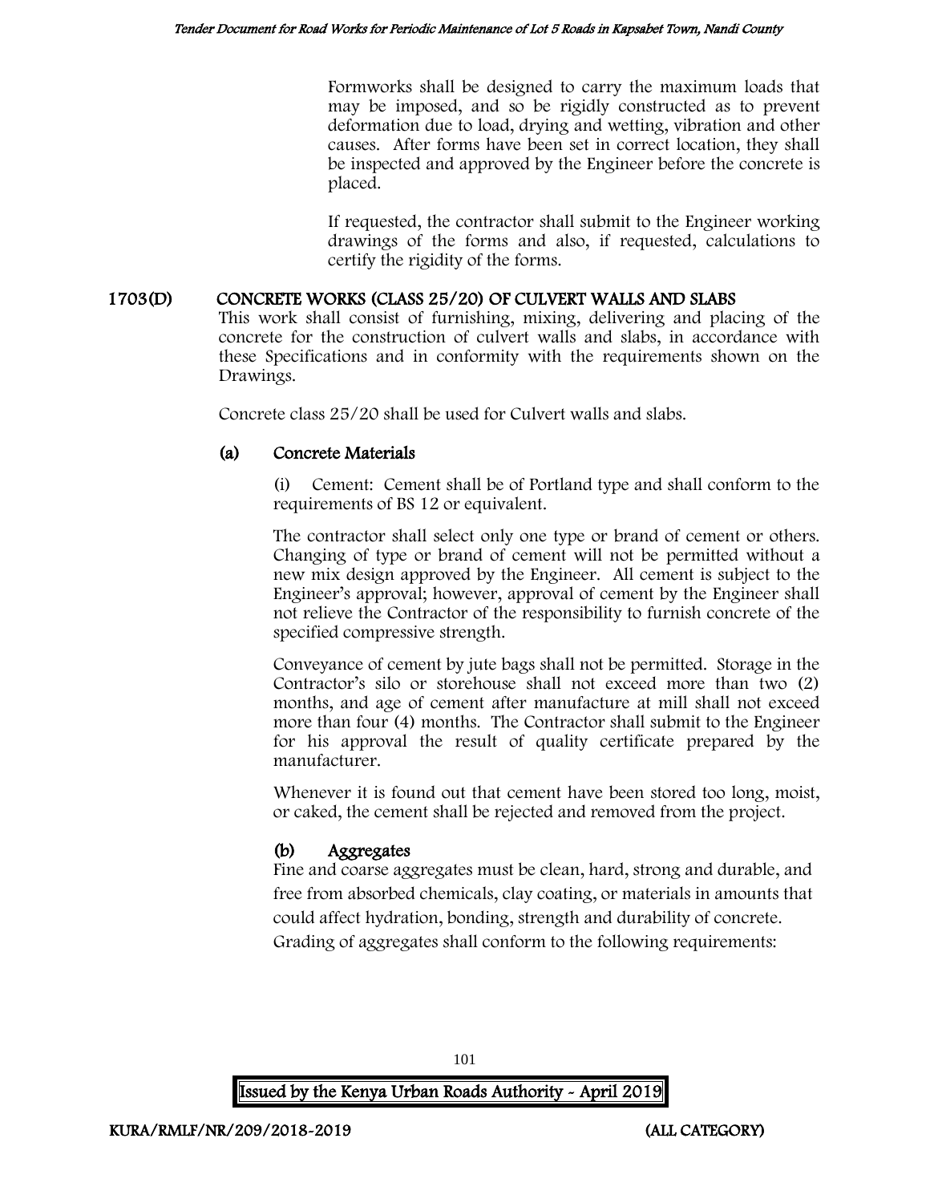Formworks shall be designed to carry the maximum loads that may be imposed, and so be rigidly constructed as to prevent deformation due to load, drying and wetting, vibration and other causes. After forms have been set in correct location, they shall be inspected and approved by the Engineer before the concrete is placed.

If requested, the contractor shall submit to the Engineer working drawings of the forms and also, if requested, calculations to certify the rigidity of the forms.

## 1703(D) CONCRETE WORKS (CLASS 25/20) OF CULVERT WALLS AND SLABS

This work shall consist of furnishing, mixing, delivering and placing of the concrete for the construction of culvert walls and slabs, in accordance with these Specifications and in conformity with the requirements shown on the Drawings.

Concrete class 25/20 shall be used for Culvert walls and slabs.

### (a) Concrete Materials

(i) Cement: Cement shall be of Portland type and shall conform to the requirements of BS 12 or equivalent.

The contractor shall select only one type or brand of cement or others. Changing of type or brand of cement will not be permitted without a new mix design approved by the Engineer. All cement is subject to the Engineer's approval; however, approval of cement by the Engineer shall not relieve the Contractor of the responsibility to furnish concrete of the specified compressive strength.

Conveyance of cement by jute bags shall not be permitted. Storage in the Contractor's silo or storehouse shall not exceed more than two (2) months, and age of cement after manufacture at mill shall not exceed more than four (4) months. The Contractor shall submit to the Engineer for his approval the result of quality certificate prepared by the manufacturer.

Whenever it is found out that cement have been stored too long, moist, or caked, the cement shall be rejected and removed from the project.

### (b) Aggregates

Fine and coarse aggregates must be clean, hard, strong and durable, and free from absorbed chemicals, clay coating, or materials in amounts that could affect hydration, bonding, strength and durability of concrete. Grading of aggregates shall conform to the following requirements: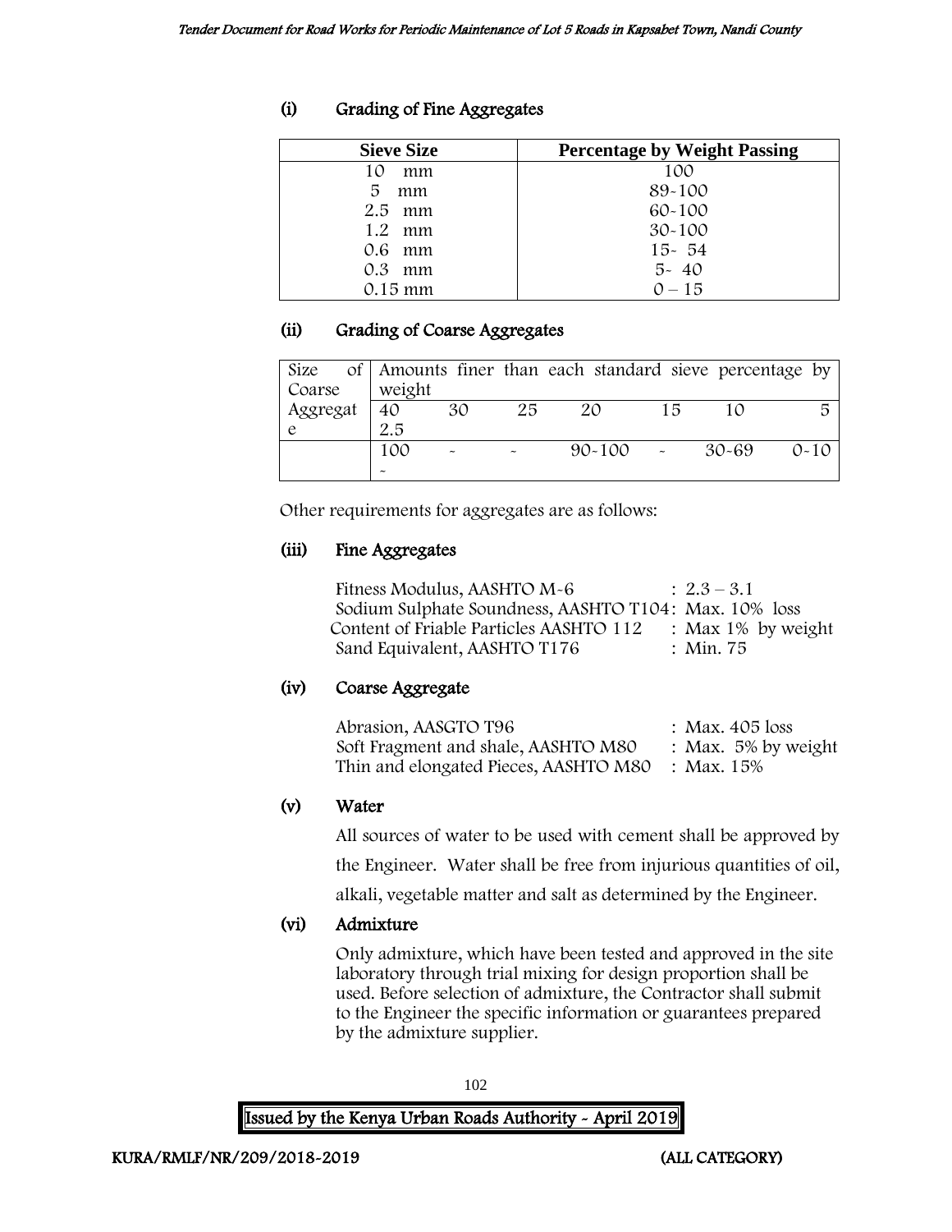### (i) Grading of Fine Aggregates

| Sieve Size | Percentage by Weight Passing |
|---|---|
| 10 mm | 100 |
| 5 mm | 89-100 |
| 2.5 mm | 60-100 |
| 1.2 mm | 30-100 |
| 0.6 mm | 15- 54 |
| 0.3 mm | 5- 40 |
| 0.15 mm | 0 – 15 |

### (ii) Grading of Coarse Aggregates

| Size of Coarse Aggregate | Amounts finer than each standard sieve percentage by weight | | | | | | |
|---|---|---|---|---|---|---|---|
| | 40 2.5 | 30 | 25 | 20 | 15 | 10 | 5 |
| | 100 - | - | - | 90-100 | - | 30-69 | 0-10 |

Other requirements for aggregates are as follows:

### (iii) Fine Aggregates

Fitness Modulus, AASHTO M-6 : 2.3 – 3.1
Sodium Sulphate Soundness, AASHTO T104: Max. 10% loss
Content of Friable Particles AASHTO 112 : Max 1% by weight
Sand Equivalent, AASHTO T176 : Min. 75

### (iv) Coarse Aggregate

Abrasion, AASGTO T96 : Max. 405 loss
Soft Fragment and shale, AASHTO M80 : Max. 5% by weight
Thin and elongated Pieces, AASHTO M80 : Max. 15%

### (v) Water

All sources of water to be used with cement shall be approved by the Engineer. Water shall be free from injurious quantities of oil, alkali, vegetable matter and salt as determined by the Engineer.

### (vi) Admixture

Only admixture, which have been tested and approved in the site laboratory through trial mixing for design proportion shall be used. Before selection of admixture, the Contractor shall submit to the Engineer the specific information or guarantees prepared by the admixture supplier.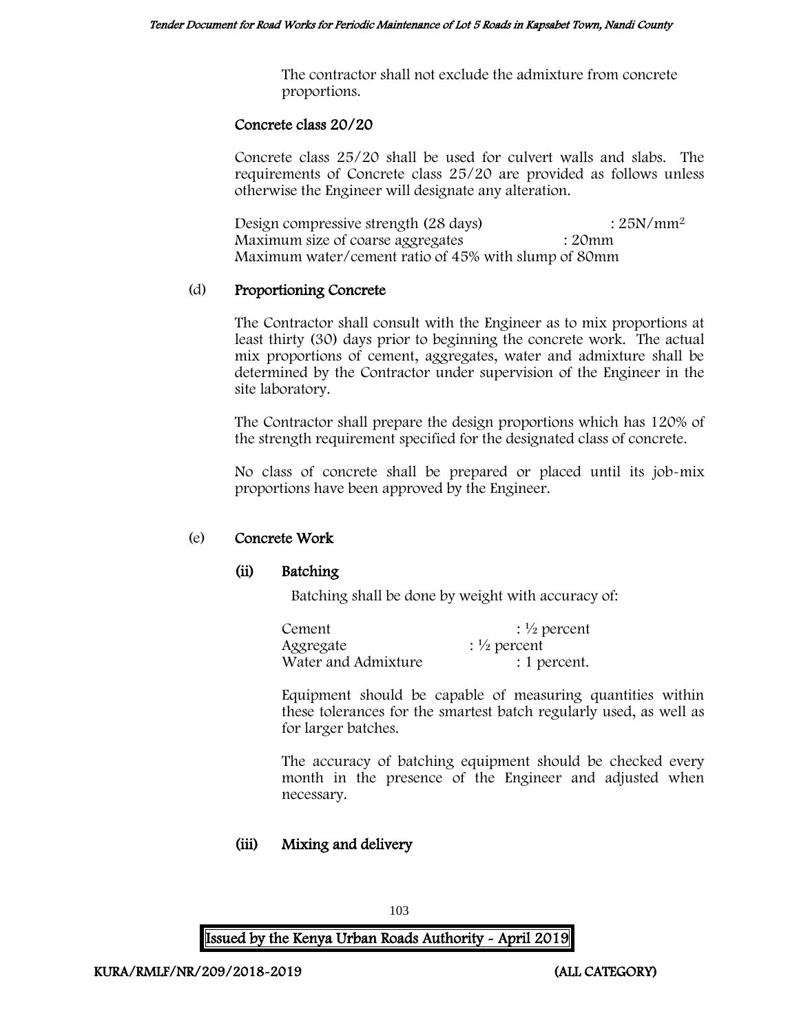The contractor shall not exclude the admixture from concrete proportions.

**Concrete class 20/20**

Concrete class 25/20 shall be used for culvert walls and slabs. The requirements of Concrete class 25/20 are provided as follows unless otherwise the Engineer will designate any alteration.

Design compressive strength (28 days) : $25N/mm^2$
Maximum size of coarse aggregates : 20mm
Maximum water/cement ratio of 45% with slump of 80mm

(d) **Proportioning Concrete**

The Contractor shall consult with the Engineer as to mix proportions at least thirty (30) days prior to beginning the concrete work. The actual mix proportions of cement, aggregates, water and admixture shall be determined by the Contractor under supervision of the Engineer in the site laboratory.

The Contractor shall prepare the design proportions which has 120% of the strength requirement specified for the designated class of concrete.

No class of concrete shall be prepared or placed until its job-mix proportions have been approved by the Engineer.

(e) **Concrete Work**

**(ii) Batching**

Batching shall be done by weight with accuracy of:

Cement : ½ percent
Aggregate : ½ percent
Water and Admixture : 1 percent.

Equipment should be capable of measuring quantities within these tolerances for the smartest batch regularly used, as well as for larger batches.

The accuracy of batching equipment should be checked every month in the presence of the Engineer and adjusted when necessary.

**(iii) Mixing and delivery**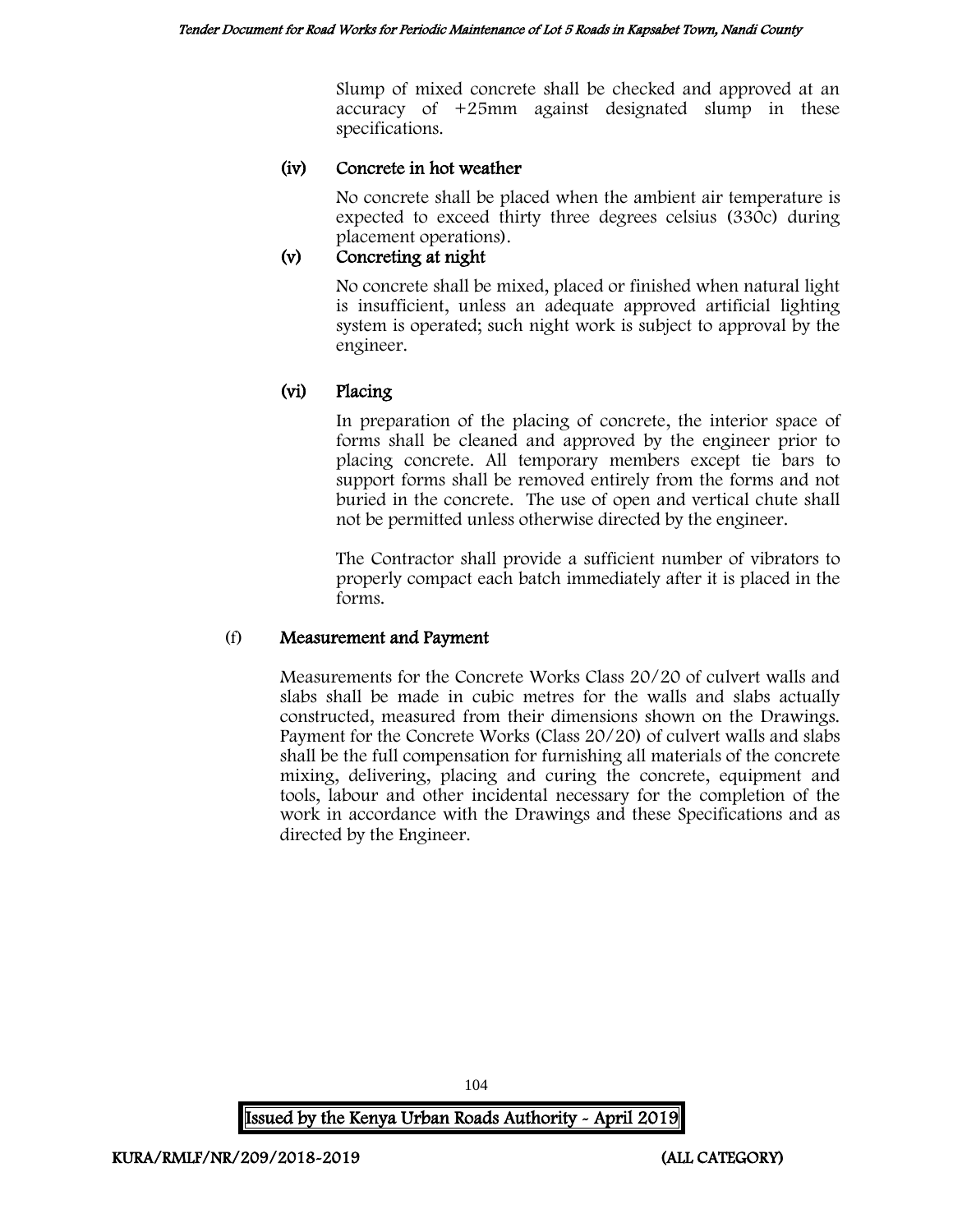Slump of mixed concrete shall be checked and approved at an accuracy of +25mm against designated slump in these specifications.

### (iv) Concrete in hot weather

No concrete shall be placed when the ambient air temperature is expected to exceed thirty three degrees celsius (330c) during placement operations).

### (v) Concreting at night

No concrete shall be mixed, placed or finished when natural light is insufficient, unless an adequate approved artificial lighting system is operated; such night work is subject to approval by the engineer.

### (vi) Placing

In preparation of the placing of concrete, the interior space of forms shall be cleaned and approved by the engineer prior to placing concrete. All temporary members except tie bars to support forms shall be removed entirely from the forms and not buried in the concrete. The use of open and vertical chute shall not be permitted unless otherwise directed by the engineer.

The Contractor shall provide a sufficient number of vibrators to properly compact each batch immediately after it is placed in the forms.

## (f) Measurement and Payment

Measurements for the Concrete Works Class 20/20 of culvert walls and slabs shall be made in cubic metres for the walls and slabs actually constructed, measured from their dimensions shown on the Drawings. Payment for the Concrete Works (Class 20/20) of culvert walls and slabs shall be the full compensation for furnishing all materials of the concrete mixing, delivering, placing and curing the concrete, equipment and tools, labour and other incidental necessary for the completion of the work in accordance with the Drawings and these Specifications and as directed by the Engineer.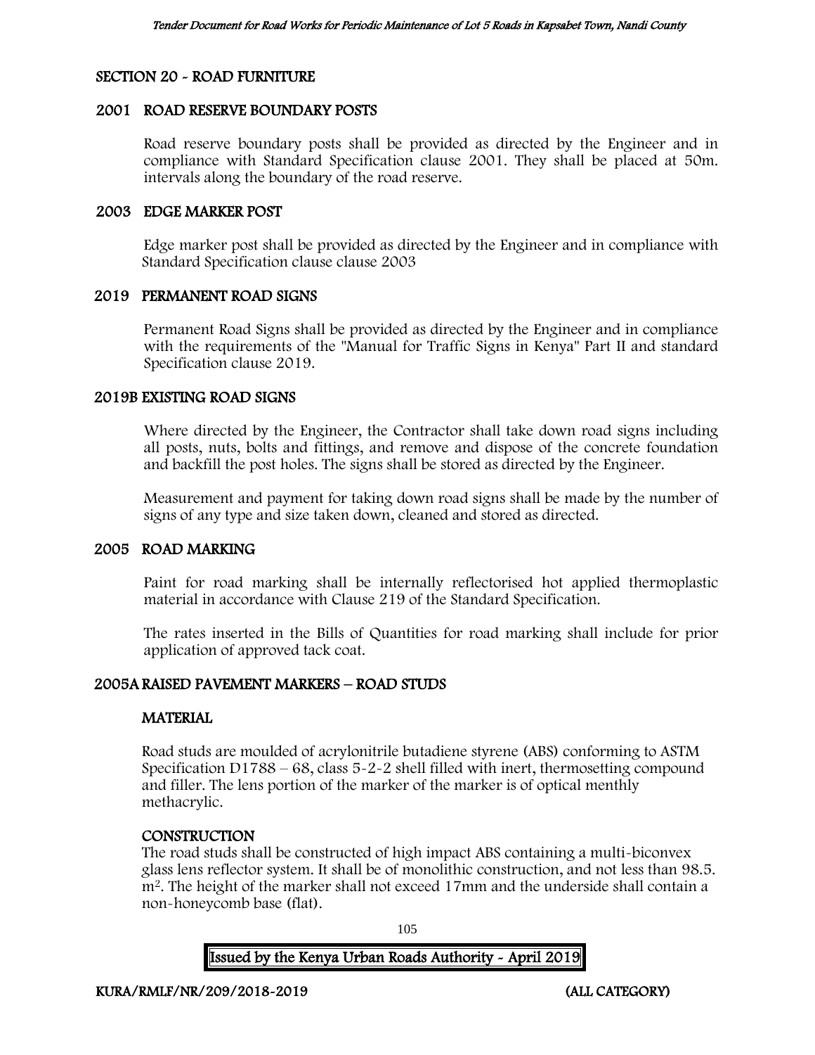## SECTION 20 - ROAD FURNITURE

### 2001 ROAD RESERVE BOUNDARY POSTS

Road reserve boundary posts shall be provided as directed by the Engineer and in compliance with Standard Specification clause 2001. They shall be placed at 50m. intervals along the boundary of the road reserve.

### 2003 EDGE MARKER POST

Edge marker post shall be provided as directed by the Engineer and in compliance with Standard Specification clause clause 2003

### 2019 PERMANENT ROAD SIGNS

Permanent Road Signs shall be provided as directed by the Engineer and in compliance with the requirements of the "Manual for Traffic Signs in Kenya" Part II and standard Specification clause 2019.

### 2019B EXISTING ROAD SIGNS

Where directed by the Engineer, the Contractor shall take down road signs including all posts, nuts, bolts and fittings, and remove and dispose of the concrete foundation and backfill the post holes. The signs shall be stored as directed by the Engineer.

Measurement and payment for taking down road signs shall be made by the number of signs of any type and size taken down, cleaned and stored as directed.

### 2005 ROAD MARKING

Paint for road marking shall be internally reflectorised hot applied thermoplastic material in accordance with Clause 219 of the Standard Specification.

The rates inserted in the Bills of Quantities for road marking shall include for prior application of approved tack coat.

### 2005A RAISED PAVEMENT MARKERS – ROAD STUDS

#### MATERIAL

Road studs are moulded of acrylonitrile butadiene styrene (ABS) conforming to ASTM Specification D1788 – 68, class 5-2-2 shell filled with inert, thermosetting compound and filler. The lens portion of the marker of the marker is of optical menthly methacrylic.

#### CONSTRUCTION

The road studs shall be constructed of high impact ABS containing a multi-biconvex glass lens reflector system. It shall be of monolithic construction, and not less than 98.5. $m^2$. The height of the marker shall not exceed 17mm and the underside shall contain a non-honeycomb base (flat).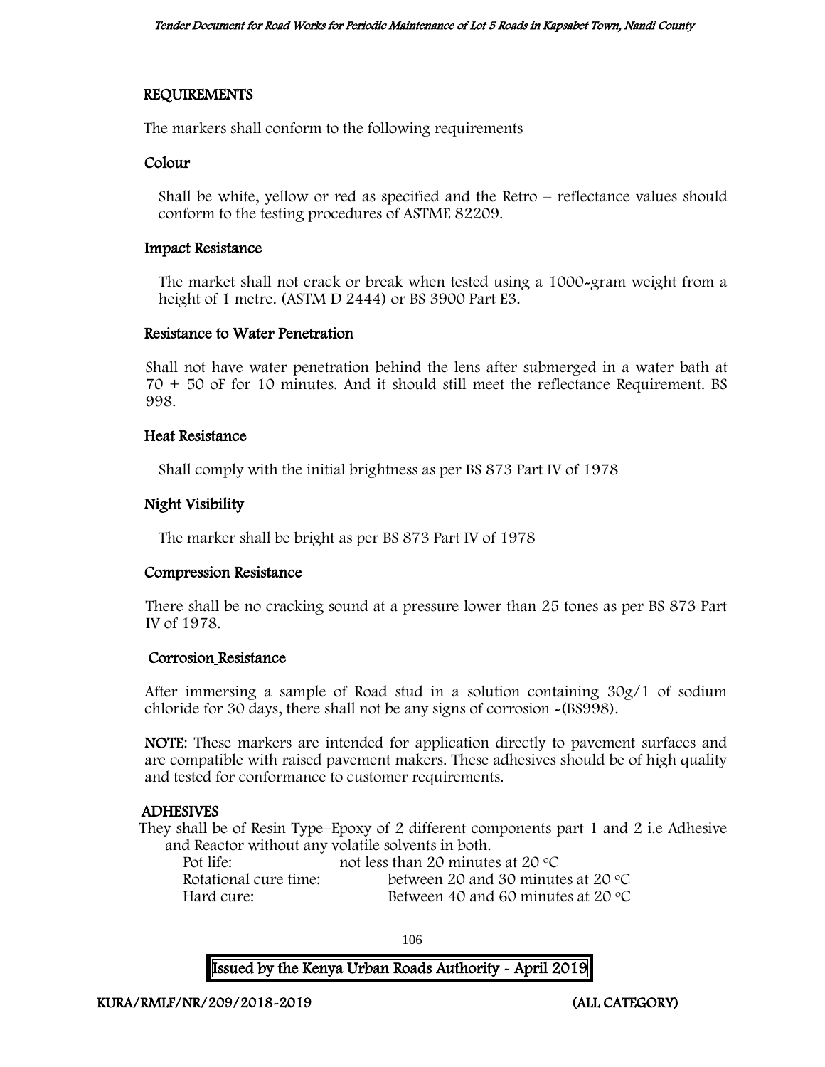## REQUIREMENTS

The markers shall conform to the following requirements

### Colour

Shall be white, yellow or red as specified and the Retro – reflectance values should conform to the testing procedures of ASTME 82209.

### Impact Resistance

The market shall not crack or break when tested using a 1000-gram weight from a height of 1 metre. (ASTM D 2444) or BS 3900 Part E3.

### Resistance to Water Penetration

Shall not have water penetration behind the lens after submerged in a water bath at 70 + 50 oF for 10 minutes. And it should still meet the reflectance Requirement. BS 998.

### Heat Resistance

Shall comply with the initial brightness as per BS 873 Part IV of 1978

### Night Visibility

The marker shall be bright as per BS 873 Part IV of 1978

### Compression Resistance

There shall be no cracking sound at a pressure lower than 25 tones as per BS 873 Part IV of 1978.

### Corrosion Resistance

After immersing a sample of Road stud in a solution containing 30g/1 of sodium chloride for 30 days, there shall not be any signs of corrosion -(BS998).

**NOTE**: These markers are intended for application directly to pavement surfaces and are compatible with raised pavement makers. These adhesives should be of high quality and tested for conformance to customer requirements.

## ADHESIVES

They shall be of Resin Type–Epoxy of 2 different components part 1 and 2 i.e Adhesive and Reactor without any volatile solvents in both.

| | |
|---|---|
| Pot life: | not less than 20 minutes at 20 °C |
| Rotational cure time: | between 20 and 30 minutes at 20 °C |
| Hard cure: | Between 40 and 60 minutes at 20 °C |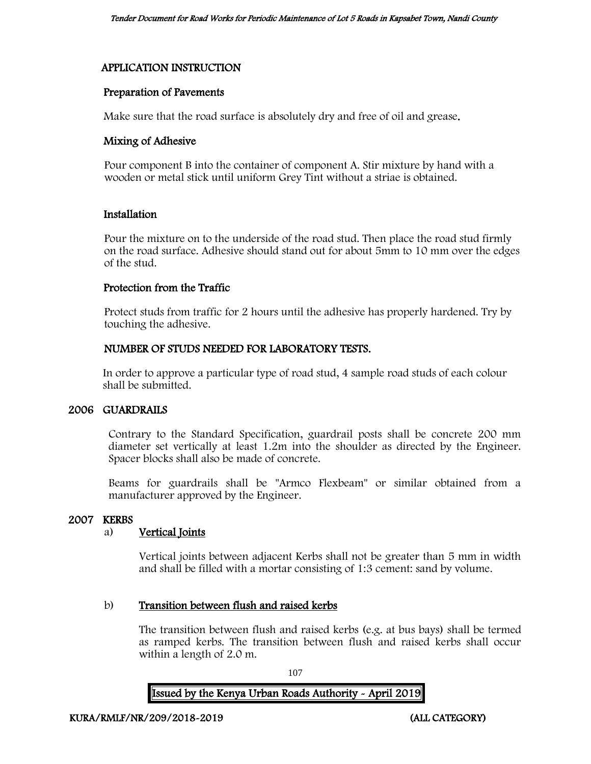## APPLICATION INSTRUCTION

### Preparation of Pavements

Make sure that the road surface is absolutely dry and free of oil and grease.

### Mixing of Adhesive

Pour component B into the container of component A. Stir mixture by hand with a wooden or metal stick until uniform Grey Tint without a striae is obtained.

### Installation

Pour the mixture on to the underside of the road stud. Then place the road stud firmly on the road surface. Adhesive should stand out for about 5mm to 10 mm over the edges of the stud.

### Protection from the Traffic

Protect studs from traffic for 2 hours until the adhesive has properly hardened. Try by touching the adhesive.

## NUMBER OF STUDS NEEDED FOR LABORATORY TESTS.

In order to approve a particular type of road stud, 4 sample road studs of each colour shall be submitted.

## 2006 GUARDRAILS

Contrary to the Standard Specification, guardrail posts shall be concrete 200 mm diameter set vertically at least 1.2m into the shoulder as directed by the Engineer. Spacer blocks shall also be made of concrete.

Beams for guardrails shall be "Armco Flexbeam" or similar obtained from a manufacturer approved by the Engineer.

## 2007 KERBS

a) **Vertical Joints**

Vertical joints between adjacent Kerbs shall not be greater than 5 mm in width and shall be filled with a mortar consisting of 1:3 cement: sand by volume.

b) **Transition between flush and raised kerbs**

The transition between flush and raised kerbs (e.g. at bus bays) shall be termed as ramped kerbs. The transition between flush and raised kerbs shall occur within a length of 2.0 m.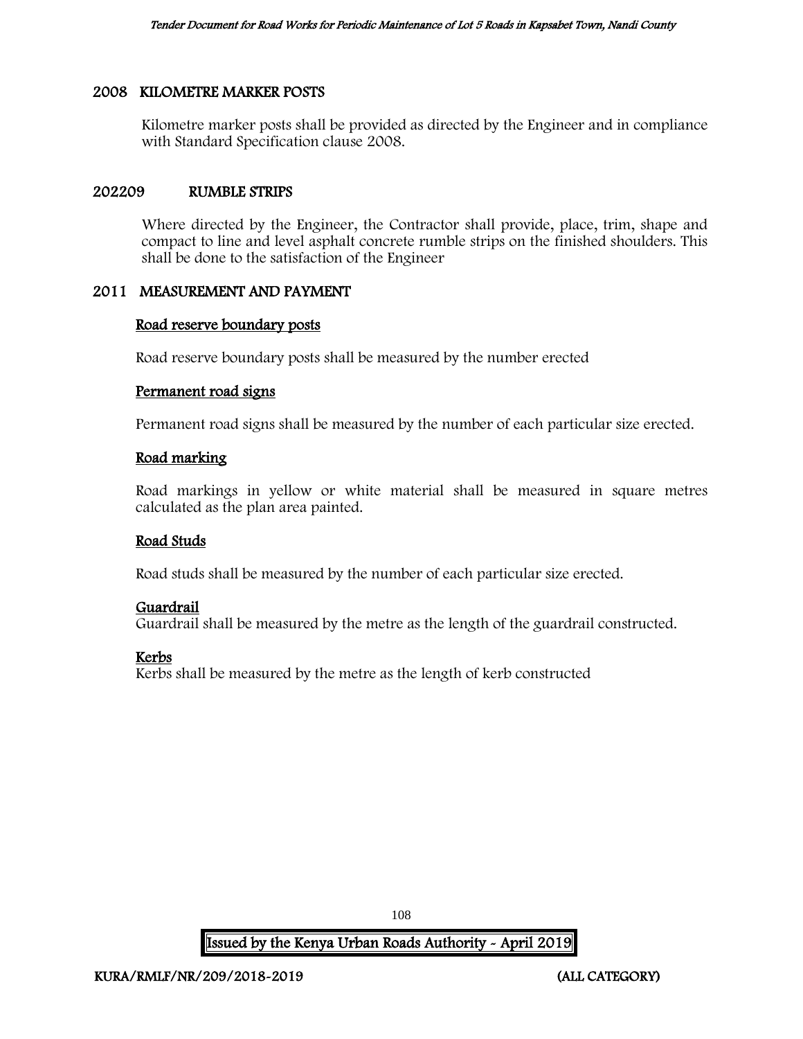## 2008 KILOMETRE MARKER POSTS

Kilometre marker posts shall be provided as directed by the Engineer and in compliance with Standard Specification clause 2008.

## 202209 RUMBLE STRIPS

Where directed by the Engineer, the Contractor shall provide, place, trim, shape and compact to line and level asphalt concrete rumble strips on the finished shoulders. This shall be done to the satisfaction of the Engineer

## 2011 MEASUREMENT AND PAYMENT

### Road reserve boundary posts

Road reserve boundary posts shall be measured by the number erected

### Permanent road signs

Permanent road signs shall be measured by the number of each particular size erected.

### Road marking

Road markings in yellow or white material shall be measured in square metres calculated as the plan area painted.

### Road Studs

Road studs shall be measured by the number of each particular size erected.

### Guardrail

Guardrail shall be measured by the metre as the length of the guardrail constructed.

### Kerbs

Kerbs shall be measured by the metre as the length of kerb constructed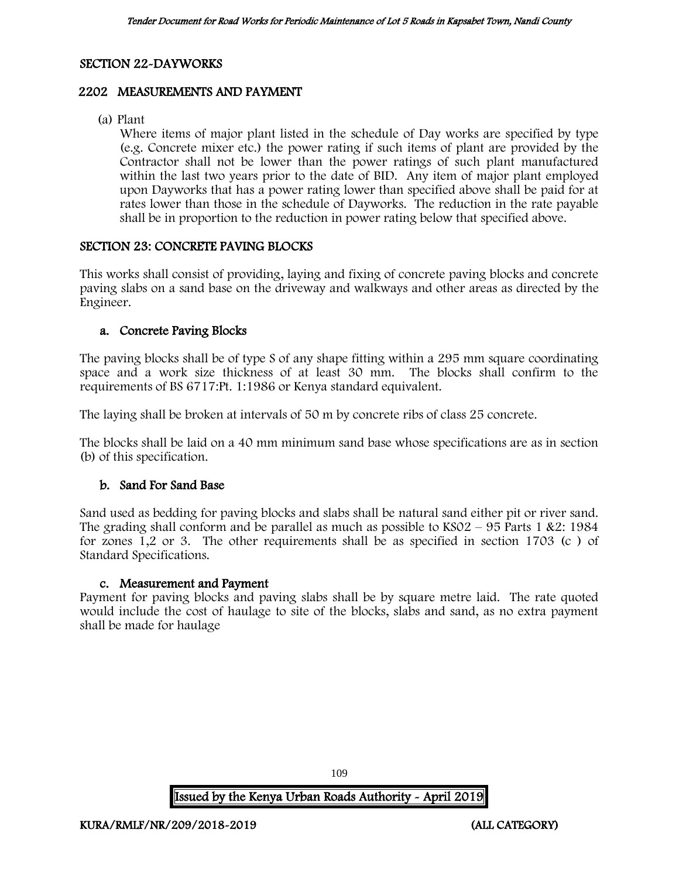## SECTION 22-DAYWORKS

### 2202 MEASUREMENTS AND PAYMENT

(a) Plant

Where items of major plant listed in the schedule of Day works are specified by type (e.g. Concrete mixer etc.) the power rating if such items of plant are provided by the Contractor shall not be lower than the power ratings of such plant manufactured within the last two years prior to the date of BID. Any item of major plant employed upon Dayworks that has a power rating lower than specified above shall be paid for at rates lower than those in the schedule of Dayworks. The reduction in the rate payable shall be in proportion to the reduction in power rating below that specified above.

## SECTION 23: CONCRETE PAVING BLOCKS

This works shall consist of providing, laying and fixing of concrete paving blocks and concrete paving slabs on a sand base on the driveway and walkways and other areas as directed by the Engineer.

### a. Concrete Paving Blocks

The paving blocks shall be of type S of any shape fitting within a 295 mm square coordinating space and a work size thickness of at least 30 mm. The blocks shall confirm to the requirements of BS 6717:Pt. 1:1986 or Kenya standard equivalent.

The laying shall be broken at intervals of 50 m by concrete ribs of class 25 concrete.

The blocks shall be laid on a 40 mm minimum sand base whose specifications are as in section (b) of this specification.

### b. Sand For Sand Base

Sand used as bedding for paving blocks and slabs shall be natural sand either pit or river sand. The grading shall conform and be parallel as much as possible to KS02 – 95 Parts 1 &2: 1984 for zones 1,2 or 3. The other requirements shall be as specified in section 1703 (c ) of Standard Specifications.

### c. Measurement and Payment

Payment for paving blocks and paving slabs shall be by square metre laid. The rate quoted would include the cost of haulage to site of the blocks, slabs and sand, as no extra payment shall be made for haulage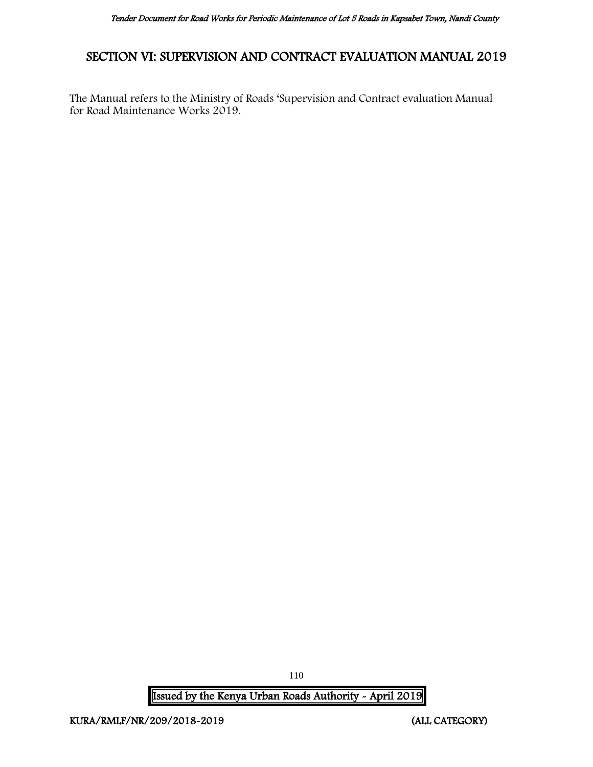## SECTION VI: SUPERVISION AND CONTRACT EVALUATION MANUAL 2019

The Manual refers to the Ministry of Roads 'Supervision and Contract evaluation Manual for Road Maintenance Works 2019.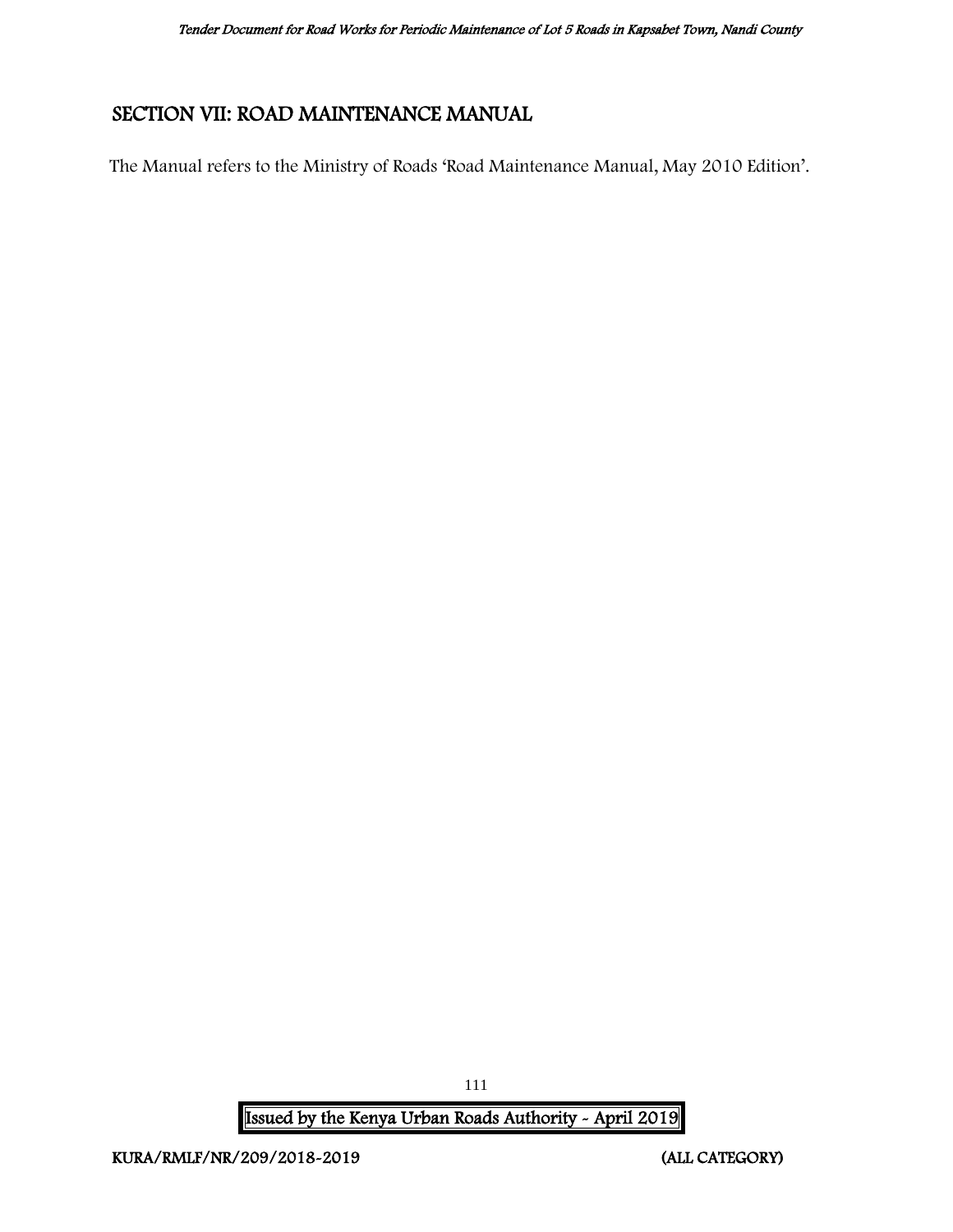# SECTION VII: ROAD MAINTENANCE MANUAL

The Manual refers to the Ministry of Roads 'Road Maintenance Manual, May 2010 Edition'.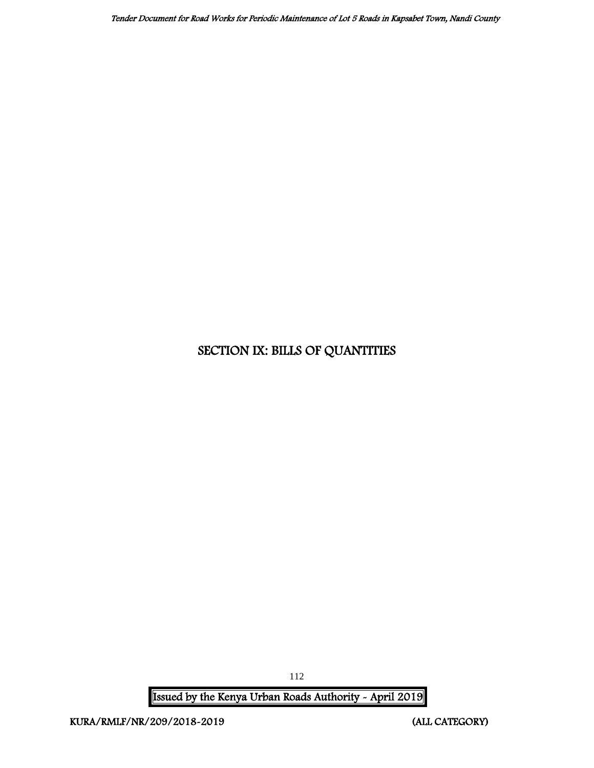# SECTION IX: BILLS OF QUANTITIES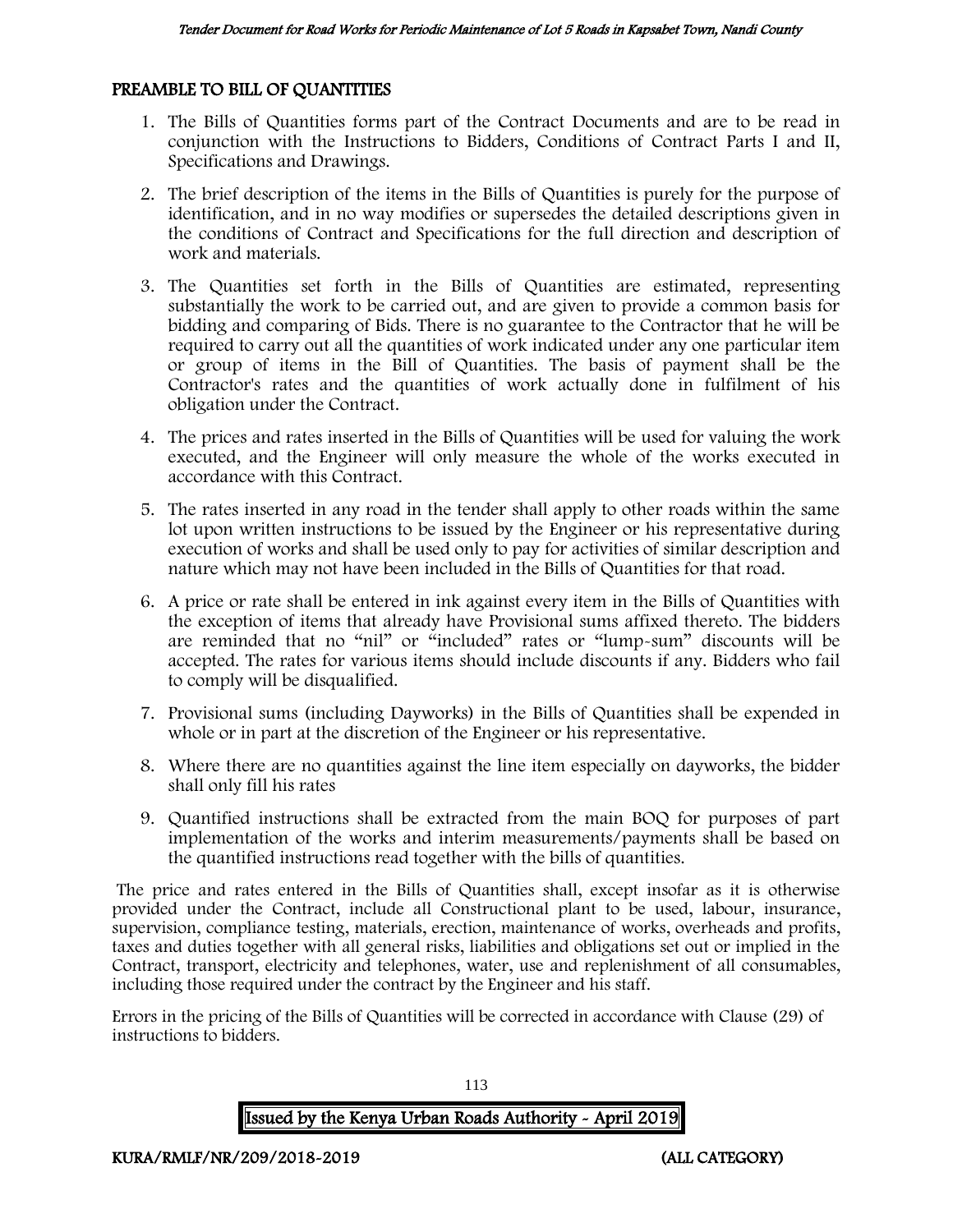## PREAMBLE TO BILL OF QUANTITIES

1. The Bills of Quantities forms part of the Contract Documents and are to be read in conjunction with the Instructions to Bidders, Conditions of Contract Parts I and II, Specifications and Drawings.
2. The brief description of the items in the Bills of Quantities is purely for the purpose of identification, and in no way modifies or supersedes the detailed descriptions given in the conditions of Contract and Specifications for the full direction and description of work and materials.
3. The Quantities set forth in the Bills of Quantities are estimated, representing substantially the work to be carried out, and are given to provide a common basis for bidding and comparing of Bids. There is no guarantee to the Contractor that he will be required to carry out all the quantities of work indicated under any one particular item or group of items in the Bill of Quantities. The basis of payment shall be the Contractor's rates and the quantities of work actually done in fulfilment of his obligation under the Contract.
4. The prices and rates inserted in the Bills of Quantities will be used for valuing the work executed, and the Engineer will only measure the whole of the works executed in accordance with this Contract.
5. The rates inserted in any road in the tender shall apply to other roads within the same lot upon written instructions to be issued by the Engineer or his representative during execution of works and shall be used only to pay for activities of similar description and nature which may not have been included in the Bills of Quantities for that road.
6. A price or rate shall be entered in ink against every item in the Bills of Quantities with the exception of items that already have Provisional sums affixed thereto. The bidders are reminded that no "nil" or "included" rates or "lump-sum" discounts will be accepted. The rates for various items should include discounts if any. Bidders who fail to comply will be disqualified.
7. Provisional sums (including Dayworks) in the Bills of Quantities shall be expended in whole or in part at the discretion of the Engineer or his representative.
8. Where there are no quantities against the line item especially on dayworks, the bidder shall only fill his rates
9. Quantified instructions shall be extracted from the main BOQ for purposes of part implementation of the works and interim measurements/payments shall be based on the quantified instructions read together with the bills of quantities.

The price and rates entered in the Bills of Quantities shall, except insofar as it is otherwise provided under the Contract, include all Constructional plant to be used, labour, insurance, supervision, compliance testing, materials, erection, maintenance of works, overheads and profits, taxes and duties together with all general risks, liabilities and obligations set out or implied in the Contract, transport, electricity and telephones, water, use and replenishment of all consumables, including those required under the contract by the Engineer and his staff.

Errors in the pricing of the Bills of Quantities will be corrected in accordance with Clause (29) of instructions to bidders.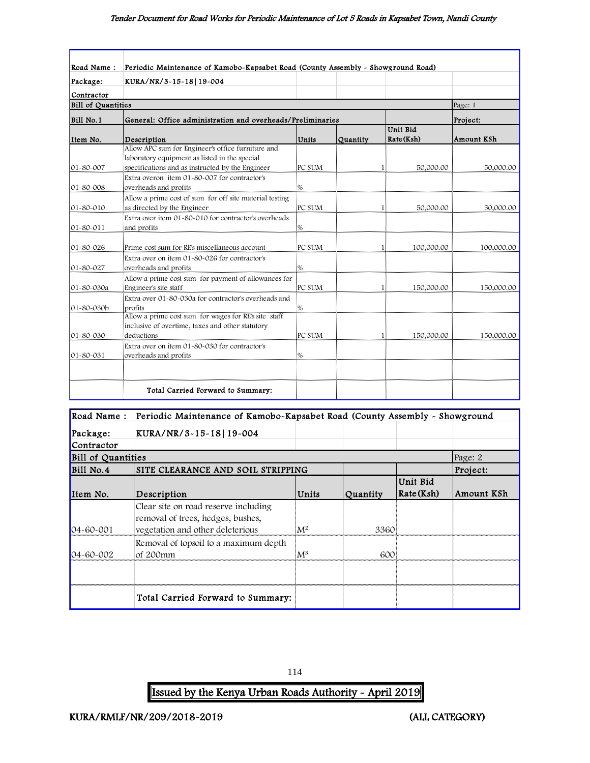| Road Name : | Periodic Maintenance of Kamobo-Kapsabet Road (County Assembly - Showground Road) | | | | |
|---|---|---|---|---|---|
| Package: | KURA/NR/3-15-18\|19-004 | | | | |
| Contractor | | | | | |
| Bill of Quantities | | | | | Page: 1 |
| Bill No.1 | General: Office administration and overheads/Preliminaries | | | | Project: |
| Item No. | Description | Units | Quantity | Unit Bid Rate(Ksh) | Amount KSh |
| 01-80-007 | Allow APC sum for Engineer's office furniture and laboratory equipment as listed in the special specifications and as instructed by the Engineer | PC SUM | 1 | 50,000.00 | 50,000.00 |
| 01-80-008 | Extra overon item 01-80-007 for contractor's overheads and profits | % | | | |
| 01-80-010 | Allow a prime cost of sum for off site material testing as directed by the Engineer | PC SUM | 1 | 50,000.00 | 50,000.00 |
| 01-80-011 | Extra over item 01-80-010 for contractor's overheads and profits | % | | | |
| 01-80-026 | Prime cost sum for RE's miscellaneous account | PC SUM | 1 | 100,000.00 | 100,000.00 |
| 01-80-027 | Extra over on item 01-80-026 for contractor's overheads and profits | % | | | |
| 01-80-030a | Allow a prime cost sum for payment of allowances for Engineer's site staff | PC SUM | 1 | 150,000.00 | 150,000.00 |
| 01-80-030b | Extra over 01-80-030a for contractor's overheads and profits | % | | | |
| 01-80-030 | Allow a prime cost sum for wages for RE's site staff inclusive of overtime, taxes and other statutory deductions | PC SUM | 1 | 150,000.00 | 150,000.00 |
| 01-80-031 | Extra over on item 01-80-030 for contractor's overheads and profits | % | | | |
| | | | | | |
| | Total Carried Forward to Summary: | | | | |

| Road Name : | Periodic Maintenance of Kamobo-Kapsabet Road (County Assembly - Showground | | | | |
|---|---|---|---|---|---|
| Package: | KURA/NR/3-15-18\|19-004 | | | | |
| Contractor | | | | | |
| Bill of Quantities | | | | | Page: 2 |
| Bill No.4 | SITE CLEARANCE AND SOIL STRIPPING | | | | Project: |
| Item No. | Description | Units | Quantity | Unit Bid Rate(Ksh) | Amount KSh |
| 04-60-001 | Clear site on road reserve including removal of trees, hedges, bushes, vegetation and other deleterious | $M^2$ | 3360 | | |
| 04-60-002 | Removal of topsoil to a maximum depth of 200mm | $M^3$ | 600 | | |
| | | | | | |
| | Total Carried Forward to Summary: | | | | |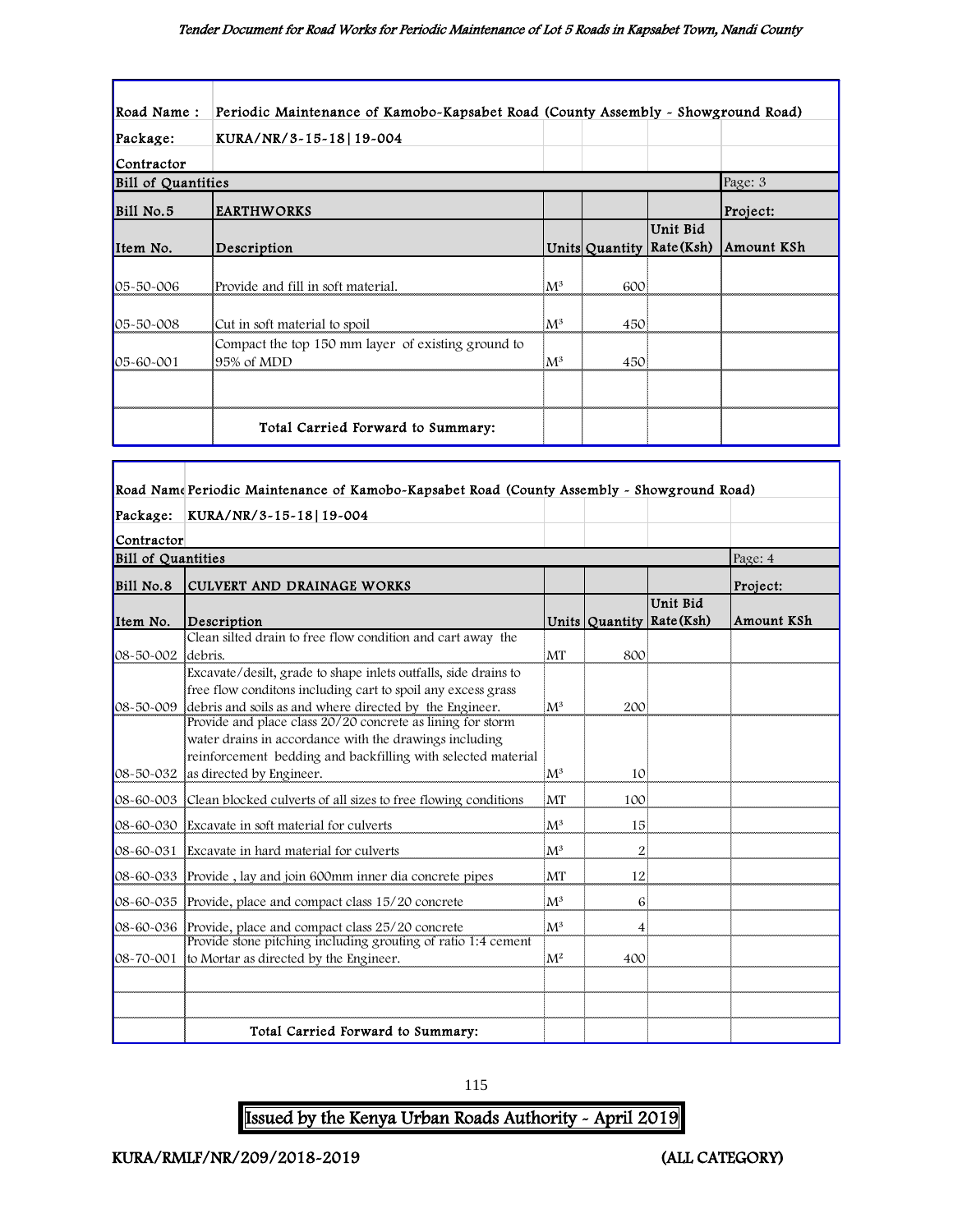| Road Name : | Periodic Maintenance of Kamobo-Kapsabet Road (County Assembly - Showground Road) | | | | |
|---|---|---|---|---|---|
| Package: | KURA/NR/3-15-18\|19-004 | | | | |
| Contractor | | | | | |
| Bill of Quantities | | | | | Page: 3 |
| Bill No.5 | EARTHWORKS | | | | Project: |
| Item No. | Description | Units | Quantity | Unit Bid Rate (Ksh) | Amount KSh |
| 05-50-006 | Provide and fill in soft material. | $M^3$ | 600 | | |
| 05-50-008 | Cut in soft material to spoil | $M^3$ | 450 | | |
| 05-60-001 | Compact the top 150 mm layer of existing ground to 95% of MDD | $M^3$ | 450 | | |
| | | | | | |
| | Total Carried Forward to Summary: | | | | |

| Road Name | Periodic Maintenance of Kamobo-Kapsabet Road (County Assembly - Showground Road) | | | | |
|---|---|---|---|---|---|
| Package: | KURA/NR/3-15-18\|19-004 | | | | |
| Contractor | | | | | |
| Bill of Quantities | | | | | Page: 4 |
| Bill No.8 | CULVERT AND DRAINAGE WORKS | | | | Project: |
| Item No. | Description | Units | Quantity | Unit Bid Rate (Ksh) | Amount KSh |
| 08-50-002 | Clean silted drain to free flow condition and cart away the debris. | MT | 800 | | |
| 08-50-009 | Excavate/desilt, grade to shape inlets outfalls, side drains to free flow conditons including cart to spoil any excess grass debris and soils as and where directed by the Engineer. | $M^3$ | 200 | | |
| 08-50-032 | Provide and place class 20/20 concrete as lining for storm water drains in accordance with the drawings including reinforcement bedding and backfilling with selected material as directed by Engineer. | $M^3$ | 10 | | |
| 08-60-003 | Clean blocked culverts of all sizes to free flowing conditions | MT | 100 | | |
| 08-60-030 | Excavate in soft material for culverts | $M^3$ | 15 | | |
| 08-60-031 | Excavate in hard material for culverts | $M^3$ | 2 | | |
| 08-60-033 | Provide , lay and join 600mm inner dia concrete pipes | MT | 12 | | |
| 08-60-035 | Provide, place and compact class 15/20 concrete | $M^3$ | 6 | | |
| 08-60-036 | Provide, place and compact class 25/20 concrete | $M^3$ | 4 | | |
| 08-70-001 | Provide stone pitching including grouting of ratio 1:4 cement to Mortar as directed by the Engineer. | $M^2$ | 400 | | |
| | | | | | |
| | | | | | |
| | Total Carried Forward to Summary: | | | | |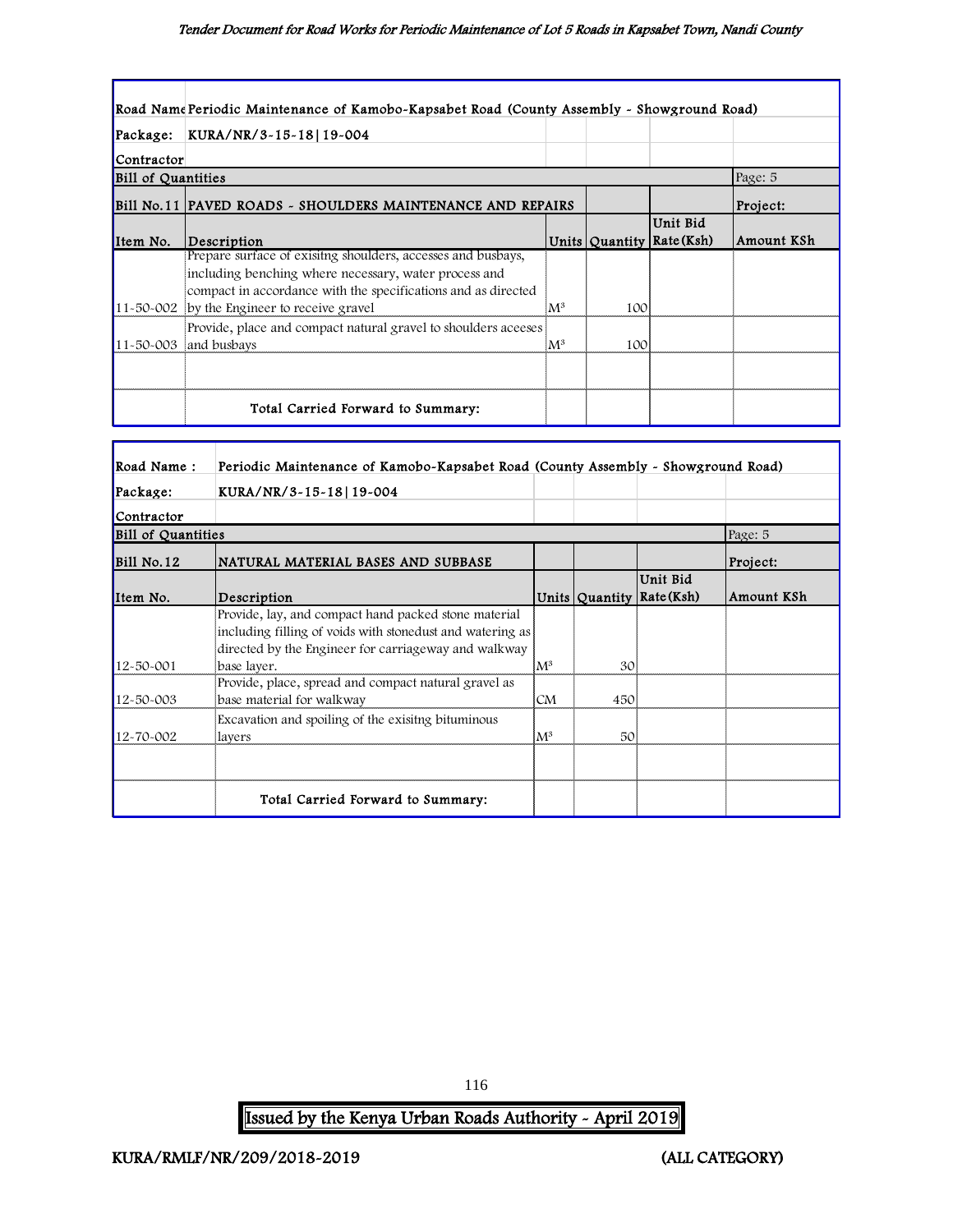| Road Name | Periodic Maintenance of Kamobo-Kapsabet Road (County Assembly - Showground Road) | | | | |
|---|---|---|---|---|---|
| Package: | KURA/NR/3-15-18\|19-004 | | | | |
| Contractor | | | | | |
| Bill of Quantities | | | | | Page: 5 |
| Bill No.11 | PAVED ROADS - SHOULDERS MAINTENANCE AND REPAIRS | | | | Project: |
| Item No. | Description | Units | Quantity | Unit Bid Rate(Ksh) | Amount KSh |
| 11-50-002 | Prepare surface of exisitng shoulders, accesses and busbays, including benching where necessary, water process and compact in accordance with the specifications and as directed by the Engineer to receive gravel | $M^3$ | 100 | | |
| 11-50-003 | Provide, place and compact natural gravel to shoulders aceeses and busbays | $M^3$ | 100 | | |
| | | | | | |
| | Total Carried Forward to Summary: | | | | |

| Road Name : | Periodic Maintenance of Kamobo-Kapsabet Road (County Assembly - Showground Road) | | | | |
|---|---|---|---|---|---|
| Package: | KURA/NR/3-15-18\|19-004 | | | | |
| Contractor | | | | | |
| Bill of Quantities | | | | | Page: 5 |
| Bill No.12 | NATURAL MATERIAL BASES AND SUBBASE | | | | Project: |
| Item No. | Description | Units | Quantity | Unit Bid Rate(Ksh) | Amount KSh |
| 12-50-001 | Provide, lay, and compact hand packed stone material including filling of voids with stonedust and watering as directed by the Engineer for carriageway and walkway base layer. | $M^3$ | 30 | | |
| 12-50-003 | Provide, place, spread and compact natural gravel as base material for walkway | CM | 450 | | |
| 12-70-002 | Excavation and spoiling of the exisitng bituminous layers | $M^3$ | 50 | | |
| | | | | | |
| | Total Carried Forward to Summary: | | | | |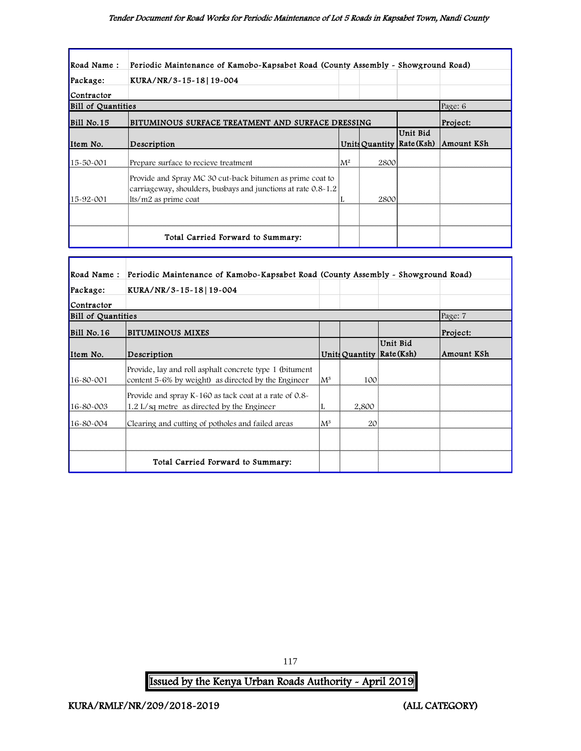| Road Name : | Periodic Maintenance of Kamobo-Kapsabet Road (County Assembly - Showground Road) | | | | |
|---|---|---|---|---|---|
| Package: | KURA/NR/3-15-18\|19-004 | | | | |
| Contractor | | | | | |
| Bill of Quantities | | | | | Page: 6 |
| Bill No.15 | BITUMINOUS SURFACE TREATMENT AND SURFACE DRESSING | | | | Project: |
| Item No. | Description | Units | Quantity | Unit Bid Rate (Ksh) | Amount KSh |
| 15-50-001 | Prepare surface to recieve treatment | M² | 2800 | | |
| 15-92-001 | Provide and Spray MC 30 cut-back bitumen as prime coat to carriageway, shoulders, busbays and junctions at rate 0.8-1.2 lts/m2 as prime coat | L | 2800 | | |
| | | | | | |
| | Total Carried Forward to Summary: | | | | |

| Road Name : | Periodic Maintenance of Kamobo-Kapsabet Road (County Assembly - Showground Road) | | | | |
|---|---|---|---|---|---|
| Package: | KURA/NR/3-15-18\|19-004 | | | | |
| Contractor | | | | | |
| Bill of Quantities | | | | | Page: 7 |
| Bill No.16 | BITUMINOUS MIXES | | | | Project: |
| Item No. | Description | Units | Quantity | Unit Bid Rate (Ksh) | Amount KSh |
| 16-80-001 | Provide, lay and roll asphalt concrete type 1 (bitument content 5-6% by weight) as directed by the Engineer | M³ | 100 | | |
| 16-80-003 | Provide and spray K-160 as tack coat at a rate of 0.8-1.2 L/sq metre as directed by the Engineer | L | 2,800 | | |
| 16-80-004 | Clearing and cutting of potholes and failed areas | M³ | 20 | | |
| | | | | | |
| | Total Carried Forward to Summary: | | | | |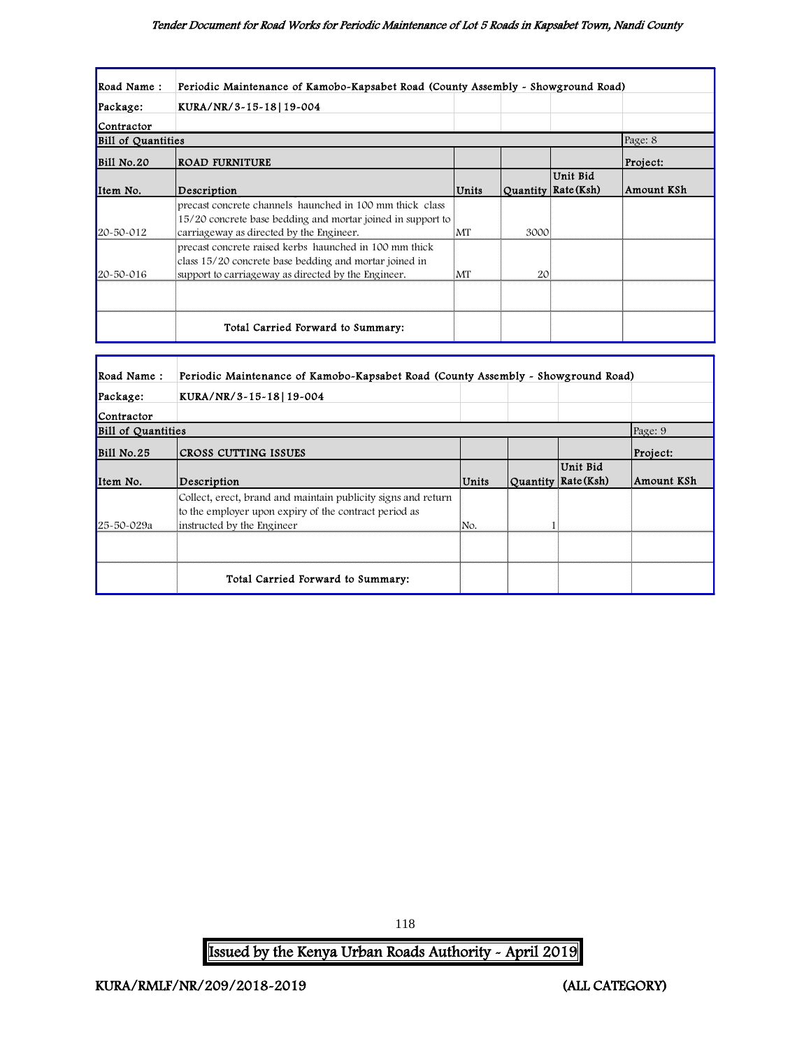| Road Name : | Periodic Maintenance of Kamobo-Kapsabet Road (County Assembly - Showground Road) | | | | |
|---|---|---|---|---|---|
| Package: | KURA/NR/3-15-18\|19-004 | | | | |
| Contractor | | | | | |
| Bill of Quantities | | | | | Page: 8 |
| Bill No.20 | ROAD FURNITURE | | | | Project: |
| Item No. | Description | Units | Quantity | Unit Bid Rate(Ksh) | Amount KSh |
| 20-50-012 | precast concrete channels haunched in 100 mm thick class 15/20 concrete base bedding and mortar joined in support to carriageway as directed by the Engineer. | MT | 3000 | | |
| 20-50-016 | precast concrete raised kerbs haunched in 100 mm thick class 15/20 concrete base bedding and mortar joined in support to carriageway as directed by the Engineer. | MT | 20 | | |
| | | | | | |
| | Total Carried Forward to Summary: | | | | |

| Road Name : | Periodic Maintenance of Kamobo-Kapsabet Road (County Assembly - Showground Road) | | | | |
|---|---|---|---|---|---|
| Package: | KURA/NR/3-15-18\|19-004 | | | | |
| Contractor | | | | | |
| Bill of Quantities | | | | | Page: 9 |
| Bill No.25 | CROSS CUTTING ISSUES | | | | Project: |
| Item No. | Description | Units | Quantity | Unit Bid Rate(Ksh) | Amount KSh |
| 25-50-029a | Collect, erect, brand and maintain publicity signs and return to the employer upon expiry of the contract period as instructed by the Engineer | No. | 1 | | |
| | | | | | |
| | Total Carried Forward to Summary: | | | | |

Issued by the Kenya Urban Roads Authority - April 2019

KURA/RMLF/NR/209/2018-2019 (ALL CATEGORY)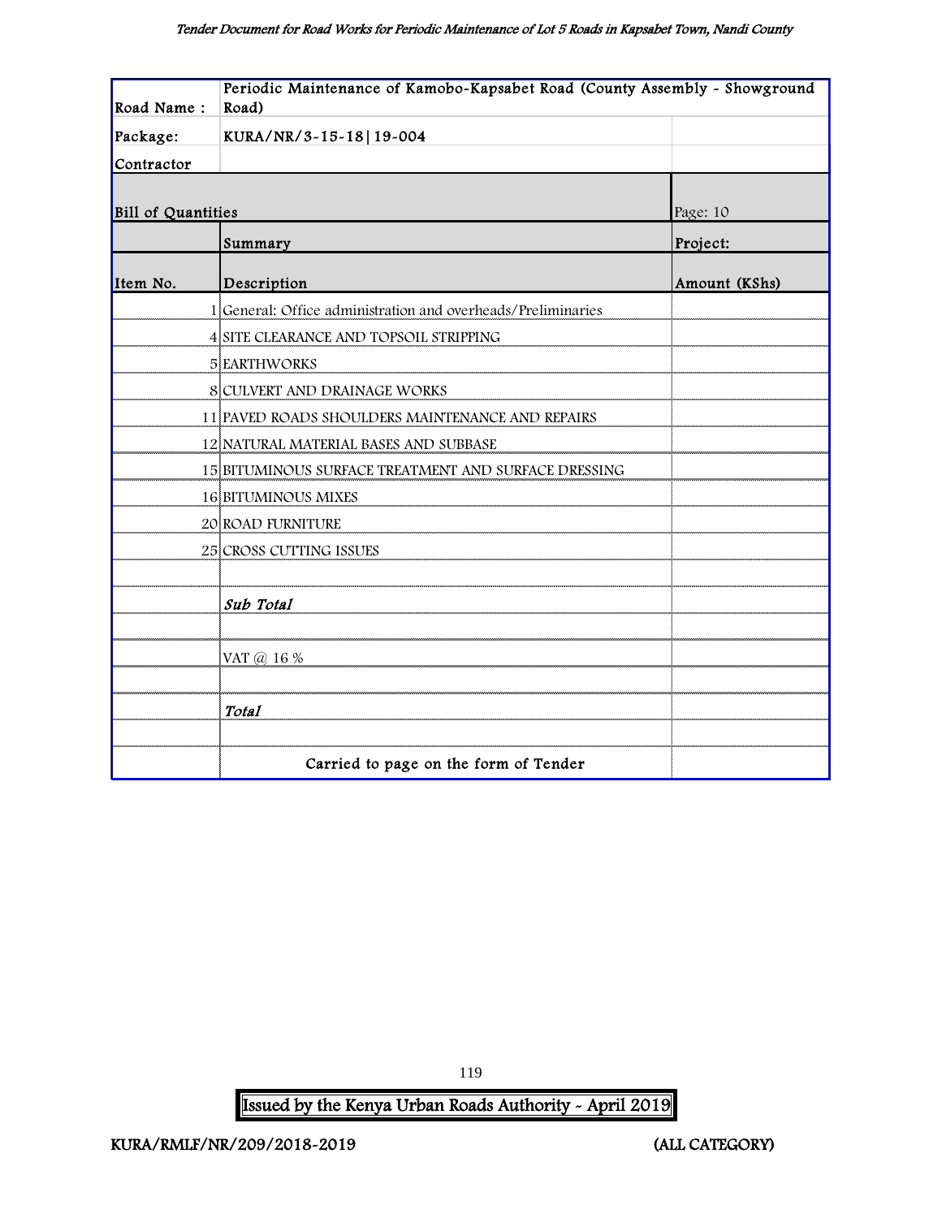| Road Name : | Periodic Maintenance of Kamobo-Kapsabet Road (County Assembly - Showground Road) | |
|---|---|---|
| Package: | KURA/NR/3-15-18\|19-004 | |
| Contractor | | |
| Bill of Quantities | | Page: 10 |
| | Summary | Project: |
| Item No. | Description | Amount (KShs) |
| 1 | General: Office administration and overheads/Preliminaries | |
| 4 | SITE CLEARANCE AND TOPSOIL STRIPPING | |
| 5 | EARTHWORKS | |
| 8 | CULVERT AND DRAINAGE WORKS | |
| 11 | PAVED ROADS SHOULDERS MAINTENANCE AND REPAIRS | |
| 12 | NATURAL MATERIAL BASES AND SUBBASE | |
| 15 | BITUMINOUS SURFACE TREATMENT AND SURFACE DRESSING | |
| 16 | BITUMINOUS MIXES | |
| 20 | ROAD FURNITURE | |
| 25 | CROSS CUTTING ISSUES | |
| | | |
| | *Sub Total* | |
| | | |
| | VAT @ 16 % | |
| | | |
| | *Total* | |
| | | |
| | Carried to page on the form of Tender | |

**Issued by the Kenya Urban Roads Authority - April 2019**

**KURA/RMLF/NR/209/2018-2019 (ALL CATEGORY)**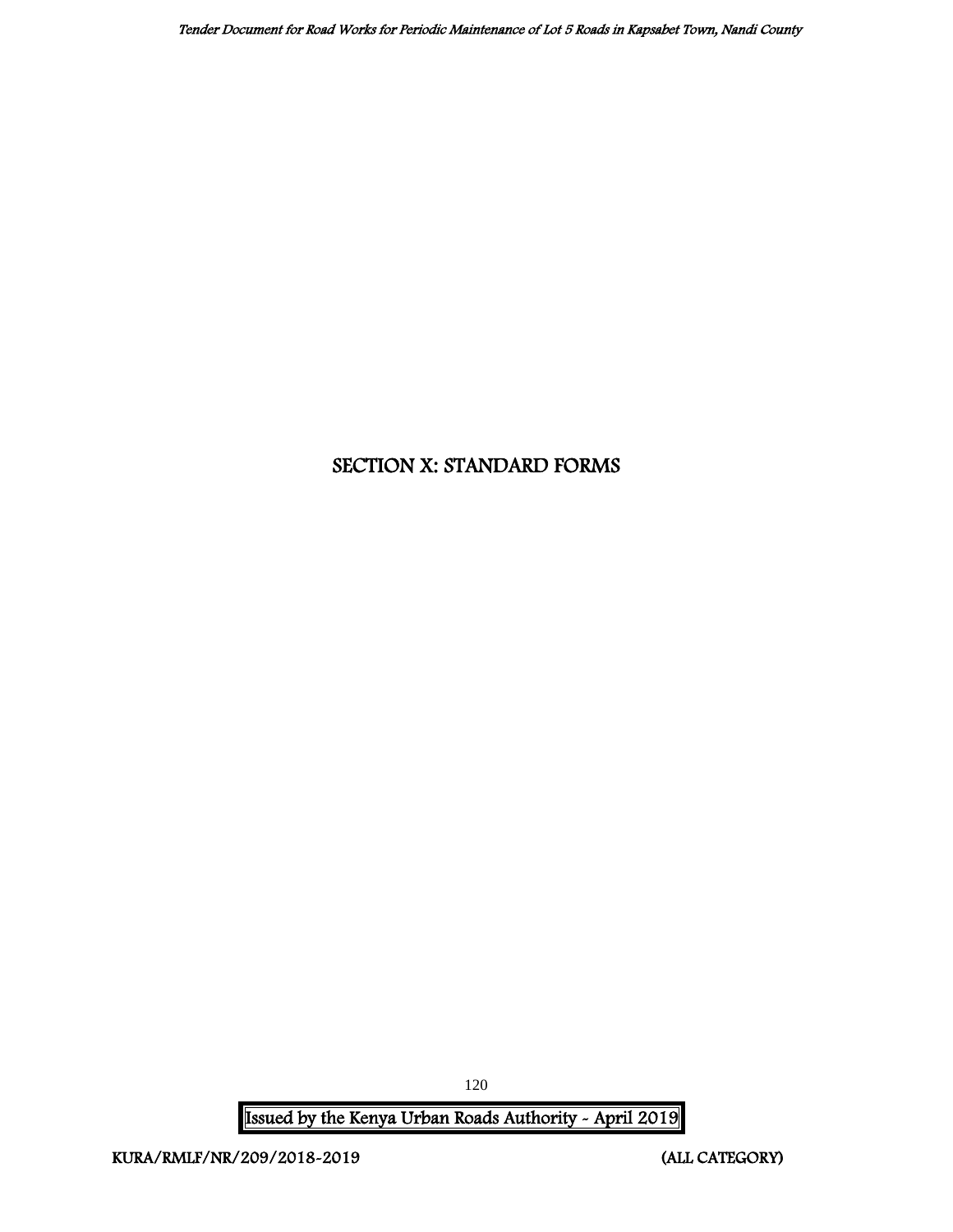# SECTION X: STANDARD FORMS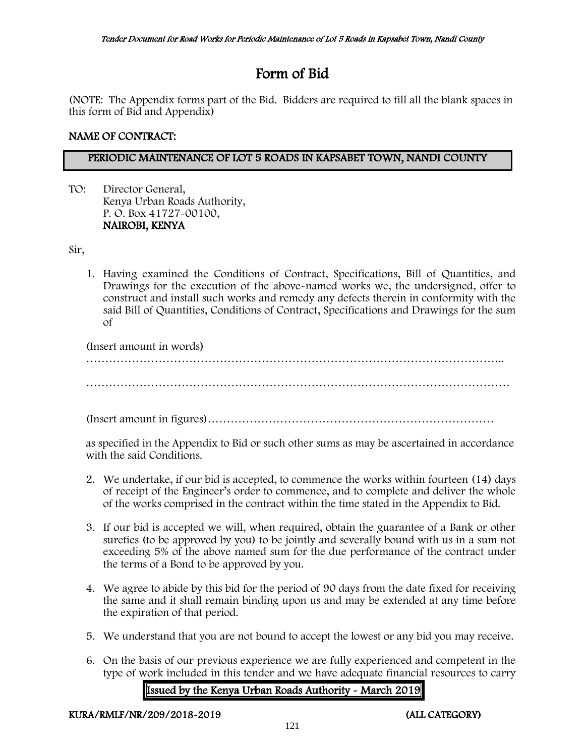# Form of Bid

(NOTE: The Appendix forms part of the Bid. Bidders are required to fill all the blank spaces in this form of Bid and Appendix)

**NAME OF CONTRACT:**

**PERIODIC MAINTENANCE OF LOT 5 ROADS IN KAPSABET TOWN, NANDI COUNTY**

TO: Director General,
Kenya Urban Roads Authority,
P. O. Box 41727-00100,
**NAIROBI, KENYA**

Sir,

1. Having examined the Conditions of Contract, Specifications, Bill of Quantities, and Drawings for the execution of the above-named works we, the undersigned, offer to construct and install such works and remedy any defects therein in conformity with the said Bill of Quantities, Conditions of Contract, Specifications and Drawings for the sum of

   (Insert amount in words)
   ……………………………………………………………………………………………..
   …………………………………………………………………………………………………

   (Insert amount in figures)…………………………………………………………………

   as specified in the Appendix to Bid or such other sums as may be ascertained in accordance with the said Conditions.

2. We undertake, if our bid is accepted, to commence the works within fourteen (14) days of receipt of the Engineer's order to commence, and to complete and deliver the whole of the works comprised in the contract within the time stated in the Appendix to Bid.

3. If our bid is accepted we will, when required, obtain the guarantee of a Bank or other sureties (to be approved by you) to be jointly and severally bound with us in a sum not exceeding 5% of the above named sum for the due performance of the contract under the terms of a Bond to be approved by you.

4. We agree to abide by this bid for the period of 90 days from the date fixed for receiving the same and it shall remain binding upon us and may be extended at any time before the expiration of that period.

5. We understand that you are not bound to accept the lowest or any bid you may receive.

6. On the basis of our previous experience we are fully experienced and competent in the type of work included in this tender and we have adequate financial resources to carry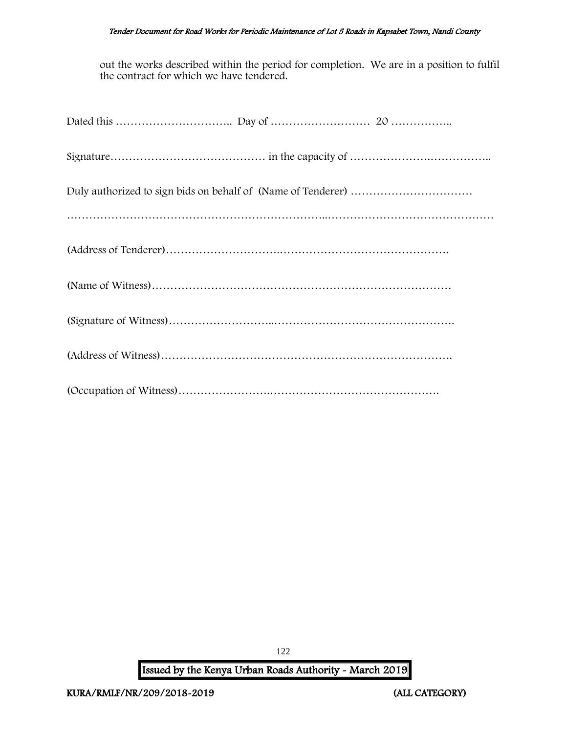out the works described within the period for completion. We are in a position to fulfil the contract for which we have tendered.

Dated this ………………………….. Day of ……………………… 20 ……………..

Signature…………………………………… in the capacity of ………………….…………….

Duly authorized to sign bids on behalf of (Name of Tenderer) ……………………………

………………………………………………………..………………………………………

(Address of Tenderer)……………………….……………………………………….

(Name of Witness)………………………………………………………………………

(Signature of Witness)……………………..………………………………………….

(Address of Witness)……………………………………………………………………

(Occupation of Witness)…………………….……………………………………….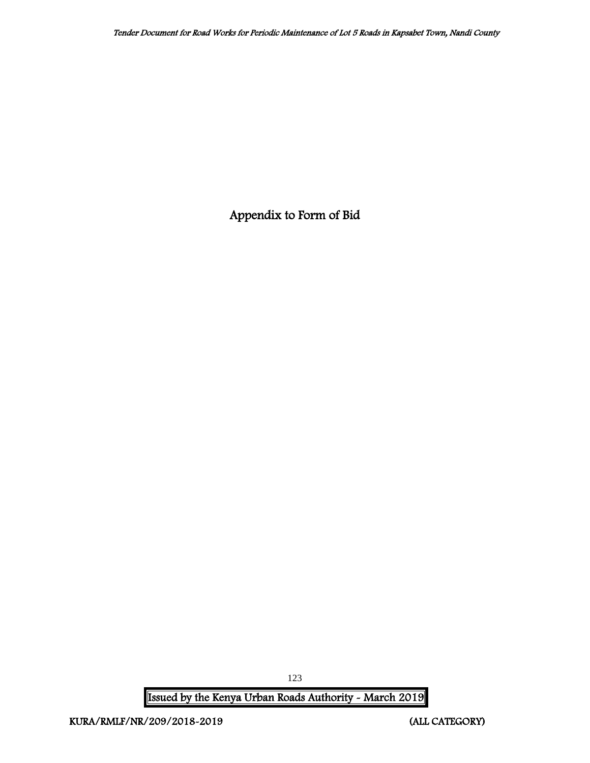# Appendix to Form of Bid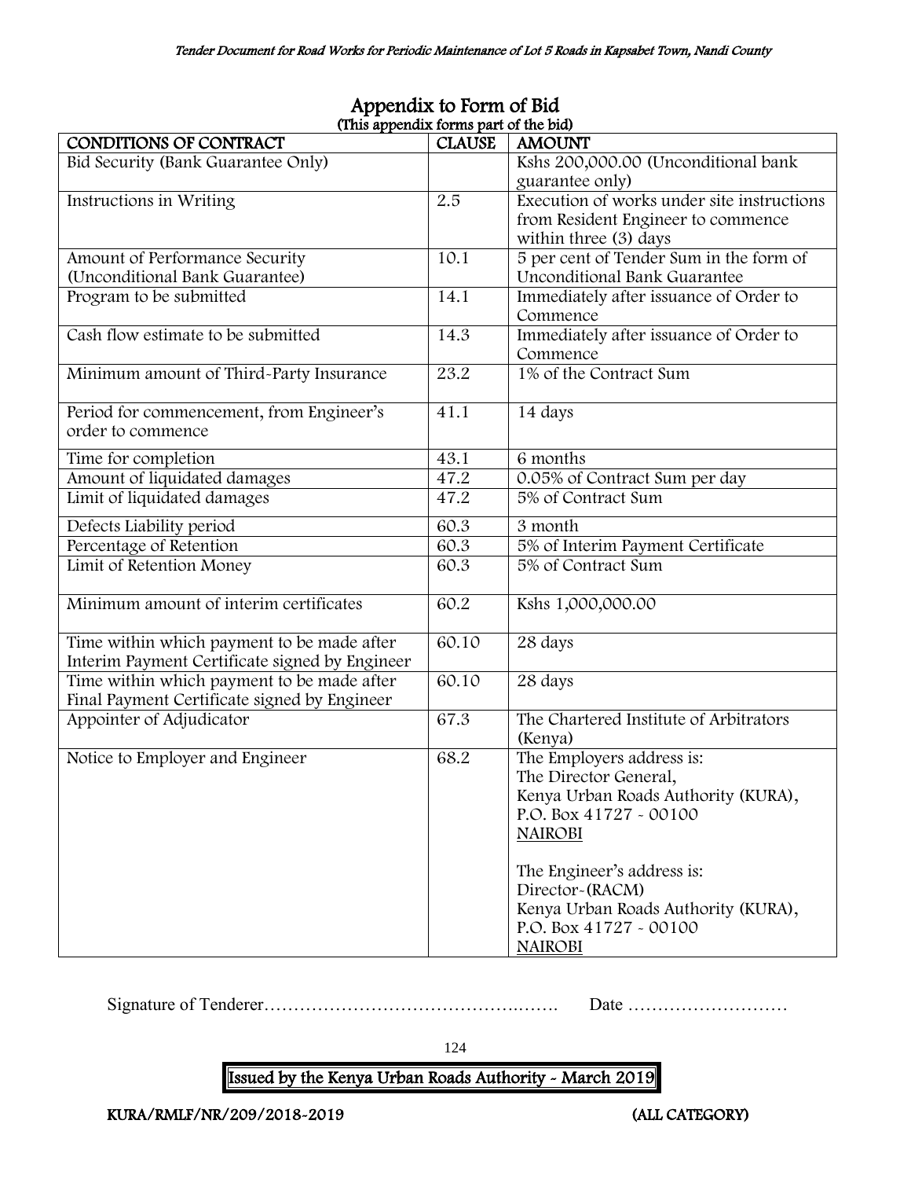# Appendix to Form of Bid

(This appendix forms part of the bid)

| CONDITIONS OF CONTRACT | CLAUSE | AMOUNT |
|---|---|---|
| Bid Security (Bank Guarantee Only) | | Kshs 200,000.00 (Unconditional bank guarantee only) |
| Instructions in Writing | 2.5 | Execution of works under site instructions from Resident Engineer to commence within three (3) days |
| Amount of Performance Security (Unconditional Bank Guarantee) | 10.1 | 5 per cent of Tender Sum in the form of Unconditional Bank Guarantee |
| Program to be submitted | 14.1 | Immediately after issuance of Order to Commence |
| Cash flow estimate to be submitted | 14.3 | Immediately after issuance of Order to Commence |
| Minimum amount of Third-Party Insurance | 23.2 | 1% of the Contract Sum |
| Period for commencement, from Engineer's order to commence | 41.1 | 14 days |
| Time for completion | 43.1 | 6 months |
| Amount of liquidated damages | 47.2 | 0.05% of Contract Sum per day |
| Limit of liquidated damages | 47.2 | 5% of Contract Sum |
| Defects Liability period | 60.3 | 3 month |
| Percentage of Retention | 60.3 | 5% of Interim Payment Certificate |
| Limit of Retention Money | 60.3 | 5% of Contract Sum |
| Minimum amount of interim certificates | 60.2 | Kshs 1,000,000.00 |
| Time within which payment to be made after Interim Payment Certificate signed by Engineer | 60.10 | 28 days |
| Time within which payment to be made after Final Payment Certificate signed by Engineer | 60.10 | 28 days |
| Appointer of Adjudicator | 67.3 | The Chartered Institute of Arbitrators (Kenya) |
| Notice to Employer and Engineer | 68.2 | The Employers address is:<br>The Director General,<br>Kenya Urban Roads Authority (KURA),<br>P.O. Box 41727 - 00100<br>NAIROBI<br><br>The Engineer's address is:<br>Director-(RACM)<br>Kenya Urban Roads Authority (KURA),<br>P.O. Box 41727 - 00100<br>NAIROBI |

Signature of Tenderer………………………………….……. Date ………………………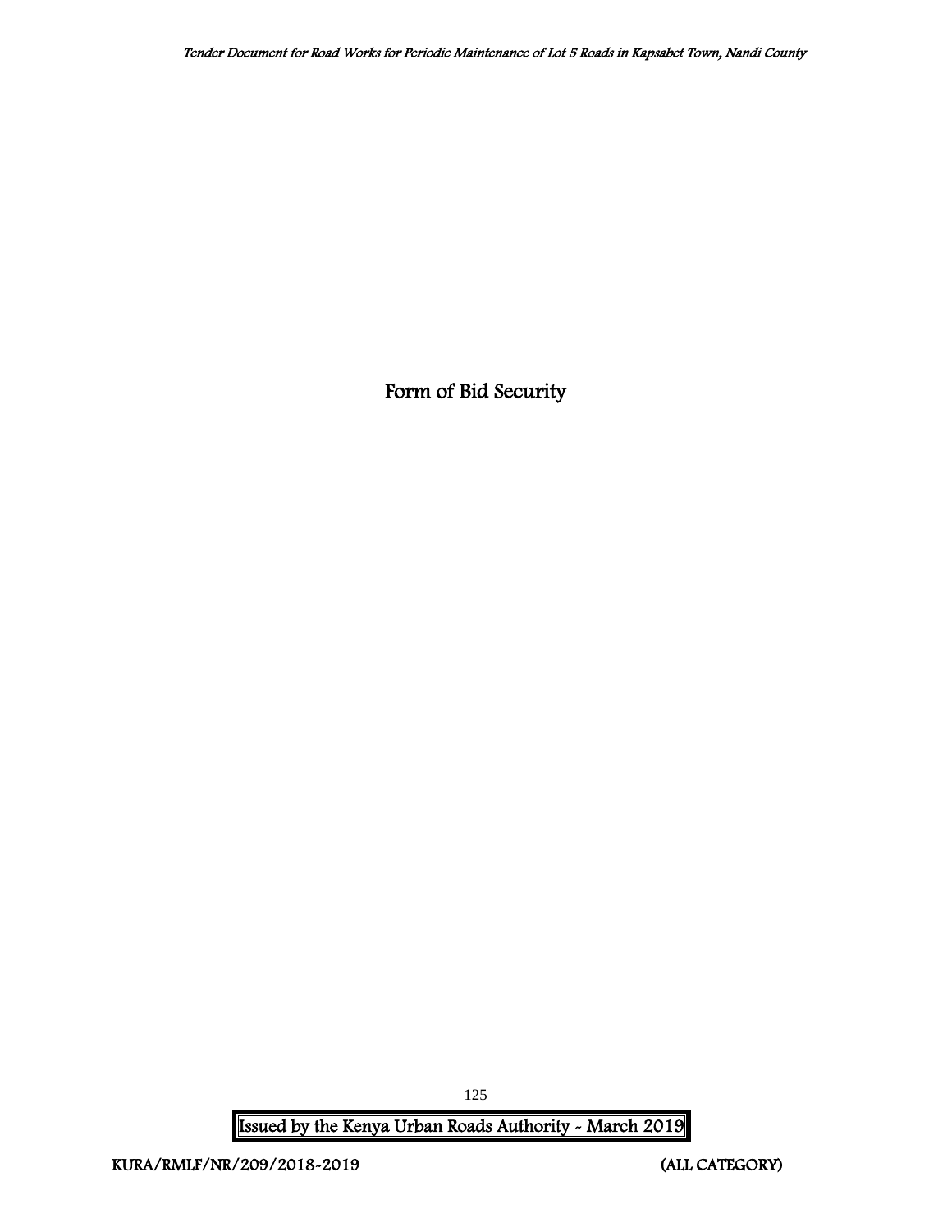# Form of Bid Security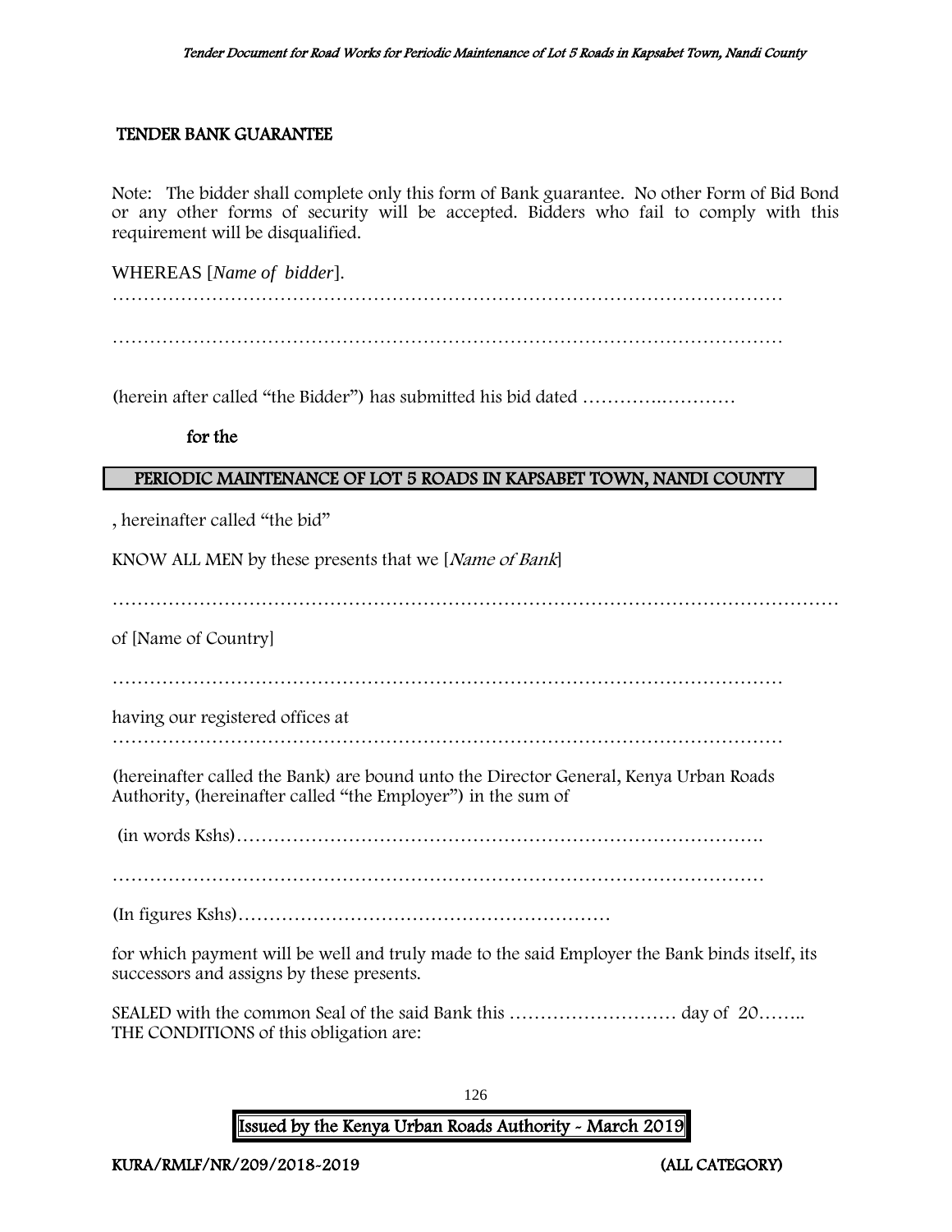## TENDER BANK GUARANTEE

Note: The bidder shall complete only this form of Bank guarantee. No other Form of Bid Bond or any other forms of security will be accepted. Bidders who fail to comply with this requirement will be disqualified.

WHEREAS [*Name of bidder*].

…………………………………………………………………………………………………

…………………………………………………………………………………………………

(herein after called "the Bidder") has submitted his bid dated ………….…………

**for the**

**PERIODIC MAINTENANCE OF LOT 5 ROADS IN KAPSABET TOWN, NANDI COUNTY**

, hereinafter called "the bid"

KNOW ALL MEN by these presents that we [*Name of Bank*]

……………………………………………………………………………………………………

of [Name of Country]

…………………………………………………………………………………………………

having our registered offices at

…………………………………………………………………………………………………

(hereinafter called the Bank) are bound unto the Director General, Kenya Urban Roads Authority, (hereinafter called "the Employer") in the sum of

(in words Kshs)……………………………………………………………………………

………………………………………………………………………………………………

(In figures Kshs)……………………………………………………

for which payment will be well and truly made to the said Employer the Bank binds itself, its successors and assigns by these presents.

SEALED with the common Seal of the said Bank this ……………………… day of 20…….. THE CONDITIONS of this obligation are: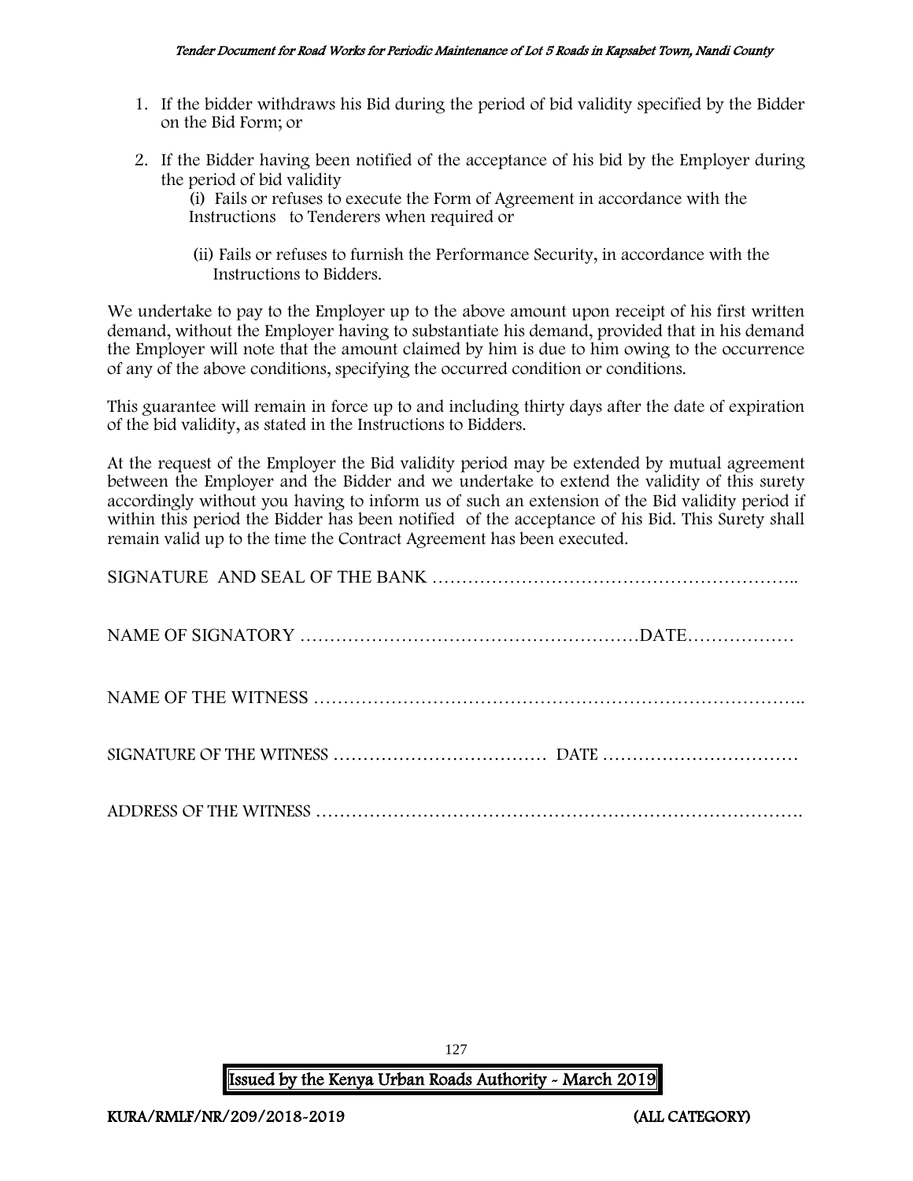1. If the bidder withdraws his Bid during the period of bid validity specified by the Bidder on the Bid Form; or

2. If the Bidder having been notified of the acceptance of his bid by the Employer during the period of bid validity

   (i) Fails or refuses to execute the Form of Agreement in accordance with the Instructions to Tenderers when required or

   (ii) Fails or refuses to furnish the Performance Security, in accordance with the Instructions to Bidders.

We undertake to pay to the Employer up to the above amount upon receipt of his first written demand, without the Employer having to substantiate his demand, provided that in his demand the Employer will note that the amount claimed by him is due to him owing to the occurrence of any of the above conditions, specifying the occurred condition or conditions.

This guarantee will remain in force up to and including thirty days after the date of expiration of the bid validity, as stated in the Instructions to Bidders.

At the request of the Employer the Bid validity period may be extended by mutual agreement between the Employer and the Bidder and we undertake to extend the validity of this surety accordingly without you having to inform us of such an extension of the Bid validity period if within this period the Bidder has been notified of the acceptance of his Bid. This Surety shall remain valid up to the time the Contract Agreement has been executed.

SIGNATURE AND SEAL OF THE BANK …………………………………………………..

NAME OF SIGNATORY …………………………………………………DATE………………

NAME OF THE WITNESS ………………………………………………………………..

SIGNATURE OF THE WITNESS ……………………………… DATE ……………………………

ADDRESS OF THE WITNESS ……………………………………………………………….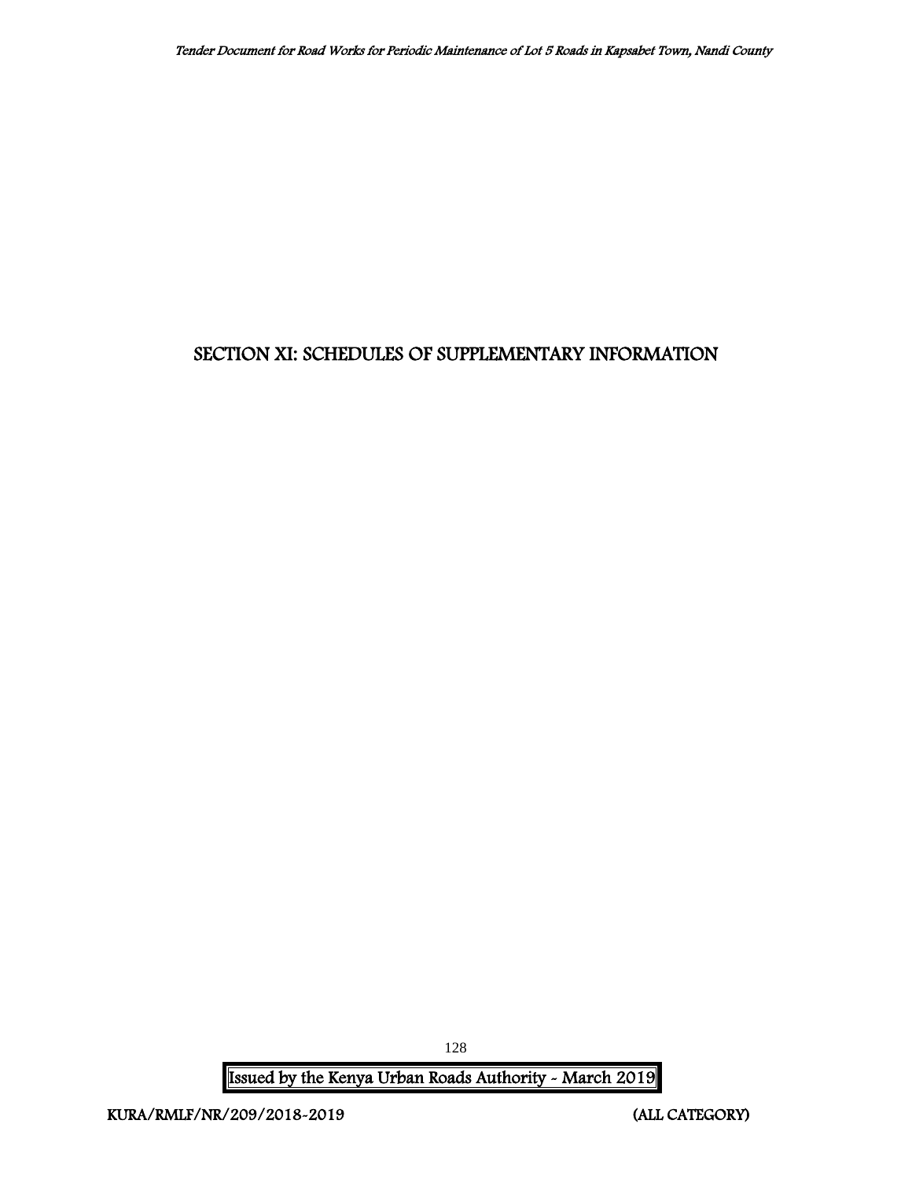# SECTION XI: SCHEDULES OF SUPPLEMENTARY INFORMATION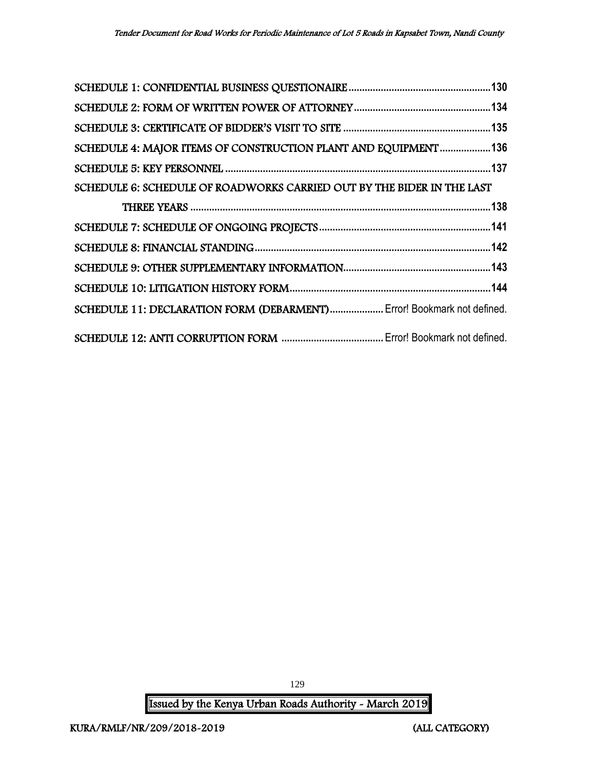SCHEDULE 1: CONFIDENTIAL BUSINESS QUESTIONAIRE....................................................130

SCHEDULE 2: FORM OF WRITTEN POWER OF ATTORNEY..................................................134

SCHEDULE 3: CERTIFICATE OF BIDDER'S VISIT TO SITE ......................................................135

SCHEDULE 4: MAJOR ITEMS OF CONSTRUCTION PLANT AND EQUIPMENT...................136

SCHEDULE 5: KEY PERSONNEL ..................................................................................................137

SCHEDULE 6: SCHEDULE OF ROADWORKS CARRIED OUT BY THE BIDER IN THE LAST THREE YEARS ...............................................................................................................138

SCHEDULE 7: SCHEDULE OF ONGOING PROJECTS................................................................141

SCHEDULE 8: FINANCIAL STANDING........................................................................................142

SCHEDULE 9: OTHER SUPPLEMENTARY INFORMATION.......................................................143

SCHEDULE 10: LITIGATION HISTORY FORM..........................................................................144

SCHEDULE 11: DECLARATION FORM (DEBARMENT).................... Error! Bookmark not defined.

SCHEDULE 12: ANTI CORRUPTION FORM ...................................... Error! Bookmark not defined.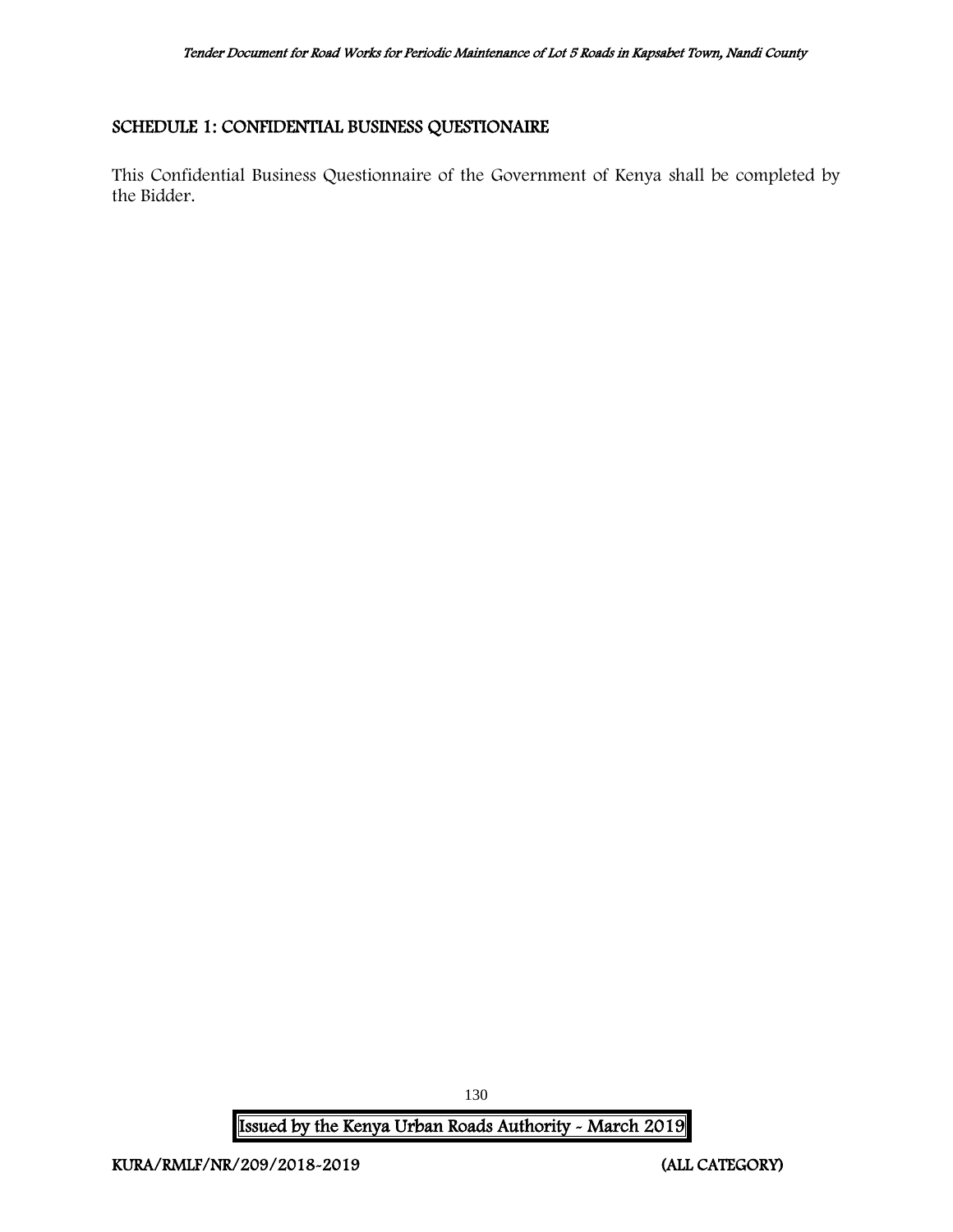## SCHEDULE 1: CONFIDENTIAL BUSINESS QUESTIONAIRE

This Confidential Business Questionnaire of the Government of Kenya shall be completed by the Bidder.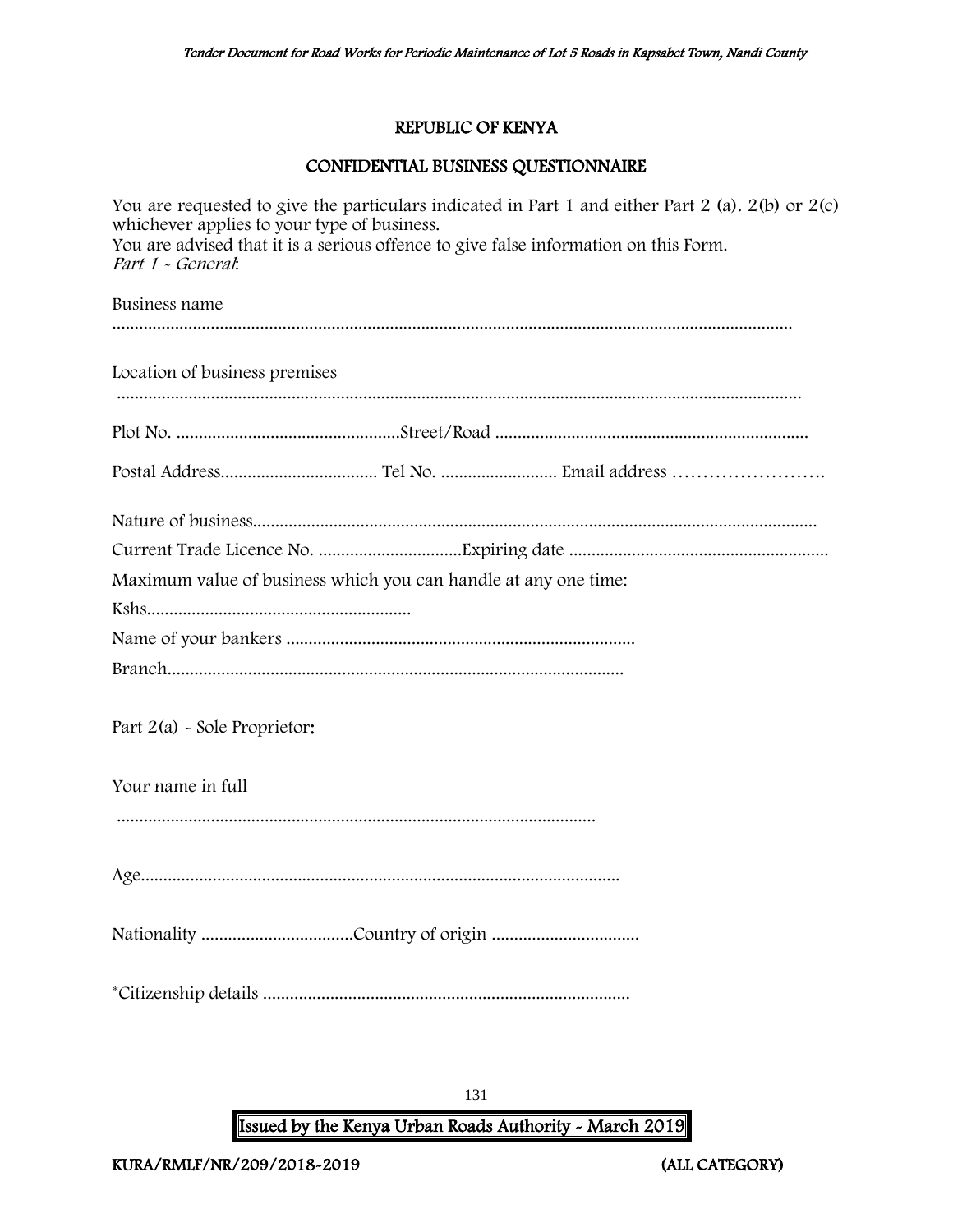## REPUBLIC OF KENYA

## CONFIDENTIAL BUSINESS QUESTIONNAIRE

You are requested to give the particulars indicated in Part 1 and either Part 2 (a). 2(b) or 2(c) whichever applies to your type of business.
You are advised that it is a serious offence to give false information on this Form.

*Part 1 - General*:

Business name

.......................................................................................................................................................

Location of business premises

.......................................................................................................................................................

Plot No. ..................................................Street/Road ......................................................................

Postal Address................................... Tel No. .......................... Email address …………………….

Nature of business.............................................................................................................................

Current Trade Licence No. ................................Expiring date ..........................................................

Maximum value of business which you can handle at any one time:

Kshs..........................................................

Name of your bankers .............................................................................

Branch.....................................................................................................

Part 2(a) - Sole Proprietor:

Your name in full

..........................................................................................................

Age.........................................................................................................

Nationality .................................Country of origin ................................

*Citizenship details ..................................................................................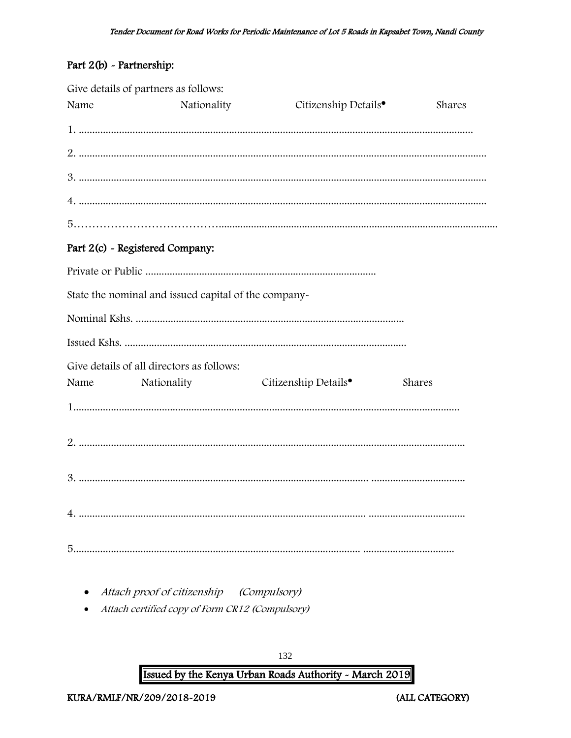### Part 2(b) - Partnership:

Give details of partners as follows:

Name Nationality Citizenship Details• Shares

1. ..................................................................................................................................................

2. ..................................................................................................................................................

3. ..................................................................................................................................................

4. ..................................................................................................................................................

5……………………………….........................................................................................................

### Part 2(c) - Registered Company:

Private or Public .....................................................................................

State the nominal and issued capital of the company-

Nominal Kshs. ...................................................................................................

Issued Kshs. ........................................................................................................

Give details of all directors as follows:

Name Nationality Citizenship Details• Shares

1..........................................................................................................................................

2. ..........................................................................................................................................

3. .......................................................................................................... ..................................

4. .......................................................................................................... ..................................

5.......................................................................................................... ..................................

- *Attach proof of citizenship (Compulsory)*
- *Attach certified copy of Form CR12 (Compulsory)*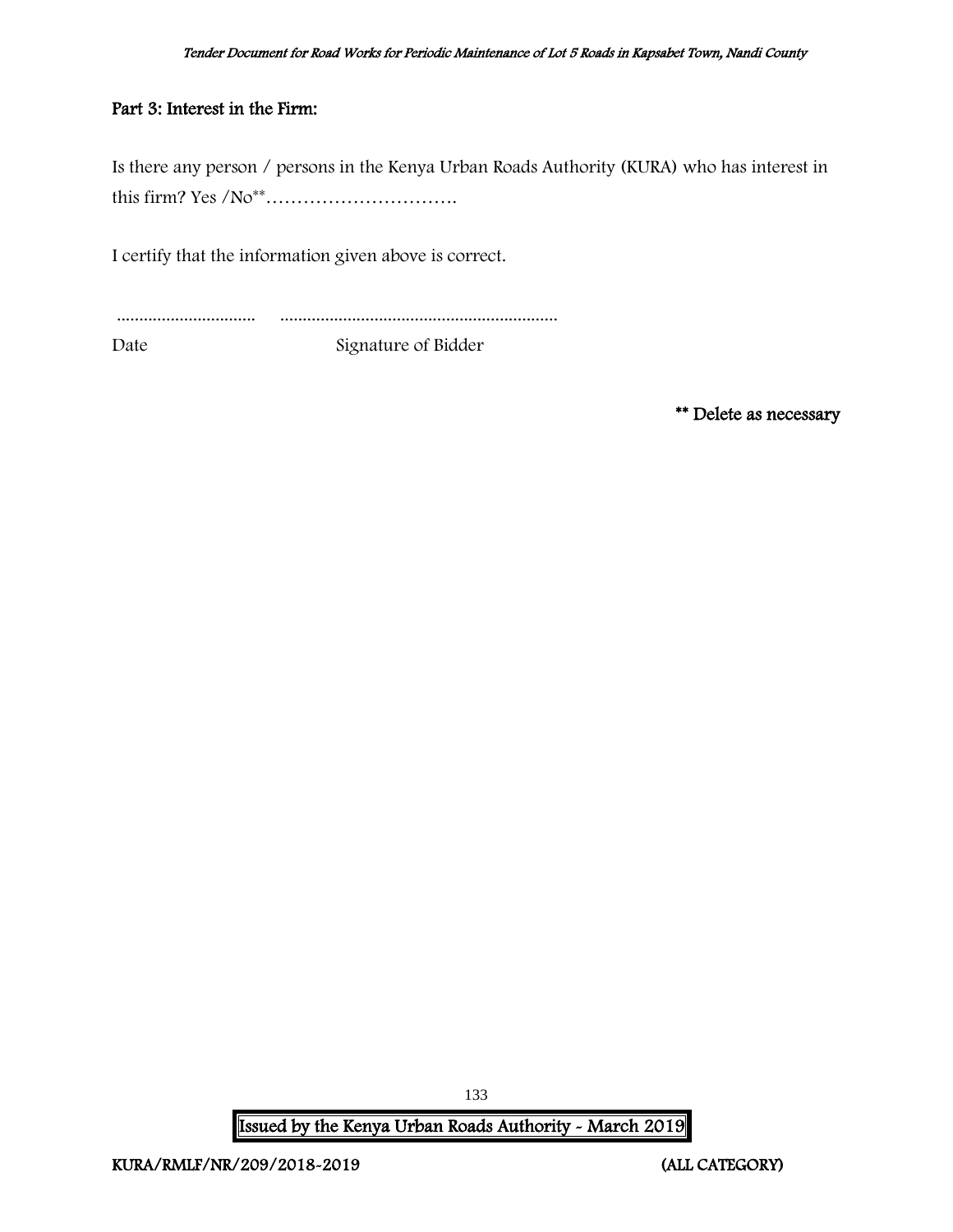**Part 3: Interest in the Firm:**

Is there any person / persons in the Kenya Urban Roads Authority (KURA) who has interest in this firm? Yes /No\*\*………………………….

I certify that the information given above is correct.

............................... ..............................................................

Date Signature of Bidder

**\*\* Delete as necessary**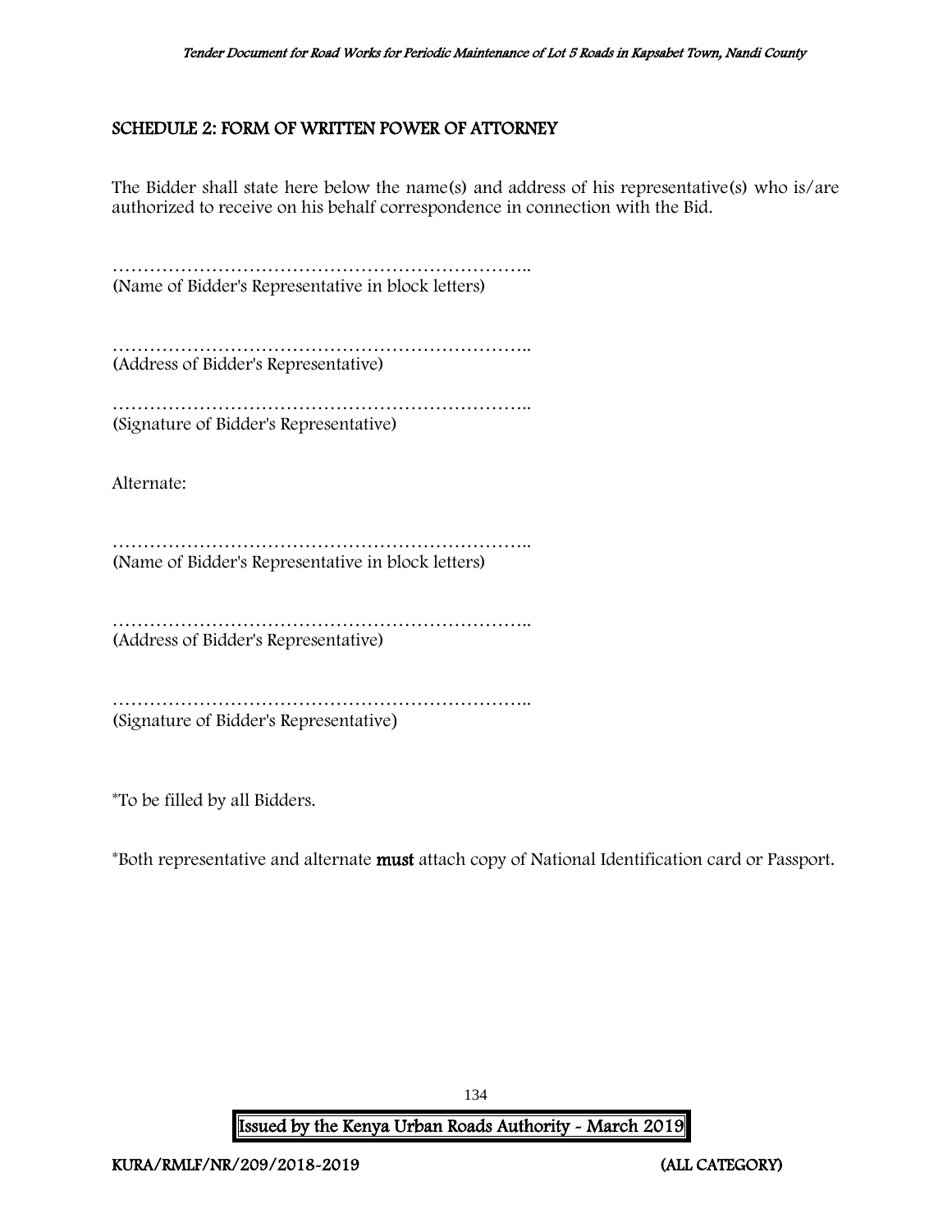## SCHEDULE 2: FORM OF WRITTEN POWER OF ATTORNEY

The Bidder shall state here below the name(s) and address of his representative(s) who is/are authorized to receive on his behalf correspondence in connection with the Bid.

…………………………………………………………..
(Name of Bidder's Representative in block letters)

…………………………………………………………..
(Address of Bidder's Representative)

…………………………………………………………..
(Signature of Bidder's Representative)

Alternate:

…………………………………………………………..
(Name of Bidder's Representative in block letters)

…………………………………………………………..
(Address of Bidder's Representative)

…………………………………………………………..
(Signature of Bidder's Representative)

*To be filled by all Bidders.

*Both representative and alternate **must** attach copy of National Identification card or Passport.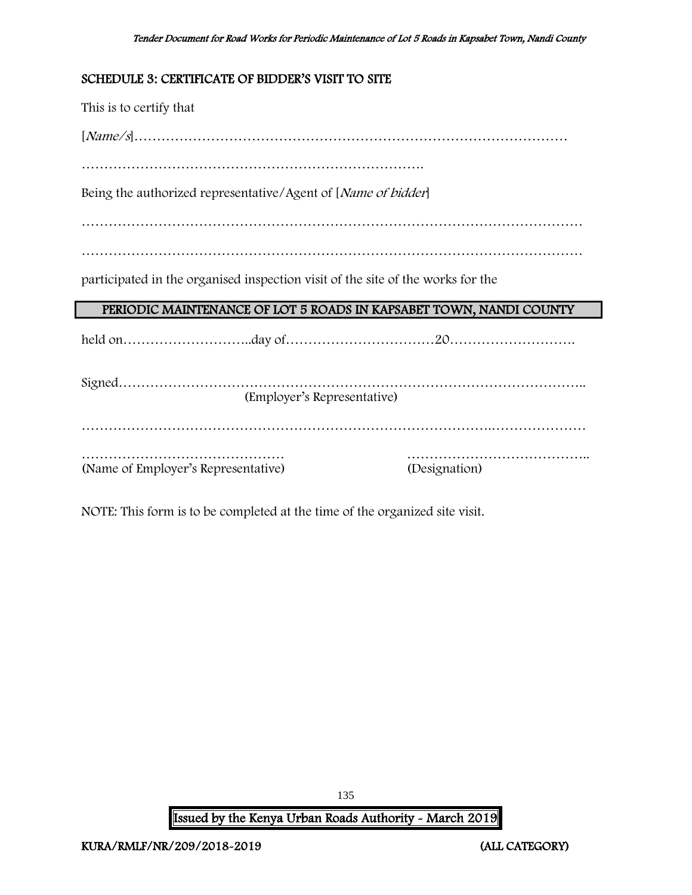## SCHEDULE 3: CERTIFICATE OF BIDDER'S VISIT TO SITE

This is to certify that

[*Name/s*]……………………………………………………………………………………

…………………………………………………………………….

Being the authorized representative/Agent of [*Name of bidder*]

……………………………………………………………………………………………………

……………………………………………………………………………………………………

participated in the organised inspection visit of the site of the works for the

**PERIODIC MAINTENANCE OF LOT 5 ROADS IN KAPSABET TOWN, NANDI COUNTY**

held on………………………..day of……………………………20……………………….

Signed………………………………………………………………………………………..
(Employer's Representative)

……………………………………………………………………………….…………………

……………………………………… (Name of Employer's Representative)

………………………………….. (Designation)

NOTE: This form is to be completed at the time of the organized site visit.

Issued by the Kenya Urban Roads Authority - March 2019

KURA/RMLF/NR/209/2018-2019 (ALL CATEGORY)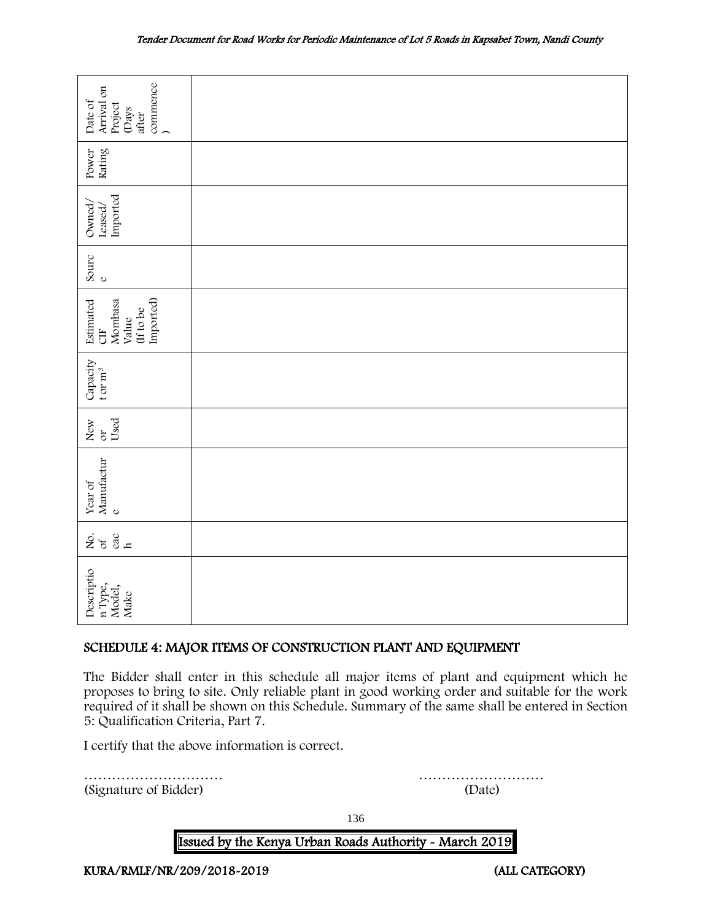| Description Type, Model, Make | No. of each | Year of Manufacture | New or Used | Capacity t or $m^3$ | Estimated CIF Mombasa Value (If to be Imported) | Source | Owned/ Leased/ Imported | Power Rating | Date of Arrival on Project (Days after commence) |
|---|---|---|---|---|---|---|---|---|---|
| | | | | | | | | | |

## SCHEDULE 4: MAJOR ITEMS OF CONSTRUCTION PLANT AND EQUIPMENT

The Bidder shall enter in this schedule all major items of plant and equipment which he proposes to bring to site. Only reliable plant in good working order and suitable for the work required of it shall be shown on this Schedule. Summary of the same shall be entered in Section 5: Qualification Criteria, Part 7.

I certify that the above information is correct.

………………………… (Signature of Bidder)

……………………… (Date)

Issued by the Kenya Urban Roads Authority - March 2019

KURA/RMLF/NR/209/2018-2019 (ALL CATEGORY)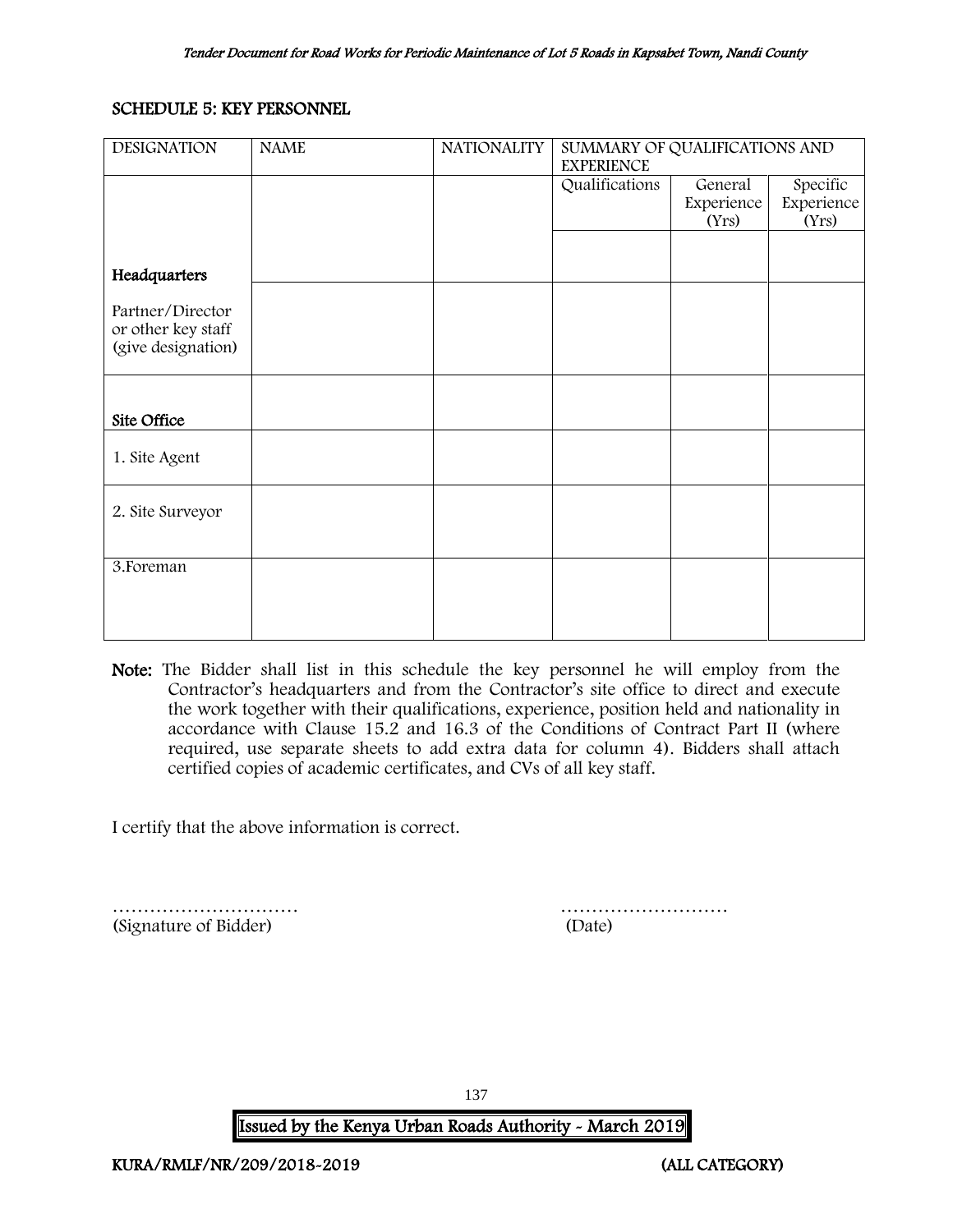## SCHEDULE 5: KEY PERSONNEL

| DESIGNATION | NAME | NATIONALITY | SUMMARY OF QUALIFICATIONS AND EXPERIENCE | | |
|---|---|---|---|---|---|
| | | | Qualifications | General Experience (Yrs) | Specific Experience (Yrs) |
| **Headquarters** | | | | | |
| Partner/Director or other key staff (give designation) | | | | | |
| **Site Office** | | | | | |
| 1. Site Agent | | | | | |
| 2. Site Surveyor | | | | | |
| 3.Foreman | | | | | |

**Note:** The Bidder shall list in this schedule the key personnel he will employ from the Contractor's headquarters and from the Contractor's site office to direct and execute the work together with their qualifications, experience, position held and nationality in accordance with Clause 15.2 and 16.3 of the Conditions of Contract Part II (where required, use separate sheets to add extra data for column 4). Bidders shall attach certified copies of academic certificates, and CVs of all key staff.

I certify that the above information is correct.

………………………… (Signature of Bidder)

……………………… (Date)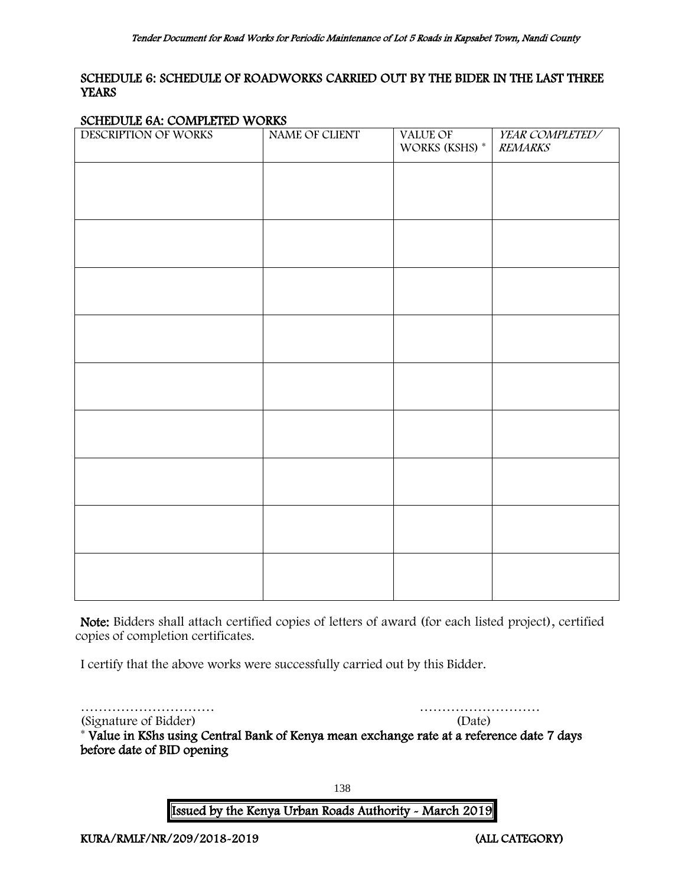## SCHEDULE 6: SCHEDULE OF ROADWORKS CARRIED OUT BY THE BIDER IN THE LAST THREE YEARS

### SCHEDULE 6A: COMPLETED WORKS

| DESCRIPTION OF WORKS | NAME OF CLIENT | VALUE OF WORKS (KSHS) * | *YEAR COMPLETED/ REMARKS* |
|---|---|---|---|
| | | | |
| | | | |
| | | | |
| | | | |
| | | | |
| | | | |
| | | | |
| | | | |
| | | | |

**Note:** Bidders shall attach certified copies of letters of award (for each listed project), certified copies of completion certificates.

I certify that the above works were successfully carried out by this Bidder.

………………………… ………………………

(Signature of Bidder) (Date)

**\* Value in KShs using Central Bank of Kenya mean exchange rate at a reference date 7 days before date of BID opening**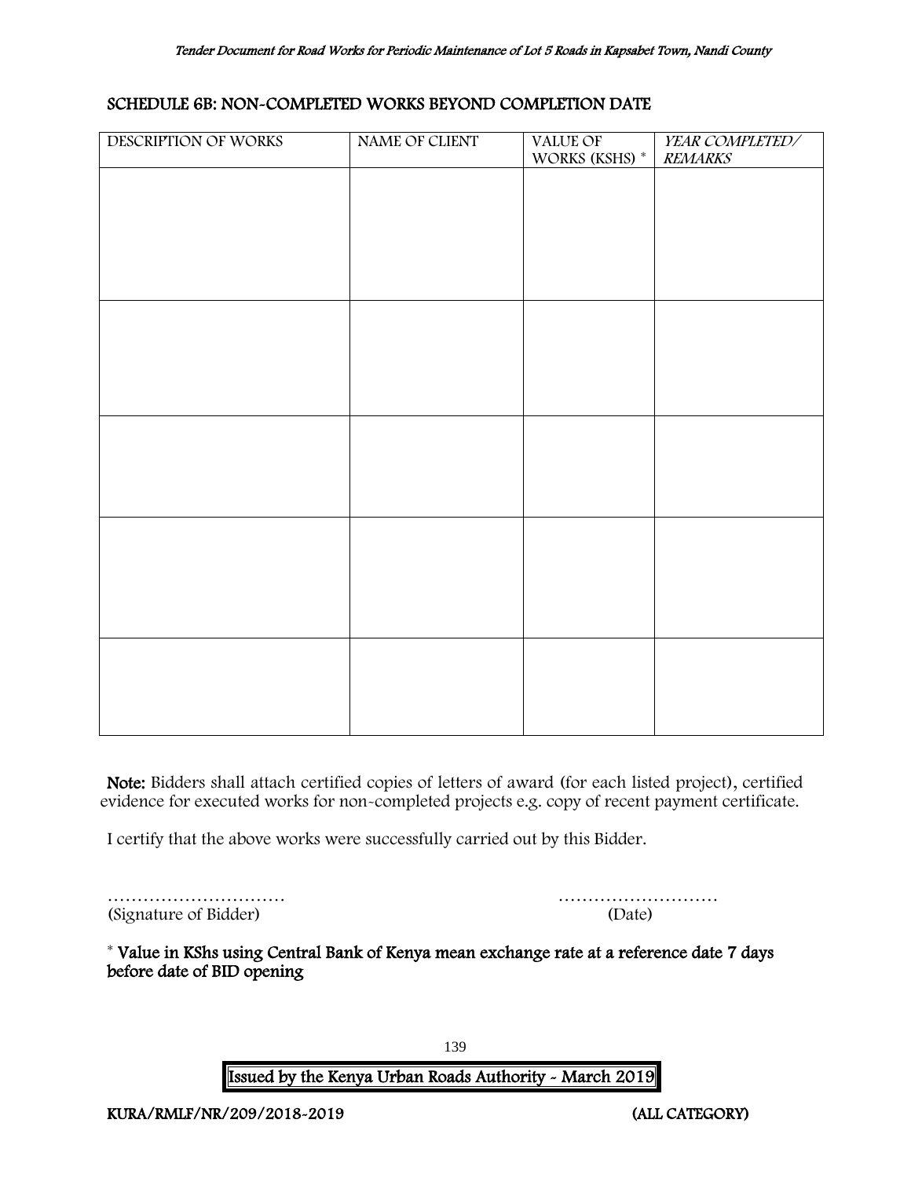## SCHEDULE 6B: NON-COMPLETED WORKS BEYOND COMPLETION DATE

| DESCRIPTION OF WORKS | NAME OF CLIENT | VALUE OF WORKS (KSHS) * | *YEAR COMPLETED/ REMARKS* |
|---|---|---|---|
| | | | |
| | | | |
| | | | |
| | | | |
| | | | |

**Note:** Bidders shall attach certified copies of letters of award (for each listed project), certified evidence for executed works for non-completed projects e.g. copy of recent payment certificate.

I certify that the above works were successfully carried out by this Bidder.

………………………… (Signature of Bidder)

……………………… (Date)

**\* Value in KShs using Central Bank of Kenya mean exchange rate at a reference date 7 days before date of BID opening**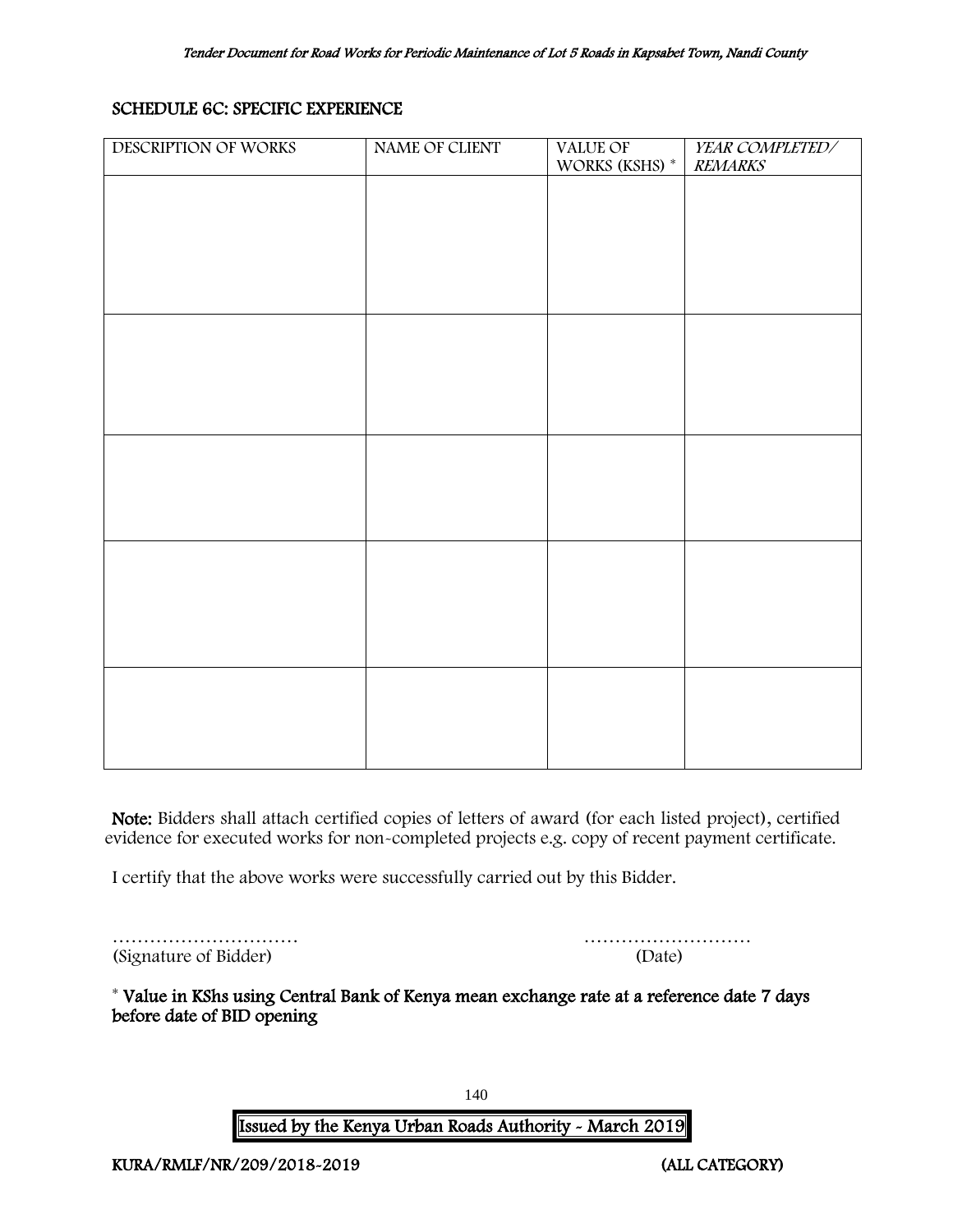## SCHEDULE 6C: SPECIFIC EXPERIENCE

| DESCRIPTION OF WORKS | NAME OF CLIENT | VALUE OF WORKS (KSHS) * | *YEAR COMPLETED/ REMARKS* |
|---|---|---|---|
| | | | |
| | | | |
| | | | |
| | | | |
| | | | |

**Note:** Bidders shall attach certified copies of letters of award (for each listed project), certified evidence for executed works for non-completed projects e.g. copy of recent payment certificate.

I certify that the above works were successfully carried out by this Bidder.

………………………… ………………………
(Signature of Bidder) (Date)

**\* Value in KShs using Central Bank of Kenya mean exchange rate at a reference date 7 days before date of BID opening**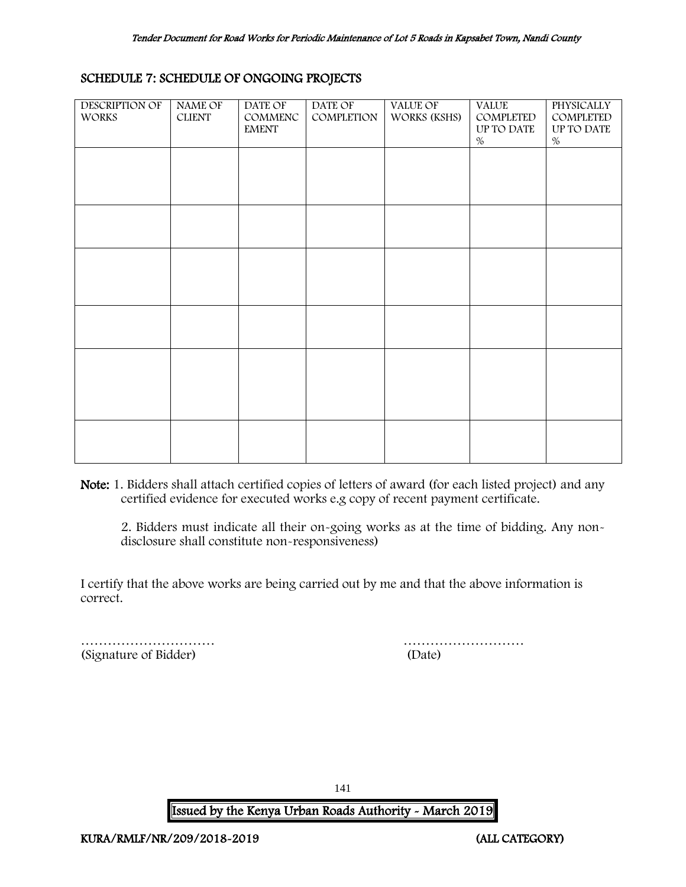## SCHEDULE 7: SCHEDULE OF ONGOING PROJECTS

| DESCRIPTION OF WORKS | NAME OF CLIENT | DATE OF COMMENCEMENT | DATE OF COMPLETION | VALUE OF WORKS (KSHS) | VALUE COMPLETED UP TO DATE % | PHYSICALLY COMPLETED UP TO DATE % |
|---|---|---|---|---|---|---|
| | | | | | | |
| | | | | | | |
| | | | | | | |
| | | | | | | |
| | | | | | | |
| | | | | | | |

**Note:** 1. Bidders shall attach certified copies of letters of award (for each listed project) and any certified evidence for executed works e.g copy of recent payment certificate.

2. Bidders must indicate all their on-going works as at the time of bidding. Any non-disclosure shall constitute non-responsiveness)

I certify that the above works are being carried out by me and that the above information is correct.

…………………………                                        ………………………
(Signature of Bidder)                                        (Date)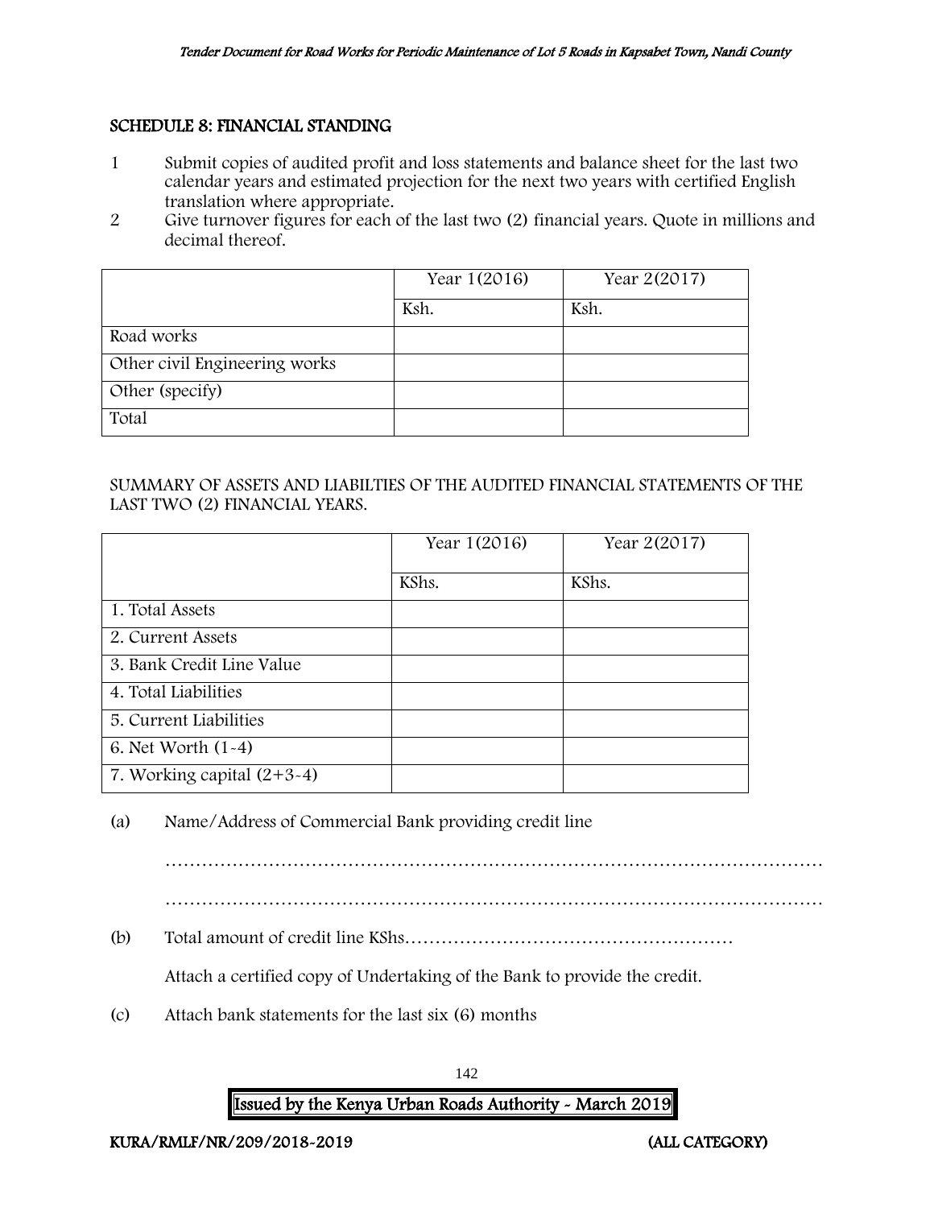## SCHEDULE 8: FINANCIAL STANDING

1. Submit copies of audited profit and loss statements and balance sheet for the last two calendar years and estimated projection for the next two years with certified English translation where appropriate.
2. Give turnover figures for each of the last two (2) financial years. Quote in millions and decimal thereof.

| | Year 1(2016) | Year 2(2017) |
|---|---|---|
| | Ksh. | Ksh. |
| Road works | | |
| Other civil Engineering works | | |
| Other (specify) | | |
| Total | | |

SUMMARY OF ASSETS AND LIABILTIES OF THE AUDITED FINANCIAL STATEMENTS OF THE LAST TWO (2) FINANCIAL YEARS.

| | Year 1(2016) | Year 2(2017) |
|---|---|---|
| | KShs. | KShs. |
| 1. Total Assets | | |
| 2. Current Assets | | |
| 3. Bank Credit Line Value | | |
| 4. Total Liabilities | | |
| 5. Current Liabilities | | |
| 6. Net Worth (1-4) | | |
| 7. Working capital (2+3-4) | | |

(a) Name/Address of Commercial Bank providing credit line

…………………………………………………………………………………………………

…………………………………………………………………………………………………

(b) Total amount of credit line KShs………………………………………………

Attach a certified copy of Undertaking of the Bank to provide the credit.

(c) Attach bank statements for the last six (6) months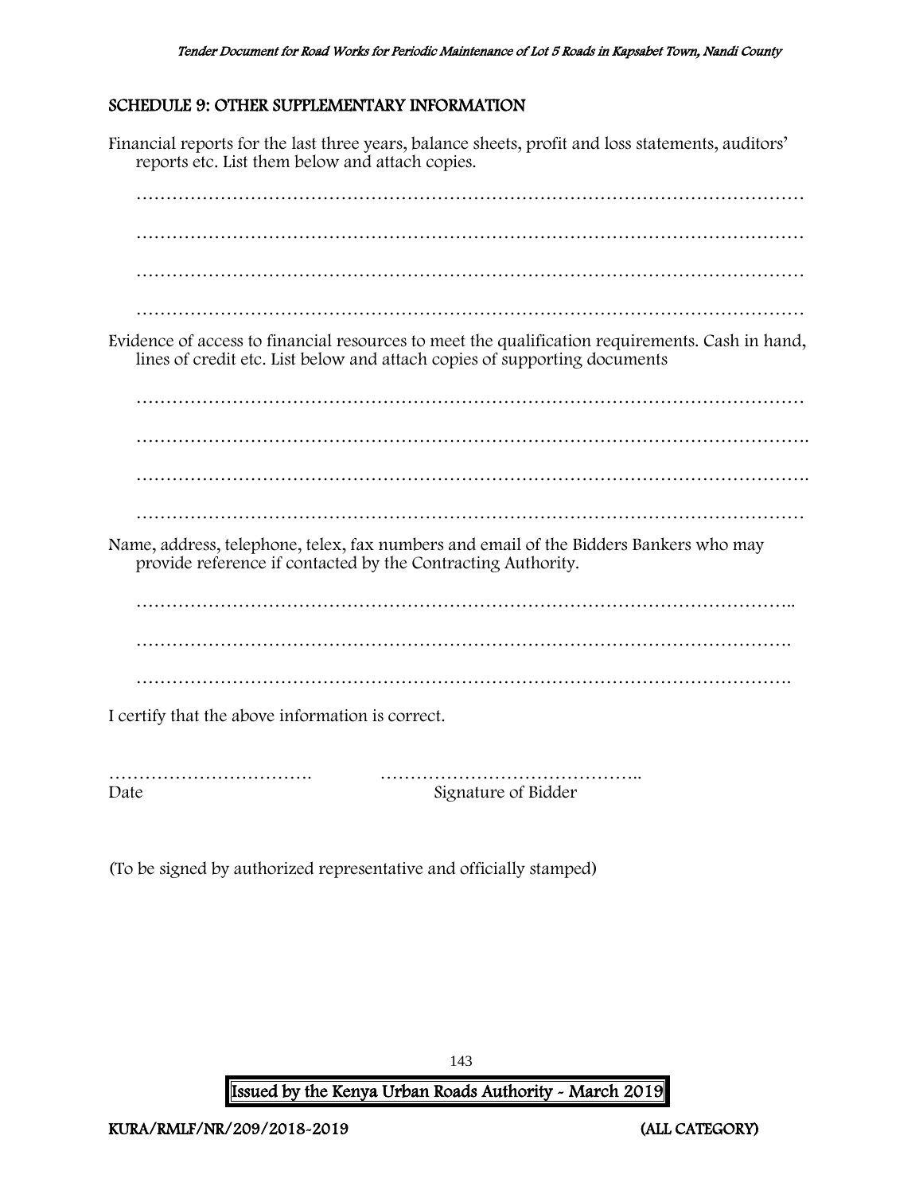## SCHEDULE 9: OTHER SUPPLEMENTARY INFORMATION

Financial reports for the last three years, balance sheets, profit and loss statements, auditors' reports etc. List them below and attach copies.

…………………………………………………………………………………………………

…………………………………………………………………………………………………

…………………………………………………………………………………………………

…………………………………………………………………………………………………

Evidence of access to financial resources to meet the qualification requirements. Cash in hand, lines of credit etc. List below and attach copies of supporting documents

…………………………………………………………………………………………………

………………………………………………………………………………………………….

………………………………………………………………………………………………….

…………………………………………………………………………………………………

Name, address, telephone, telex, fax numbers and email of the Bidders Bankers who may provide reference if contacted by the Contracting Authority.

………………………………………………………………………………………………..

……………………………………………………………………………………………….

……………………………………………………………………………………………….

I certify that the above information is correct.

……………………………. ……………………………………..

Date Signature of Bidder

(To be signed by authorized representative and officially stamped)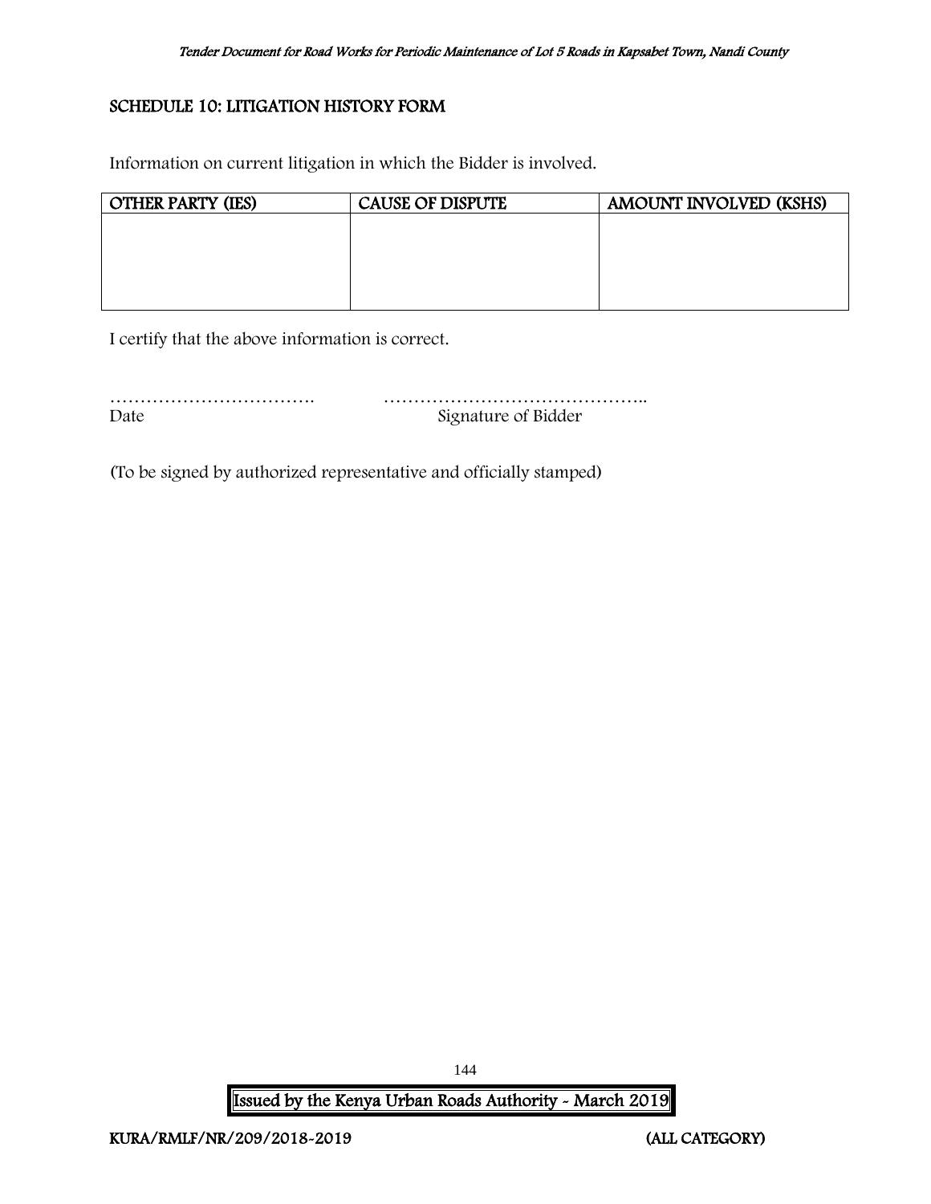## SCHEDULE 10: LITIGATION HISTORY FORM

Information on current litigation in which the Bidder is involved.

| OTHER PARTY (IES) | CAUSE OF DISPUTE | AMOUNT INVOLVED (KSHS) |
| --- | --- | --- |
| | | |

I certify that the above information is correct.

……………………………. ……………………………………..
Date Signature of Bidder

(To be signed by authorized representative and officially stamped)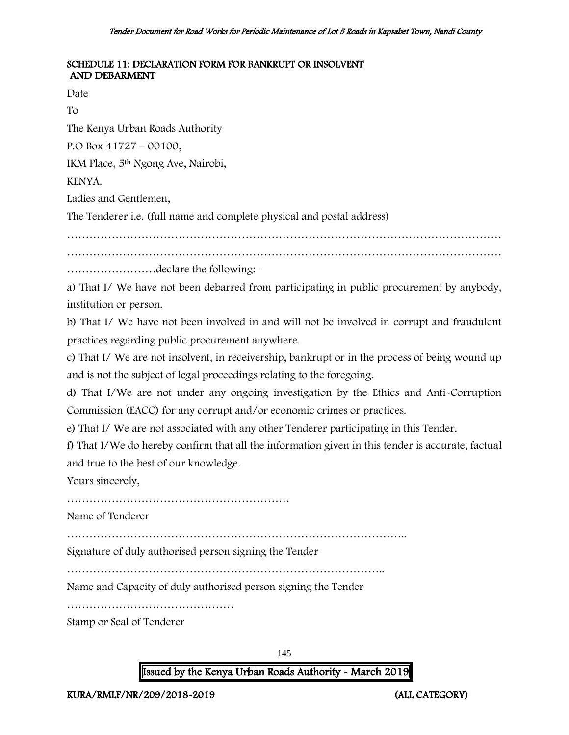## SCHEDULE 11: DECLARATION FORM FOR BANKRUPT OR INSOLVENT AND DEBARMENT

Date

To

The Kenya Urban Roads Authority

P.O Box 41727 – 00100,

IKM Place, 5th Ngong Ave, Nairobi,

KENYA.

Ladies and Gentlemen,

The Tenderer i.e. (full name and complete physical and postal address)

…………………………………………………………………………………………………………

…………………………………………………………………………………………………………

……………………declare the following: -

a) That I/ We have not been debarred from participating in public procurement by anybody, institution or person.

b) That I/ We have not been involved in and will not be involved in corrupt and fraudulent practices regarding public procurement anywhere.

c) That I/ We are not insolvent, in receivership, bankrupt or in the process of being wound up and is not the subject of legal proceedings relating to the foregoing.

d) That I/We are not under any ongoing investigation by the Ethics and Anti-Corruption Commission (EACC) for any corrupt and/or economic crimes or practices.

e) That I/ We are not associated with any other Tenderer participating in this Tender.

f) That I/We do hereby confirm that all the information given in this tender is accurate, factual and true to the best of our knowledge.

Yours sincerely,

……………………………………………………

Name of Tenderer

………………………………………………………………………………..

Signature of duly authorised person signing the Tender

…………………………………………………………………………..

Name and Capacity of duly authorised person signing the Tender

………………………………………

Stamp or Seal of Tenderer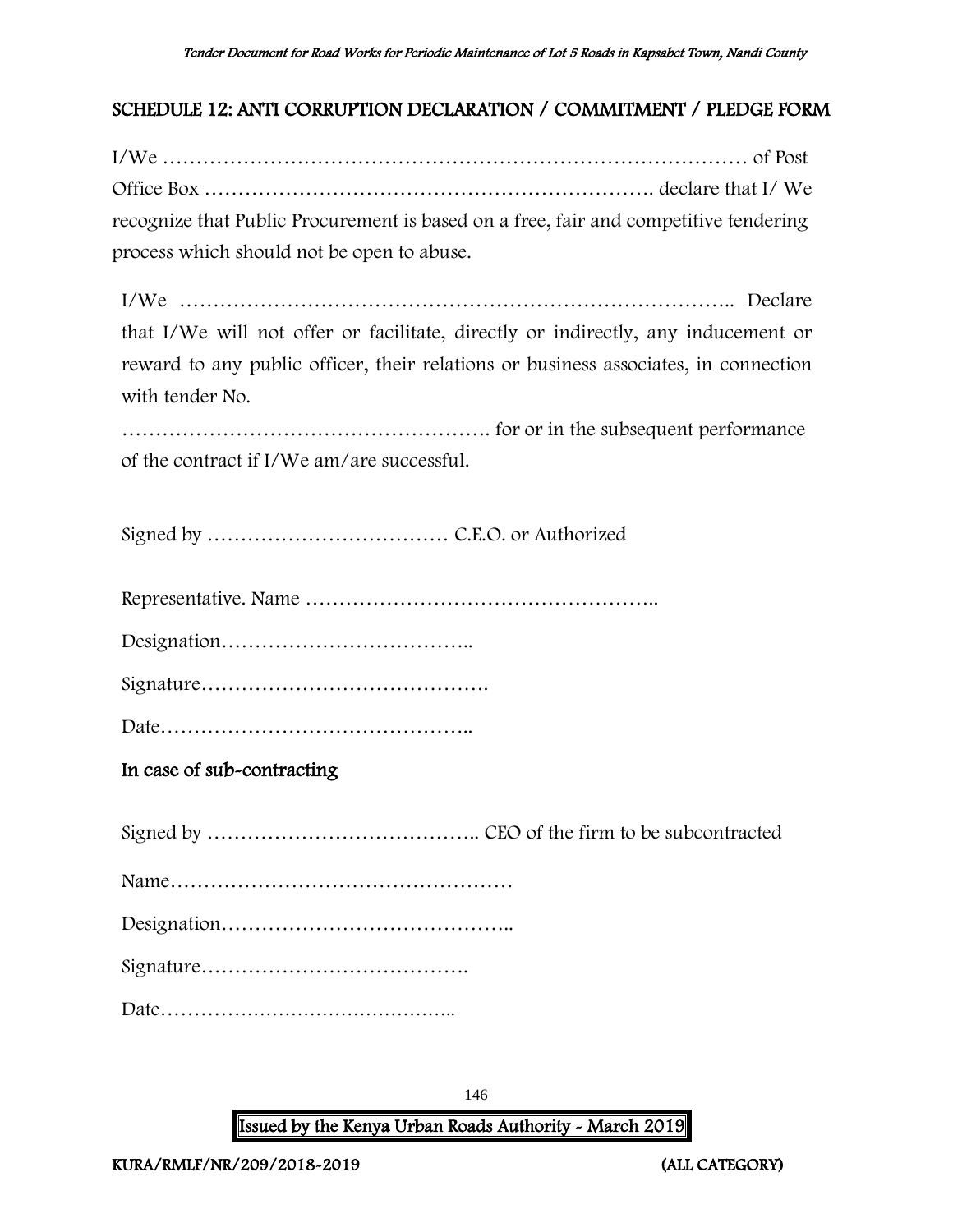## SCHEDULE 12: ANTI CORRUPTION DECLARATION / COMMITMENT / PLEDGE FORM

I/We ……………………………………………………………………………… of Post Office Box ………………………………………………………… declare that I/ We recognize that Public Procurement is based on a free, fair and competitive tendering process which should not be open to abuse.

I/We ……………………………………………………………………….. Declare that I/We will not offer or facilitate, directly or indirectly, any inducement or reward to any public officer, their relations or business associates, in connection with tender No.

………………………………………………. for or in the subsequent performance of the contract if I/We am/are successful.

Signed by ……………………………… C.E.O. or Authorized

Representative. Name ……………………………………………..

Designation………………………………..

Signature…………………………………….

Date………………………………………..

### In case of sub-contracting

Signed by ………………………………….. CEO of the firm to be subcontracted

Name……………………………………………

Designation……………………………………..

Signature………………………………….

Date………………………………………..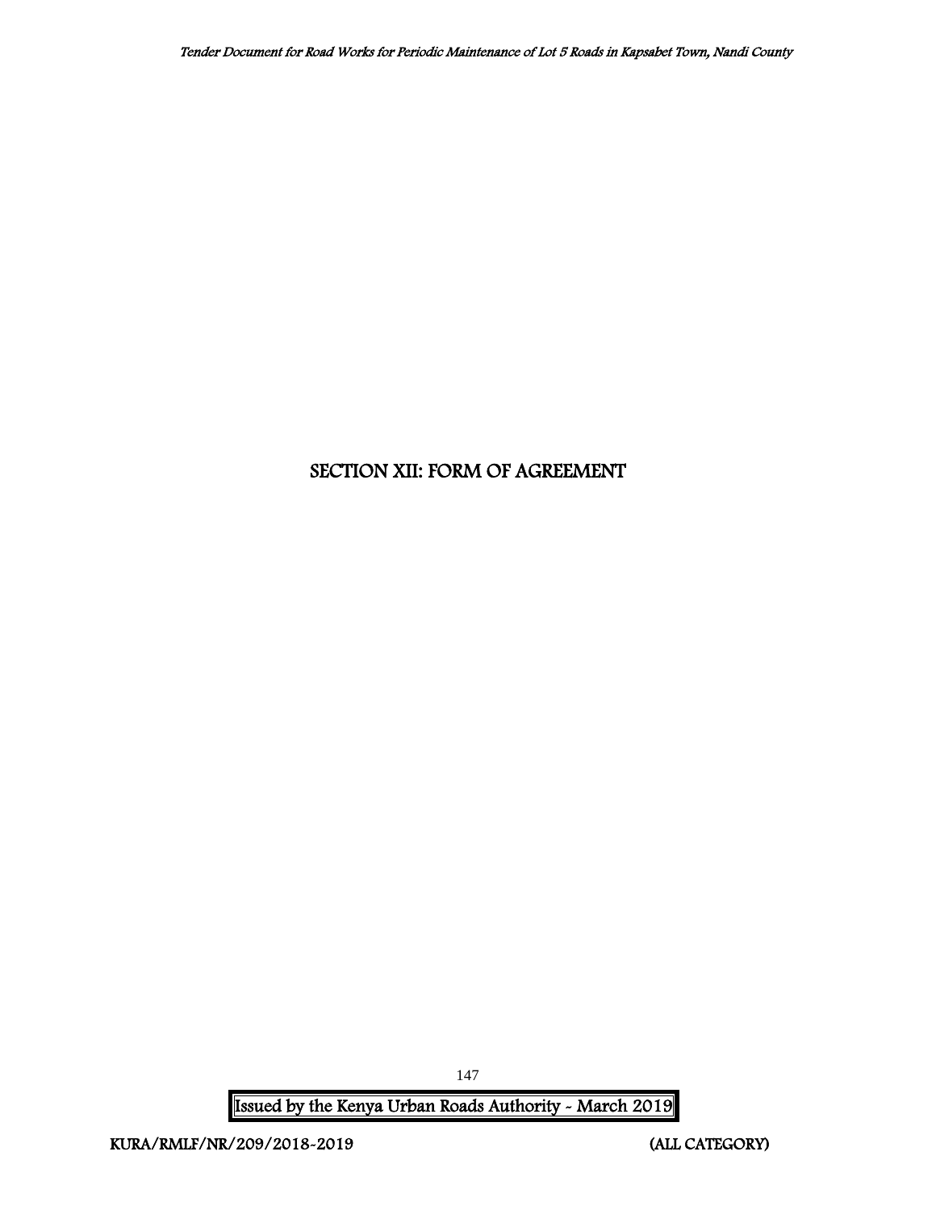# SECTION XII: FORM OF AGREEMENT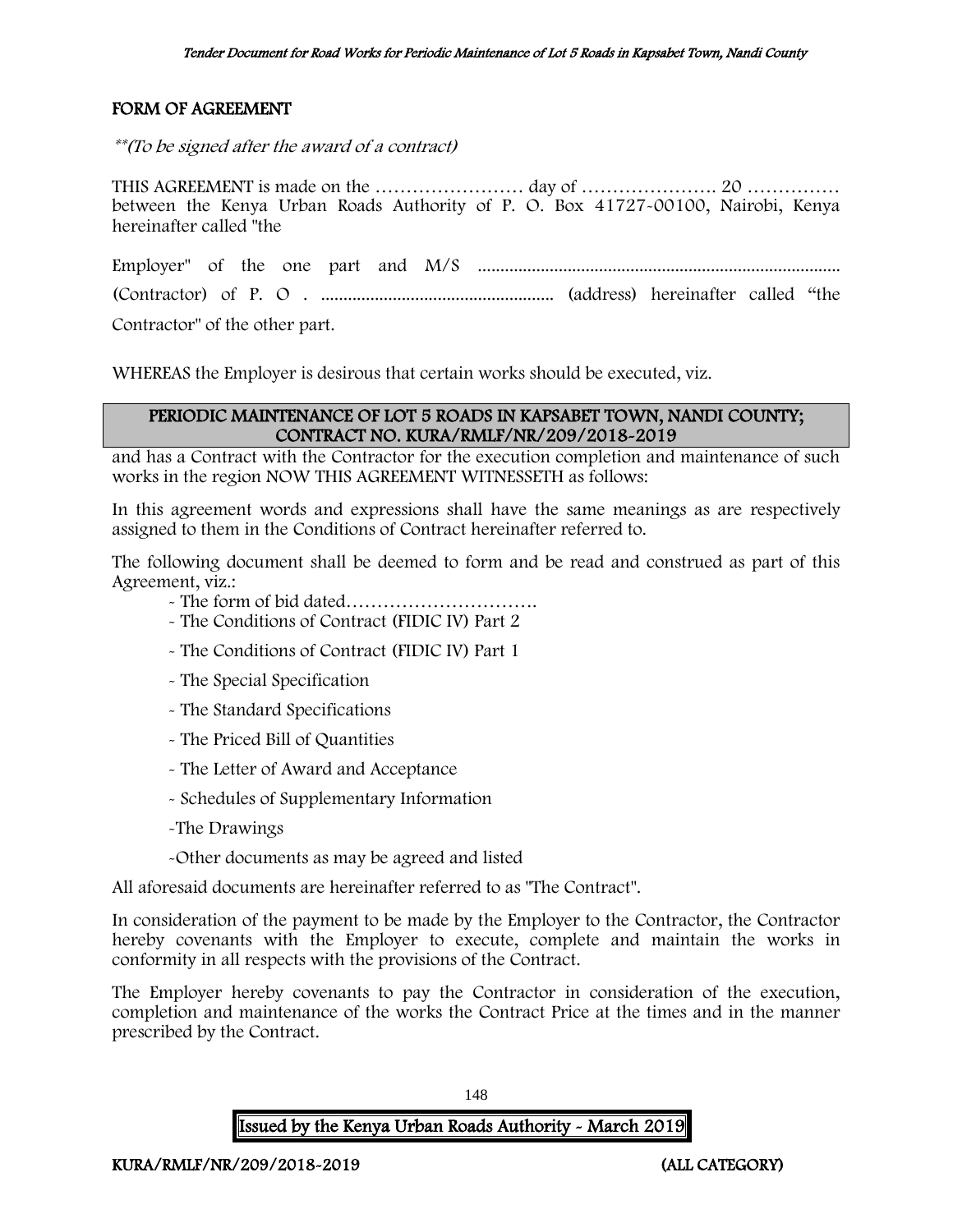## FORM OF AGREEMENT

*\*\*(To be signed after the award of a contract)*

THIS AGREEMENT is made on the …………………… day of …………………. 20 …………… between the Kenya Urban Roads Authority of P. O. Box 41727-00100, Nairobi, Kenya hereinafter called "the

Employer" of the one part and M/S ................................................................................

(Contractor) of P. O . .................................................... (address) hereinafter called "the

Contractor" of the other part.

WHEREAS the Employer is desirous that certain works should be executed, viz.

**PERIODIC MAINTENANCE OF LOT 5 ROADS IN KAPSABET TOWN, NANDI COUNTY; CONTRACT NO. KURA/RMLF/NR/209/2018-2019**

and has a Contract with the Contractor for the execution completion and maintenance of such works in the region NOW THIS AGREEMENT WITNESSETH as follows:

In this agreement words and expressions shall have the same meanings as are respectively assigned to them in the Conditions of Contract hereinafter referred to.

The following document shall be deemed to form and be read and construed as part of this Agreement, viz.:

- The form of bid dated………………………….
- The Conditions of Contract (FIDIC IV) Part 2
- The Conditions of Contract (FIDIC IV) Part 1
- The Special Specification
- The Standard Specifications
- The Priced Bill of Quantities
- The Letter of Award and Acceptance
- Schedules of Supplementary Information
- The Drawings
- Other documents as may be agreed and listed

All aforesaid documents are hereinafter referred to as "The Contract".

In consideration of the payment to be made by the Employer to the Contractor, the Contractor hereby covenants with the Employer to execute, complete and maintain the works in conformity in all respects with the provisions of the Contract.

The Employer hereby covenants to pay the Contractor in consideration of the execution, completion and maintenance of the works the Contract Price at the times and in the manner prescribed by the Contract.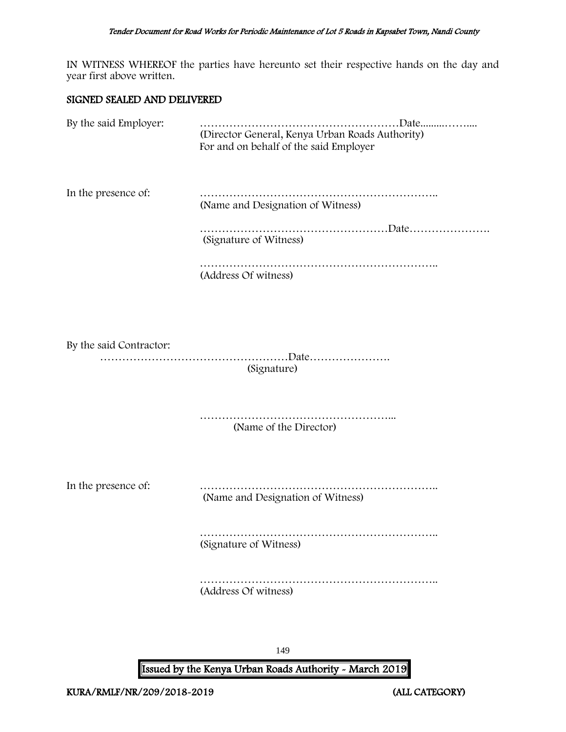IN WITNESS WHEREOF the parties have hereunto set their respective hands on the day and year first above written.

## SIGNED SEALED AND DELIVERED

By the said Employer: ………………………………………………Date.........……....
(Director General, Kenya Urban Roads Authority)
For and on behalf of the said Employer

In the presence of: ………………………………………………………..
(Name and Designation of Witness)

……………………………………………Date………………….
(Signature of Witness)

………………………………………………………..
(Address Of witness)

By the said Contractor:
……………………………………………Date………………….
(Signature)

……………………………………………...
(Name of the Director)

In the presence of: ………………………………………………………..
(Name and Designation of Witness)

………………………………………………………..
(Signature of Witness)

………………………………………………………..
(Address Of witness)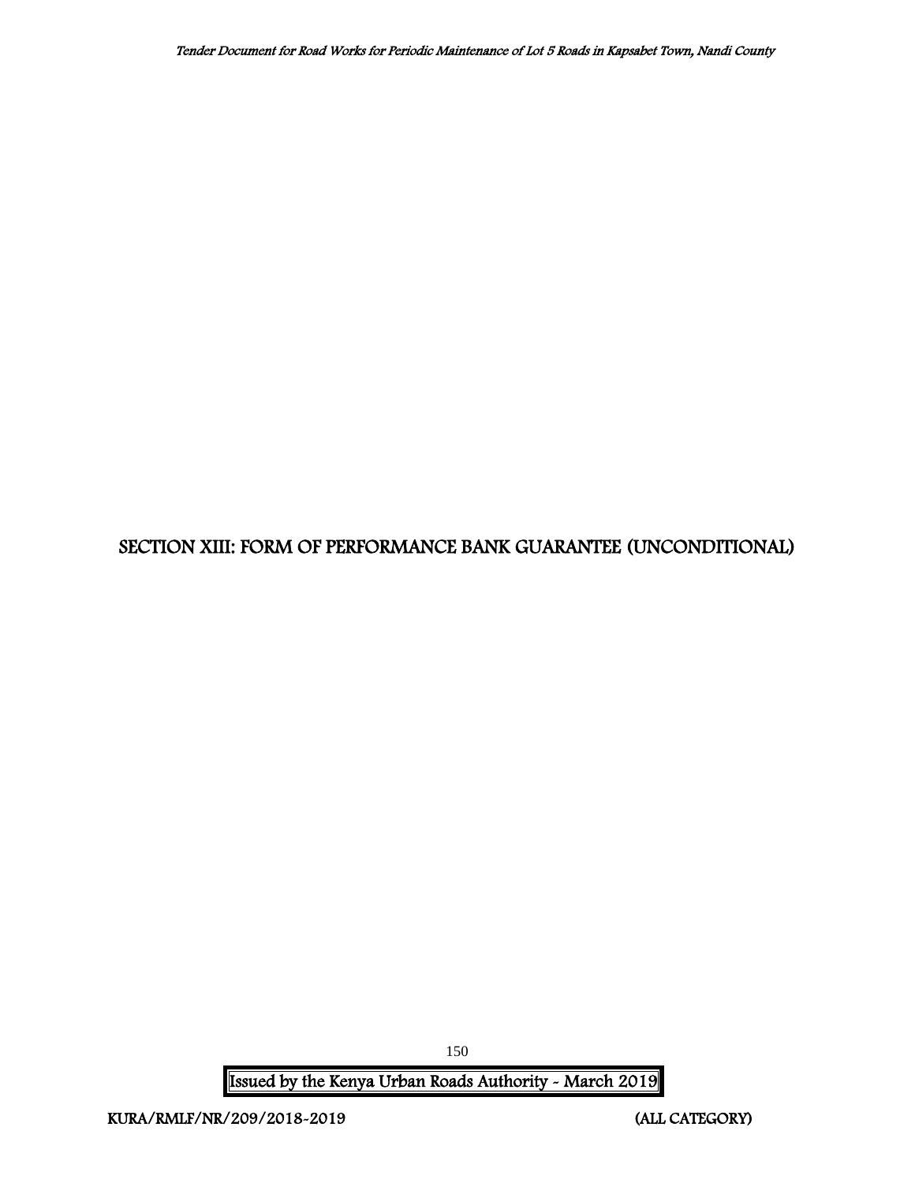# SECTION XIII: FORM OF PERFORMANCE BANK GUARANTEE (UNCONDITIONAL)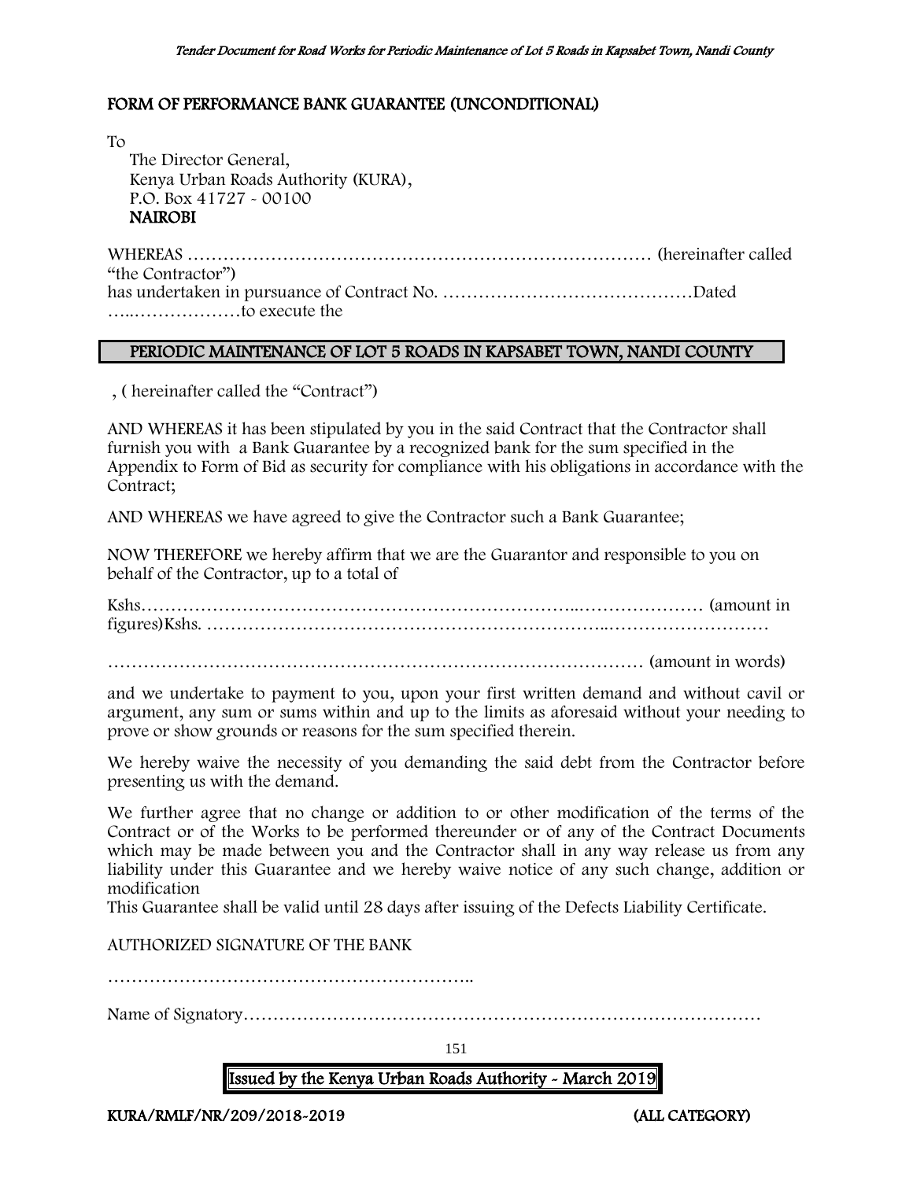## FORM OF PERFORMANCE BANK GUARANTEE (UNCONDITIONAL)

To

The Director General,
Kenya Urban Roads Authority (KURA),
P.O. Box 41727 - 00100
**NAIROBI**

WHEREAS ……………………………………………………………………… (hereinafter called "the Contractor")
has undertaken in pursuance of Contract No. ……………………………………Dated …..………………to execute the

**PERIODIC MAINTENANCE OF LOT 5 ROADS IN KAPSABET TOWN, NANDI COUNTY**

, ( hereinafter called the "Contract")

AND WHEREAS it has been stipulated by you in the said Contract that the Contractor shall furnish you with a Bank Guarantee by a recognized bank for the sum specified in the Appendix to Form of Bid as security for compliance with his obligations in accordance with the Contract;

AND WHEREAS we have agreed to give the Contractor such a Bank Guarantee;

NOW THEREFORE we hereby affirm that we are the Guarantor and responsible to you on behalf of the Contractor, up to a total of

Kshs…………………………………………………………..………………… (amount in figures)Kshs. ………………………………………………………..………………………

………………………………………………………………………………… (amount in words)

and we undertake to payment to you, upon your first written demand and without cavil or argument, any sum or sums within and up to the limits as aforesaid without your needing to prove or show grounds or reasons for the sum specified therein.

We hereby waive the necessity of you demanding the said debt from the Contractor before presenting us with the demand.

We further agree that no change or addition to or other modification of the terms of the Contract or of the Works to be performed thereunder or of any of the Contract Documents which may be made between you and the Contractor shall in any way release us from any liability under this Guarantee and we hereby waive notice of any such change, addition or modification
This Guarantee shall be valid until 28 days after issuing of the Defects Liability Certificate.

AUTHORIZED SIGNATURE OF THE BANK

……………………………………………………..

Name of Signatory……………………………………………………………………………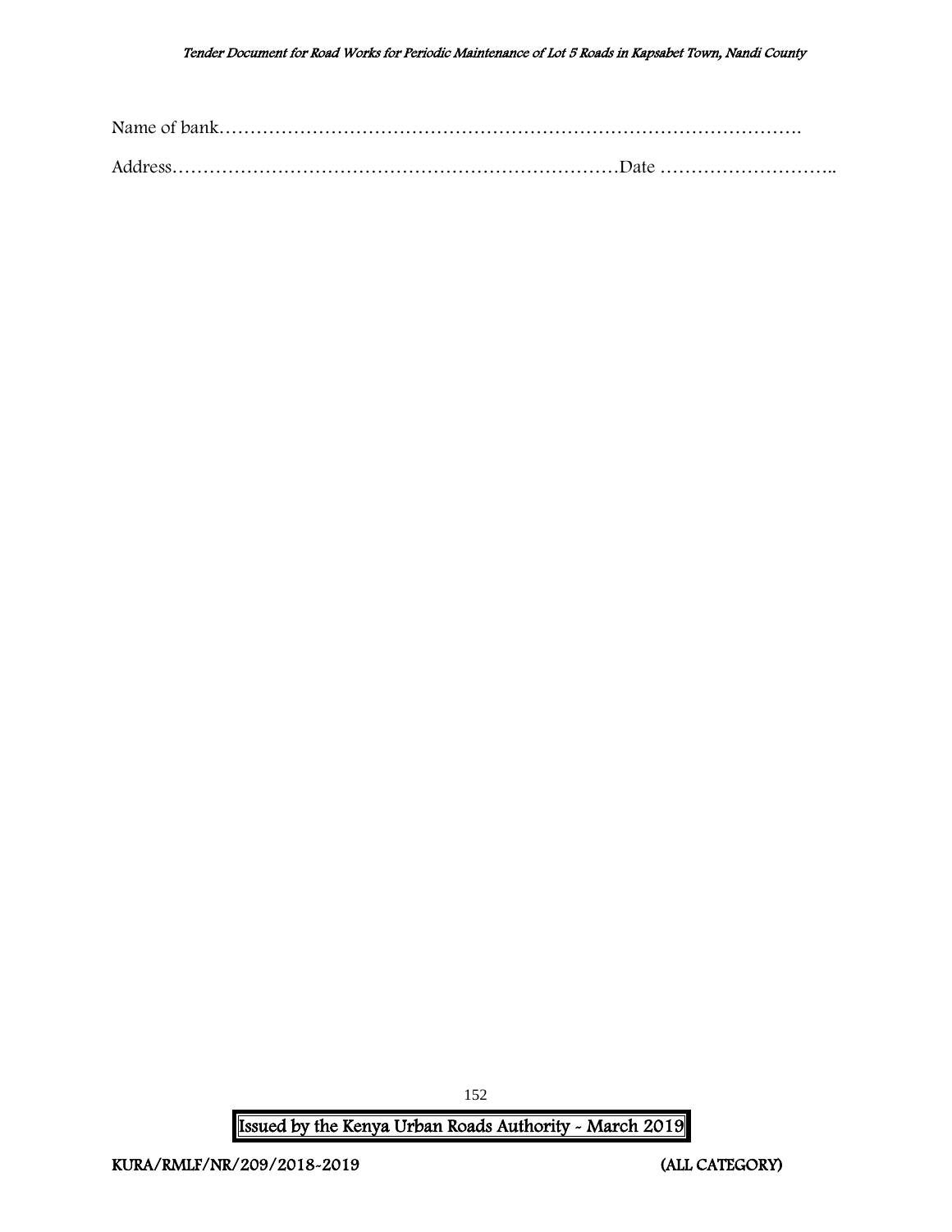Name of bank……………………………………………………………………………….

Address………………………………………………………………Date ………………………..